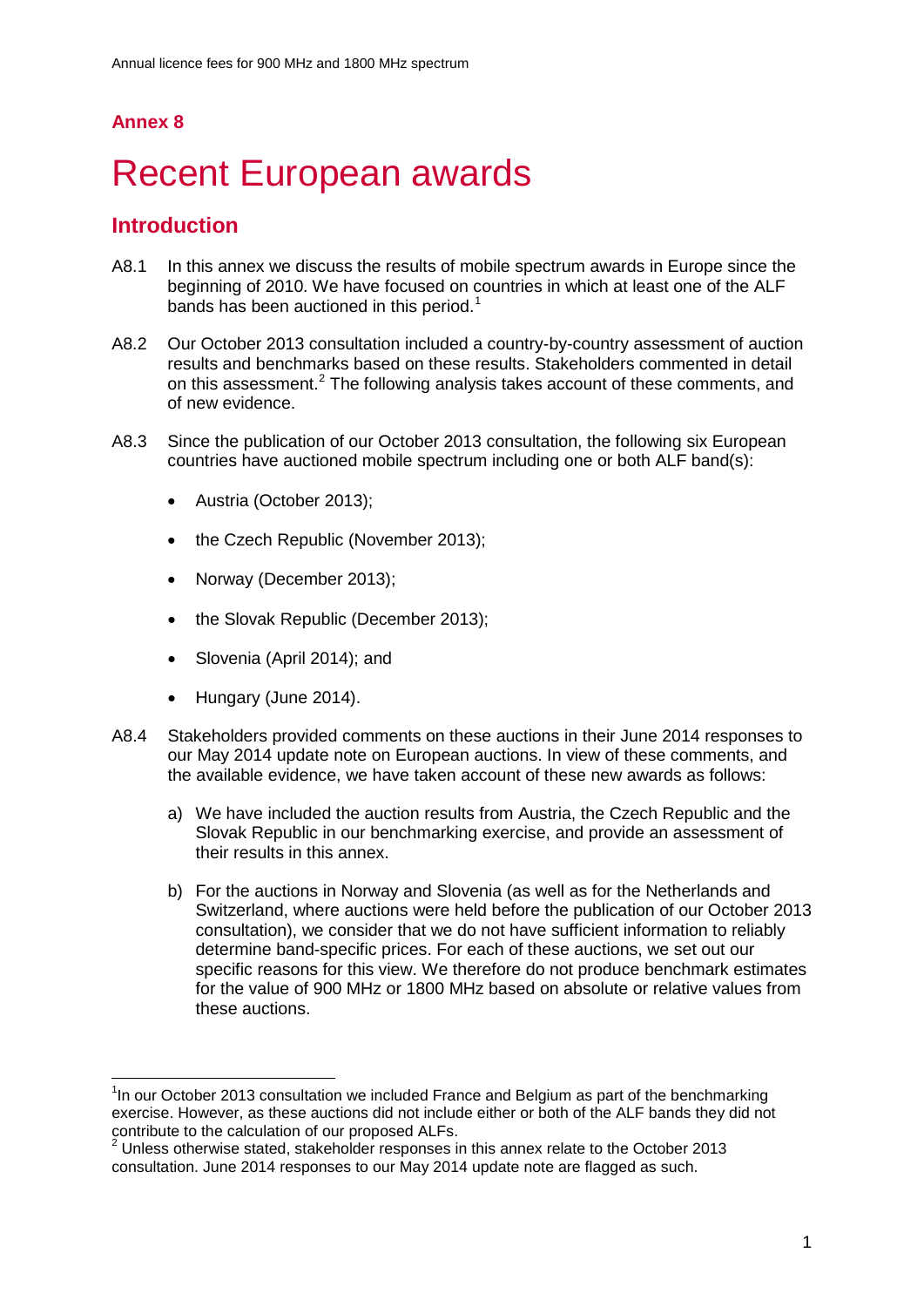Annex 8

# Recent European awards

## Introduction

A8.1 In this annex we discuss the results of mobile spectrum awards in Europe since the beginning of 2010. We have focused on countries in which at least one of the ALF bands has been auctioned in this period.[1]

A8.2 Our October 2013 consultation included a country-by-country assessment of auction results and benchmarks based on these results. Stakeholders commented in detail on this assessment.[2] The following analysis takes account of these comments, and of new evidence.

A8.3 Since the publication of our October 2013 consultation, the following six European countries have auctioned mobile spectrum including one or both ALF band(s):

- Austria (October 2013);
- the Czech Republic (November 2013);
- Norway (December 2013);
- the Slovak Republic (December 2013);
- Slovenia (April 2014); and
- Hungary (June 2014).

A8.4 Stakeholders provided comments on these auctions in their June 2014 responses to our May 2014 update note on European auctions. In view of these comments, and the available evidence, we have taken account of these new awards as follows:

a) We have included the auction results from Austria, the Czech Republic and the Slovak Republic in our benchmarking exercise, and provide an assessment of their results in this annex.

b) For the auctions in Norway and Slovenia (as well as for the Netherlands and Switzerland, where auctions were held before the publication of our October 2013 consultation), we consider that we do not have sufficient information to reliably determine band-specific prices. For each of these auctions, we set out our specific reasons for this view. We therefore do not produce benchmark estimates for the value of 900 MHz or 1800 MHz based on absolute or relative values from these auctions.

[1] In our October 2013 consultation we included France and Belgium as part of the benchmarking exercise. However, as these auctions did not include either or both of the ALF bands they did not contribute to the calculation of our proposed ALFs.

[2] Unless otherwise stated, stakeholder responses in this annex relate to the October 2013 consultation. June 2014 responses to our May 2014 update note are flagged as such.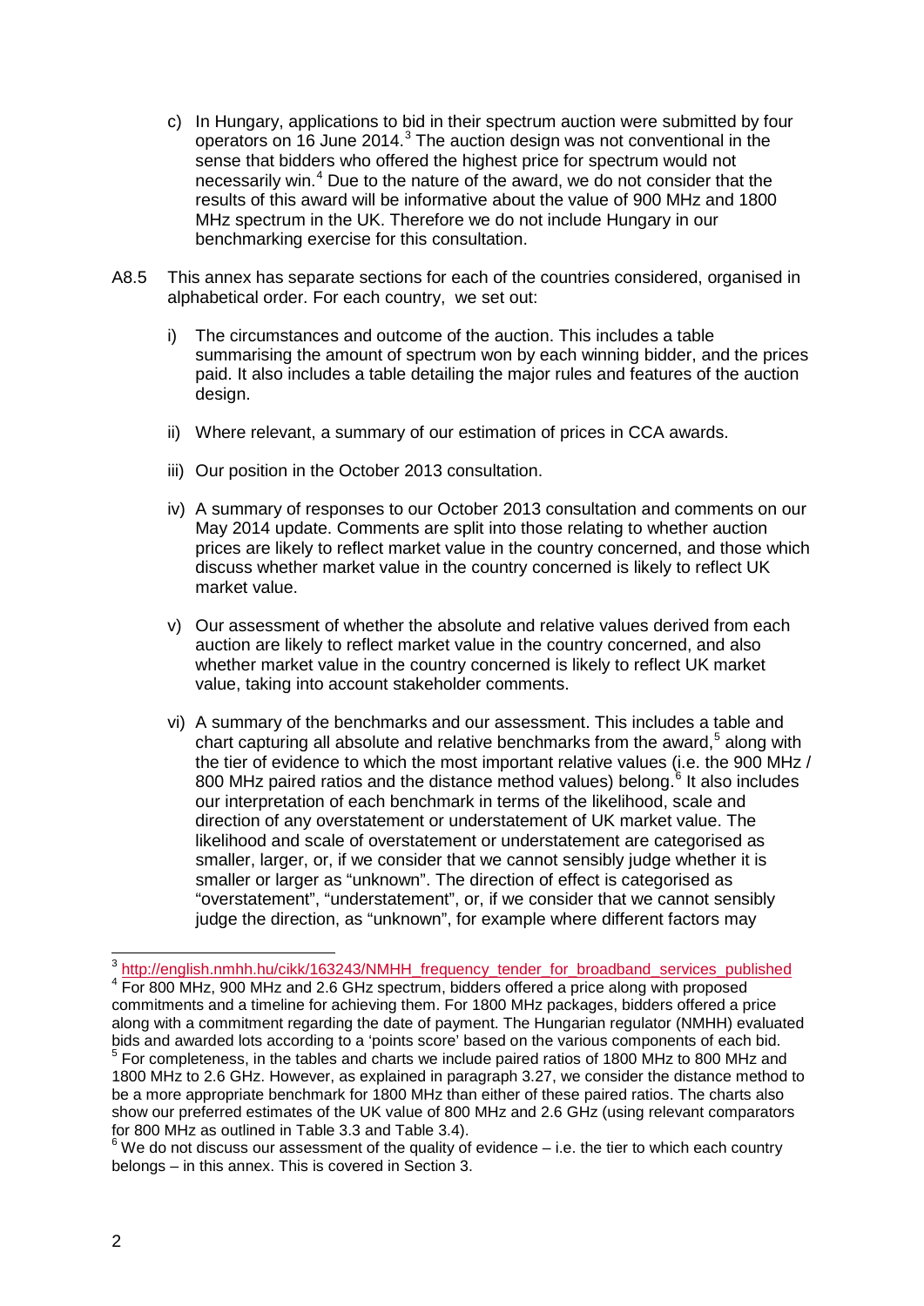c) In Hungary, applications to bid in their spectrum auction were submitted by four operators on 16 June 2014.[3] The auction design was not conventional in the sense that bidders who offered the highest price for spectrum would not necessarily win.[4] Due to the nature of the award, we do not consider that the results of this award will be informative about the value of 900 MHz and 1800 MHz spectrum in the UK. Therefore we do not include Hungary in our benchmarking exercise for this consultation.

A8.5 This annex has separate sections for each of the countries considered, organised in alphabetical order. For each country, we set out:

i) The circumstances and outcome of the auction. This includes a table summarising the amount of spectrum won by each winning bidder, and the prices paid. It also includes a table detailing the major rules and features of the auction design.

ii) Where relevant, a summary of our estimation of prices in CCA awards.

iii) Our position in the October 2013 consultation.

iv) A summary of responses to our October 2013 consultation and comments on our May 2014 update. Comments are split into those relating to whether auction prices are likely to reflect market value in the country concerned, and those which discuss whether market value in the country concerned is likely to reflect UK market value.

v) Our assessment of whether the absolute and relative values derived from each auction are likely to reflect market value in the country concerned, and also whether market value in the country concerned is likely to reflect UK market value, taking into account stakeholder comments.

vi) A summary of the benchmarks and our assessment. This includes a table and chart capturing all absolute and relative benchmarks from the award,[5] along with the tier of evidence to which the most important relative values (i.e. the 900 MHz / 800 MHz paired ratios and the distance method values) belong.[6] It also includes our interpretation of each benchmark in terms of the likelihood, scale and direction of any overstatement or understatement of UK market value. The likelihood and scale of overstatement or understatement are categorised as smaller, larger, or, if we consider that we cannot sensibly judge whether it is smaller or larger as "unknown". The direction of effect is categorised as "overstatement", "understatement", or, if we consider that we cannot sensibly judge the direction, as "unknown", for example where different factors may

---

[3] http://english.nmhh.hu/cikk/163243/NMHH_frequency_tender_for_broadband_services_published

[4] For 800 MHz, 900 MHz and 2.6 GHz spectrum, bidders offered a price along with proposed commitments and a timeline for achieving them. For 1800 MHz packages, bidders offered a price along with a commitment regarding the date of payment. The Hungarian regulator (NMHH) evaluated bids and awarded lots according to a 'points score' based on the various components of each bid.

[5] For completeness, in the tables and charts we include paired ratios of 1800 MHz to 800 MHz and 1800 MHz to 2.6 GHz. However, as explained in paragraph 3.27, we consider the distance method to be a more appropriate benchmark for 1800 MHz than either of these paired ratios. The charts also show our preferred estimates of the UK value of 800 MHz and 2.6 GHz (using relevant comparators for 800 MHz as outlined in Table 3.3 and Table 3.4).

[6] We do not discuss our assessment of the quality of evidence – i.e. the tier to which each country belongs – in this annex. This is covered in Section 3.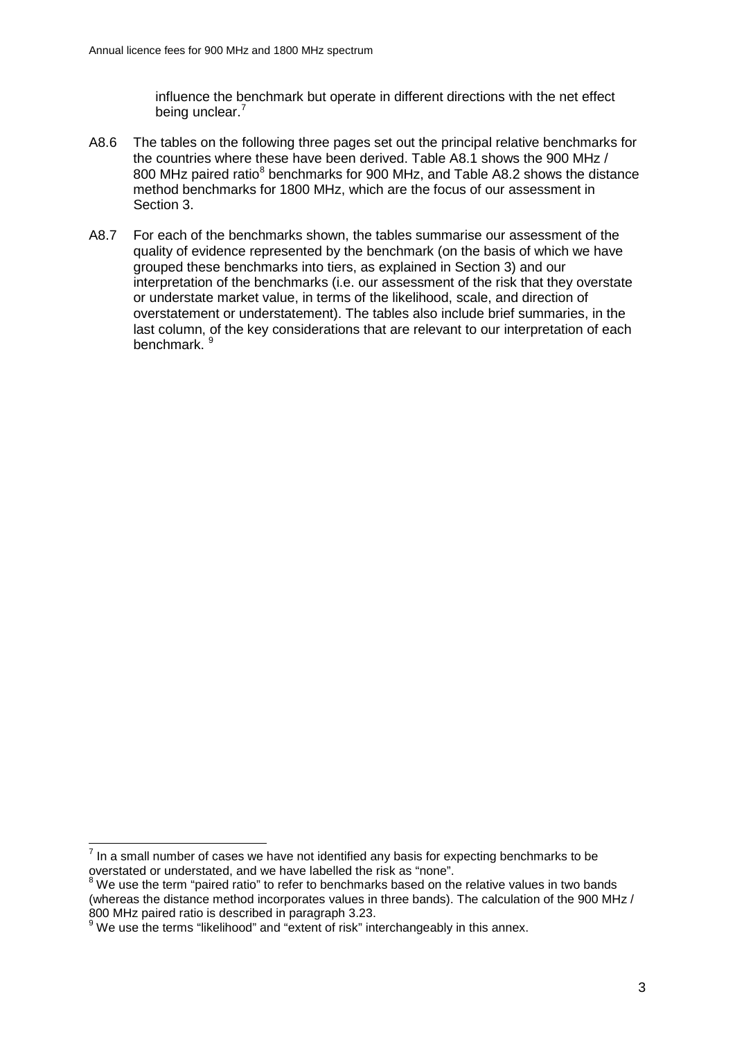influence the benchmark but operate in different directions with the net effect being unclear.[7]

A8.6 The tables on the following three pages set out the principal relative benchmarks for the countries where these have been derived. Table A8.1 shows the 900 MHz / 800 MHz paired ratio[8] benchmarks for 900 MHz, and Table A8.2 shows the distance method benchmarks for 1800 MHz, which are the focus of our assessment in Section 3.

A8.7 For each of the benchmarks shown, the tables summarise our assessment of the quality of evidence represented by the benchmark (on the basis of which we have grouped these benchmarks into tiers, as explained in Section 3) and our interpretation of the benchmarks (i.e. our assessment of the risk that they overstate or understate market value, in terms of the likelihood, scale, and direction of overstatement or understatement). The tables also include brief summaries, in the last column, of the key considerations that are relevant to our interpretation of each benchmark. [9]

---

[7] In a small number of cases we have not identified any basis for expecting benchmarks to be overstated or understated, and we have labelled the risk as "none".

[8] We use the term "paired ratio" to refer to benchmarks based on the relative values in two bands (whereas the distance method incorporates values in three bands). The calculation of the 900 MHz / 800 MHz paired ratio is described in paragraph 3.23.

[9] We use the terms "likelihood" and "extent of risk" interchangeably in this annex.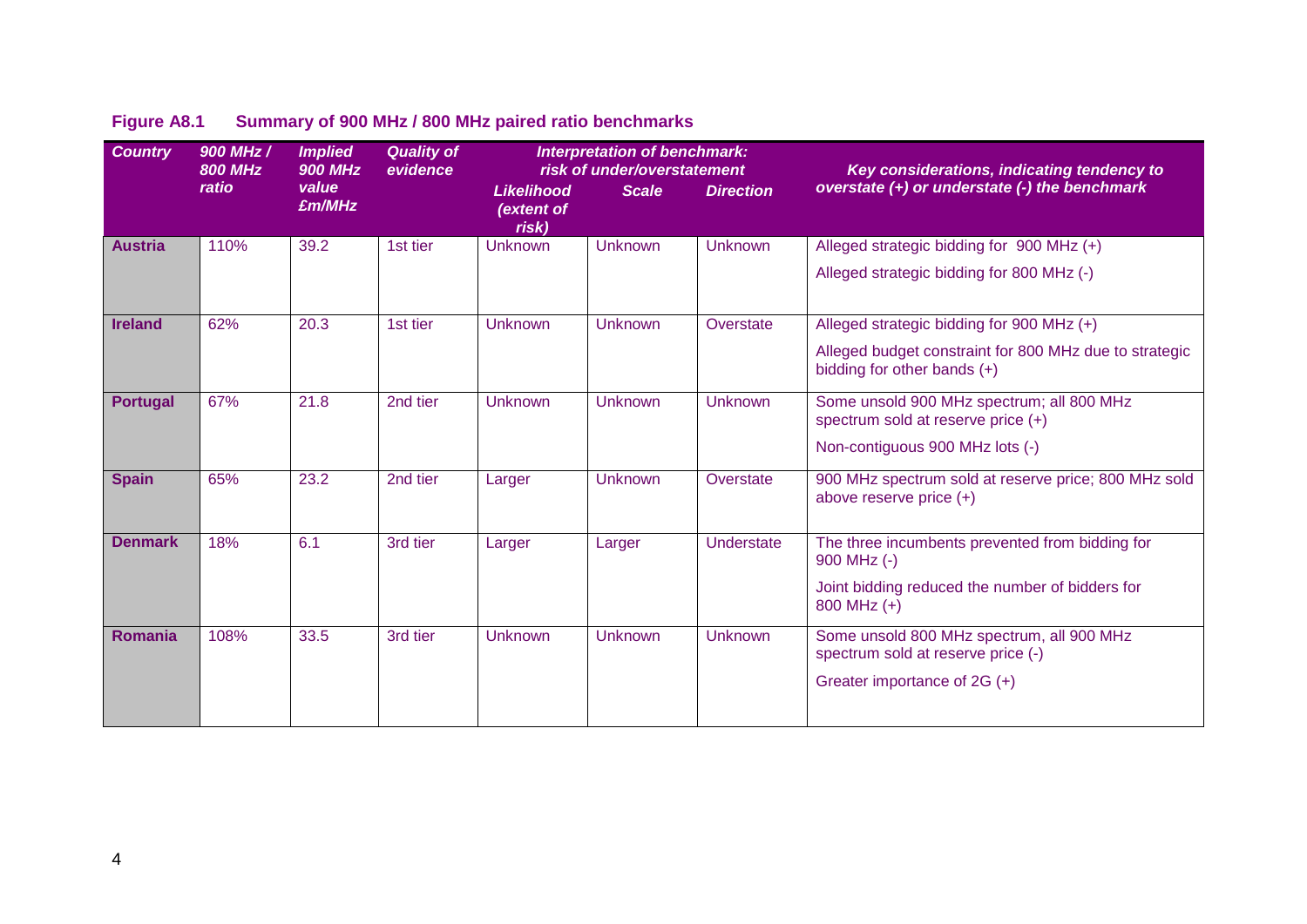**Figure A8.1 Summary of 900 MHz / 800 MHz paired ratio benchmarks**

| *Country* | *900 MHz / 800 MHz ratio* | *Implied 900 MHz value £m/MHz* | *Quality of evidence* | *Interpretation of benchmark: risk of under/overstatement* | | | *Key considerations, indicating tendency to overstate (+) or understate (-) the benchmark* |
|---|---|---|---|---|---|---|---|
| | | | | *Likelihood (extent of risk)* | *Scale* | *Direction* | |
| **Austria** | 110% | 39.2 | 1st tier | Unknown | Unknown | Unknown | Alleged strategic bidding for 900 MHz (+)<br>Alleged strategic bidding for 800 MHz (-) |
| **Ireland** | 62% | 20.3 | 1st tier | Unknown | Unknown | Overstate | Alleged strategic bidding for 900 MHz (+)<br>Alleged budget constraint for 800 MHz due to strategic bidding for other bands (+) |
| **Portugal** | 67% | 21.8 | 2nd tier | Unknown | Unknown | Unknown | Some unsold 900 MHz spectrum; all 800 MHz spectrum sold at reserve price (+)<br>Non-contiguous 900 MHz lots (-) |
| **Spain** | 65% | 23.2 | 2nd tier | Larger | Unknown | Overstate | 900 MHz spectrum sold at reserve price; 800 MHz sold above reserve price (+) |
| **Denmark** | 18% | 6.1 | 3rd tier | Larger | Larger | Understate | The three incumbents prevented from bidding for 900 MHz (-)<br>Joint bidding reduced the number of bidders for 800 MHz (+) |
| **Romania** | 108% | 33.5 | 3rd tier | Unknown | Unknown | Unknown | Some unsold 800 MHz spectrum, all 900 MHz spectrum sold at reserve price (-)<br>Greater importance of 2G (+) |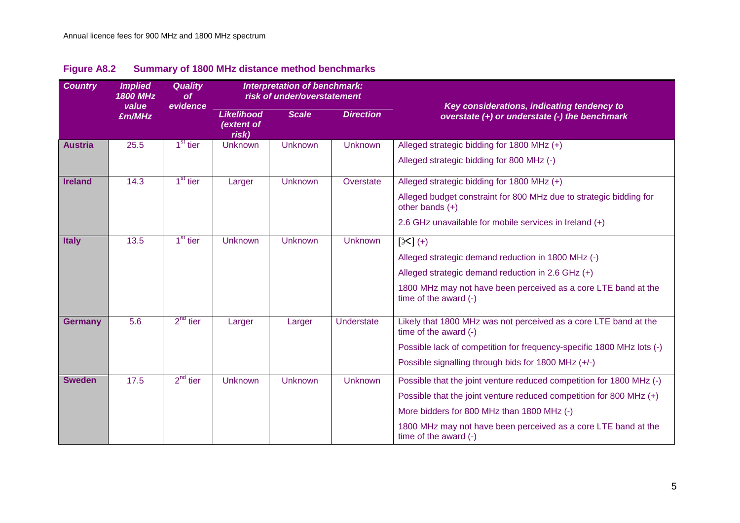**Figure A8.2 Summary of 1800 MHz distance method benchmarks**

| Country | Implied 1800 MHz value £m/MHz | Quality of evidence | Interpretation of benchmark: risk of under/overstatement | | | Key considerations, indicating tendency to overstate (+) or understate (-) the benchmark |
|---|---|---|---|---|---|---|
| | | | Likelihood (extent of risk) | Scale | Direction | |
| **Austria** | 25.5 | 1st tier | Unknown | Unknown | Unknown | Alleged strategic bidding for 1800 MHz (+)<br>Alleged strategic bidding for 800 MHz (-) |
| **Ireland** | 14.3 | 1st tier | Larger | Unknown | Overstate | Alleged strategic bidding for 1800 MHz (+)<br>Alleged budget constraint for 800 MHz due to strategic bidding for other bands (+)<br>2.6 GHz unavailable for mobile services in Ireland (+) |
| **Italy** | 13.5 | 1st tier | Unknown | Unknown | Unknown | [✂] (+)<br>Alleged strategic demand reduction in 1800 MHz (-)<br>Alleged strategic demand reduction in 2.6 GHz (+)<br>1800 MHz may not have been perceived as a core LTE band at the time of the award (-) |
| **Germany** | 5.6 | 2nd tier | Larger | Larger | Understate | Likely that 1800 MHz was not perceived as a core LTE band at the time of the award (-)<br>Possible lack of competition for frequency-specific 1800 MHz lots (-)<br>Possible signalling through bids for 1800 MHz (+/-) |
| **Sweden** | 17.5 | 2nd tier | Unknown | Unknown | Unknown | Possible that the joint venture reduced competition for 1800 MHz (-)<br>Possible that the joint venture reduced competition for 800 MHz (+)<br>More bidders for 800 MHz than 1800 MHz (-)<br>1800 MHz may not have been perceived as a core LTE band at the time of the award (-) |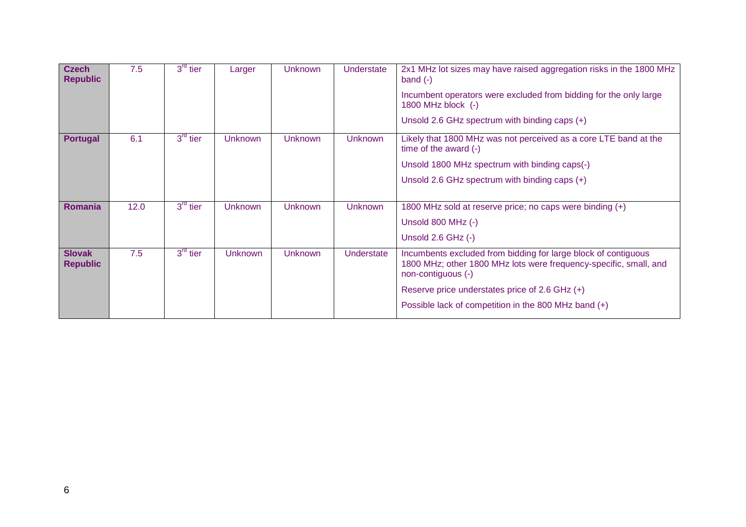| | | | | | | |
|---|---|---|---|---|---|---|
| **Czech Republic** | 7.5 | 3rd tier | Larger | Unknown | Understate | 2x1 MHz lot sizes may have raised aggregation risks in the 1800 MHz band (-)<br><br>Incumbent operators were excluded from bidding for the only large 1800 MHz block (-)<br><br>Unsold 2.6 GHz spectrum with binding caps (+) |
| **Portugal** | 6.1 | 3rd tier | Unknown | Unknown | Unknown | Likely that 1800 MHz was not perceived as a core LTE band at the time of the award (-)<br><br>Unsold 1800 MHz spectrum with binding caps(-)<br><br>Unsold 2.6 GHz spectrum with binding caps (+) |
| **Romania** | 12.0 | 3rd tier | Unknown | Unknown | Unknown | 1800 MHz sold at reserve price; no caps were binding (+)<br><br>Unsold 800 MHz (-)<br><br>Unsold 2.6 GHz (-) |
| **Slovak Republic** | 7.5 | 3rd tier | Unknown | Unknown | Understate | Incumbents excluded from bidding for large block of contiguous 1800 MHz; other 1800 MHz lots were frequency-specific, small, and non-contiguous (-)<br><br>Reserve price understates price of 2.6 GHz (+)<br><br>Possible lack of competition in the 800 MHz band (+) |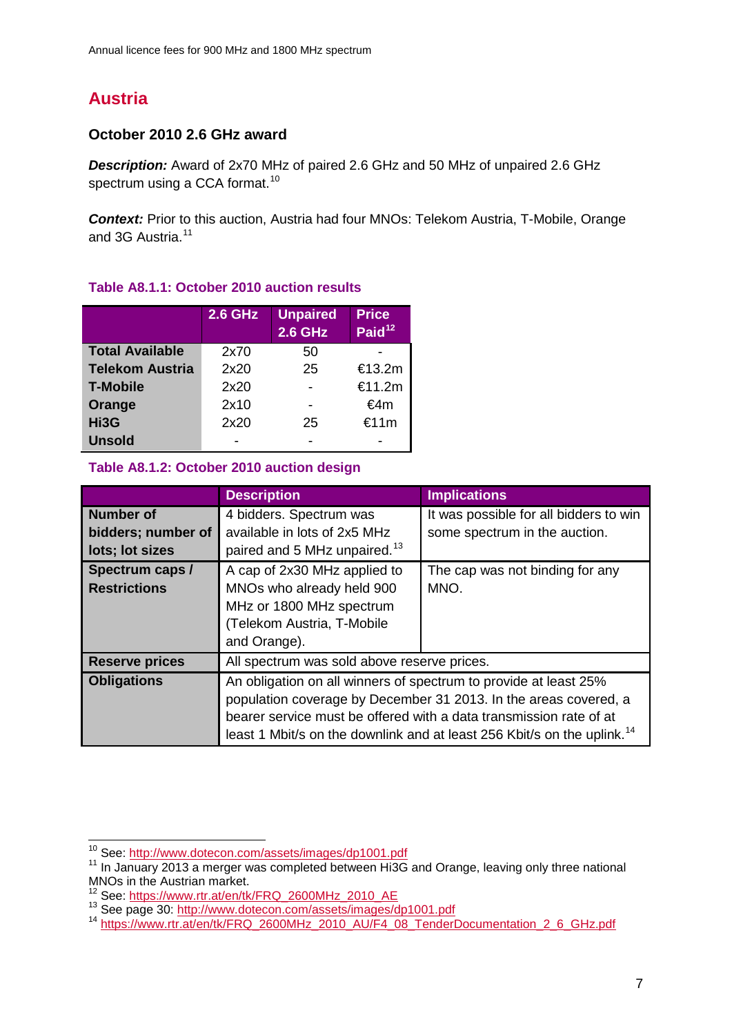## Austria

### October 2010 2.6 GHz award

***Description:*** Award of 2x70 MHz of paired 2.6 GHz and 50 MHz of unpaired 2.6 GHz spectrum using a CCA format.[10]

***Context:*** Prior to this auction, Austria had four MNOs: Telekom Austria, T-Mobile, Orange and 3G Austria.[11]

**Table A8.1.1: October 2010 auction results**

| | 2.6 GHz | Unpaired 2.6 GHz | Price Paid[12] |
|---|---|---|---|
| **Total Available** | 2x70 | 50 | - |
| **Telekom Austria** | 2x20 | 25 | €13.2m |
| **T-Mobile** | 2x20 | - | €11.2m |
| **Orange** | 2x10 | - | €4m |
| **Hi3G** | 2x20 | 25 | €11m |
| **Unsold** | - | - | - |

**Table A8.1.2: October 2010 auction design**

| | Description | Implications |
|---|---|---|
| **Number of bidders; number of lots; lot sizes** | 4 bidders. Spectrum was available in lots of 2x5 MHz paired and 5 MHz unpaired.[13] | It was possible for all bidders to win some spectrum in the auction. |
| **Spectrum caps / Restrictions** | A cap of 2x30 MHz applied to MNOs who already held 900 MHz or 1800 MHz spectrum (Telekom Austria, T-Mobile and Orange). | The cap was not binding for any MNO. |
| **Reserve prices** | All spectrum was sold above reserve prices. | |
| **Obligations** | An obligation on all winners of spectrum to provide at least 25% population coverage by December 31 2013. In the areas covered, a bearer service must be offered with a data transmission rate of at least 1 Mbit/s on the downlink and at least 256 Kbit/s on the uplink.[14] | |

[10] See: http://www.dotecon.com/assets/images/dp1001.pdf

[11] In January 2013 a merger was completed between Hi3G and Orange, leaving only three national MNOs in the Austrian market.

[12] See: https://www.rtr.at/en/tk/FRQ_2600MHz_2010_AE

[13] See page 30: http://www.dotecon.com/assets/images/dp1001.pdf

[14] https://www.rtr.at/en/tk/FRQ_2600MHz_2010_AU/F4_08_TenderDocumentation_2_6_GHz.pdf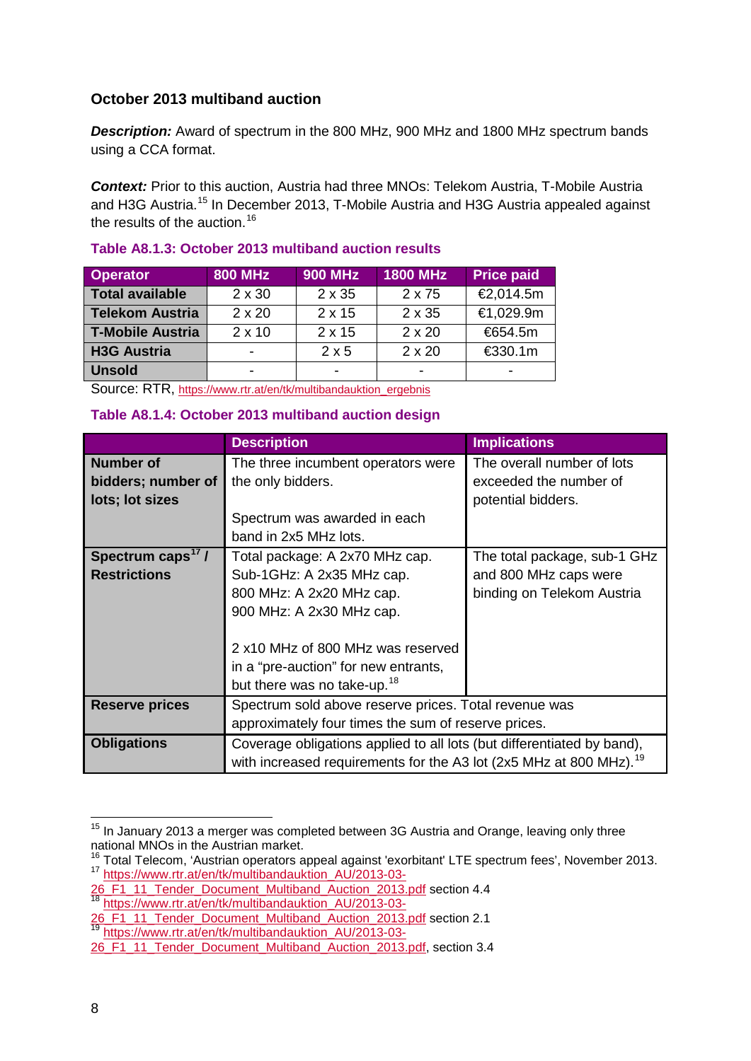### October 2013 multiband auction

***Description:*** Award of spectrum in the 800 MHz, 900 MHz and 1800 MHz spectrum bands using a CCA format.

***Context:*** Prior to this auction, Austria had three MNOs: Telekom Austria, T-Mobile Austria and H3G Austria.[15] In December 2013, T-Mobile Austria and H3G Austria appealed against the results of the auction.[16]

**Table A8.1.3: October 2013 multiband auction results**

| Operator | 800 MHz | 900 MHz | 1800 MHz | Price paid |
|---|---|---|---|---|
| **Total available** | 2 x 30 | 2 x 35 | 2 x 75 | €2,014.5m |
| **Telekom Austria** | 2 x 20 | 2 x 15 | 2 x 35 | €1,029.9m |
| **T-Mobile Austria** | 2 x 10 | 2 x 15 | 2 x 20 | €654.5m |
| **H3G Austria** | - | 2 x 5 | 2 x 20 | €330.1m |
| **Unsold** | - | - | - | - |

Source: RTR, https://www.rtr.at/en/tk/multibandauktion_ergebnis

**Table A8.1.4: October 2013 multiband auction design**

| | Description | Implications |
|---|---|---|
| **Number of bidders; number of lots; lot sizes** | The three incumbent operators were the only bidders.<br><br>Spectrum was awarded in each band in 2x5 MHz lots. | The overall number of lots exceeded the number of potential bidders. |
| **Spectrum caps[17] / Restrictions** | Total package: A 2x70 MHz cap.<br>Sub-1GHz: A 2x35 MHz cap.<br>800 MHz: A 2x20 MHz cap.<br>900 MHz: A 2x30 MHz cap.<br><br>2 x10 MHz of 800 MHz was reserved in a "pre-auction" for new entrants, but there was no take-up.[18] | The total package, sub-1 GHz and 800 MHz caps were binding on Telekom Austria |
| **Reserve prices** | Spectrum sold above reserve prices. Total revenue was approximately four times the sum of reserve prices. | |
| **Obligations** | Coverage obligations applied to all lots (but differentiated by band), with increased requirements for the A3 lot (2x5 MHz at 800 MHz).[19] | |

---

[15] In January 2013 a merger was completed between 3G Austria and Orange, leaving only three national MNOs in the Austrian market.

[16] Total Telecom, 'Austrian operators appeal against 'exorbitant' LTE spectrum fees', November 2013.

[17] https://www.rtr.at/en/tk/multibandauktion_AU/2013-03-26_F1_11_Tender_Document_Multiband_Auction_2013.pdf section 4.4

[18] https://www.rtr.at/en/tk/multibandauktion_AU/2013-03-26_F1_11_Tender_Document_Multiband_Auction_2013.pdf section 2.1

[19] https://www.rtr.at/en/tk/multibandauktion_AU/2013-03-26_F1_11_Tender_Document_Multiband_Auction_2013.pdf, section 3.4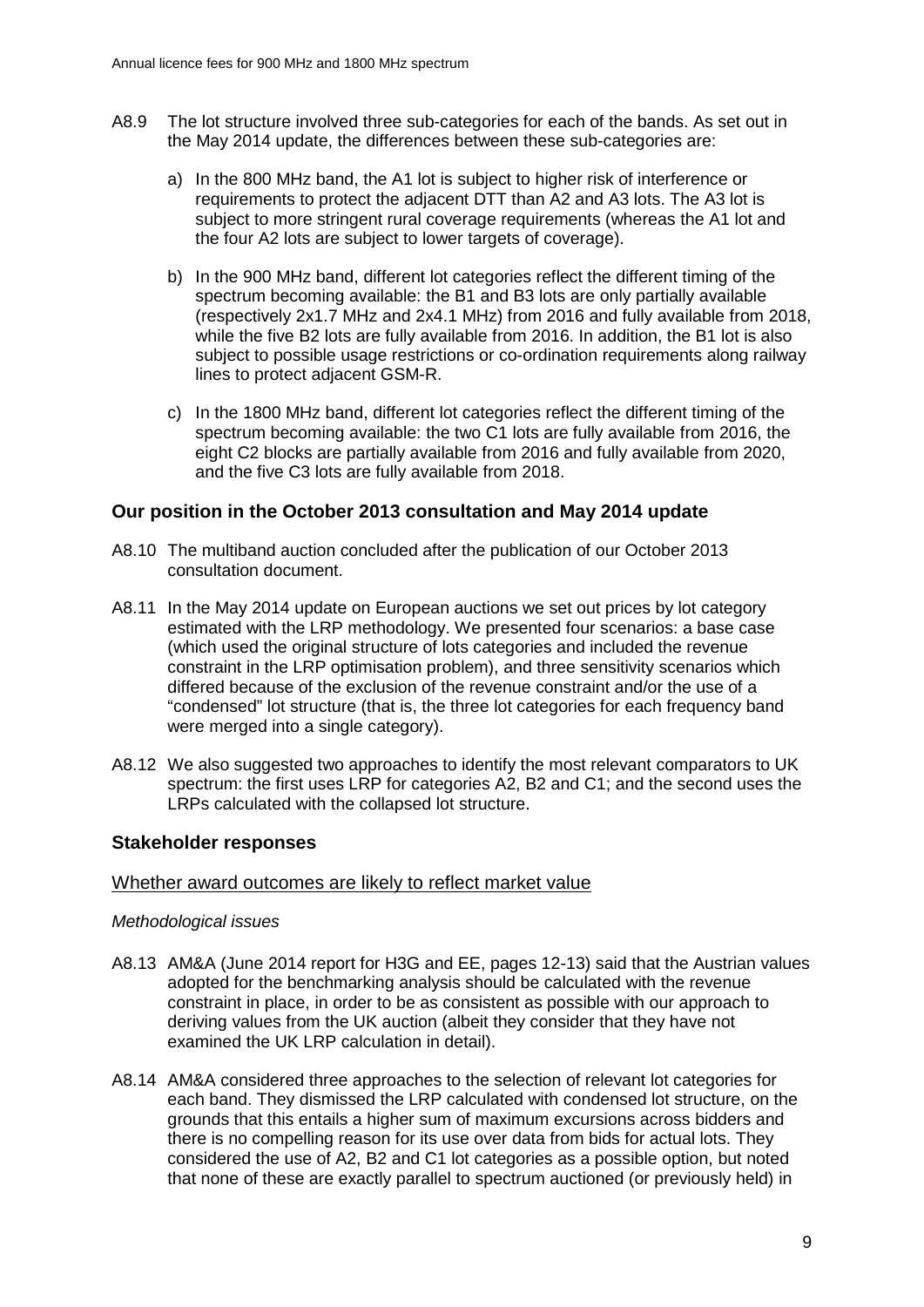A8.9 The lot structure involved three sub-categories for each of the bands. As set out in the May 2014 update, the differences between these sub-categories are:

a) In the 800 MHz band, the A1 lot is subject to higher risk of interference or requirements to protect the adjacent DTT than A2 and A3 lots. The A3 lot is subject to more stringent rural coverage requirements (whereas the A1 lot and the four A2 lots are subject to lower targets of coverage).

b) In the 900 MHz band, different lot categories reflect the different timing of the spectrum becoming available: the B1 and B3 lots are only partially available (respectively 2x1.7 MHz and 2x4.1 MHz) from 2016 and fully available from 2018, while the five B2 lots are fully available from 2016. In addition, the B1 lot is also subject to possible usage restrictions or co-ordination requirements along railway lines to protect adjacent GSM-R.

c) In the 1800 MHz band, different lot categories reflect the different timing of the spectrum becoming available: the two C1 lots are fully available from 2016, the eight C2 blocks are partially available from 2016 and fully available from 2020, and the five C3 lots are fully available from 2018.

## Our position in the October 2013 consultation and May 2014 update

A8.10 The multiband auction concluded after the publication of our October 2013 consultation document.

A8.11 In the May 2014 update on European auctions we set out prices by lot category estimated with the LRP methodology. We presented four scenarios: a base case (which used the original structure of lots categories and included the revenue constraint in the LRP optimisation problem), and three sensitivity scenarios which differed because of the exclusion of the revenue constraint and/or the use of a "condensed" lot structure (that is, the three lot categories for each frequency band were merged into a single category).

A8.12 We also suggested two approaches to identify the most relevant comparators to UK spectrum: the first uses LRP for categories A2, B2 and C1; and the second uses the LRPs calculated with the collapsed lot structure.

## Stakeholder responses

### Whether award outcomes are likely to reflect market value

*Methodological issues*

A8.13 AM&A (June 2014 report for H3G and EE, pages 12-13) said that the Austrian values adopted for the benchmarking analysis should be calculated with the revenue constraint in place, in order to be as consistent as possible with our approach to deriving values from the UK auction (albeit they consider that they have not examined the UK LRP calculation in detail).

A8.14 AM&A considered three approaches to the selection of relevant lot categories for each band. They dismissed the LRP calculated with condensed lot structure, on the grounds that this entails a higher sum of maximum excursions across bidders and there is no compelling reason for its use over data from bids for actual lots. They considered the use of A2, B2 and C1 lot categories as a possible option, but noted that none of these are exactly parallel to spectrum auctioned (or previously held) in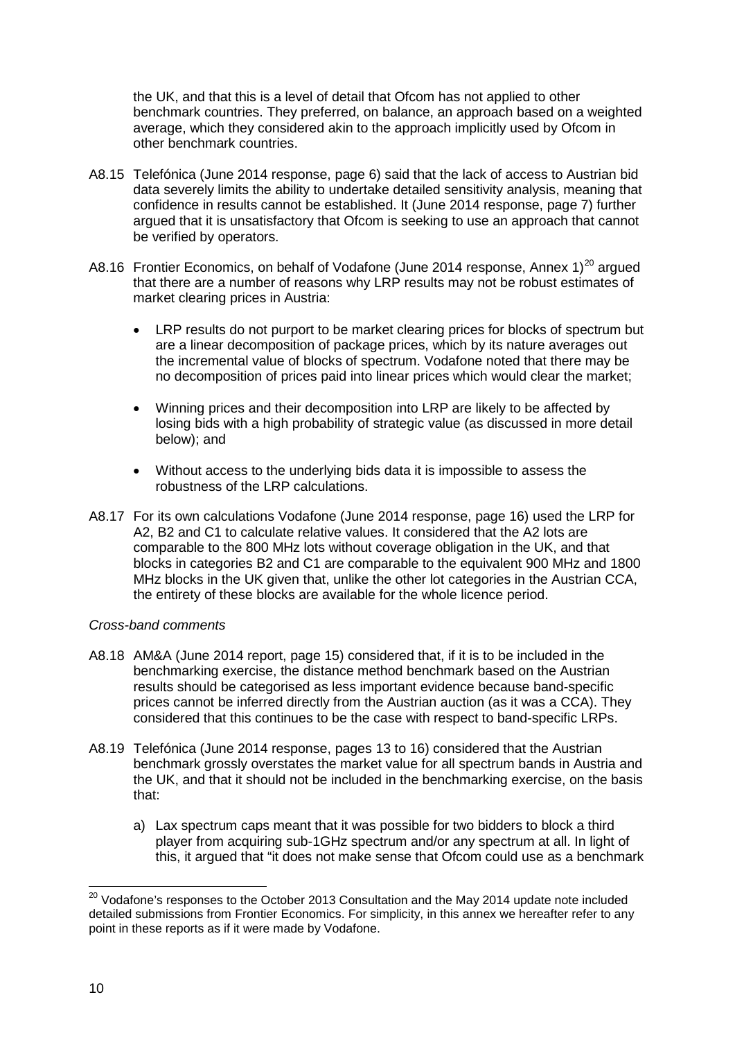the UK, and that this is a level of detail that Ofcom has not applied to other benchmark countries. They preferred, on balance, an approach based on a weighted average, which they considered akin to the approach implicitly used by Ofcom in other benchmark countries.

A8.15 Telefónica (June 2014 response, page 6) said that the lack of access to Austrian bid data severely limits the ability to undertake detailed sensitivity analysis, meaning that confidence in results cannot be established. It (June 2014 response, page 7) further argued that it is unsatisfactory that Ofcom is seeking to use an approach that cannot be verified by operators.

A8.16 Frontier Economics, on behalf of Vodafone (June 2014 response, Annex 1)[20] argued that there are a number of reasons why LRP results may not be robust estimates of market clearing prices in Austria:

- LRP results do not purport to be market clearing prices for blocks of spectrum but are a linear decomposition of package prices, which by its nature averages out the incremental value of blocks of spectrum. Vodafone noted that there may be no decomposition of prices paid into linear prices which would clear the market;

- Winning prices and their decomposition into LRP are likely to be affected by losing bids with a high probability of strategic value (as discussed in more detail below); and

- Without access to the underlying bids data it is impossible to assess the robustness of the LRP calculations.

A8.17 For its own calculations Vodafone (June 2014 response, page 16) used the LRP for A2, B2 and C1 to calculate relative values. It considered that the A2 lots are comparable to the 800 MHz lots without coverage obligation in the UK, and that blocks in categories B2 and C1 are comparable to the equivalent 900 MHz and 1800 MHz blocks in the UK given that, unlike the other lot categories in the Austrian CCA, the entirety of these blocks are available for the whole licence period.

*Cross-band comments*

A8.18 AM&A (June 2014 report, page 15) considered that, if it is to be included in the benchmarking exercise, the distance method benchmark based on the Austrian results should be categorised as less important evidence because band-specific prices cannot be inferred directly from the Austrian auction (as it was a CCA). They considered that this continues to be the case with respect to band-specific LRPs.

A8.19 Telefónica (June 2014 response, pages 13 to 16) considered that the Austrian benchmark grossly overstates the market value for all spectrum bands in Austria and the UK, and that it should not be included in the benchmarking exercise, on the basis that:

a) Lax spectrum caps meant that it was possible for two bidders to block a third player from acquiring sub-1GHz spectrum and/or any spectrum at all. In light of this, it argued that "it does not make sense that Ofcom could use as a benchmark

[20] Vodafone's responses to the October 2013 Consultation and the May 2014 update note included detailed submissions from Frontier Economics. For simplicity, in this annex we hereafter refer to any point in these reports as if it were made by Vodafone.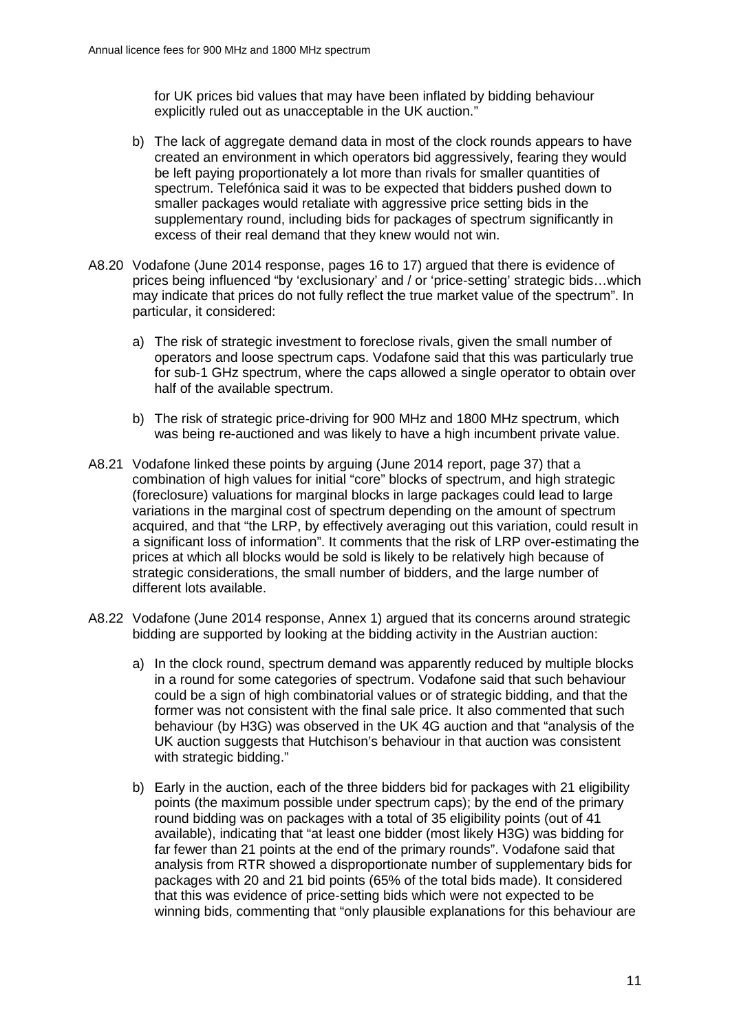for UK prices bid values that may have been inflated by bidding behaviour explicitly ruled out as unacceptable in the UK auction."

b) The lack of aggregate demand data in most of the clock rounds appears to have created an environment in which operators bid aggressively, fearing they would be left paying proportionately a lot more than rivals for smaller quantities of spectrum. Telefónica said it was to be expected that bidders pushed down to smaller packages would retaliate with aggressive price setting bids in the supplementary round, including bids for packages of spectrum significantly in excess of their real demand that they knew would not win.

A8.20 Vodafone (June 2014 response, pages 16 to 17) argued that there is evidence of prices being influenced "by 'exclusionary' and / or 'price-setting' strategic bids…which may indicate that prices do not fully reflect the true market value of the spectrum". In particular, it considered:

a) The risk of strategic investment to foreclose rivals, given the small number of operators and loose spectrum caps. Vodafone said that this was particularly true for sub-1 GHz spectrum, where the caps allowed a single operator to obtain over half of the available spectrum.

b) The risk of strategic price-driving for 900 MHz and 1800 MHz spectrum, which was being re-auctioned and was likely to have a high incumbent private value.

A8.21 Vodafone linked these points by arguing (June 2014 report, page 37) that a combination of high values for initial "core" blocks of spectrum, and high strategic (foreclosure) valuations for marginal blocks in large packages could lead to large variations in the marginal cost of spectrum depending on the amount of spectrum acquired, and that "the LRP, by effectively averaging out this variation, could result in a significant loss of information". It comments that the risk of LRP over-estimating the prices at which all blocks would be sold is likely to be relatively high because of strategic considerations, the small number of bidders, and the large number of different lots available.

A8.22 Vodafone (June 2014 response, Annex 1) argued that its concerns around strategic bidding are supported by looking at the bidding activity in the Austrian auction:

a) In the clock round, spectrum demand was apparently reduced by multiple blocks in a round for some categories of spectrum. Vodafone said that such behaviour could be a sign of high combinatorial values or of strategic bidding, and that the former was not consistent with the final sale price. It also commented that such behaviour (by H3G) was observed in the UK 4G auction and that "analysis of the UK auction suggests that Hutchison's behaviour in that auction was consistent with strategic bidding."

b) Early in the auction, each of the three bidders bid for packages with 21 eligibility points (the maximum possible under spectrum caps); by the end of the primary round bidding was on packages with a total of 35 eligibility points (out of 41 available), indicating that "at least one bidder (most likely H3G) was bidding for far fewer than 21 points at the end of the primary rounds". Vodafone said that analysis from RTR showed a disproportionate number of supplementary bids for packages with 20 and 21 bid points (65% of the total bids made). It considered that this was evidence of price-setting bids which were not expected to be winning bids, commenting that "only plausible explanations for this behaviour are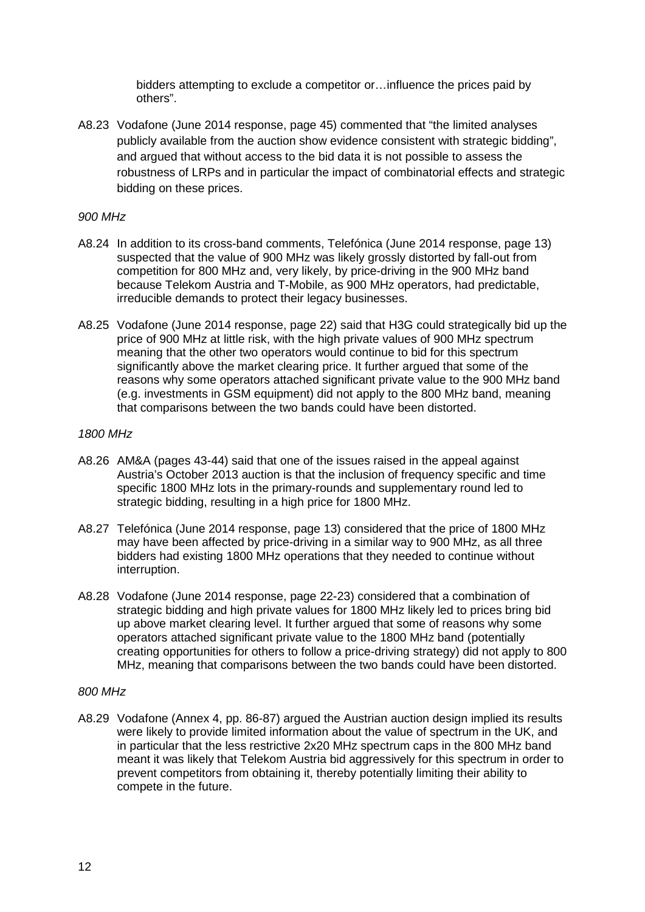bidders attempting to exclude a competitor or…influence the prices paid by others".

A8.23 Vodafone (June 2014 response, page 45) commented that "the limited analyses publicly available from the auction show evidence consistent with strategic bidding", and argued that without access to the bid data it is not possible to assess the robustness of LRPs and in particular the impact of combinatorial effects and strategic bidding on these prices.

*900 MHz*

A8.24 In addition to its cross-band comments, Telefónica (June 2014 response, page 13) suspected that the value of 900 MHz was likely grossly distorted by fall-out from competition for 800 MHz and, very likely, by price-driving in the 900 MHz band because Telekom Austria and T-Mobile, as 900 MHz operators, had predictable, irreducible demands to protect their legacy businesses.

A8.25 Vodafone (June 2014 response, page 22) said that H3G could strategically bid up the price of 900 MHz at little risk, with the high private values of 900 MHz spectrum meaning that the other two operators would continue to bid for this spectrum significantly above the market clearing price. It further argued that some of the reasons why some operators attached significant private value to the 900 MHz band (e.g. investments in GSM equipment) did not apply to the 800 MHz band, meaning that comparisons between the two bands could have been distorted.

*1800 MHz*

A8.26 AM&A (pages 43-44) said that one of the issues raised in the appeal against Austria's October 2013 auction is that the inclusion of frequency specific and time specific 1800 MHz lots in the primary-rounds and supplementary round led to strategic bidding, resulting in a high price for 1800 MHz.

A8.27 Telefónica (June 2014 response, page 13) considered that the price of 1800 MHz may have been affected by price-driving in a similar way to 900 MHz, as all three bidders had existing 1800 MHz operations that they needed to continue without interruption.

A8.28 Vodafone (June 2014 response, page 22-23) considered that a combination of strategic bidding and high private values for 1800 MHz likely led to prices bring bid up above market clearing level. It further argued that some of reasons why some operators attached significant private value to the 1800 MHz band (potentially creating opportunities for others to follow a price-driving strategy) did not apply to 800 MHz, meaning that comparisons between the two bands could have been distorted.

*800 MHz*

A8.29 Vodafone (Annex 4, pp. 86-87) argued the Austrian auction design implied its results were likely to provide limited information about the value of spectrum in the UK, and in particular that the less restrictive 2x20 MHz spectrum caps in the 800 MHz band meant it was likely that Telekom Austria bid aggressively for this spectrum in order to prevent competitors from obtaining it, thereby potentially limiting their ability to compete in the future.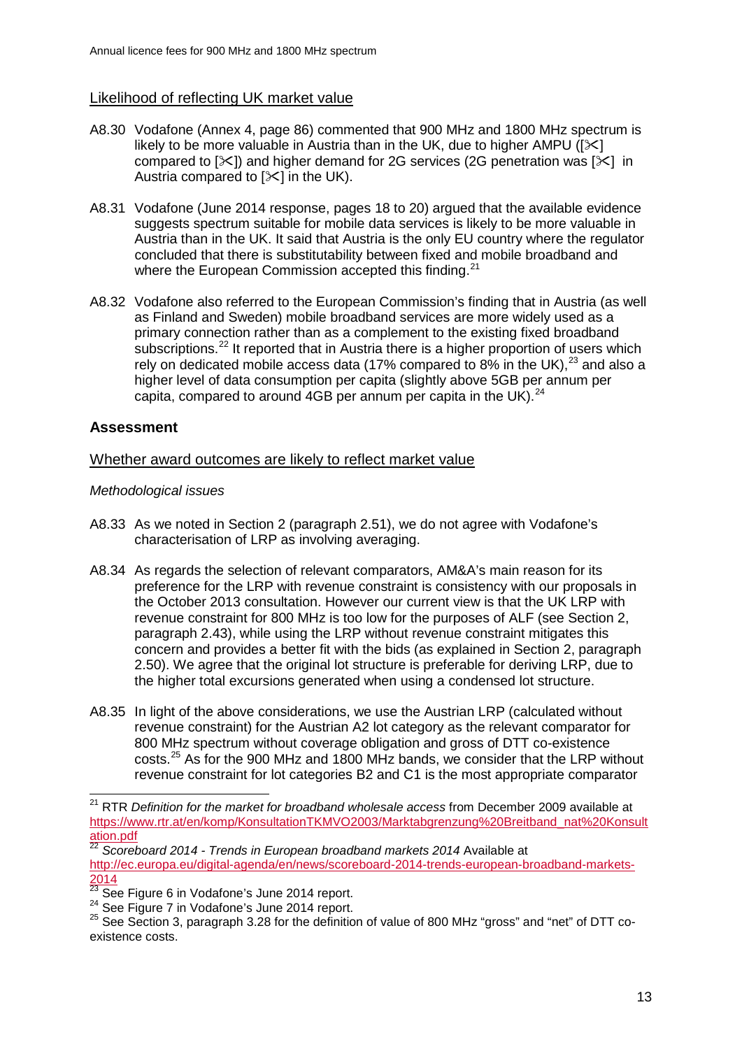Likelihood of reflecting UK market value

A8.30 Vodafone (Annex 4, page 86) commented that 900 MHz and 1800 MHz spectrum is likely to be more valuable in Austria than in the UK, due to higher AMPU ([✂] compared to [✂]) and higher demand for 2G services (2G penetration was [✂] in Austria compared to [✂] in the UK).

A8.31 Vodafone (June 2014 response, pages 18 to 20) argued that the available evidence suggests spectrum suitable for mobile data services is likely to be more valuable in Austria than in the UK. It said that Austria is the only EU country where the regulator concluded that there is substitutability between fixed and mobile broadband and where the European Commission accepted this finding.[21]

A8.32 Vodafone also referred to the European Commission's finding that in Austria (as well as Finland and Sweden) mobile broadband services are more widely used as a primary connection rather than as a complement to the existing fixed broadband subscriptions.[22] It reported that in Austria there is a higher proportion of users which rely on dedicated mobile access data (17% compared to 8% in the UK),[23] and also a higher level of data consumption per capita (slightly above 5GB per annum per capita, compared to around 4GB per annum per capita in the UK).[24]

## Assessment

Whether award outcomes are likely to reflect market value

*Methodological issues*

A8.33 As we noted in Section 2 (paragraph 2.51), we do not agree with Vodafone's characterisation of LRP as involving averaging.

A8.34 As regards the selection of relevant comparators, AM&A's main reason for its preference for the LRP with revenue constraint is consistency with our proposals in the October 2013 consultation. However our current view is that the UK LRP with revenue constraint for 800 MHz is too low for the purposes of ALF (see Section 2, paragraph 2.43), while using the LRP without revenue constraint mitigates this concern and provides a better fit with the bids (as explained in Section 2, paragraph 2.50). We agree that the original lot structure is preferable for deriving LRP, due to the higher total excursions generated when using a condensed lot structure.

A8.35 In light of the above considerations, we use the Austrian LRP (calculated without revenue constraint) for the Austrian A2 lot category as the relevant comparator for 800 MHz spectrum without coverage obligation and gross of DTT co-existence costs.[25] As for the 900 MHz and 1800 MHz bands, we consider that the LRP without revenue constraint for lot categories B2 and C1 is the most appropriate comparator

[21] RTR *Definition for the market for broadband wholesale access* from December 2009 available at https://www.rtr.at/en/komp/KonsultationTKMVO2003/Marktabgrenzung%20Breitband_nat%20Konsultation.pdf

[22] *Scoreboard 2014 - Trends in European broadband markets 2014* Available at http://ec.europa.eu/digital-agenda/en/news/scoreboard-2014-trends-european-broadband-markets-2014

[23] See Figure 6 in Vodafone's June 2014 report.

[24] See Figure 7 in Vodafone's June 2014 report.

[25] See Section 3, paragraph 3.28 for the definition of value of 800 MHz "gross" and "net" of DTT co-existence costs.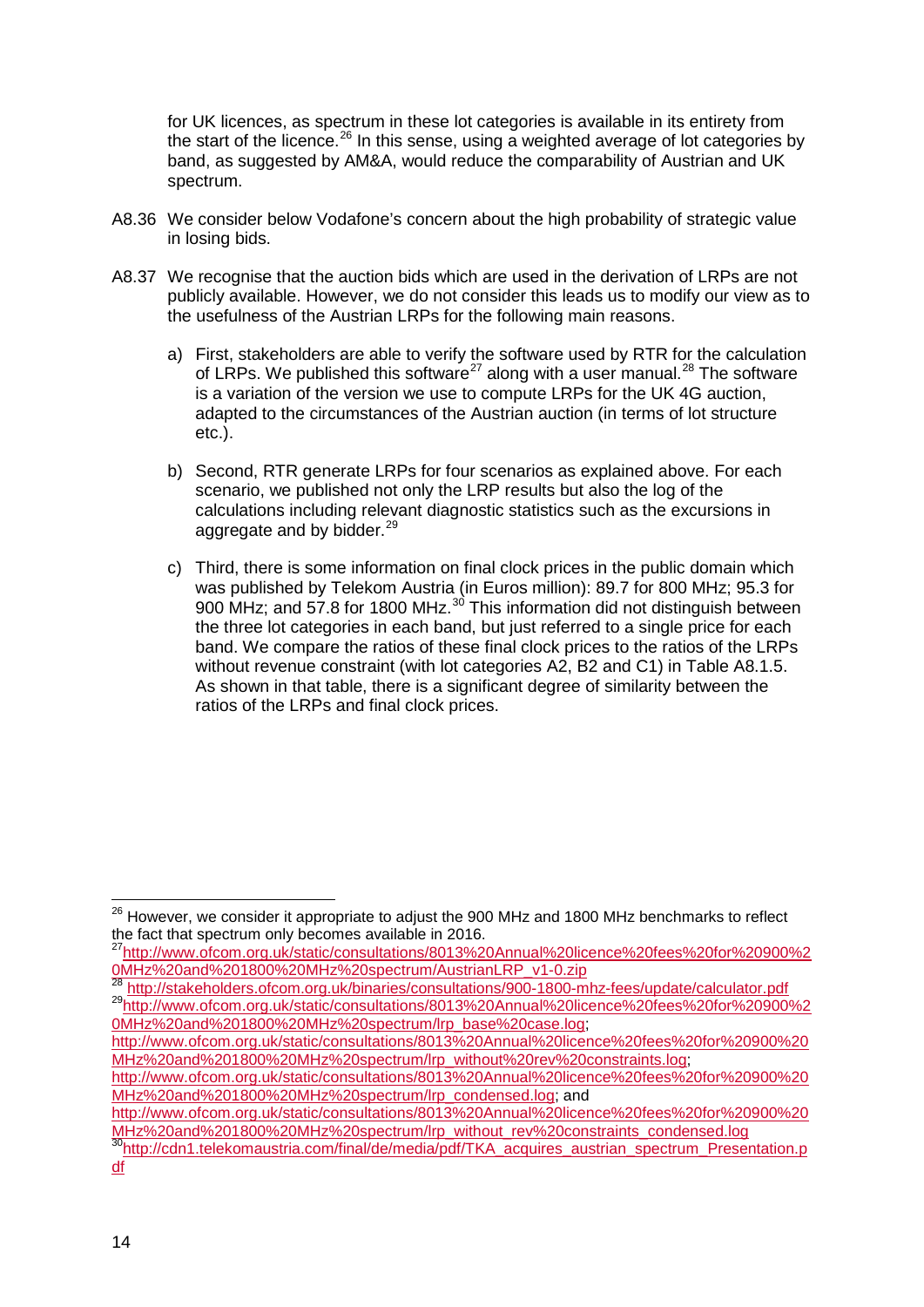for UK licences, as spectrum in these lot categories is available in its entirety from the start of the licence.[26] In this sense, using a weighted average of lot categories by band, as suggested by AM&A, would reduce the comparability of Austrian and UK spectrum.

A8.36 We consider below Vodafone's concern about the high probability of strategic value in losing bids.

A8.37 We recognise that the auction bids which are used in the derivation of LRPs are not publicly available. However, we do not consider this leads us to modify our view as to the usefulness of the Austrian LRPs for the following main reasons.

a) First, stakeholders are able to verify the software used by RTR for the calculation of LRPs. We published this software[27] along with a user manual.[28] The software is a variation of the version we use to compute LRPs for the UK 4G auction, adapted to the circumstances of the Austrian auction (in terms of lot structure etc.).

b) Second, RTR generate LRPs for four scenarios as explained above. For each scenario, we published not only the LRP results but also the log of the calculations including relevant diagnostic statistics such as the excursions in aggregate and by bidder.[29]

c) Third, there is some information on final clock prices in the public domain which was published by Telekom Austria (in Euros million): 89.7 for 800 MHz; 95.3 for 900 MHz; and 57.8 for 1800 MHz.[30] This information did not distinguish between the three lot categories in each band, but just referred to a single price for each band. We compare the ratios of these final clock prices to the ratios of the LRPs without revenue constraint (with lot categories A2, B2 and C1) in Table A8.1.5. As shown in that table, there is a significant degree of similarity between the ratios of the LRPs and final clock prices.

---

[26] However, we consider it appropriate to adjust the 900 MHz and 1800 MHz benchmarks to reflect the fact that spectrum only becomes available in 2016.

[27] http://www.ofcom.org.uk/static/consultations/8013%20Annual%20licence%20fees%20for%20900%20MHz%20and%201800%20MHz%20spectrum/AustrianLRP_v1-0.zip

[28] http://stakeholders.ofcom.org.uk/binaries/consultations/900-1800-mhz-fees/update/calculator.pdf

[29] http://www.ofcom.org.uk/static/consultations/8013%20Annual%20licence%20fees%20for%20900%20MHz%20and%201800%20MHz%20spectrum/lrp_base%20case.log; http://www.ofcom.org.uk/static/consultations/8013%20Annual%20licence%20fees%20for%20900%20MHz%20and%201800%20MHz%20spectrum/lrp_without%20rev%20constraints.log; http://www.ofcom.org.uk/static/consultations/8013%20Annual%20licence%20fees%20for%20900%20MHz%20and%201800%20MHz%20spectrum/lrp_condensed.log; and http://www.ofcom.org.uk/static/consultations/8013%20Annual%20licence%20fees%20for%20900%20MHz%20and%201800%20MHz%20spectrum/lrp_without_rev%20constraints_condensed.log

[30] http://cdn1.telekomaustria.com/final/de/media/pdf/TKA_acquires_austrian_spectrum_Presentation.pdf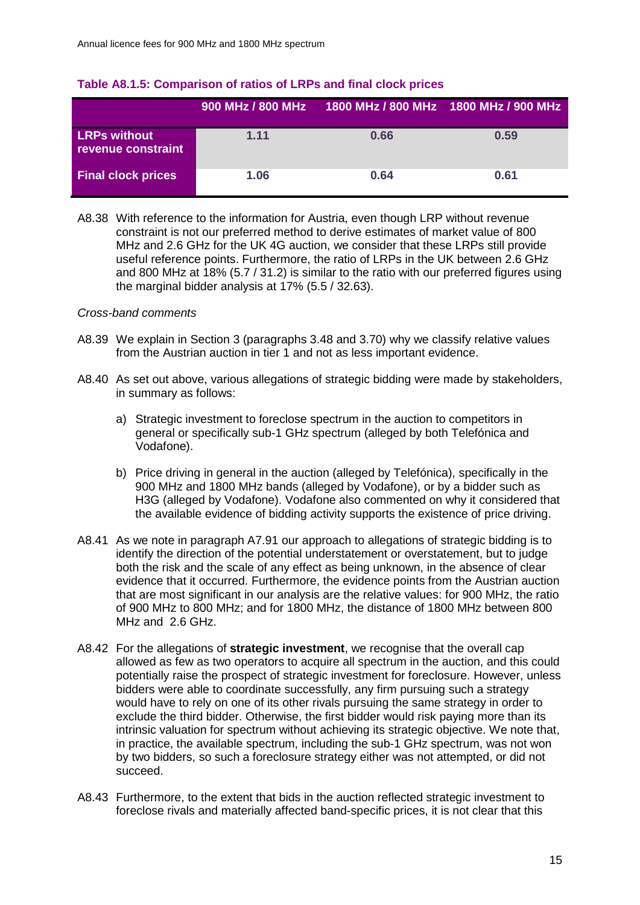**Table A8.1.5: Comparison of ratios of LRPs and final clock prices**

| | 900 MHz / 800 MHz | 1800 MHz / 800 MHz | 1800 MHz / 900 MHz |
|---|---|---|---|
| **LRPs without revenue constraint** | 1.11 | 0.66 | 0.59 |
| **Final clock prices** | 1.06 | 0.64 | 0.61 |

A8.38 With reference to the information for Austria, even though LRP without revenue constraint is not our preferred method to derive estimates of market value of 800 MHz and 2.6 GHz for the UK 4G auction, we consider that these LRPs still provide useful reference points. Furthermore, the ratio of LRPs in the UK between 2.6 GHz and 800 MHz at 18% (5.7 / 31.2) is similar to the ratio with our preferred figures using the marginal bidder analysis at 17% (5.5 / 32.63).

*Cross-band comments*

A8.39 We explain in Section 3 (paragraphs 3.48 and 3.70) why we classify relative values from the Austrian auction in tier 1 and not as less important evidence.

A8.40 As set out above, various allegations of strategic bidding were made by stakeholders, in summary as follows:

a) Strategic investment to foreclose spectrum in the auction to competitors in general or specifically sub-1 GHz spectrum (alleged by both Telefónica and Vodafone).

b) Price driving in general in the auction (alleged by Telefónica), specifically in the 900 MHz and 1800 MHz bands (alleged by Vodafone), or by a bidder such as H3G (alleged by Vodafone). Vodafone also commented on why it considered that the available evidence of bidding activity supports the existence of price driving.

A8.41 As we note in paragraph A7.91 our approach to allegations of strategic bidding is to identify the direction of the potential understatement or overstatement, but to judge both the risk and the scale of any effect as being unknown, in the absence of clear evidence that it occurred. Furthermore, the evidence points from the Austrian auction that are most significant in our analysis are the relative values: for 900 MHz, the ratio of 900 MHz to 800 MHz; and for 1800 MHz, the distance of 1800 MHz between 800 MHz and 2.6 GHz.

A8.42 For the allegations of **strategic investment**, we recognise that the overall cap allowed as few as two operators to acquire all spectrum in the auction, and this could potentially raise the prospect of strategic investment for foreclosure. However, unless bidders were able to coordinate successfully, any firm pursuing such a strategy would have to rely on one of its other rivals pursuing the same strategy in order to exclude the third bidder. Otherwise, the first bidder would risk paying more than its intrinsic valuation for spectrum without achieving its strategic objective. We note that, in practice, the available spectrum, including the sub-1 GHz spectrum, was not won by two bidders, so such a foreclosure strategy either was not attempted, or did not succeed.

A8.43 Furthermore, to the extent that bids in the auction reflected strategic investment to foreclose rivals and materially affected band-specific prices, it is not clear that this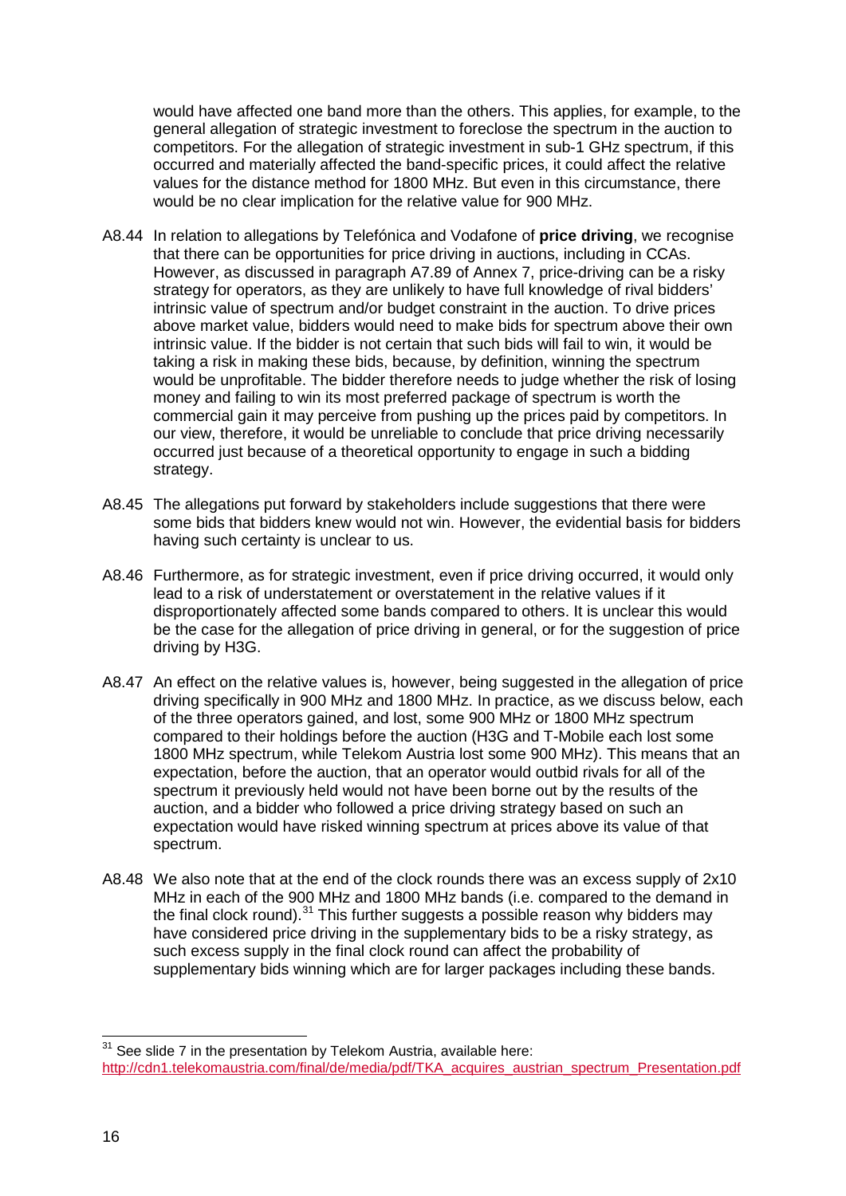would have affected one band more than the others. This applies, for example, to the general allegation of strategic investment to foreclose the spectrum in the auction to competitors. For the allegation of strategic investment in sub-1 GHz spectrum, if this occurred and materially affected the band-specific prices, it could affect the relative values for the distance method for 1800 MHz. But even in this circumstance, there would be no clear implication for the relative value for 900 MHz.

A8.44 In relation to allegations by Telefónica and Vodafone of **price driving**, we recognise that there can be opportunities for price driving in auctions, including in CCAs. However, as discussed in paragraph A7.89 of Annex 7, price-driving can be a risky strategy for operators, as they are unlikely to have full knowledge of rival bidders' intrinsic value of spectrum and/or budget constraint in the auction. To drive prices above market value, bidders would need to make bids for spectrum above their own intrinsic value. If the bidder is not certain that such bids will fail to win, it would be taking a risk in making these bids, because, by definition, winning the spectrum would be unprofitable. The bidder therefore needs to judge whether the risk of losing money and failing to win its most preferred package of spectrum is worth the commercial gain it may perceive from pushing up the prices paid by competitors. In our view, therefore, it would be unreliable to conclude that price driving necessarily occurred just because of a theoretical opportunity to engage in such a bidding strategy.

A8.45 The allegations put forward by stakeholders include suggestions that there were some bids that bidders knew would not win. However, the evidential basis for bidders having such certainty is unclear to us.

A8.46 Furthermore, as for strategic investment, even if price driving occurred, it would only lead to a risk of understatement or overstatement in the relative values if it disproportionately affected some bands compared to others. It is unclear this would be the case for the allegation of price driving in general, or for the suggestion of price driving by H3G.

A8.47 An effect on the relative values is, however, being suggested in the allegation of price driving specifically in 900 MHz and 1800 MHz. In practice, as we discuss below, each of the three operators gained, and lost, some 900 MHz or 1800 MHz spectrum compared to their holdings before the auction (H3G and T-Mobile each lost some 1800 MHz spectrum, while Telekom Austria lost some 900 MHz). This means that an expectation, before the auction, that an operator would outbid rivals for all of the spectrum it previously held would not have been borne out by the results of the auction, and a bidder who followed a price driving strategy based on such an expectation would have risked winning spectrum at prices above its value of that spectrum.

A8.48 We also note that at the end of the clock rounds there was an excess supply of 2x10 MHz in each of the 900 MHz and 1800 MHz bands (i.e. compared to the demand in the final clock round).[31] This further suggests a possible reason why bidders may have considered price driving in the supplementary bids to be a risky strategy, as such excess supply in the final clock round can affect the probability of supplementary bids winning which are for larger packages including these bands.

---

[31] See slide 7 in the presentation by Telekom Austria, available here: http://cdn1.telekomaustria.com/final/de/media/pdf/TKA_acquires_austrian_spectrum_Presentation.pdf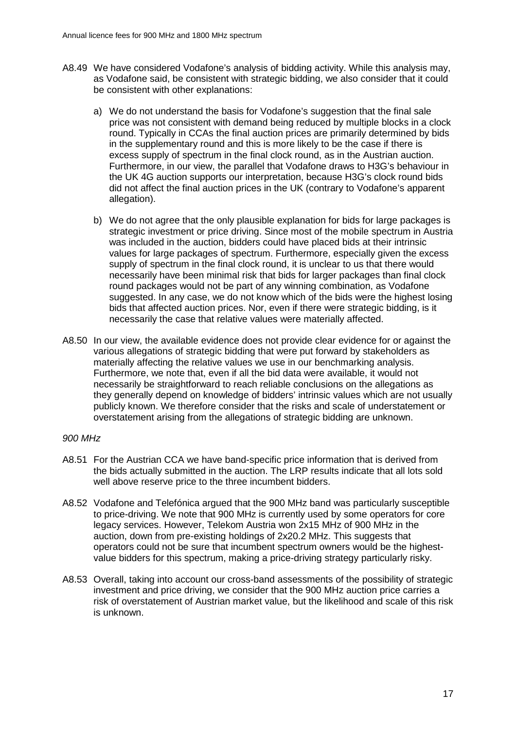A8.49 We have considered Vodafone's analysis of bidding activity. While this analysis may, as Vodafone said, be consistent with strategic bidding, we also consider that it could be consistent with other explanations:

a) We do not understand the basis for Vodafone's suggestion that the final sale price was not consistent with demand being reduced by multiple blocks in a clock round. Typically in CCAs the final auction prices are primarily determined by bids in the supplementary round and this is more likely to be the case if there is excess supply of spectrum in the final clock round, as in the Austrian auction. Furthermore, in our view, the parallel that Vodafone draws to H3G's behaviour in the UK 4G auction supports our interpretation, because H3G's clock round bids did not affect the final auction prices in the UK (contrary to Vodafone's apparent allegation).

b) We do not agree that the only plausible explanation for bids for large packages is strategic investment or price driving. Since most of the mobile spectrum in Austria was included in the auction, bidders could have placed bids at their intrinsic values for large packages of spectrum. Furthermore, especially given the excess supply of spectrum in the final clock round, it is unclear to us that there would necessarily have been minimal risk that bids for larger packages than final clock round packages would not be part of any winning combination, as Vodafone suggested. In any case, we do not know which of the bids were the highest losing bids that affected auction prices. Nor, even if there were strategic bidding, is it necessarily the case that relative values were materially affected.

A8.50 In our view, the available evidence does not provide clear evidence for or against the various allegations of strategic bidding that were put forward by stakeholders as materially affecting the relative values we use in our benchmarking analysis. Furthermore, we note that, even if all the bid data were available, it would not necessarily be straightforward to reach reliable conclusions on the allegations as they generally depend on knowledge of bidders' intrinsic values which are not usually publicly known. We therefore consider that the risks and scale of understatement or overstatement arising from the allegations of strategic bidding are unknown.

*900 MHz*

A8.51 For the Austrian CCA we have band-specific price information that is derived from the bids actually submitted in the auction. The LRP results indicate that all lots sold well above reserve price to the three incumbent bidders.

A8.52 Vodafone and Telefónica argued that the 900 MHz band was particularly susceptible to price-driving. We note that 900 MHz is currently used by some operators for core legacy services. However, Telekom Austria won 2x15 MHz of 900 MHz in the auction, down from pre-existing holdings of 2x20.2 MHz. This suggests that operators could not be sure that incumbent spectrum owners would be the highest-value bidders for this spectrum, making a price-driving strategy particularly risky.

A8.53 Overall, taking into account our cross-band assessments of the possibility of strategic investment and price driving, we consider that the 900 MHz auction price carries a risk of overstatement of Austrian market value, but the likelihood and scale of this risk is unknown.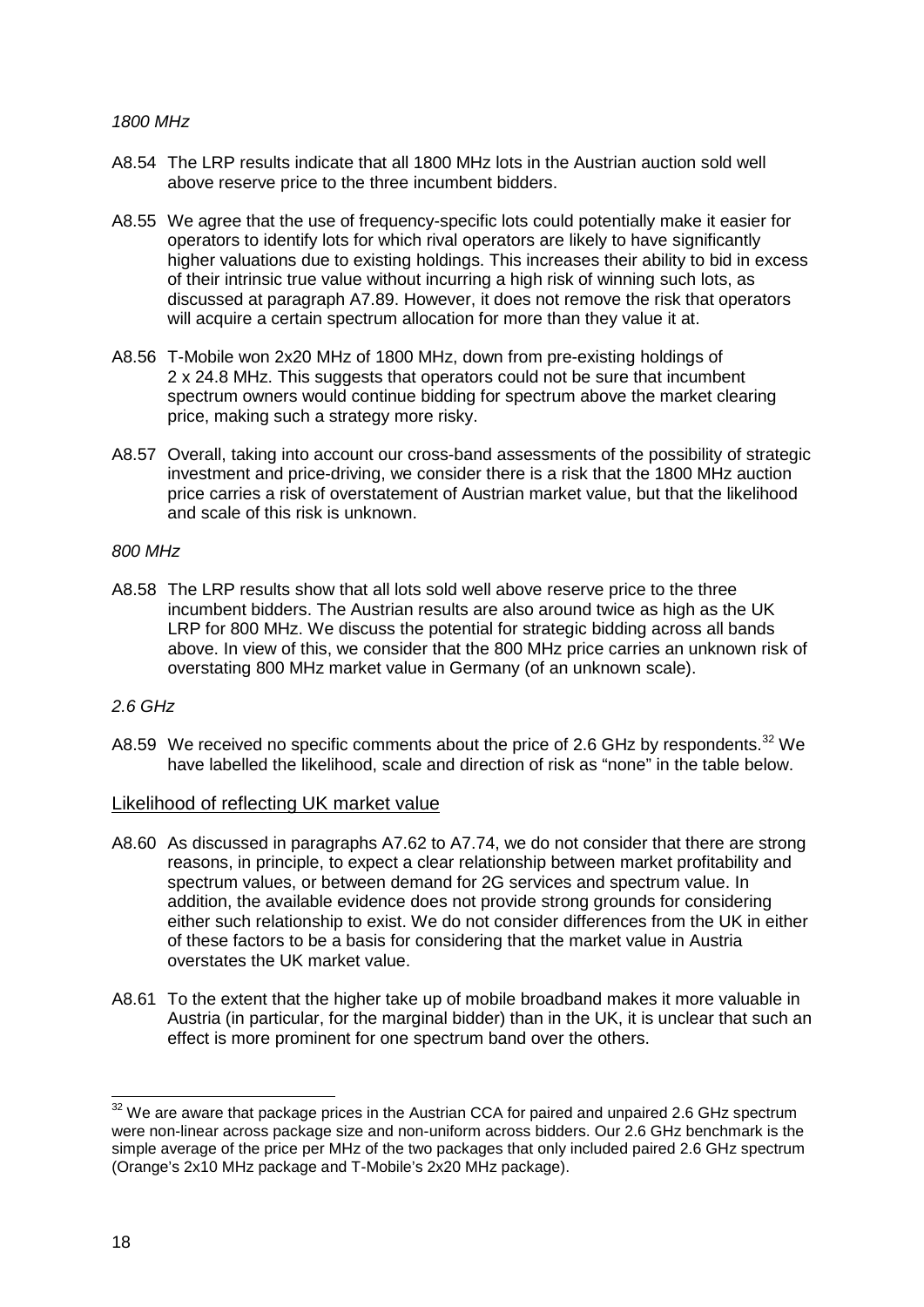*1800 MHz*

A8.54 The LRP results indicate that all 1800 MHz lots in the Austrian auction sold well above reserve price to the three incumbent bidders.

A8.55 We agree that the use of frequency-specific lots could potentially make it easier for operators to identify lots for which rival operators are likely to have significantly higher valuations due to existing holdings. This increases their ability to bid in excess of their intrinsic true value without incurring a high risk of winning such lots, as discussed at paragraph A7.89. However, it does not remove the risk that operators will acquire a certain spectrum allocation for more than they value it at.

A8.56 T-Mobile won 2x20 MHz of 1800 MHz, down from pre-existing holdings of 2 x 24.8 MHz. This suggests that operators could not be sure that incumbent spectrum owners would continue bidding for spectrum above the market clearing price, making such a strategy more risky.

A8.57 Overall, taking into account our cross-band assessments of the possibility of strategic investment and price-driving, we consider there is a risk that the 1800 MHz auction price carries a risk of overstatement of Austrian market value, but that the likelihood and scale of this risk is unknown.

*800 MHz*

A8.58 The LRP results show that all lots sold well above reserve price to the three incumbent bidders. The Austrian results are also around twice as high as the UK LRP for 800 MHz. We discuss the potential for strategic bidding across all bands above. In view of this, we consider that the 800 MHz price carries an unknown risk of overstating 800 MHz market value in Germany (of an unknown scale).

*2.6 GHz*

A8.59 We received no specific comments about the price of 2.6 GHz by respondents.[32] We have labelled the likelihood, scale and direction of risk as "none" in the table below.

## Likelihood of reflecting UK market value

A8.60 As discussed in paragraphs A7.62 to A7.74, we do not consider that there are strong reasons, in principle, to expect a clear relationship between market profitability and spectrum values, or between demand for 2G services and spectrum value. In addition, the available evidence does not provide strong grounds for considering either such relationship to exist. We do not consider differences from the UK in either of these factors to be a basis for considering that the market value in Austria overstates the UK market value.

A8.61 To the extent that the higher take up of mobile broadband makes it more valuable in Austria (in particular, for the marginal bidder) than in the UK, it is unclear that such an effect is more prominent for one spectrum band over the others.

[32] We are aware that package prices in the Austrian CCA for paired and unpaired 2.6 GHz spectrum were non-linear across package size and non-uniform across bidders. Our 2.6 GHz benchmark is the simple average of the price per MHz of the two packages that only included paired 2.6 GHz spectrum (Orange's 2x10 MHz package and T-Mobile's 2x20 MHz package).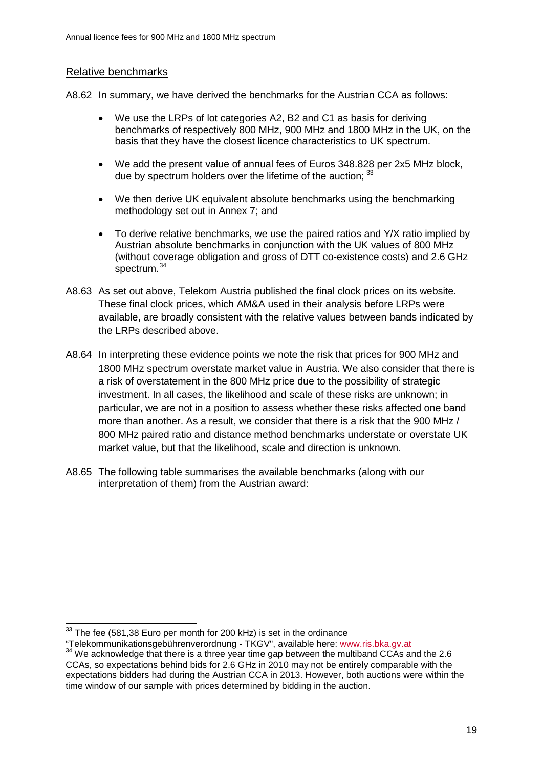## Relative benchmarks

A8.62 In summary, we have derived the benchmarks for the Austrian CCA as follows:

- We use the LRPs of lot categories A2, B2 and C1 as basis for deriving benchmarks of respectively 800 MHz, 900 MHz and 1800 MHz in the UK, on the basis that they have the closest licence characteristics to UK spectrum.
- We add the present value of annual fees of Euros 348.828 per 2x5 MHz block, due by spectrum holders over the lifetime of the auction; [33]
- We then derive UK equivalent absolute benchmarks using the benchmarking methodology set out in Annex 7; and
- To derive relative benchmarks, we use the paired ratios and Y/X ratio implied by Austrian absolute benchmarks in conjunction with the UK values of 800 MHz (without coverage obligation and gross of DTT co-existence costs) and 2.6 GHz spectrum.[34]

A8.63 As set out above, Telekom Austria published the final clock prices on its website. These final clock prices, which AM&A used in their analysis before LRPs were available, are broadly consistent with the relative values between bands indicated by the LRPs described above.

A8.64 In interpreting these evidence points we note the risk that prices for 900 MHz and 1800 MHz spectrum overstate market value in Austria. We also consider that there is a risk of overstatement in the 800 MHz price due to the possibility of strategic investment. In all cases, the likelihood and scale of these risks are unknown; in particular, we are not in a position to assess whether these risks affected one band more than another. As a result, we consider that there is a risk that the 900 MHz / 800 MHz paired ratio and distance method benchmarks understate or overstate UK market value, but that the likelihood, scale and direction is unknown.

A8.65 The following table summarises the available benchmarks (along with our interpretation of them) from the Austrian award:

---

[33] The fee (581,38 Euro per month for 200 kHz) is set in the ordinance "Telekommunikationsgebührenverordnung - TKGV", available here: www.ris.bka.gv.at

[34] We acknowledge that there is a three year time gap between the multiband CCAs and the 2.6 CCAs, so expectations behind bids for 2.6 GHz in 2010 may not be entirely comparable with the expectations bidders had during the Austrian CCA in 2013. However, both auctions were within the time window of our sample with prices determined by bidding in the auction.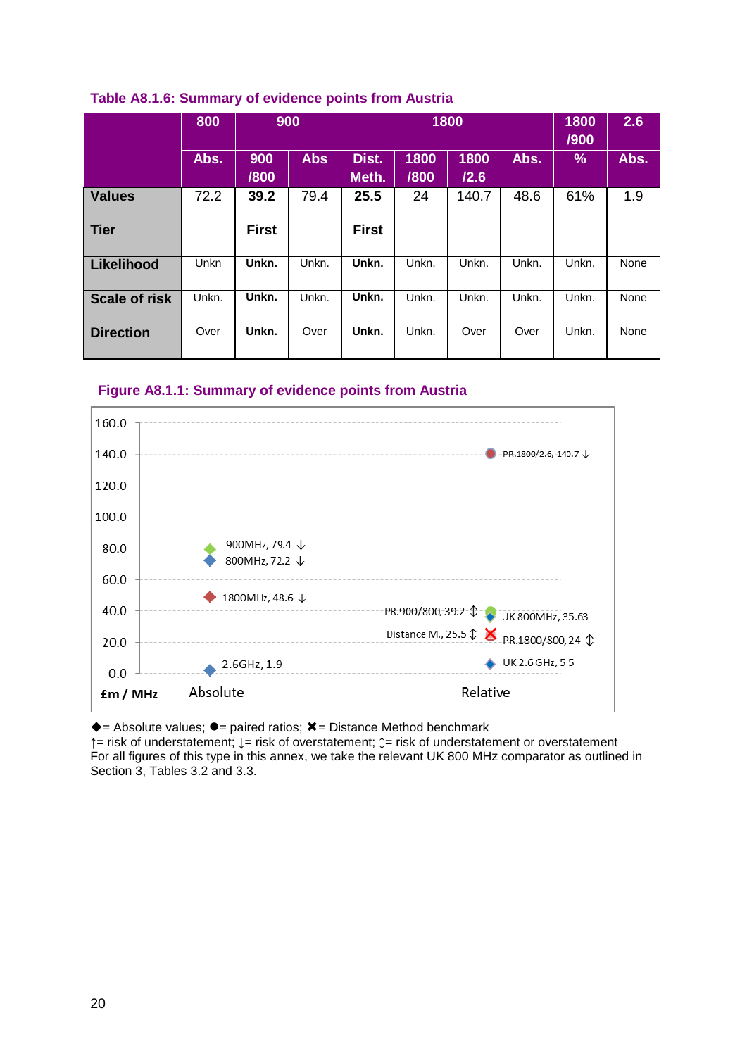**Table A8.1.6: Summary of evidence points from Austria**

| | 800 | 900 | | 1800 | | | | 1800 /900 | 2.6 |
|---|---|---|---|---|---|---|---|---|---|
| | Abs. | 900 /800 | Abs | Dist. Meth. | 1800 /800 | 1800 /2.6 | Abs. | % | Abs. |
| **Values** | 72.2 | **39.2** | 79.4 | **25.5** | 24 | 140.7 | 48.6 | 61% | 1.9 |
| **Tier** | | **First** | | **First** | | | | | |
| **Likelihood** | Unkn | **Unkn.** | Unkn. | **Unkn.** | Unkn. | Unkn. | Unkn. | Unkn. | None |
| **Scale of risk** | Unkn. | **Unkn.** | Unkn. | **Unkn.** | Unkn. | Unkn. | Unkn. | Unkn. | None |
| **Direction** | Over | **Unkn.** | Over | **Unkn.** | Unkn. | Over | Over | Unkn. | None |

**Figure A8.1.1: Summary of evidence points from Austria**

◆= Absolute values; ●= paired ratios; ✖= Distance Method benchmark
↑= risk of understatement; ↓= risk of overstatement; ↕= risk of understatement or overstatement
For all figures of this type in this annex, we take the relevant UK 800 MHz comparator as outlined in Section 3, Tables 3.2 and 3.3.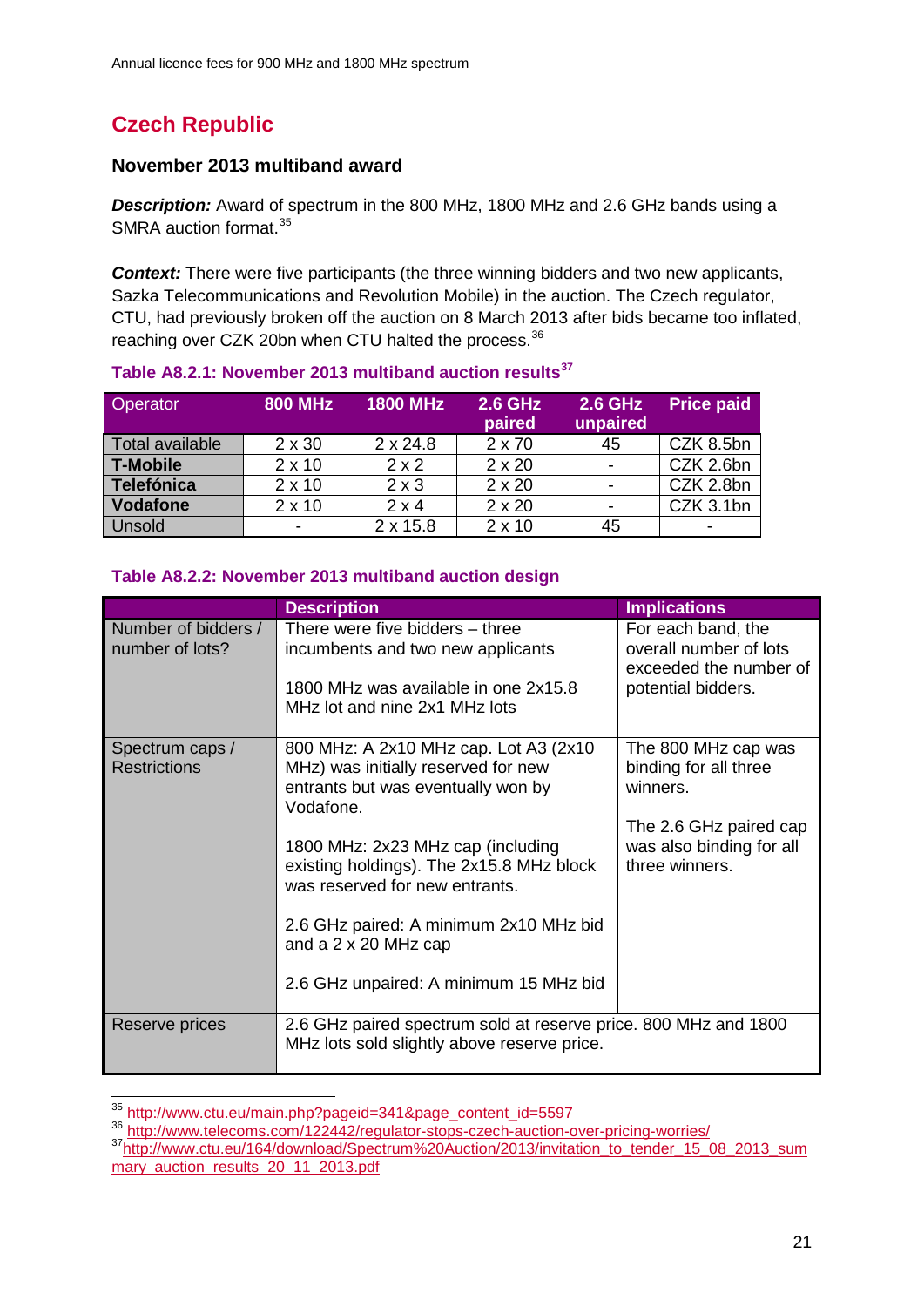## Czech Republic

### November 2013 multiband award

***Description:*** Award of spectrum in the 800 MHz, 1800 MHz and 2.6 GHz bands using a SMRA auction format.[35]

***Context:*** There were five participants (the three winning bidders and two new applicants, Sazka Telecommunications and Revolution Mobile) in the auction. The Czech regulator, CTU, had previously broken off the auction on 8 March 2013 after bids became too inflated, reaching over CZK 20bn when CTU halted the process.[36]

**Table A8.2.1: November 2013 multiband auction results[37]**

| Operator | 800 MHz | 1800 MHz | 2.6 GHz paired | 2.6 GHz unpaired | Price paid |
|---|---|---|---|---|---|
| Total available | 2 x 30 | 2 x 24.8 | 2 x 70 | 45 | CZK 8.5bn |
| **T-Mobile** | 2 x 10 | 2 x 2 | 2 x 20 | - | CZK 2.6bn |
| **Telefónica** | 2 x 10 | 2 x 3 | 2 x 20 | - | CZK 2.8bn |
| **Vodafone** | 2 x 10 | 2 x 4 | 2 x 20 | - | CZK 3.1bn |
| Unsold | - | 2 x 15.8 | 2 x 10 | 45 | - |

**Table A8.2.2: November 2013 multiband auction design**

| | Description | Implications |
|---|---|---|
| Number of bidders / number of lots? | There were five bidders – three incumbents and two new applicants<br><br>1800 MHz was available in one 2x15.8 MHz lot and nine 2x1 MHz lots | For each band, the overall number of lots exceeded the number of potential bidders. |
| Spectrum caps / Restrictions | 800 MHz: A 2x10 MHz cap. Lot A3 (2x10 MHz) was initially reserved for new entrants but was eventually won by Vodafone.<br><br>1800 MHz: 2x23 MHz cap (including existing holdings). The 2x15.8 MHz block was reserved for new entrants.<br><br>2.6 GHz paired: A minimum 2x10 MHz bid and a 2 x 20 MHz cap<br><br>2.6 GHz unpaired: A minimum 15 MHz bid | The 800 MHz cap was binding for all three winners.<br><br>The 2.6 GHz paired cap was also binding for all three winners. |
| Reserve prices | 2.6 GHz paired spectrum sold at reserve price. 800 MHz and 1800 MHz lots sold slightly above reserve price. | |

---

[35] http://www.ctu.eu/main.php?pageid=341&page_content_id=5597

[36] http://www.telecoms.com/122442/regulator-stops-czech-auction-over-pricing-worries/

[37] http://www.ctu.eu/164/download/Spectrum%20Auction/2013/invitation_to_tender_15_08_2013_summary_auction_results_20_11_2013.pdf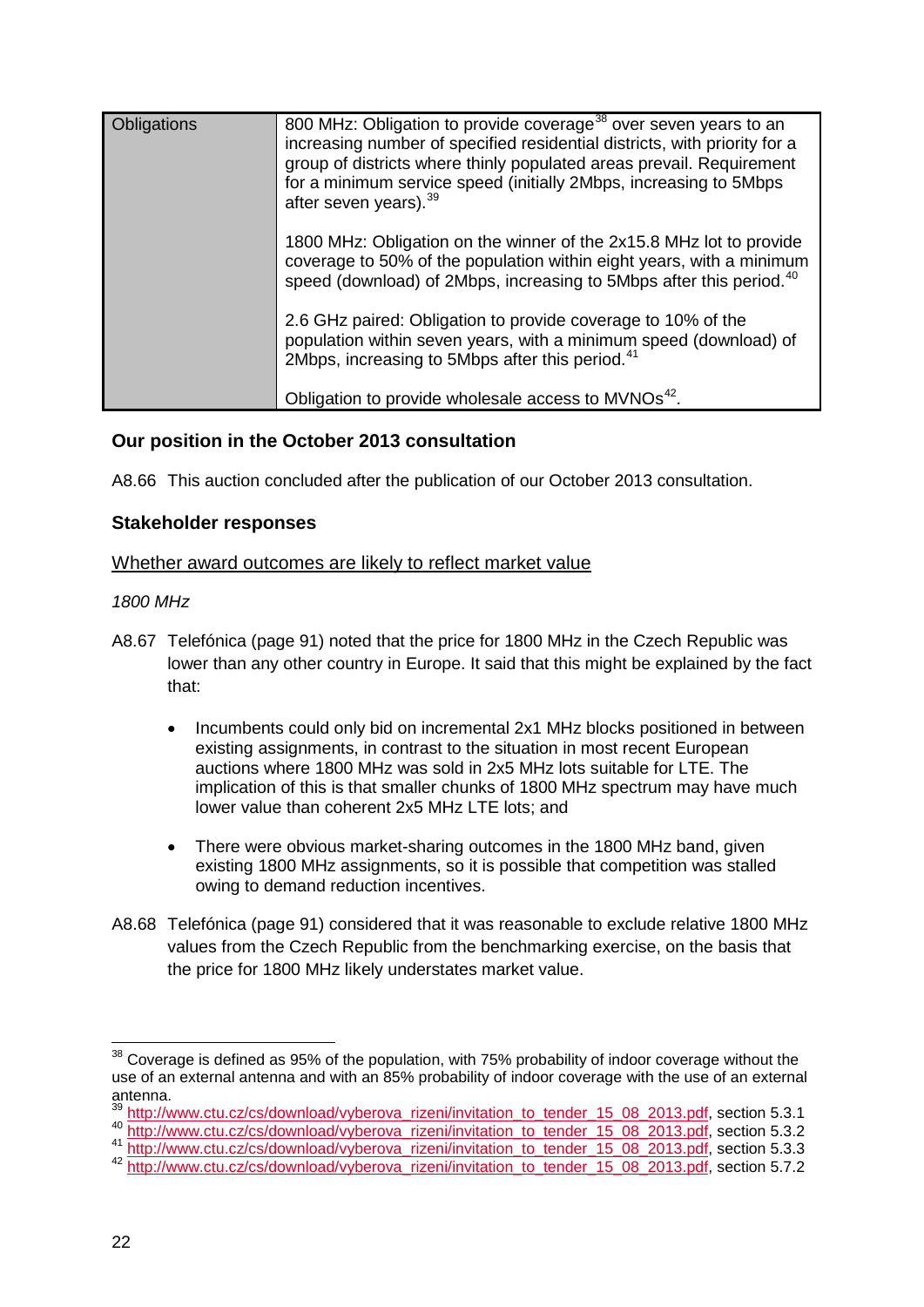| Obligations | 800 MHz: Obligation to provide coverage[38] over seven years to an increasing number of specified residential districts, with priority for a group of districts where thinly populated areas prevail. Requirement for a minimum service speed (initially 2Mbps, increasing to 5Mbps after seven years).[39]<br><br>1800 MHz: Obligation on the winner of the 2x15.8 MHz lot to provide coverage to 50% of the population within eight years, with a minimum speed (download) of 2Mbps, increasing to 5Mbps after this period.[40]<br><br>2.6 GHz paired: Obligation to provide coverage to 10% of the population within seven years, with a minimum speed (download) of 2Mbps, increasing to 5Mbps after this period.[41]<br><br>Obligation to provide wholesale access to MVNOs[42]. |
|---|---|

### Our position in the October 2013 consultation

A8.66 This auction concluded after the publication of our October 2013 consultation.

### Stakeholder responses

Whether award outcomes are likely to reflect market value

*1800 MHz*

A8.67 Telefónica (page 91) noted that the price for 1800 MHz in the Czech Republic was lower than any other country in Europe. It said that this might be explained by the fact that:

- Incumbents could only bid on incremental 2x1 MHz blocks positioned in between existing assignments, in contrast to the situation in most recent European auctions where 1800 MHz was sold in 2x5 MHz lots suitable for LTE. The implication of this is that smaller chunks of 1800 MHz spectrum may have much lower value than coherent 2x5 MHz LTE lots; and

- There were obvious market-sharing outcomes in the 1800 MHz band, given existing 1800 MHz assignments, so it is possible that competition was stalled owing to demand reduction incentives.

A8.68 Telefónica (page 91) considered that it was reasonable to exclude relative 1800 MHz values from the Czech Republic from the benchmarking exercise, on the basis that the price for 1800 MHz likely understates market value.

---

[38] Coverage is defined as 95% of the population, with 75% probability of indoor coverage without the use of an external antenna and with an 85% probability of indoor coverage with the use of an external antenna.

[39] http://www.ctu.cz/cs/download/vyberova_rizeni/invitation_to_tender_15_08_2013.pdf, section 5.3.1

[40] http://www.ctu.cz/cs/download/vyberova_rizeni/invitation_to_tender_15_08_2013.pdf, section 5.3.2

[41] http://www.ctu.cz/cs/download/vyberova_rizeni/invitation_to_tender_15_08_2013.pdf, section 5.3.3

[42] http://www.ctu.cz/cs/download/vyberova_rizeni/invitation_to_tender_15_08_2013.pdf, section 5.7.2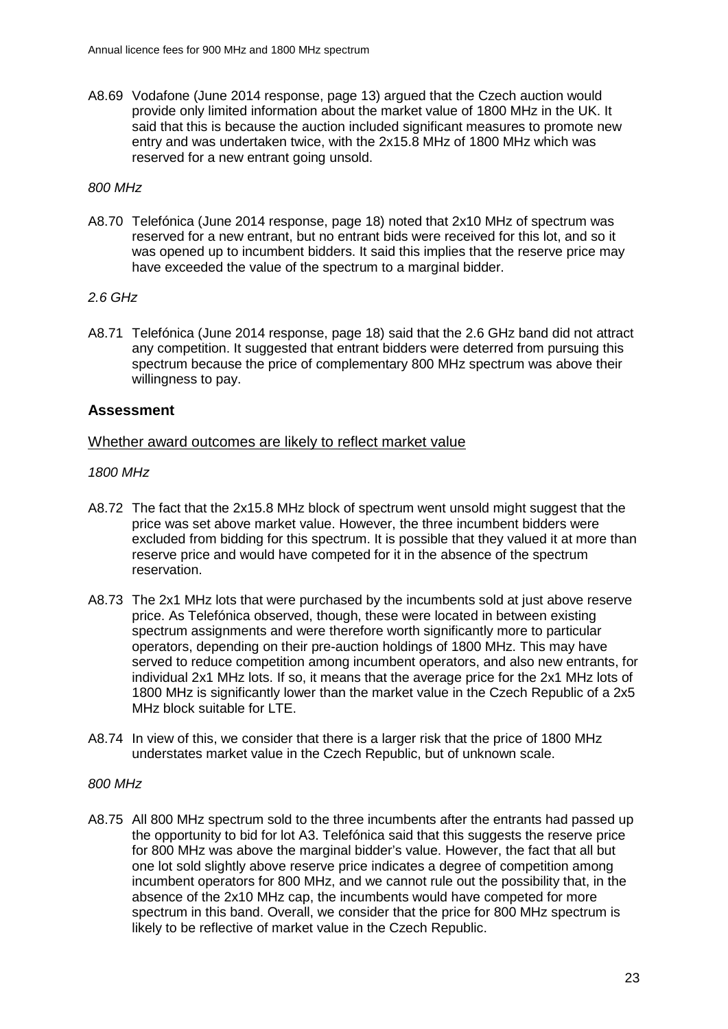A8.69 Vodafone (June 2014 response, page 13) argued that the Czech auction would provide only limited information about the market value of 1800 MHz in the UK. It said that this is because the auction included significant measures to promote new entry and was undertaken twice, with the 2x15.8 MHz of 1800 MHz which was reserved for a new entrant going unsold.

*800 MHz*

A8.70 Telefónica (June 2014 response, page 18) noted that 2x10 MHz of spectrum was reserved for a new entrant, but no entrant bids were received for this lot, and so it was opened up to incumbent bidders. It said this implies that the reserve price may have exceeded the value of the spectrum to a marginal bidder.

*2.6 GHz*

A8.71 Telefónica (June 2014 response, page 18) said that the 2.6 GHz band did not attract any competition. It suggested that entrant bidders were deterred from pursuing this spectrum because the price of complementary 800 MHz spectrum was above their willingness to pay.

## Assessment

### Whether award outcomes are likely to reflect market value

*1800 MHz*

A8.72 The fact that the 2x15.8 MHz block of spectrum went unsold might suggest that the price was set above market value. However, the three incumbent bidders were excluded from bidding for this spectrum. It is possible that they valued it at more than reserve price and would have competed for it in the absence of the spectrum reservation.

A8.73 The 2x1 MHz lots that were purchased by the incumbents sold at just above reserve price. As Telefónica observed, though, these were located in between existing spectrum assignments and were therefore worth significantly more to particular operators, depending on their pre-auction holdings of 1800 MHz. This may have served to reduce competition among incumbent operators, and also new entrants, for individual 2x1 MHz lots. If so, it means that the average price for the 2x1 MHz lots of 1800 MHz is significantly lower than the market value in the Czech Republic of a 2x5 MHz block suitable for LTE.

A8.74 In view of this, we consider that there is a larger risk that the price of 1800 MHz understates market value in the Czech Republic, but of unknown scale.

*800 MHz*

A8.75 All 800 MHz spectrum sold to the three incumbents after the entrants had passed up the opportunity to bid for lot A3. Telefónica said that this suggests the reserve price for 800 MHz was above the marginal bidder's value. However, the fact that all but one lot sold slightly above reserve price indicates a degree of competition among incumbent operators for 800 MHz, and we cannot rule out the possibility that, in the absence of the 2x10 MHz cap, the incumbents would have competed for more spectrum in this band. Overall, we consider that the price for 800 MHz spectrum is likely to be reflective of market value in the Czech Republic.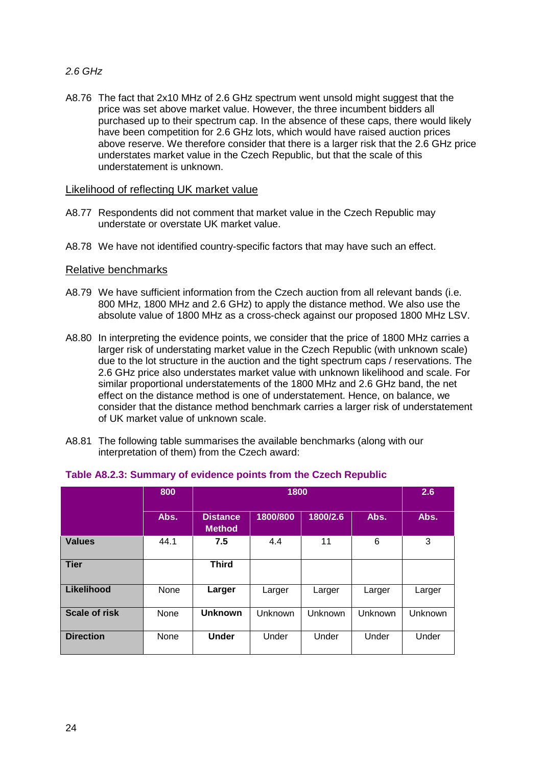*2.6 GHz*

A8.76 The fact that 2x10 MHz of 2.6 GHz spectrum went unsold might suggest that the price was set above market value. However, the three incumbent bidders all purchased up to their spectrum cap. In the absence of these caps, there would likely have been competition for 2.6 GHz lots, which would have raised auction prices above reserve. We therefore consider that there is a larger risk that the 2.6 GHz price understates market value in the Czech Republic, but that the scale of this understatement is unknown.

<u>Likelihood of reflecting UK market value</u>

A8.77 Respondents did not comment that market value in the Czech Republic may understate or overstate UK market value.

A8.78 We have not identified country-specific factors that may have such an effect.

<u>Relative benchmarks</u>

A8.79 We have sufficient information from the Czech auction from all relevant bands (i.e. 800 MHz, 1800 MHz and 2.6 GHz) to apply the distance method. We also use the absolute value of 1800 MHz as a cross-check against our proposed 1800 MHz LSV.

A8.80 In interpreting the evidence points, we consider that the price of 1800 MHz carries a larger risk of understating market value in the Czech Republic (with unknown scale) due to the lot structure in the auction and the tight spectrum caps / reservations. The 2.6 GHz price also understates market value with unknown likelihood and scale. For similar proportional understatements of the 1800 MHz and 2.6 GHz band, the net effect on the distance method is one of understatement. Hence, on balance, we consider that the distance method benchmark carries a larger risk of understatement of UK market value of unknown scale.

A8.81 The following table summarises the available benchmarks (along with our interpretation of them) from the Czech award:

**Table A8.2.3: Summary of evidence points from the Czech Republic**

| | 800 | 1800 | | | | 2.6 |
|---|---|---|---|---|---|---|
| | Abs. | Distance Method | 1800/800 | 1800/2.6 | Abs. | Abs. |
| **Values** | 44.1 | **7.5** | 4.4 | 11 | 6 | 3 |
| **Tier** | | **Third** | | | | |
| **Likelihood** | None | **Larger** | Larger | Larger | Larger | Larger |
| **Scale of risk** | None | **Unknown** | Unknown | Unknown | Unknown | Unknown |
| **Direction** | None | **Under** | Under | Under | Under | Under |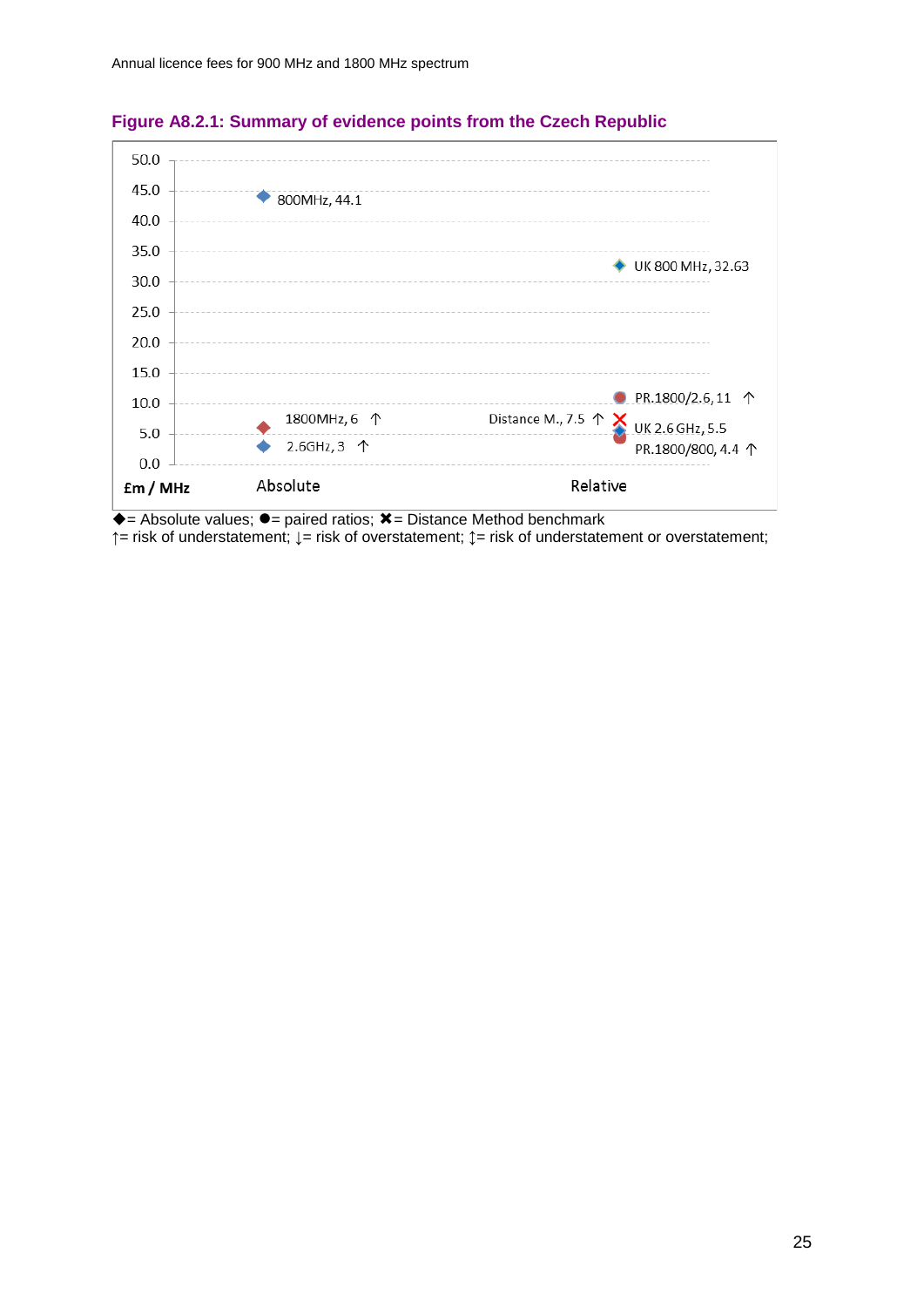**Figure A8.2.1: Summary of evidence points from the Czech Republic**

| £m / MHz | Absolute | Relative |
|---|---|---|
| 800MHz | 44.1 | |
| 1800MHz | 6 ↑ | |
| 2.6GHz | 3 ↑ | |
| UK 800 MHz | | 32.63 |
| PR.1800/2.6 | | 11 ↑ |
| Distance M. | | 7.5 ↑ |
| UK 2.6 GHz | | 5.5 |
| PR.1800/800 | | 4.4 ↑ |

◆= Absolute values; ●= paired ratios; ✖= Distance Method benchmark
↑= risk of understatement; ↓= risk of overstatement; ↕= risk of understatement or overstatement;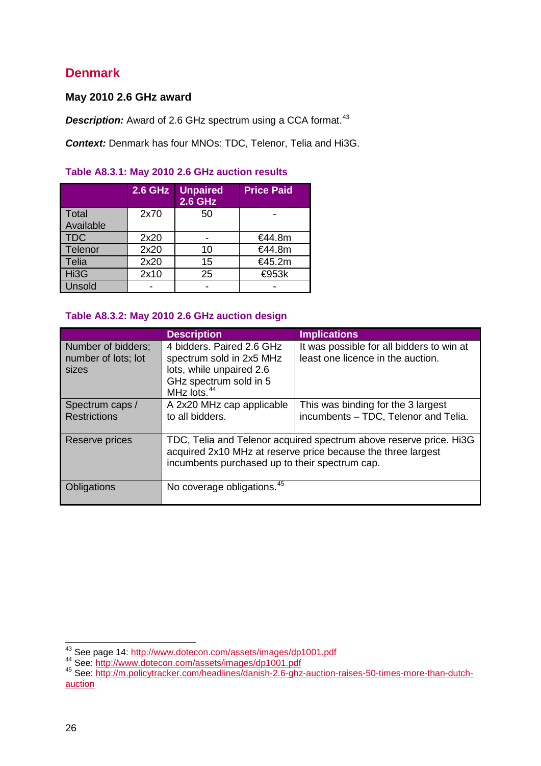## Denmark

### May 2010 2.6 GHz award

***Description:*** Award of 2.6 GHz spectrum using a CCA format.[43]

***Context:*** Denmark has four MNOs: TDC, Telenor, Telia and Hi3G.

**Table A8.3.1: May 2010 2.6 GHz auction results**

| | 2.6 GHz | Unpaired 2.6 GHz | Price Paid |
|---|---|---|---|
| Total Available | 2x70 | 50 | - |
| TDC | 2x20 | - | €44.8m |
| Telenor | 2x20 | 10 | €44.8m |
| Telia | 2x20 | 15 | €45.2m |
| Hi3G | 2x10 | 25 | €953k |
| Unsold | - | - | - |

**Table A8.3.2: May 2010 2.6 GHz auction design**

| | Description | Implications |
|---|---|---|
| Number of bidders; number of lots; lot sizes | 4 bidders. Paired 2.6 GHz spectrum sold in 2x5 MHz lots, while unpaired 2.6 GHz spectrum sold in 5 MHz lots.[44] | It was possible for all bidders to win at least one licence in the auction. |
| Spectrum caps / Restrictions | A 2x20 MHz cap applicable to all bidders. | This was binding for the 3 largest incumbents – TDC, Telenor and Telia. |
| Reserve prices | TDC, Telia and Telenor acquired spectrum above reserve price. Hi3G acquired 2x10 MHz at reserve price because the three largest incumbents purchased up to their spectrum cap. | |
| Obligations | No coverage obligations.[45] | |

[43] See page 14: http://www.dotecon.com/assets/images/dp1001.pdf
[44] See: http://www.dotecon.com/assets/images/dp1001.pdf
[45] See: http://m.policytracker.com/headlines/danish-2.6-ghz-auction-raises-50-times-more-than-dutch-auction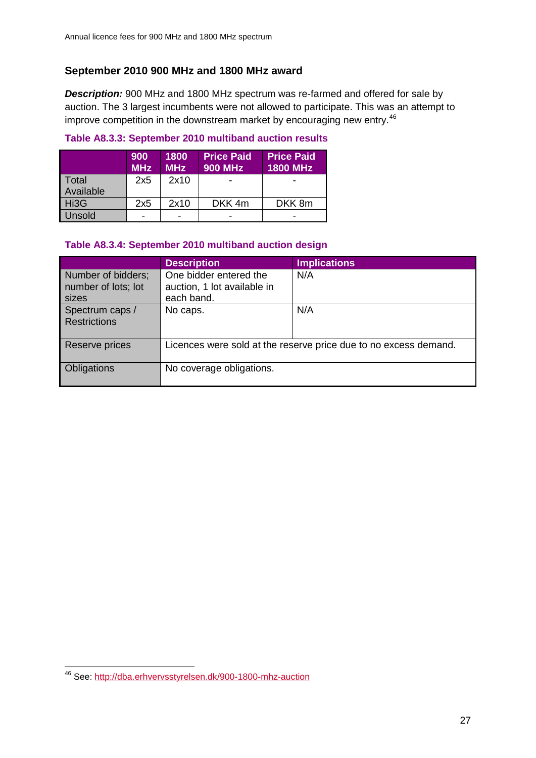## September 2010 900 MHz and 1800 MHz award

***Description:*** 900 MHz and 1800 MHz spectrum was re-farmed and offered for sale by auction. The 3 largest incumbents were not allowed to participate. This was an attempt to improve competition in the downstream market by encouraging new entry.[46]

**Table A8.3.3: September 2010 multiband auction results**

| | 900 MHz | 1800 MHz | Price Paid 900 MHz | Price Paid 1800 MHz |
|---|---|---|---|---|
| Total Available | 2x5 | 2x10 | - | - |
| Hi3G | 2x5 | 2x10 | DKK 4m | DKK 8m |
| Unsold | - | - | - | - |

**Table A8.3.4: September 2010 multiband auction design**

| | Description | Implications |
|---|---|---|
| Number of bidders; number of lots; lot sizes | One bidder entered the auction, 1 lot available in each band. | N/A |
| Spectrum caps / Restrictions | No caps. | N/A |
| Reserve prices | Licences were sold at the reserve price due to no excess demand. | |
| Obligations | No coverage obligations. | |

[46] See: http://dba.erhvervsstyrelsen.dk/900-1800-mhz-auction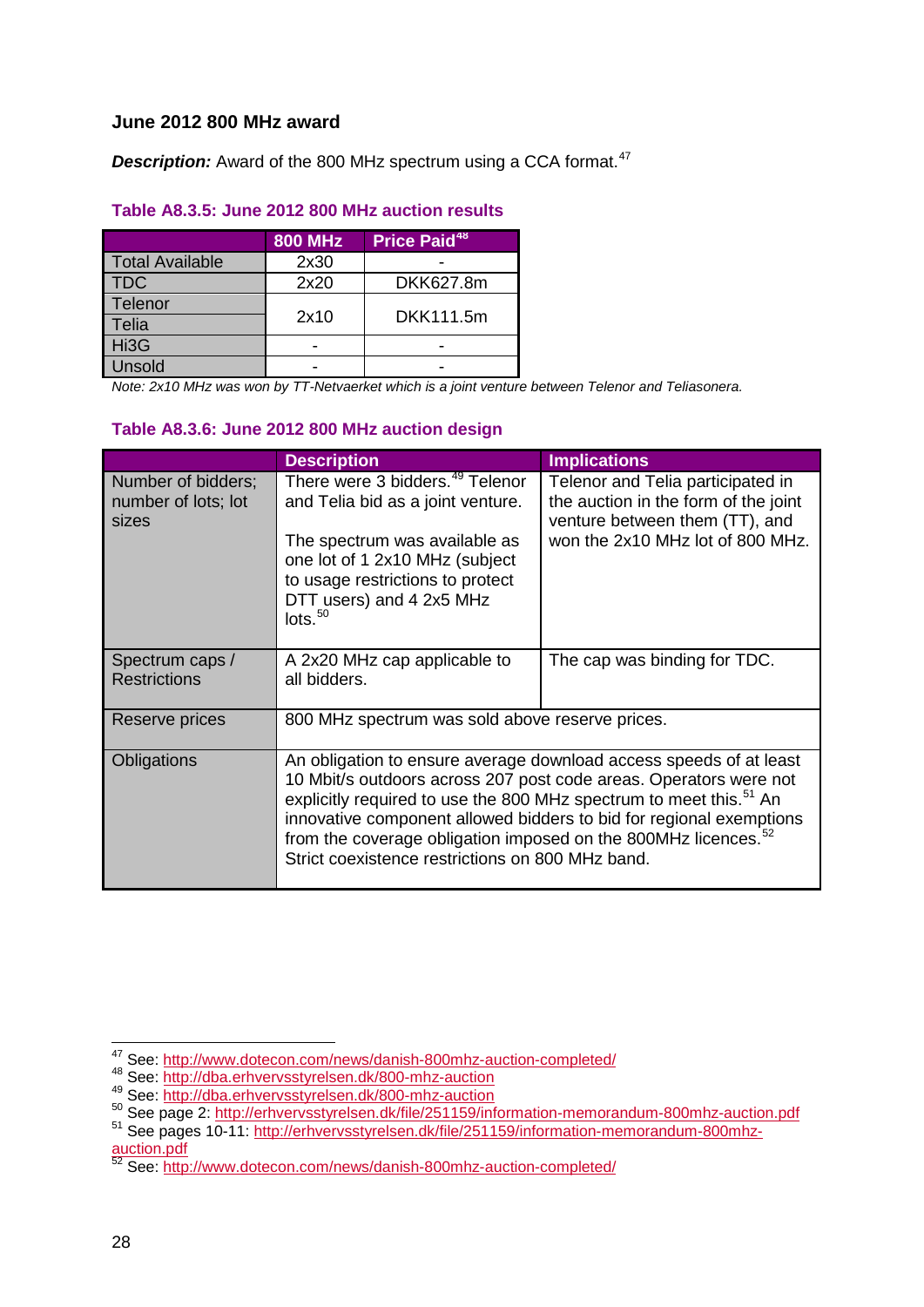**June 2012 800 MHz award**

***Description:*** Award of the 800 MHz spectrum using a CCA format.[47]

**Table A8.3.5: June 2012 800 MHz auction results**

| | 800 MHz | Price Paid[48] |
|---|---|---|
| Total Available | 2x30 | - |
| TDC | 2x20 | DKK627.8m |
| Telenor | 2x10 | DKK111.5m |
| Telia | | |
| Hi3G | - | - |
| Unsold | - | - |

*Note: 2x10 MHz was won by TT-Netvaerket which is a joint venture between Telenor and Teliasonera.*

**Table A8.3.6: June 2012 800 MHz auction design**

| | Description | Implications |
|---|---|---|
| Number of bidders; number of lots; lot sizes | There were 3 bidders.[49] Telenor and Telia bid as a joint venture.<br><br>The spectrum was available as one lot of 1 2x10 MHz (subject to usage restrictions to protect DTT users) and 4 2x5 MHz lots.[50] | Telenor and Telia participated in the auction in the form of the joint venture between them (TT), and won the 2x10 MHz lot of 800 MHz. |
| Spectrum caps / Restrictions | A 2x20 MHz cap applicable to all bidders. | The cap was binding for TDC. |
| Reserve prices | 800 MHz spectrum was sold above reserve prices. | |
| Obligations | An obligation to ensure average download access speeds of at least 10 Mbit/s outdoors across 207 post code areas. Operators were not explicitly required to use the 800 MHz spectrum to meet this.[51] An innovative component allowed bidders to bid for regional exemptions from the coverage obligation imposed on the 800MHz licences.[52] Strict coexistence restrictions on 800 MHz band. | |

[47] See: http://www.dotecon.com/news/danish-800mhz-auction-completed/
[48] See: http://dba.erhvervsstyrelsen.dk/800-mhz-auction
[49] See: http://dba.erhvervsstyrelsen.dk/800-mhz-auction
[50] See page 2: http://erhvervsstyrelsen.dk/file/251159/information-memorandum-800mhz-auction.pdf
[51] See pages 10-11: http://erhvervsstyrelsen.dk/file/251159/information-memorandum-800mhz-auction.pdf
[52] See: http://www.dotecon.com/news/danish-800mhz-auction-completed/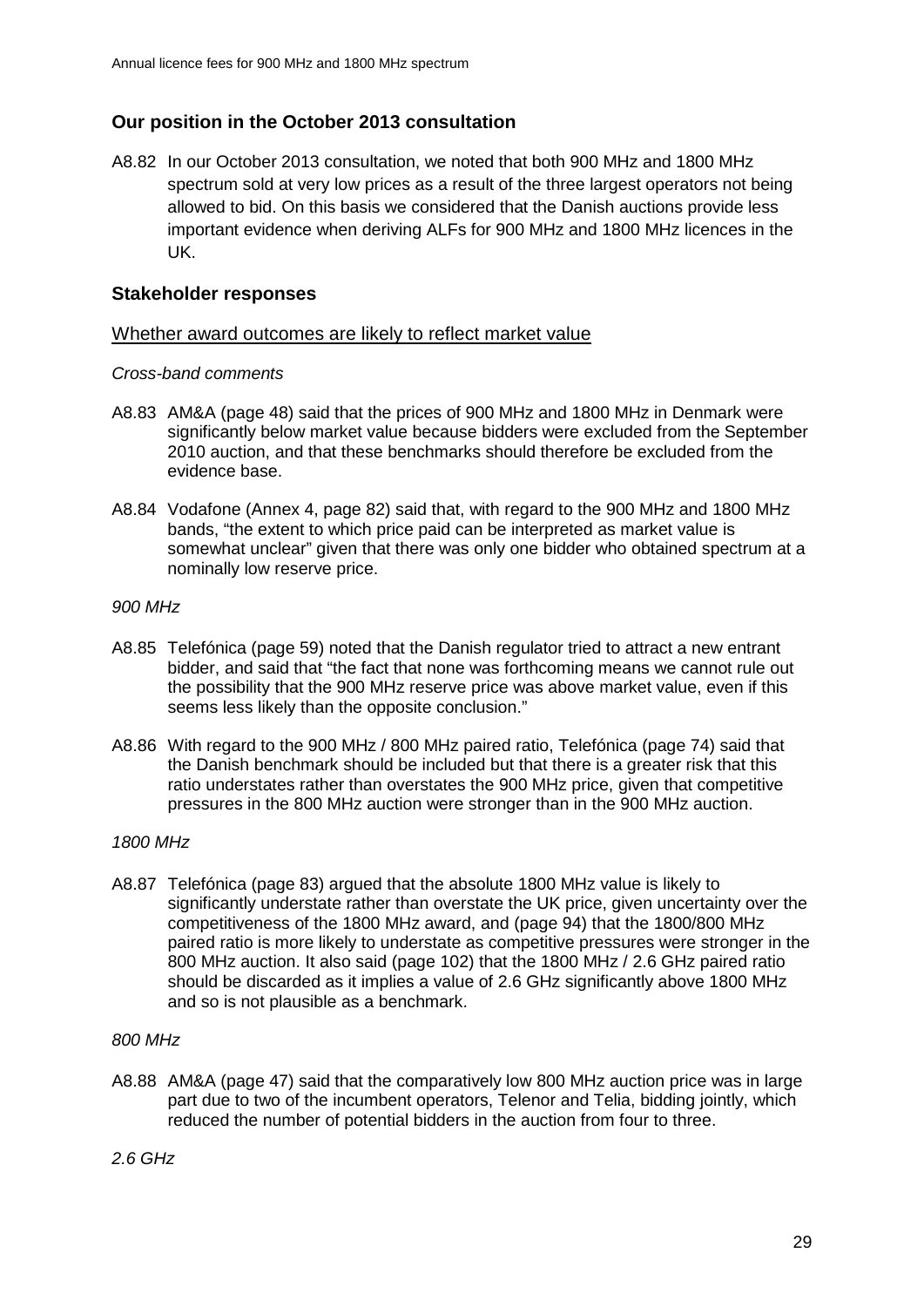## Our position in the October 2013 consultation

A8.82 In our October 2013 consultation, we noted that both 900 MHz and 1800 MHz spectrum sold at very low prices as a result of the three largest operators not being allowed to bid. On this basis we considered that the Danish auctions provide less important evidence when deriving ALFs for 900 MHz and 1800 MHz licences in the UK.

## Stakeholder responses

### Whether award outcomes are likely to reflect market value

*Cross-band comments*

A8.83 AM&A (page 48) said that the prices of 900 MHz and 1800 MHz in Denmark were significantly below market value because bidders were excluded from the September 2010 auction, and that these benchmarks should therefore be excluded from the evidence base.

A8.84 Vodafone (Annex 4, page 82) said that, with regard to the 900 MHz and 1800 MHz bands, "the extent to which price paid can be interpreted as market value is somewhat unclear" given that there was only one bidder who obtained spectrum at a nominally low reserve price.

*900 MHz*

A8.85 Telefónica (page 59) noted that the Danish regulator tried to attract a new entrant bidder, and said that "the fact that none was forthcoming means we cannot rule out the possibility that the 900 MHz reserve price was above market value, even if this seems less likely than the opposite conclusion."

A8.86 With regard to the 900 MHz / 800 MHz paired ratio, Telefónica (page 74) said that the Danish benchmark should be included but that there is a greater risk that this ratio understates rather than overstates the 900 MHz price, given that competitive pressures in the 800 MHz auction were stronger than in the 900 MHz auction.

*1800 MHz*

A8.87 Telefónica (page 83) argued that the absolute 1800 MHz value is likely to significantly understate rather than overstate the UK price, given uncertainty over the competitiveness of the 1800 MHz award, and (page 94) that the 1800/800 MHz paired ratio is more likely to understate as competitive pressures were stronger in the 800 MHz auction. It also said (page 102) that the 1800 MHz / 2.6 GHz paired ratio should be discarded as it implies a value of 2.6 GHz significantly above 1800 MHz and so is not plausible as a benchmark.

*800 MHz*

A8.88 AM&A (page 47) said that the comparatively low 800 MHz auction price was in large part due to two of the incumbent operators, Telenor and Telia, bidding jointly, which reduced the number of potential bidders in the auction from four to three.

*2.6 GHz*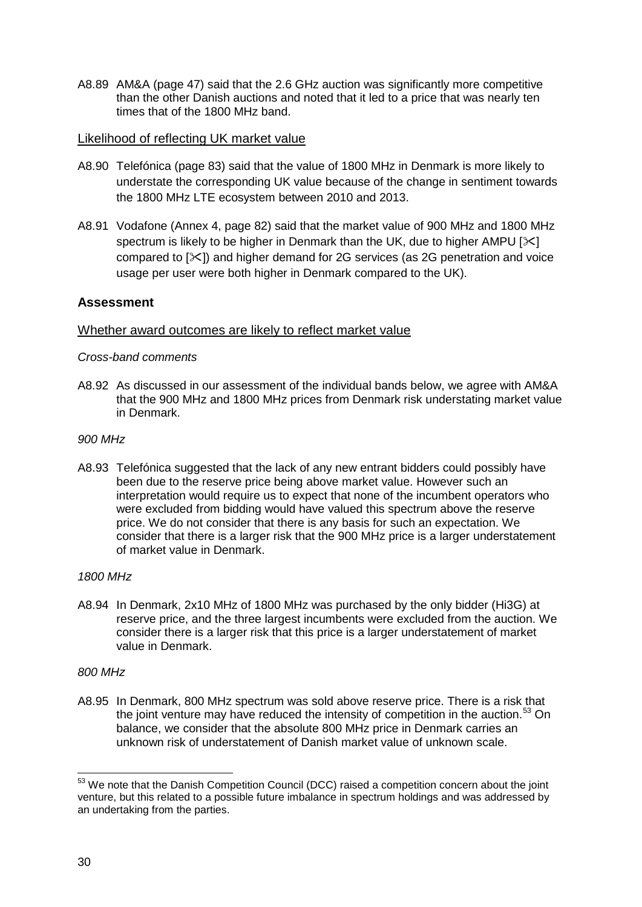A8.89 AM&A (page 47) said that the 2.6 GHz auction was significantly more competitive than the other Danish auctions and noted that it led to a price that was nearly ten times that of the 1800 MHz band.

Likelihood of reflecting UK market value

A8.90 Telefónica (page 83) said that the value of 1800 MHz in Denmark is more likely to understate the corresponding UK value because of the change in sentiment towards the 1800 MHz LTE ecosystem between 2010 and 2013.

A8.91 Vodafone (Annex 4, page 82) said that the market value of 900 MHz and 1800 MHz spectrum is likely to be higher in Denmark than the UK, due to higher AMPU [✂] compared to [✂]) and higher demand for 2G services (as 2G penetration and voice usage per user were both higher in Denmark compared to the UK).

### Assessment

Whether award outcomes are likely to reflect market value

*Cross-band comments*

A8.92 As discussed in our assessment of the individual bands below, we agree with AM&A that the 900 MHz and 1800 MHz prices from Denmark risk understating market value in Denmark.

*900 MHz*

A8.93 Telefónica suggested that the lack of any new entrant bidders could possibly have been due to the reserve price being above market value. However such an interpretation would require us to expect that none of the incumbent operators who were excluded from bidding would have valued this spectrum above the reserve price. We do not consider that there is any basis for such an expectation. We consider that there is a larger risk that the 900 MHz price is a larger understatement of market value in Denmark.

*1800 MHz*

A8.94 In Denmark, 2x10 MHz of 1800 MHz was purchased by the only bidder (Hi3G) at reserve price, and the three largest incumbents were excluded from the auction. We consider there is a larger risk that this price is a larger understatement of market value in Denmark.

*800 MHz*

A8.95 In Denmark, 800 MHz spectrum was sold above reserve price. There is a risk that the joint venture may have reduced the intensity of competition in the auction.[53] On balance, we consider that the absolute 800 MHz price in Denmark carries an unknown risk of understatement of Danish market value of unknown scale.

[53] We note that the Danish Competition Council (DCC) raised a competition concern about the joint venture, but this related to a possible future imbalance in spectrum holdings and was addressed by an undertaking from the parties.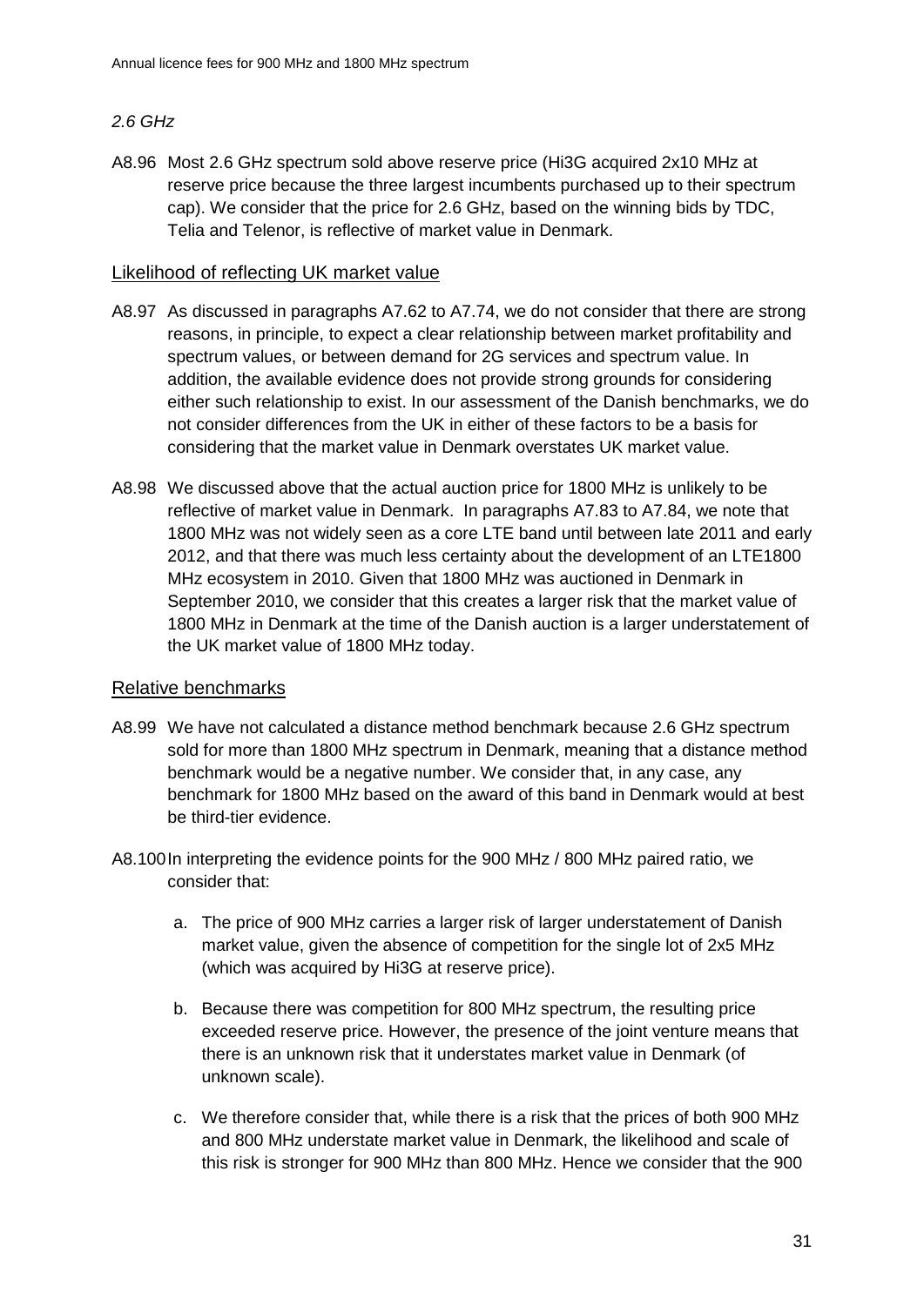*2.6 GHz*

A8.96 Most 2.6 GHz spectrum sold above reserve price (Hi3G acquired 2x10 MHz at reserve price because the three largest incumbents purchased up to their spectrum cap). We consider that the price for 2.6 GHz, based on the winning bids by TDC, Telia and Telenor, is reflective of market value in Denmark.

## Likelihood of reflecting UK market value

A8.97 As discussed in paragraphs A7.62 to A7.74, we do not consider that there are strong reasons, in principle, to expect a clear relationship between market profitability and spectrum values, or between demand for 2G services and spectrum value. In addition, the available evidence does not provide strong grounds for considering either such relationship to exist. In our assessment of the Danish benchmarks, we do not consider differences from the UK in either of these factors to be a basis for considering that the market value in Denmark overstates UK market value.

A8.98 We discussed above that the actual auction price for 1800 MHz is unlikely to be reflective of market value in Denmark. In paragraphs A7.83 to A7.84, we note that 1800 MHz was not widely seen as a core LTE band until between late 2011 and early 2012, and that there was much less certainty about the development of an LTE1800 MHz ecosystem in 2010. Given that 1800 MHz was auctioned in Denmark in September 2010, we consider that this creates a larger risk that the market value of 1800 MHz in Denmark at the time of the Danish auction is a larger understatement of the UK market value of 1800 MHz today.

## Relative benchmarks

A8.99 We have not calculated a distance method benchmark because 2.6 GHz spectrum sold for more than 1800 MHz spectrum in Denmark, meaning that a distance method benchmark would be a negative number. We consider that, in any case, any benchmark for 1800 MHz based on the award of this band in Denmark would at best be third-tier evidence.

A8.100 In interpreting the evidence points for the 900 MHz / 800 MHz paired ratio, we consider that:

a. The price of 900 MHz carries a larger risk of larger understatement of Danish market value, given the absence of competition for the single lot of 2x5 MHz (which was acquired by Hi3G at reserve price).

b. Because there was competition for 800 MHz spectrum, the resulting price exceeded reserve price. However, the presence of the joint venture means that there is an unknown risk that it understates market value in Denmark (of unknown scale).

c. We therefore consider that, while there is a risk that the prices of both 900 MHz and 800 MHz understate market value in Denmark, the likelihood and scale of this risk is stronger for 900 MHz than 800 MHz. Hence we consider that the 900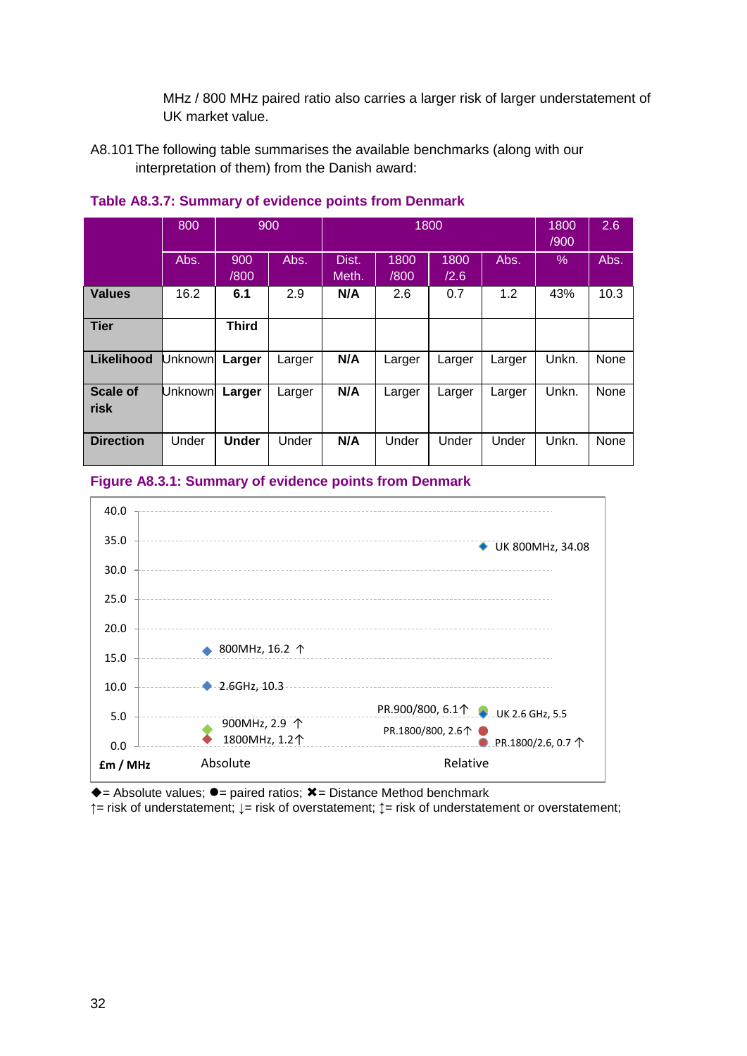MHz / 800 MHz paired ratio also carries a larger risk of larger understatement of UK market value.

A8.101 The following table summarises the available benchmarks (along with our interpretation of them) from the Danish award:

**Table A8.3.7: Summary of evidence points from Denmark**

| | 800 | 900 | | 1800 | | | | 1800 /900 | 2.6 |
|---|---|---|---|---|---|---|---|---|---|
| | Abs. | 900 /800 | Abs. | Dist. Meth. | 1800 /800 | 1800 /2.6 | Abs. | % | Abs. |
| **Values** | 16.2 | **6.1** | 2.9 | **N/A** | 2.6 | 0.7 | 1.2 | 43% | 10.3 |
| **Tier** | | **Third** | | | | | | | |
| **Likelihood** | Unknown | **Larger** | Larger | **N/A** | Larger | Larger | Larger | Unkn. | None |
| **Scale of risk** | Unknown | **Larger** | Larger | **N/A** | Larger | Larger | Larger | Unkn. | None |
| **Direction** | Under | **Under** | Under | **N/A** | Under | Under | Under | Unkn. | None |

**Figure A8.3.1: Summary of evidence points from Denmark**

£m / MHz

Absolute: 800MHz, 16.2 ↑; 2.6GHz, 10.3; 900MHz, 2.9 ↑; 1800MHz, 1.2↑

Relative: UK 800MHz, 34.08; PR.900/800, 6.1↑; UK 2.6 GHz, 5.5; PR.1800/800, 2.6↑; PR.1800/2.6, 0.7 ↑

◆= Absolute values; ●= paired ratios; ✖= Distance Method benchmark
↑= risk of understatement; ↓= risk of overstatement; ↕= risk of understatement or overstatement;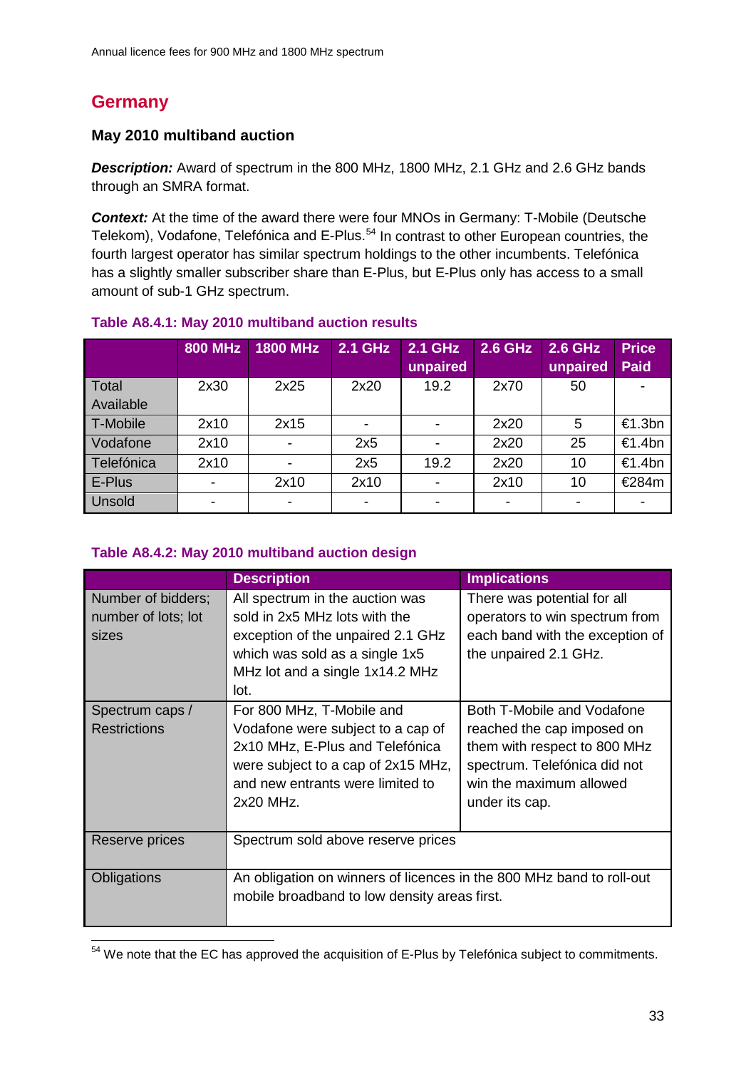## Germany

### May 2010 multiband auction

***Description:*** Award of spectrum in the 800 MHz, 1800 MHz, 2.1 GHz and 2.6 GHz bands through an SMRA format.

***Context:*** At the time of the award there were four MNOs in Germany: T-Mobile (Deutsche Telekom), Vodafone, Telefónica and E-Plus.[54] In contrast to other European countries, the fourth largest operator has similar spectrum holdings to the other incumbents. Telefónica has a slightly smaller subscriber share than E-Plus, but E-Plus only has access to a small amount of sub-1 GHz spectrum.

**Table A8.4.1: May 2010 multiband auction results**

| | 800 MHz | 1800 MHz | 2.1 GHz | 2.1 GHz unpaired | 2.6 GHz | 2.6 GHz unpaired | Price Paid |
|---|---|---|---|---|---|---|---|
| Total Available | 2x30 | 2x25 | 2x20 | 19.2 | 2x70 | 50 | - |
| T-Mobile | 2x10 | 2x15 | - | - | 2x20 | 5 | €1.3bn |
| Vodafone | 2x10 | - | 2x5 | - | 2x20 | 25 | €1.4bn |
| Telefónica | 2x10 | - | 2x5 | 19.2 | 2x20 | 10 | €1.4bn |
| E-Plus | - | 2x10 | 2x10 | - | 2x10 | 10 | €284m |
| Unsold | - | - | - | - | - | - | - |

**Table A8.4.2: May 2010 multiband auction design**

| | Description | Implications |
|---|---|---|
| Number of bidders; number of lots; lot sizes | All spectrum in the auction was sold in 2x5 MHz lots with the exception of the unpaired 2.1 GHz which was sold as a single 1x5 MHz lot and a single 1x14.2 MHz lot. | There was potential for all operators to win spectrum from each band with the exception of the unpaired 2.1 GHz. |
| Spectrum caps / Restrictions | For 800 MHz, T-Mobile and Vodafone were subject to a cap of 2x10 MHz, E-Plus and Telefónica were subject to a cap of 2x15 MHz, and new entrants were limited to 2x20 MHz. | Both T-Mobile and Vodafone reached the cap imposed on them with respect to 800 MHz spectrum. Telefónica did not win the maximum allowed under its cap. |
| Reserve prices | Spectrum sold above reserve prices | |
| Obligations | An obligation on winners of licences in the 800 MHz band to roll-out mobile broadband to low density areas first. | |

[54] We note that the EC has approved the acquisition of E-Plus by Telefónica subject to commitments.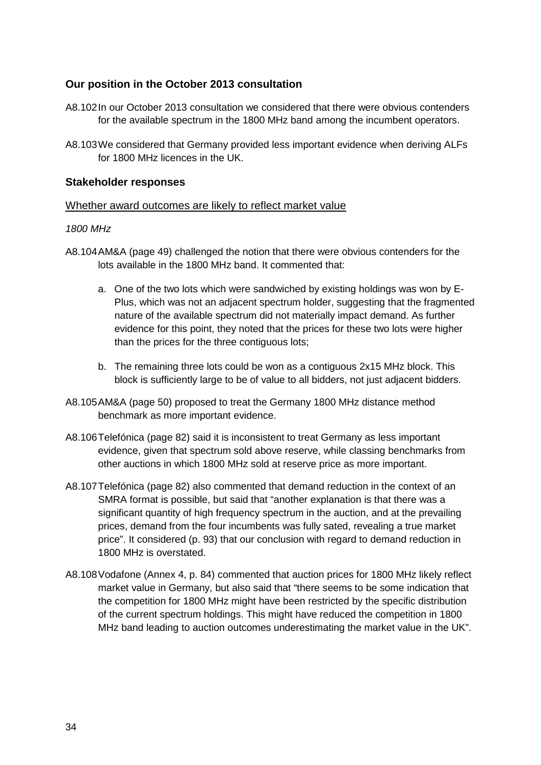### Our position in the October 2013 consultation

A8.102 In our October 2013 consultation we considered that there were obvious contenders for the available spectrum in the 1800 MHz band among the incumbent operators.

A8.103 We considered that Germany provided less important evidence when deriving ALFs for 1800 MHz licences in the UK.

### Stakeholder responses

<u>Whether award outcomes are likely to reflect market value</u>

*1800 MHz*

A8.104 AM&A (page 49) challenged the notion that there were obvious contenders for the lots available in the 1800 MHz band. It commented that:

a. One of the two lots which were sandwiched by existing holdings was won by E-Plus, which was not an adjacent spectrum holder, suggesting that the fragmented nature of the available spectrum did not materially impact demand. As further evidence for this point, they noted that the prices for these two lots were higher than the prices for the three contiguous lots;

b. The remaining three lots could be won as a contiguous 2x15 MHz block. This block is sufficiently large to be of value to all bidders, not just adjacent bidders.

A8.105 AM&A (page 50) proposed to treat the Germany 1800 MHz distance method benchmark as more important evidence.

A8.106 Telefónica (page 82) said it is inconsistent to treat Germany as less important evidence, given that spectrum sold above reserve, while classing benchmarks from other auctions in which 1800 MHz sold at reserve price as more important.

A8.107 Telefónica (page 82) also commented that demand reduction in the context of an SMRA format is possible, but said that "another explanation is that there was a significant quantity of high frequency spectrum in the auction, and at the prevailing prices, demand from the four incumbents was fully sated, revealing a true market price". It considered (p. 93) that our conclusion with regard to demand reduction in 1800 MHz is overstated.

A8.108 Vodafone (Annex 4, p. 84) commented that auction prices for 1800 MHz likely reflect market value in Germany, but also said that "there seems to be some indication that the competition for 1800 MHz might have been restricted by the specific distribution of the current spectrum holdings. This might have reduced the competition in 1800 MHz band leading to auction outcomes underestimating the market value in the UK".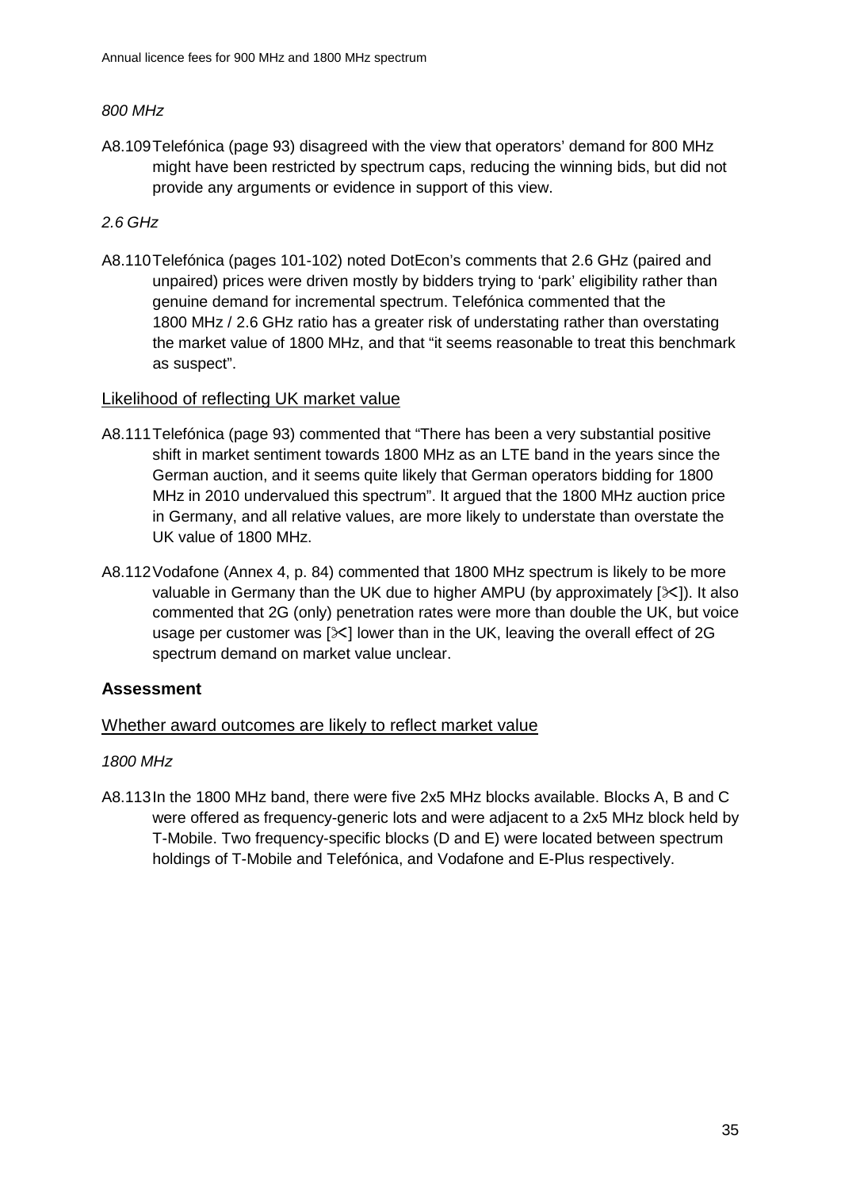*800 MHz*

A8.109 Telefónica (page 93) disagreed with the view that operators' demand for 800 MHz might have been restricted by spectrum caps, reducing the winning bids, but did not provide any arguments or evidence in support of this view.

*2.6 GHz*

A8.110 Telefónica (pages 101-102) noted DotEcon's comments that 2.6 GHz (paired and unpaired) prices were driven mostly by bidders trying to 'park' eligibility rather than genuine demand for incremental spectrum. Telefónica commented that the 1800 MHz / 2.6 GHz ratio has a greater risk of understating rather than overstating the market value of 1800 MHz, and that "it seems reasonable to treat this benchmark as suspect".

<u>Likelihood of reflecting UK market value</u>

A8.111 Telefónica (page 93) commented that "There has been a very substantial positive shift in market sentiment towards 1800 MHz as an LTE band in the years since the German auction, and it seems quite likely that German operators bidding for 1800 MHz in 2010 undervalued this spectrum". It argued that the 1800 MHz auction price in Germany, and all relative values, are more likely to understate than overstate the UK value of 1800 MHz.

A8.112 Vodafone (Annex 4, p. 84) commented that 1800 MHz spectrum is likely to be more valuable in Germany than the UK due to higher AMPU (by approximately [✂]). It also commented that 2G (only) penetration rates were more than double the UK, but voice usage per customer was [✂] lower than in the UK, leaving the overall effect of 2G spectrum demand on market value unclear.

### Assessment

<u>Whether award outcomes are likely to reflect market value</u>

*1800 MHz*

A8.113 In the 1800 MHz band, there were five 2x5 MHz blocks available. Blocks A, B and C were offered as frequency-generic lots and were adjacent to a 2x5 MHz block held by T-Mobile. Two frequency-specific blocks (D and E) were located between spectrum holdings of T-Mobile and Telefónica, and Vodafone and E-Plus respectively.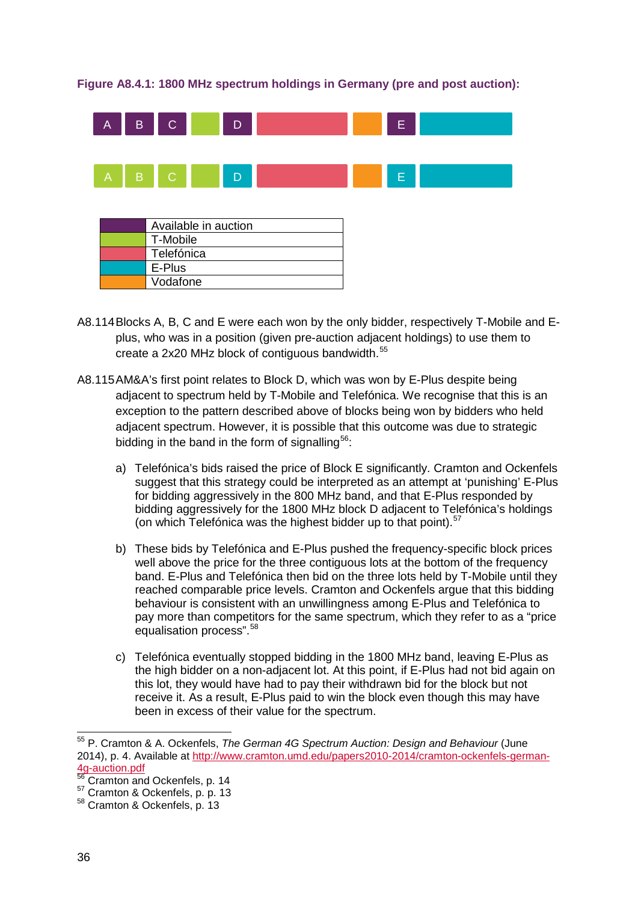**Figure A8.4.1: 1800 MHz spectrum holdings in Germany (pre and post auction):**

| A | B | C | | D | | | E | |
|---|---|---|---|---|---|---|---|---|
| A | B | C | | D | | | E | |

| | |
|---|---|
| (purple) | Available in auction |
| (green) | T-Mobile |
| (red) | Telefónica |
| (blue) | E-Plus |
| (orange) | Vodafone |

A8.114 Blocks A, B, C and E were each won by the only bidder, respectively T-Mobile and E-plus, who was in a position (given pre-auction adjacent holdings) to use them to create a 2x20 MHz block of contiguous bandwidth.[55]

A8.115 AM&A's first point relates to Block D, which was won by E-Plus despite being adjacent to spectrum held by T-Mobile and Telefónica. We recognise that this is an exception to the pattern described above of blocks being won by bidders who held adjacent spectrum. However, it is possible that this outcome was due to strategic bidding in the band in the form of signalling[56]:

a) Telefónica's bids raised the price of Block E significantly. Cramton and Ockenfels suggest that this strategy could be interpreted as an attempt at 'punishing' E-Plus for bidding aggressively in the 800 MHz band, and that E-Plus responded by bidding aggressively for the 1800 MHz block D adjacent to Telefónica's holdings (on which Telefónica was the highest bidder up to that point).[57]

b) These bids by Telefónica and E-Plus pushed the frequency-specific block prices well above the price for the three contiguous lots at the bottom of the frequency band. E-Plus and Telefónica then bid on the three lots held by T-Mobile until they reached comparable price levels. Cramton and Ockenfels argue that this bidding behaviour is consistent with an unwillingness among E-Plus and Telefónica to pay more than competitors for the same spectrum, which they refer to as a "price equalisation process".[58]

c) Telefónica eventually stopped bidding in the 1800 MHz band, leaving E-Plus as the high bidder on a non-adjacent lot. At this point, if E-Plus had not bid again on this lot, they would have had to pay their withdrawn bid for the block but not receive it. As a result, E-Plus paid to win the block even though this may have been in excess of their value for the spectrum.

---

[55] P. Cramton & A. Ockenfels, *The German 4G Spectrum Auction: Design and Behaviour* (June 2014), p. 4. Available at http://www.cramton.umd.edu/papers2010-2014/cramton-ockenfels-german-4g-auction.pdf

[56] Cramton and Ockenfels, p. 14

[57] Cramton & Ockenfels, p. p. 13

[58] Cramton & Ockenfels, p. 13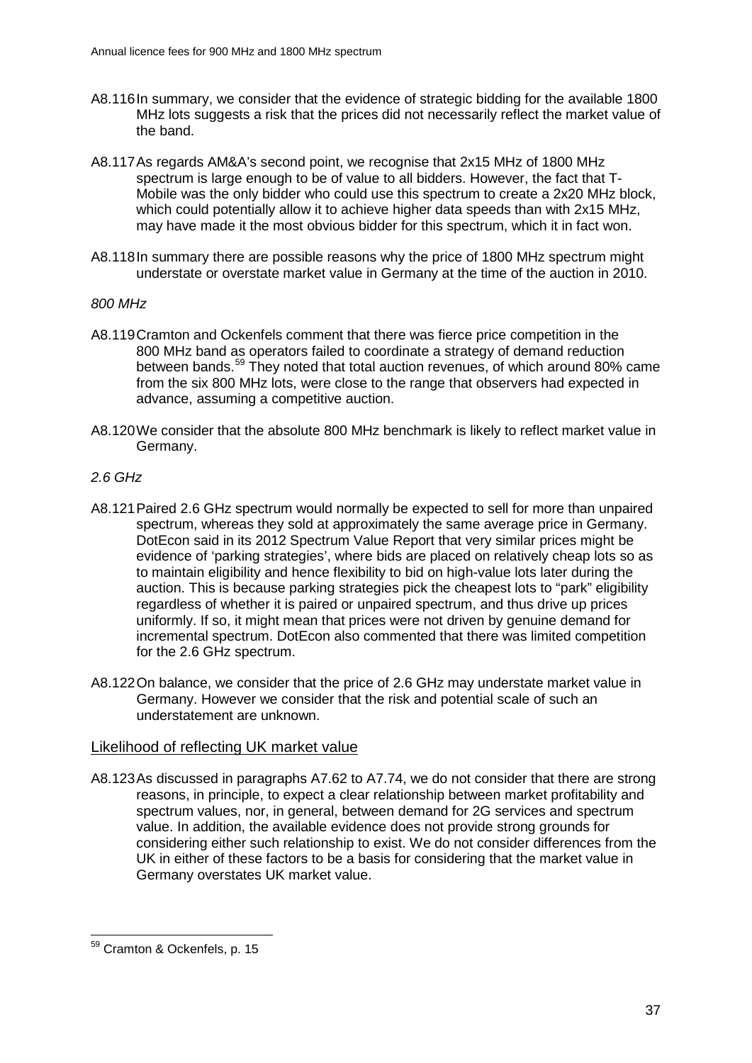A8.116 In summary, we consider that the evidence of strategic bidding for the available 1800 MHz lots suggests a risk that the prices did not necessarily reflect the market value of the band.

A8.117 As regards AM&A's second point, we recognise that 2x15 MHz of 1800 MHz spectrum is large enough to be of value to all bidders. However, the fact that T-Mobile was the only bidder who could use this spectrum to create a 2x20 MHz block, which could potentially allow it to achieve higher data speeds than with 2x15 MHz, may have made it the most obvious bidder for this spectrum, which it in fact won.

A8.118 In summary there are possible reasons why the price of 1800 MHz spectrum might understate or overstate market value in Germany at the time of the auction in 2010.

*800 MHz*

A8.119 Cramton and Ockenfels comment that there was fierce price competition in the 800 MHz band as operators failed to coordinate a strategy of demand reduction between bands.[59] They noted that total auction revenues, of which around 80% came from the six 800 MHz lots, were close to the range that observers had expected in advance, assuming a competitive auction.

A8.120 We consider that the absolute 800 MHz benchmark is likely to reflect market value in Germany.

*2.6 GHz*

A8.121 Paired 2.6 GHz spectrum would normally be expected to sell for more than unpaired spectrum, whereas they sold at approximately the same average price in Germany. DotEcon said in its 2012 Spectrum Value Report that very similar prices might be evidence of 'parking strategies', where bids are placed on relatively cheap lots so as to maintain eligibility and hence flexibility to bid on high-value lots later during the auction. This is because parking strategies pick the cheapest lots to "park" eligibility regardless of whether it is paired or unpaired spectrum, and thus drive up prices uniformly. If so, it might mean that prices were not driven by genuine demand for incremental spectrum. DotEcon also commented that there was limited competition for the 2.6 GHz spectrum.

A8.122 On balance, we consider that the price of 2.6 GHz may understate market value in Germany. However we consider that the risk and potential scale of such an understatement are unknown.

## Likelihood of reflecting UK market value

A8.123 As discussed in paragraphs A7.62 to A7.74, we do not consider that there are strong reasons, in principle, to expect a clear relationship between market profitability and spectrum values, nor, in general, between demand for 2G services and spectrum value. In addition, the available evidence does not provide strong grounds for considering either such relationship to exist. We do not consider differences from the UK in either of these factors to be a basis for considering that the market value in Germany overstates UK market value.

[59] Cramton & Ockenfels, p. 15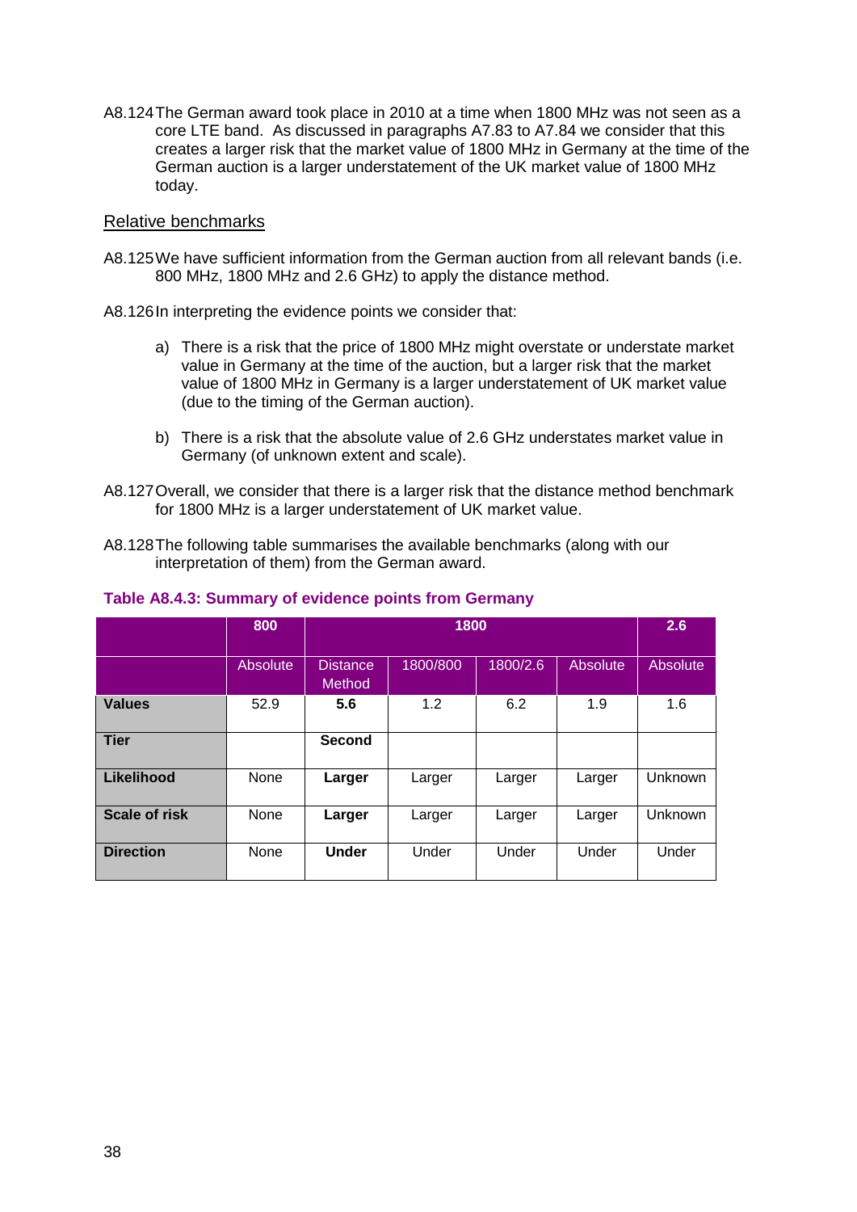A8.124 The German award took place in 2010 at a time when 1800 MHz was not seen as a core LTE band. As discussed in paragraphs A7.83 to A7.84 we consider that this creates a larger risk that the market value of 1800 MHz in Germany at the time of the German auction is a larger understatement of the UK market value of 1800 MHz today.

## Relative benchmarks

A8.125 We have sufficient information from the German auction from all relevant bands (i.e. 800 MHz, 1800 MHz and 2.6 GHz) to apply the distance method.

A8.126 In interpreting the evidence points we consider that:

a) There is a risk that the price of 1800 MHz might overstate or understate market value in Germany at the time of the auction, but a larger risk that the market value of 1800 MHz in Germany is a larger understatement of UK market value (due to the timing of the German auction).

b) There is a risk that the absolute value of 2.6 GHz understates market value in Germany (of unknown extent and scale).

A8.127 Overall, we consider that there is a larger risk that the distance method benchmark for 1800 MHz is a larger understatement of UK market value.

A8.128 The following table summarises the available benchmarks (along with our interpretation of them) from the German award.

**Table A8.4.3: Summary of evidence points from Germany**

| | 800 | 1800 | | | | 2.6 |
|---|---|---|---|---|---|---|
| | Absolute | Distance Method | 1800/800 | 1800/2.6 | Absolute | Absolute |
| **Values** | 52.9 | **5.6** | 1.2 | 6.2 | 1.9 | 1.6 |
| **Tier** | | **Second** | | | | |
| **Likelihood** | None | **Larger** | Larger | Larger | Larger | Unknown |
| **Scale of risk** | None | **Larger** | Larger | Larger | Larger | Unknown |
| **Direction** | None | **Under** | Under | Under | Under | Under |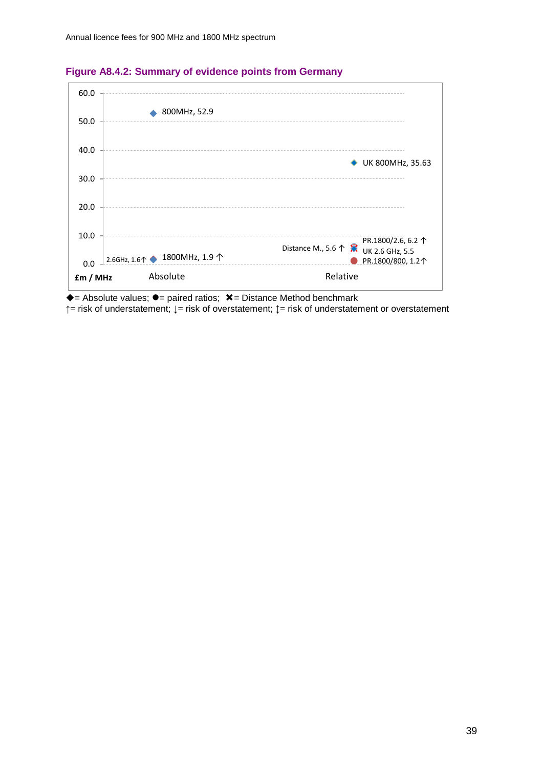**Figure A8.4.2: Summary of evidence points from Germany**

| £m / MHz | Absolute | Relative |
| --- | --- | --- |
| ◆ | 800MHz, 52.9 | UK 800MHz, 35.63 |
| ◆ | 1800MHz, 1.9 ↑ | UK 2.6 GHz, 5.5 |
| ◆ | 2.6GHz, 1.6↑ | |
| ● | | PR.1800/2.6, 6.2 ↑ |
| ● | | PR.1800/800, 1.2↑ |
| ✖ | | Distance M., 5.6 ↑ |

◆= Absolute values; ●= paired ratios; ✖= Distance Method benchmark

↑= risk of understatement; ↓= risk of overstatement; ↕= risk of understatement or overstatement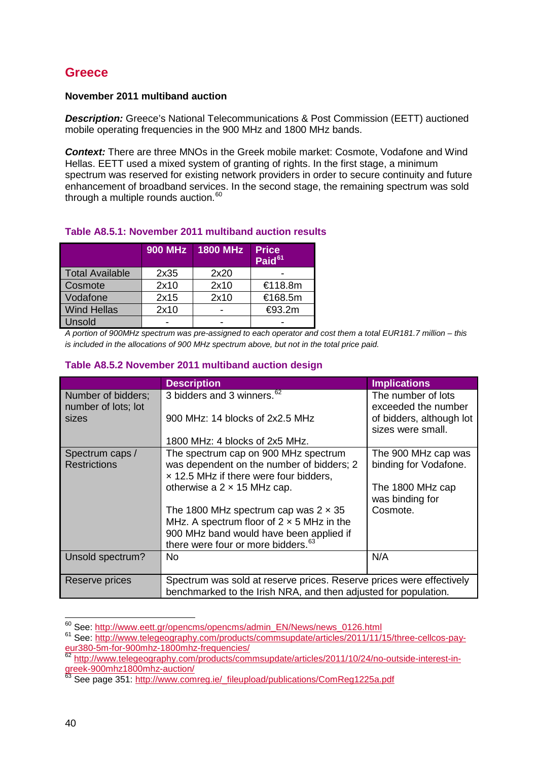## Greece

**November 2011 multiband auction**

***Description:*** Greece's National Telecommunications & Post Commission (EETT) auctioned mobile operating frequencies in the 900 MHz and 1800 MHz bands.

***Context:*** There are three MNOs in the Greek mobile market: Cosmote, Vodafone and Wind Hellas. EETT used a mixed system of granting of rights. In the first stage, a minimum spectrum was reserved for existing network providers in order to secure continuity and future enhancement of broadband services. In the second stage, the remaining spectrum was sold through a multiple rounds auction.[60]

**Table A8.5.1: November 2011 multiband auction results**

| | 900 MHz | 1800 MHz | Price Paid[61] |
|---|---|---|---|
| Total Available | 2x35 | 2x20 | - |
| Cosmote | 2x10 | 2x10 | €118.8m |
| Vodafone | 2x15 | 2x10 | €168.5m |
| Wind Hellas | 2x10 | - | €93.2m |
| Unsold | - | - | - |

*A portion of 900MHz spectrum was pre-assigned to each operator and cost them a total EUR181.7 million – this is included in the allocations of 900 MHz spectrum above, but not in the total price paid.*

**Table A8.5.2 November 2011 multiband auction design**

| | Description | Implications |
|---|---|---|
| Number of bidders; number of lots; lot sizes | 3 bidders and 3 winners.[62]<br><br>900 MHz: 14 blocks of 2x2.5 MHz<br><br>1800 MHz: 4 blocks of 2x5 MHz. | The number of lots exceeded the number of bidders, although lot sizes were small. |
| Spectrum caps / Restrictions | The spectrum cap on 900 MHz spectrum was dependent on the number of bidders; 2 × 12.5 MHz if there were four bidders, otherwise a 2 × 15 MHz cap.<br><br>The 1800 MHz spectrum cap was 2 × 35 MHz. A spectrum floor of 2 × 5 MHz in the 900 MHz band would have been applied if there were four or more bidders.[63] | The 900 MHz cap was binding for Vodafone.<br><br>The 1800 MHz cap was binding for Cosmote. |
| Unsold spectrum? | No | N/A |
| Reserve prices | Spectrum was sold at reserve prices. Reserve prices were effectively benchmarked to the Irish NRA, and then adjusted for population. | |

[60] See: http://www.eett.gr/opencms/opencms/admin_EN/News/news_0126.html

[61] See: http://www.telegeography.com/products/commsupdate/articles/2011/11/15/three-cellcos-pay-eur380-5m-for-900mhz-1800mhz-frequencies/

[62] http://www.telegeography.com/products/commsupdate/articles/2011/10/24/no-outside-interest-in-greek-900mhz1800mhz-auction/

[63] See page 351: http://www.comreg.ie/_fileupload/publications/ComReg1225a.pdf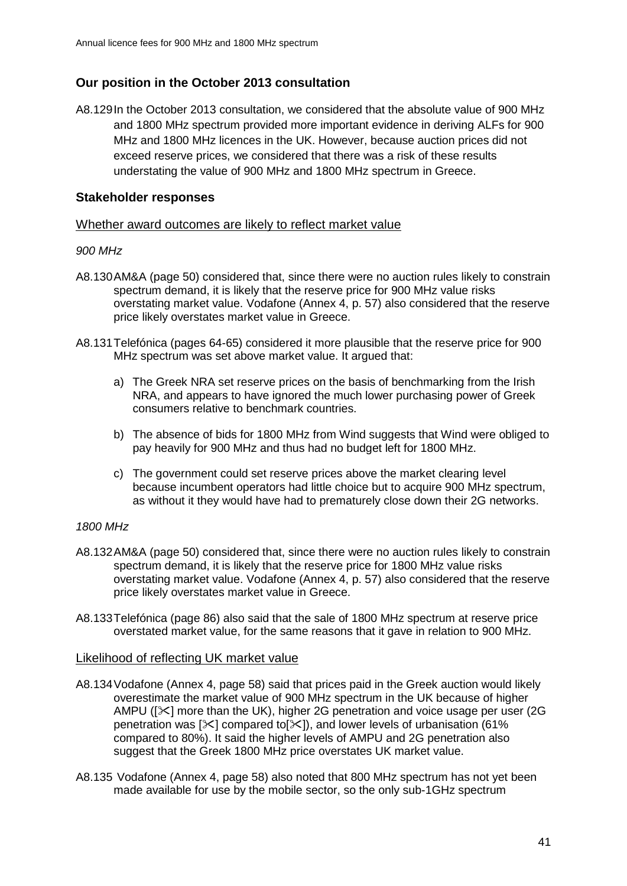## Our position in the October 2013 consultation

A8.129 In the October 2013 consultation, we considered that the absolute value of 900 MHz and 1800 MHz spectrum provided more important evidence in deriving ALFs for 900 MHz and 1800 MHz licences in the UK. However, because auction prices did not exceed reserve prices, we considered that there was a risk of these results understating the value of 900 MHz and 1800 MHz spectrum in Greece.

## Stakeholder responses

Whether award outcomes are likely to reflect market value

*900 MHz*

A8.130 AM&A (page 50) considered that, since there were no auction rules likely to constrain spectrum demand, it is likely that the reserve price for 900 MHz value risks overstating market value. Vodafone (Annex 4, p. 57) also considered that the reserve price likely overstates market value in Greece.

A8.131 Telefónica (pages 64-65) considered it more plausible that the reserve price for 900 MHz spectrum was set above market value. It argued that:

a) The Greek NRA set reserve prices on the basis of benchmarking from the Irish NRA, and appears to have ignored the much lower purchasing power of Greek consumers relative to benchmark countries.

b) The absence of bids for 1800 MHz from Wind suggests that Wind were obliged to pay heavily for 900 MHz and thus had no budget left for 1800 MHz.

c) The government could set reserve prices above the market clearing level because incumbent operators had little choice but to acquire 900 MHz spectrum, as without it they would have had to prematurely close down their 2G networks.

*1800 MHz*

A8.132 AM&A (page 50) considered that, since there were no auction rules likely to constrain spectrum demand, it is likely that the reserve price for 1800 MHz value risks overstating market value. Vodafone (Annex 4, p. 57) also considered that the reserve price likely overstates market value in Greece.

A8.133 Telefónica (page 86) also said that the sale of 1800 MHz spectrum at reserve price overstated market value, for the same reasons that it gave in relation to 900 MHz.

Likelihood of reflecting UK market value

A8.134 Vodafone (Annex 4, page 58) said that prices paid in the Greek auction would likely overestimate the market value of 900 MHz spectrum in the UK because of higher AMPU ([✂] more than the UK), higher 2G penetration and voice usage per user (2G penetration was [✂] compared to[✂]), and lower levels of urbanisation (61% compared to 80%). It said the higher levels of AMPU and 2G penetration also suggest that the Greek 1800 MHz price overstates UK market value.

A8.135 Vodafone (Annex 4, page 58) also noted that 800 MHz spectrum has not yet been made available for use by the mobile sector, so the only sub-1GHz spectrum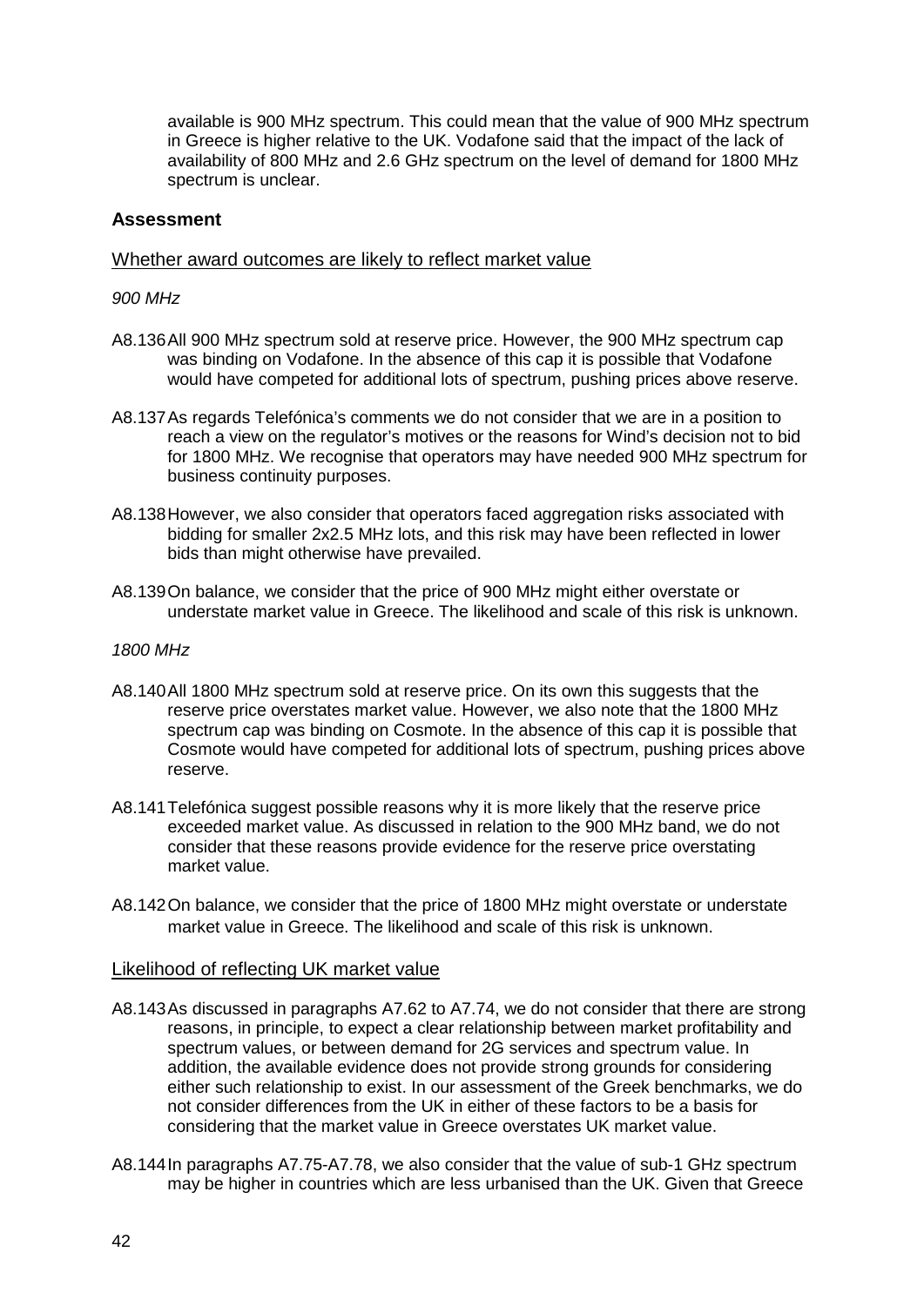available is 900 MHz spectrum. This could mean that the value of 900 MHz spectrum in Greece is higher relative to the UK. Vodafone said that the impact of the lack of availability of 800 MHz and 2.6 GHz spectrum on the level of demand for 1800 MHz spectrum is unclear.

### Assessment

Whether award outcomes are likely to reflect market value

*900 MHz*

A8.136 All 900 MHz spectrum sold at reserve price. However, the 900 MHz spectrum cap was binding on Vodafone. In the absence of this cap it is possible that Vodafone would have competed for additional lots of spectrum, pushing prices above reserve.

A8.137 As regards Telefónica's comments we do not consider that we are in a position to reach a view on the regulator's motives or the reasons for Wind's decision not to bid for 1800 MHz. We recognise that operators may have needed 900 MHz spectrum for business continuity purposes.

A8.138 However, we also consider that operators faced aggregation risks associated with bidding for smaller 2x2.5 MHz lots, and this risk may have been reflected in lower bids than might otherwise have prevailed.

A8.139 On balance, we consider that the price of 900 MHz might either overstate or understate market value in Greece. The likelihood and scale of this risk is unknown.

*1800 MHz*

A8.140 All 1800 MHz spectrum sold at reserve price. On its own this suggests that the reserve price overstates market value. However, we also note that the 1800 MHz spectrum cap was binding on Cosmote. In the absence of this cap it is possible that Cosmote would have competed for additional lots of spectrum, pushing prices above reserve.

A8.141 Telefónica suggest possible reasons why it is more likely that the reserve price exceeded market value. As discussed in relation to the 900 MHz band, we do not consider that these reasons provide evidence for the reserve price overstating market value.

A8.142 On balance, we consider that the price of 1800 MHz might overstate or understate market value in Greece. The likelihood and scale of this risk is unknown.

Likelihood of reflecting UK market value

A8.143 As discussed in paragraphs A7.62 to A7.74, we do not consider that there are strong reasons, in principle, to expect a clear relationship between market profitability and spectrum values, or between demand for 2G services and spectrum value. In addition, the available evidence does not provide strong grounds for considering either such relationship to exist. In our assessment of the Greek benchmarks, we do not consider differences from the UK in either of these factors to be a basis for considering that the market value in Greece overstates UK market value.

A8.144 In paragraphs A7.75-A7.78, we also consider that the value of sub-1 GHz spectrum may be higher in countries which are less urbanised than the UK. Given that Greece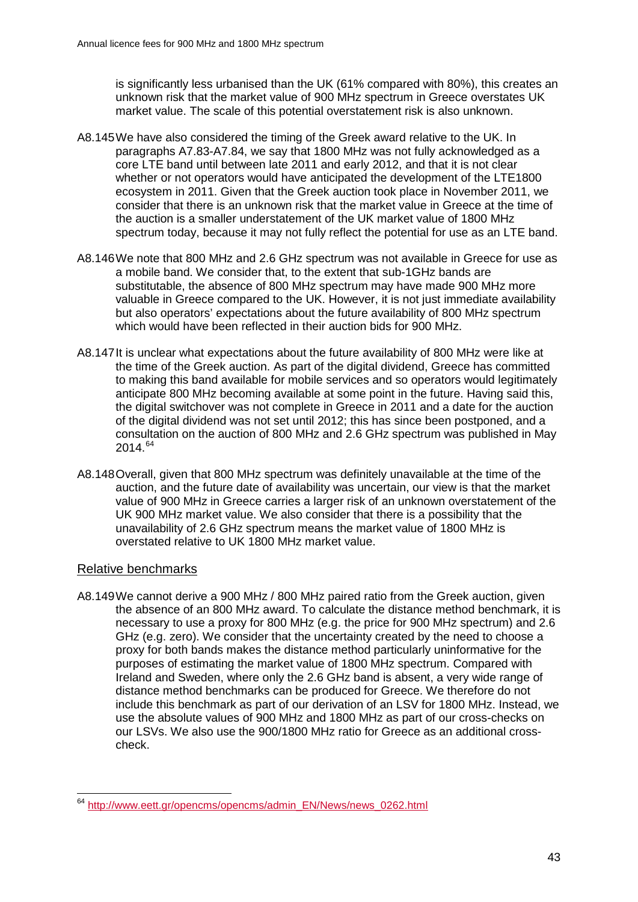is significantly less urbanised than the UK (61% compared with 80%), this creates an unknown risk that the market value of 900 MHz spectrum in Greece overstates UK market value. The scale of this potential overstatement risk is also unknown.

A8.145 We have also considered the timing of the Greek award relative to the UK. In paragraphs A7.83-A7.84, we say that 1800 MHz was not fully acknowledged as a core LTE band until between late 2011 and early 2012, and that it is not clear whether or not operators would have anticipated the development of the LTE1800 ecosystem in 2011. Given that the Greek auction took place in November 2011, we consider that there is an unknown risk that the market value in Greece at the time of the auction is a smaller understatement of the UK market value of 1800 MHz spectrum today, because it may not fully reflect the potential for use as an LTE band.

A8.146 We note that 800 MHz and 2.6 GHz spectrum was not available in Greece for use as a mobile band. We consider that, to the extent that sub-1GHz bands are substitutable, the absence of 800 MHz spectrum may have made 900 MHz more valuable in Greece compared to the UK. However, it is not just immediate availability but also operators' expectations about the future availability of 800 MHz spectrum which would have been reflected in their auction bids for 900 MHz.

A8.147 It is unclear what expectations about the future availability of 800 MHz were like at the time of the Greek auction. As part of the digital dividend, Greece has committed to making this band available for mobile services and so operators would legitimately anticipate 800 MHz becoming available at some point in the future. Having said this, the digital switchover was not complete in Greece in 2011 and a date for the auction of the digital dividend was not set until 2012; this has since been postponed, and a consultation on the auction of 800 MHz and 2.6 GHz spectrum was published in May 2014.[64]

A8.148 Overall, given that 800 MHz spectrum was definitely unavailable at the time of the auction, and the future date of availability was uncertain, our view is that the market value of 900 MHz in Greece carries a larger risk of an unknown overstatement of the UK 900 MHz market value. We also consider that there is a possibility that the unavailability of 2.6 GHz spectrum means the market value of 1800 MHz is overstated relative to UK 1800 MHz market value.

## Relative benchmarks

A8.149 We cannot derive a 900 MHz / 800 MHz paired ratio from the Greek auction, given the absence of an 800 MHz award. To calculate the distance method benchmark, it is necessary to use a proxy for 800 MHz (e.g. the price for 900 MHz spectrum) and 2.6 GHz (e.g. zero). We consider that the uncertainty created by the need to choose a proxy for both bands makes the distance method particularly uninformative for the purposes of estimating the market value of 1800 MHz spectrum. Compared with Ireland and Sweden, where only the 2.6 GHz band is absent, a very wide range of distance method benchmarks can be produced for Greece. We therefore do not include this benchmark as part of our derivation of an LSV for 1800 MHz. Instead, we use the absolute values of 900 MHz and 1800 MHz as part of our cross-checks on our LSVs. We also use the 900/1800 MHz ratio for Greece as an additional cross-check.

[64] http://www.eett.gr/opencms/opencms/admin_EN/News/news_0262.html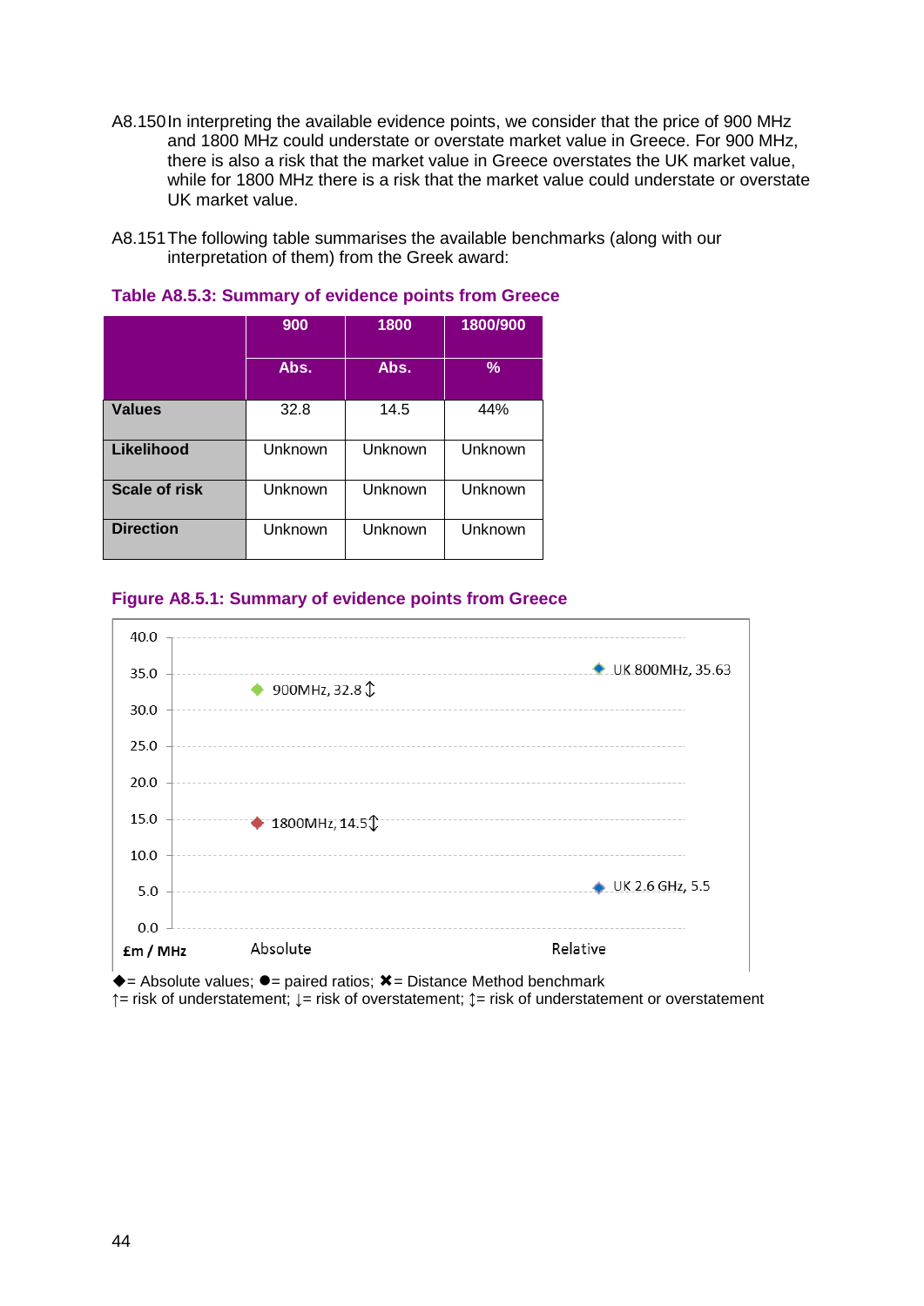A8.150 In interpreting the available evidence points, we consider that the price of 900 MHz and 1800 MHz could understate or overstate market value in Greece. For 900 MHz, there is also a risk that the market value in Greece overstates the UK market value, while for 1800 MHz there is a risk that the market value could understate or overstate UK market value.

A8.151 The following table summarises the available benchmarks (along with our interpretation of them) from the Greek award:

**Table A8.5.3: Summary of evidence points from Greece**

| | 900 | 1800 | 1800/900 |
|---|---|---|---|
| | Abs. | Abs. | % |
| **Values** | 32.8 | 14.5 | 44% |
| **Likelihood** | Unknown | Unknown | Unknown |
| **Scale of risk** | Unknown | Unknown | Unknown |
| **Direction** | Unknown | Unknown | Unknown |

**Figure A8.5.1: Summary of evidence points from Greece**

| £m / MHz | Absolute | Relative |
|---|---|---|
| | 900MHz, 32.8 ↕ | UK 800MHz, 35.63 |
| | 1800MHz, 14.5 ↕ | UK 2.6 GHz, 5.5 |

◆= Absolute values; ●= paired ratios; ✖= Distance Method benchmark
↑= risk of understatement; ↓= risk of overstatement; ↕= risk of understatement or overstatement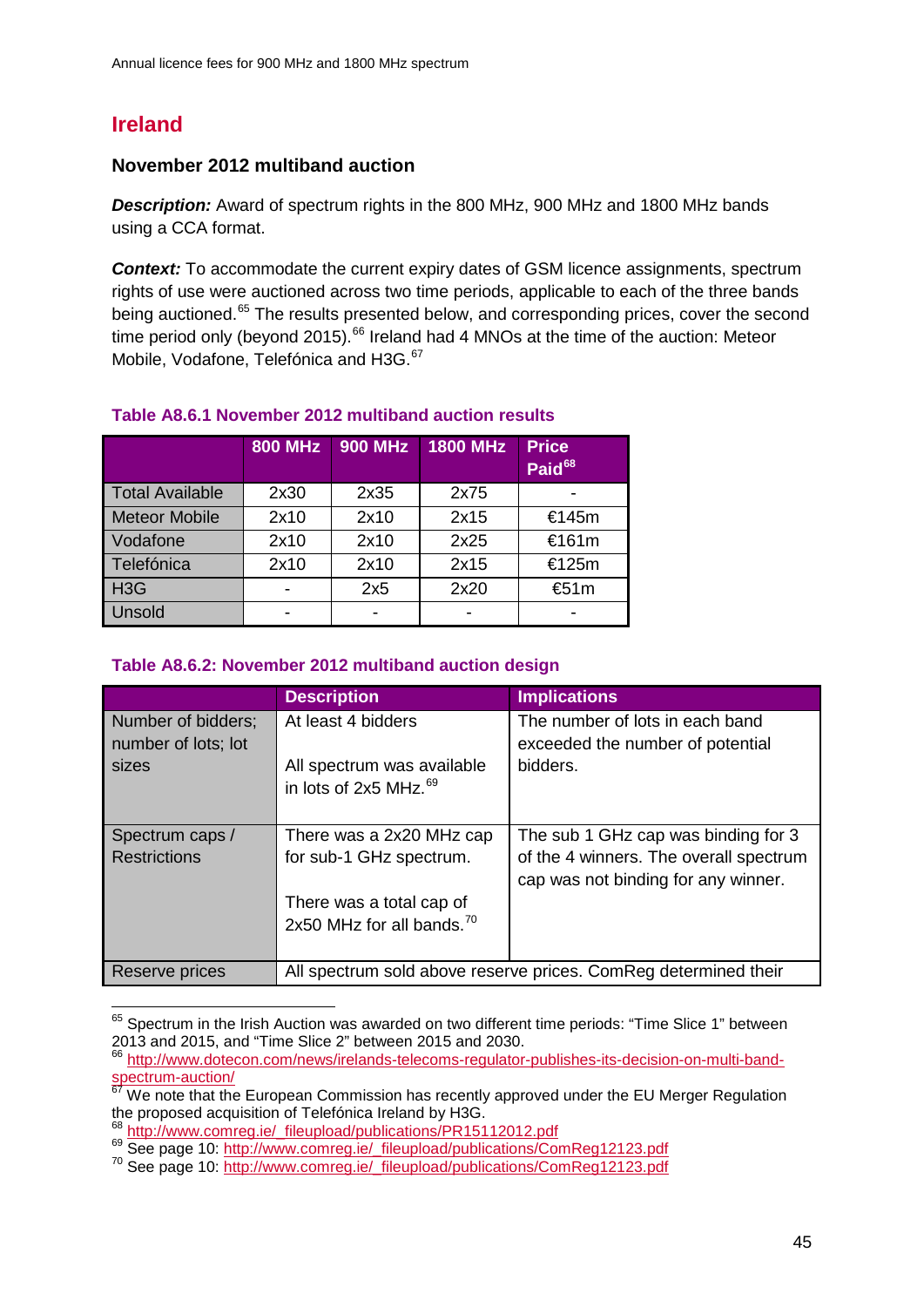# Ireland

### November 2012 multiband auction

***Description:*** Award of spectrum rights in the 800 MHz, 900 MHz and 1800 MHz bands using a CCA format.

***Context:*** To accommodate the current expiry dates of GSM licence assignments, spectrum rights of use were auctioned across two time periods, applicable to each of the three bands being auctioned.[65] The results presented below, and corresponding prices, cover the second time period only (beyond 2015).[66] Ireland had 4 MNOs at the time of the auction: Meteor Mobile, Vodafone, Telefónica and H3G.[67]

**Table A8.6.1 November 2012 multiband auction results**

| | 800 MHz | 900 MHz | 1800 MHz | Price Paid[68] |
|---|---|---|---|---|
| Total Available | 2x30 | 2x35 | 2x75 | - |
| Meteor Mobile | 2x10 | 2x10 | 2x15 | €145m |
| Vodafone | 2x10 | 2x10 | 2x25 | €161m |
| Telefónica | 2x10 | 2x10 | 2x15 | €125m |
| H3G | - | 2x5 | 2x20 | €51m |
| Unsold | - | - | - | - |

**Table A8.6.2: November 2012 multiband auction design**

| | Description | Implications |
|---|---|---|
| Number of bidders; number of lots; lot sizes | At least 4 bidders<br><br>All spectrum was available in lots of 2x5 MHz.[69] | The number of lots in each band exceeded the number of potential bidders. |
| Spectrum caps / Restrictions | There was a 2x20 MHz cap for sub-1 GHz spectrum.<br><br>There was a total cap of 2x50 MHz for all bands.[70] | The sub 1 GHz cap was binding for 3 of the 4 winners. The overall spectrum cap was not binding for any winner. |
| Reserve prices | All spectrum sold above reserve prices. ComReg determined their | |

[65] Spectrum in the Irish Auction was awarded on two different time periods: "Time Slice 1" between 2013 and 2015, and "Time Slice 2" between 2015 and 2030.

[66] http://www.dotecon.com/news/irelands-telecoms-regulator-publishes-its-decision-on-multi-band-spectrum-auction/

[67] We note that the European Commission has recently approved under the EU Merger Regulation the proposed acquisition of Telefónica Ireland by H3G.

[68] http://www.comreg.ie/_fileupload/publications/PR15112012.pdf

[69] See page 10: http://www.comreg.ie/_fileupload/publications/ComReg12123.pdf

[70] See page 10: http://www.comreg.ie/_fileupload/publications/ComReg12123.pdf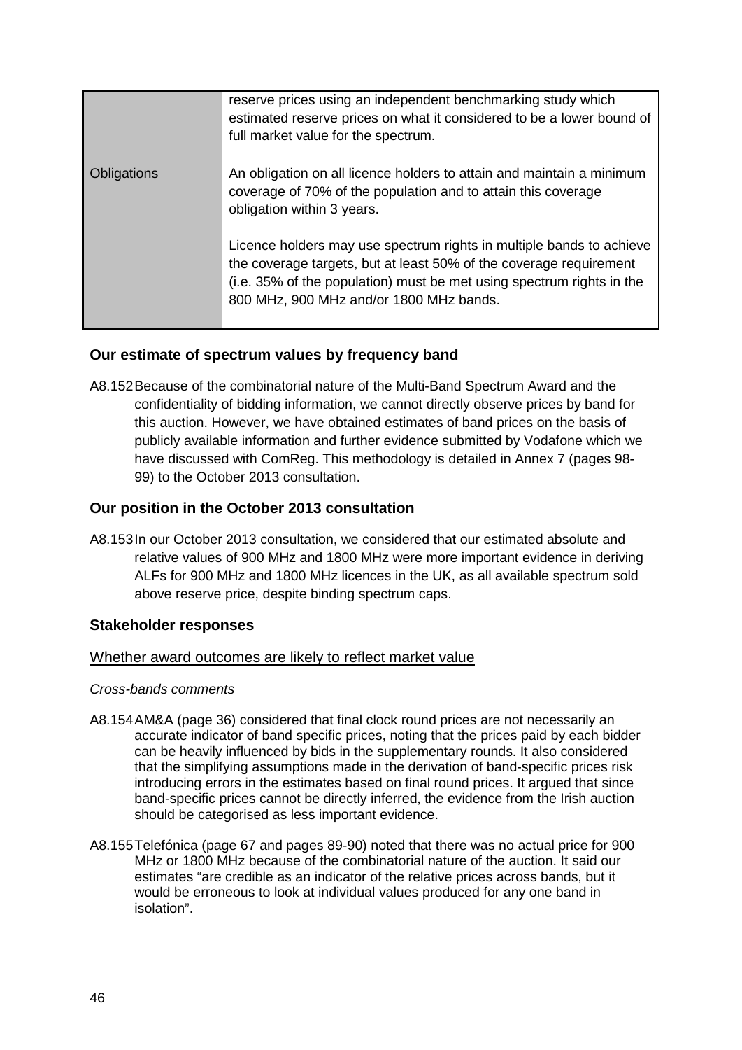| | |
|---|---|
| | reserve prices using an independent benchmarking study which estimated reserve prices on what it considered to be a lower bound of full market value for the spectrum. |
| Obligations | An obligation on all licence holders to attain and maintain a minimum coverage of 70% of the population and to attain this coverage obligation within 3 years.<br><br>Licence holders may use spectrum rights in multiple bands to achieve the coverage targets, but at least 50% of the coverage requirement (i.e. 35% of the population) must be met using spectrum rights in the 800 MHz, 900 MHz and/or 1800 MHz bands. |

### Our estimate of spectrum values by frequency band

A8.152 Because of the combinatorial nature of the Multi-Band Spectrum Award and the confidentiality of bidding information, we cannot directly observe prices by band for this auction. However, we have obtained estimates of band prices on the basis of publicly available information and further evidence submitted by Vodafone which we have discussed with ComReg. This methodology is detailed in Annex 7 (pages 98-99) to the October 2013 consultation.

### Our position in the October 2013 consultation

A8.153 In our October 2013 consultation, we considered that our estimated absolute and relative values of 900 MHz and 1800 MHz were more important evidence in deriving ALFs for 900 MHz and 1800 MHz licences in the UK, as all available spectrum sold above reserve price, despite binding spectrum caps.

### Stakeholder responses

Whether award outcomes are likely to reflect market value

*Cross-bands comments*

A8.154 AM&A (page 36) considered that final clock round prices are not necessarily an accurate indicator of band specific prices, noting that the prices paid by each bidder can be heavily influenced by bids in the supplementary rounds. It also considered that the simplifying assumptions made in the derivation of band-specific prices risk introducing errors in the estimates based on final round prices. It argued that since band-specific prices cannot be directly inferred, the evidence from the Irish auction should be categorised as less important evidence.

A8.155 Telefónica (page 67 and pages 89-90) noted that there was no actual price for 900 MHz or 1800 MHz because of the combinatorial nature of the auction. It said our estimates "are credible as an indicator of the relative prices across bands, but it would be erroneous to look at individual values produced for any one band in isolation".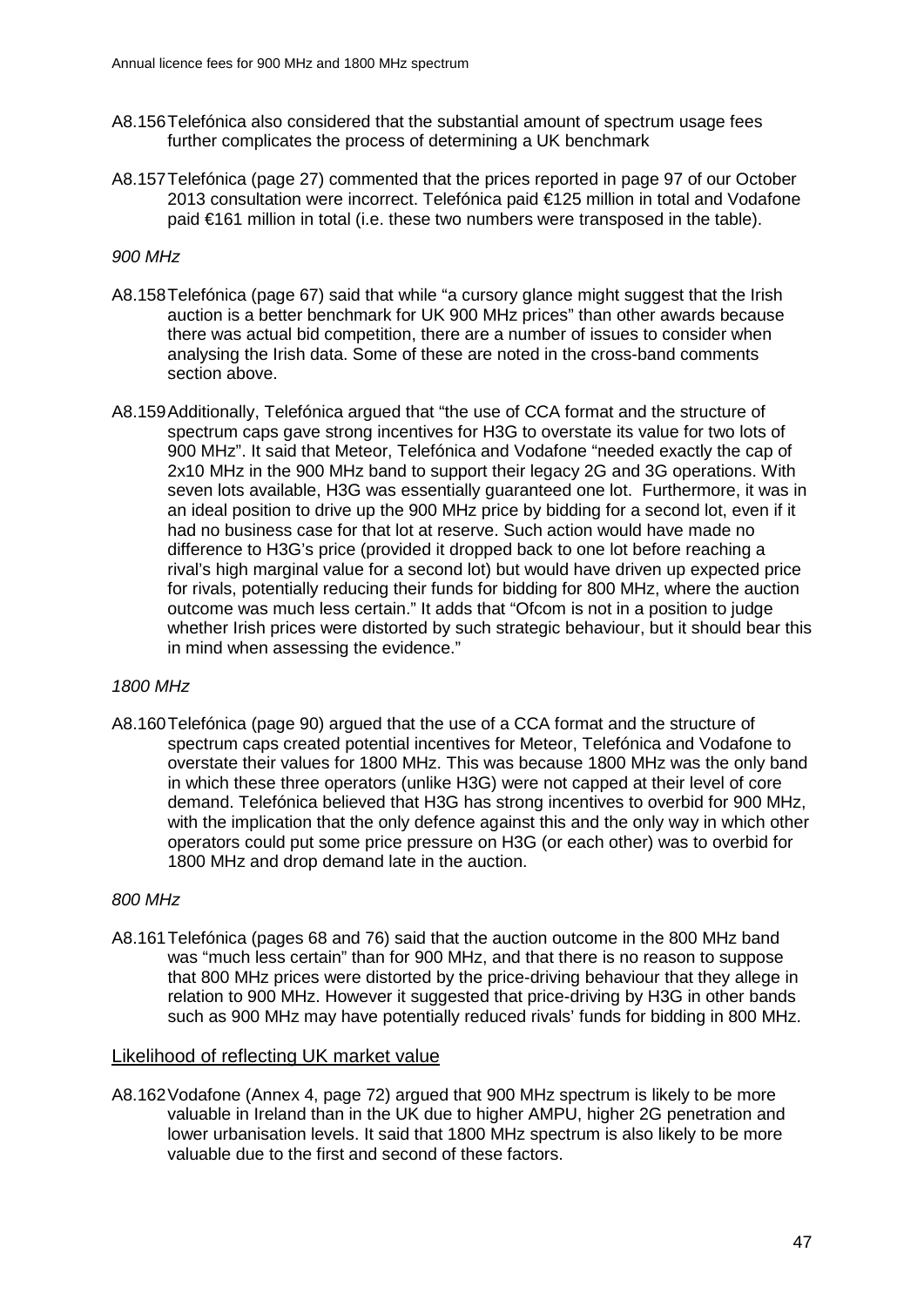A8.156 Telefónica also considered that the substantial amount of spectrum usage fees further complicates the process of determining a UK benchmark

A8.157 Telefónica (page 27) commented that the prices reported in page 97 of our October 2013 consultation were incorrect. Telefónica paid €125 million in total and Vodafone paid €161 million in total (i.e. these two numbers were transposed in the table).

*900 MHz*

A8.158 Telefónica (page 67) said that while “a cursory glance might suggest that the Irish auction is a better benchmark for UK 900 MHz prices” than other awards because there was actual bid competition, there are a number of issues to consider when analysing the Irish data. Some of these are noted in the cross-band comments section above.

A8.159 Additionally, Telefónica argued that “the use of CCA format and the structure of spectrum caps gave strong incentives for H3G to overstate its value for two lots of 900 MHz”. It said that Meteor, Telefónica and Vodafone “needed exactly the cap of 2x10 MHz in the 900 MHz band to support their legacy 2G and 3G operations. With seven lots available, H3G was essentially guaranteed one lot. Furthermore, it was in an ideal position to drive up the 900 MHz price by bidding for a second lot, even if it had no business case for that lot at reserve. Such action would have made no difference to H3G’s price (provided it dropped back to one lot before reaching a rival’s high marginal value for a second lot) but would have driven up expected price for rivals, potentially reducing their funds for bidding for 800 MHz, where the auction outcome was much less certain.” It adds that “Ofcom is not in a position to judge whether Irish prices were distorted by such strategic behaviour, but it should bear this in mind when assessing the evidence.”

*1800 MHz*

A8.160 Telefónica (page 90) argued that the use of a CCA format and the structure of spectrum caps created potential incentives for Meteor, Telefónica and Vodafone to overstate their values for 1800 MHz. This was because 1800 MHz was the only band in which these three operators (unlike H3G) were not capped at their level of core demand. Telefónica believed that H3G has strong incentives to overbid for 900 MHz, with the implication that the only defence against this and the only way in which other operators could put some price pressure on H3G (or each other) was to overbid for 1800 MHz and drop demand late in the auction.

*800 MHz*

A8.161 Telefónica (pages 68 and 76) said that the auction outcome in the 800 MHz band was “much less certain” than for 900 MHz, and that there is no reason to suppose that 800 MHz prices were distorted by the price-driving behaviour that they allege in relation to 900 MHz. However it suggested that price-driving by H3G in other bands such as 900 MHz may have potentially reduced rivals’ funds for bidding in 800 MHz.

## Likelihood of reflecting UK market value

A8.162 Vodafone (Annex 4, page 72) argued that 900 MHz spectrum is likely to be more valuable in Ireland than in the UK due to higher AMPU, higher 2G penetration and lower urbanisation levels. It said that 1800 MHz spectrum is also likely to be more valuable due to the first and second of these factors.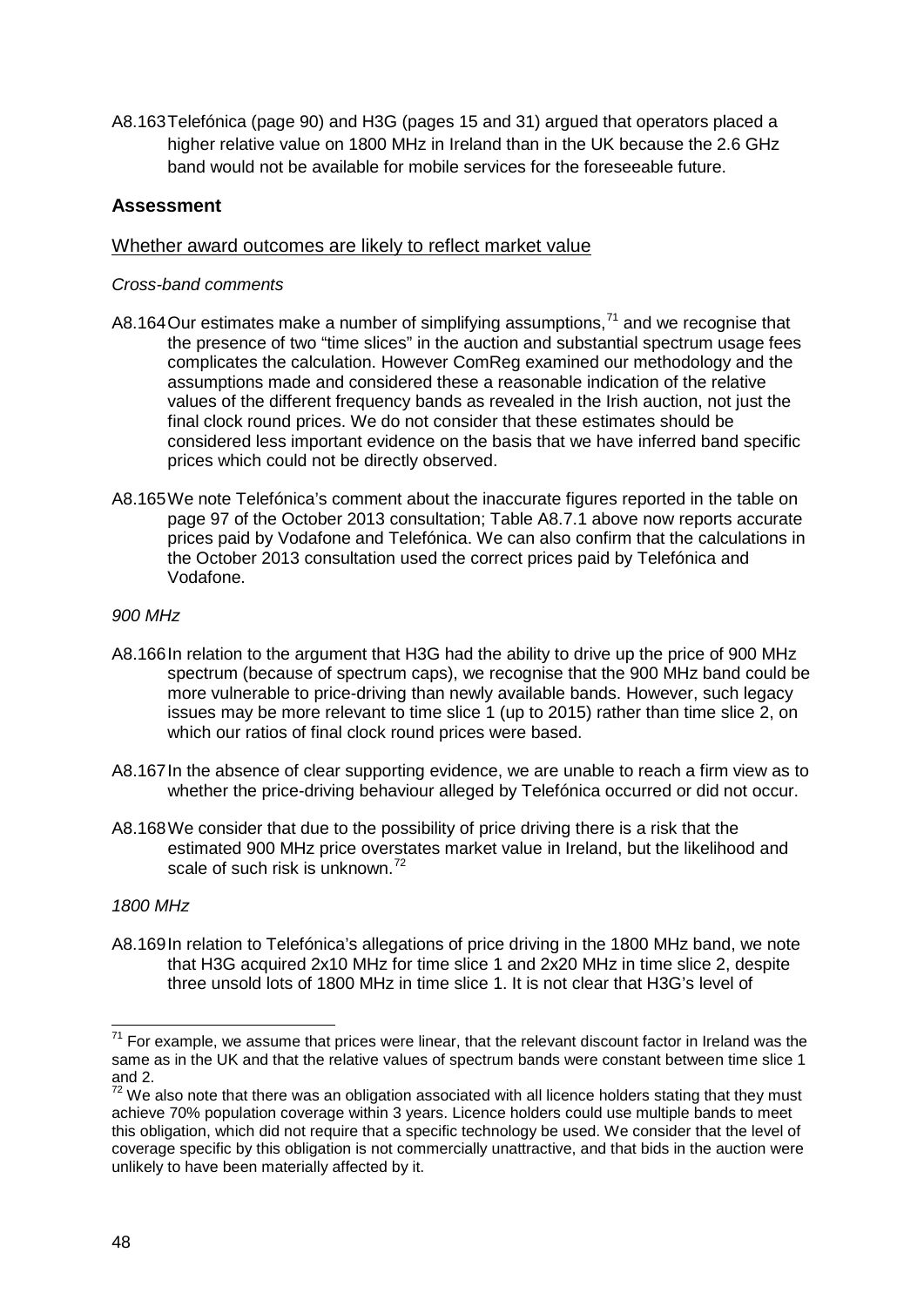A8.163 Telefónica (page 90) and H3G (pages 15 and 31) argued that operators placed a higher relative value on 1800 MHz in Ireland than in the UK because the 2.6 GHz band would not be available for mobile services for the foreseeable future.

## Assessment

### Whether award outcomes are likely to reflect market value

*Cross-band comments*

A8.164 Our estimates make a number of simplifying assumptions,[71] and we recognise that the presence of two "time slices" in the auction and substantial spectrum usage fees complicates the calculation. However ComReg examined our methodology and the assumptions made and considered these a reasonable indication of the relative values of the different frequency bands as revealed in the Irish auction, not just the final clock round prices. We do not consider that these estimates should be considered less important evidence on the basis that we have inferred band specific prices which could not be directly observed.

A8.165 We note Telefónica's comment about the inaccurate figures reported in the table on page 97 of the October 2013 consultation; Table A8.7.1 above now reports accurate prices paid by Vodafone and Telefónica. We can also confirm that the calculations in the October 2013 consultation used the correct prices paid by Telefónica and Vodafone.

*900 MHz*

A8.166 In relation to the argument that H3G had the ability to drive up the price of 900 MHz spectrum (because of spectrum caps), we recognise that the 900 MHz band could be more vulnerable to price-driving than newly available bands. However, such legacy issues may be more relevant to time slice 1 (up to 2015) rather than time slice 2, on which our ratios of final clock round prices were based.

A8.167 In the absence of clear supporting evidence, we are unable to reach a firm view as to whether the price-driving behaviour alleged by Telefónica occurred or did not occur.

A8.168 We consider that due to the possibility of price driving there is a risk that the estimated 900 MHz price overstates market value in Ireland, but the likelihood and scale of such risk is unknown.[72]

*1800 MHz*

A8.169 In relation to Telefónica's allegations of price driving in the 1800 MHz band, we note that H3G acquired 2x10 MHz for time slice 1 and 2x20 MHz in time slice 2, despite three unsold lots of 1800 MHz in time slice 1. It is not clear that H3G's level of

---

[71] For example, we assume that prices were linear, that the relevant discount factor in Ireland was the same as in the UK and that the relative values of spectrum bands were constant between time slice 1 and 2.

[72] We also note that there was an obligation associated with all licence holders stating that they must achieve 70% population coverage within 3 years. Licence holders could use multiple bands to meet this obligation, which did not require that a specific technology be used. We consider that the level of coverage specific by this obligation is not commercially unattractive, and that bids in the auction were unlikely to have been materially affected by it.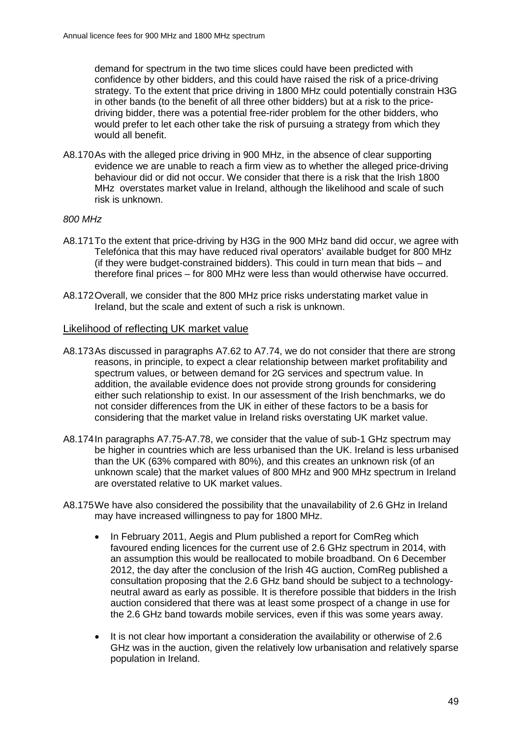demand for spectrum in the two time slices could have been predicted with confidence by other bidders, and this could have raised the risk of a price-driving strategy. To the extent that price driving in 1800 MHz could potentially constrain H3G in other bands (to the benefit of all three other bidders) but at a risk to the price-driving bidder, there was a potential free-rider problem for the other bidders, who would prefer to let each other take the risk of pursuing a strategy from which they would all benefit.

A8.170 As with the alleged price driving in 900 MHz, in the absence of clear supporting evidence we are unable to reach a firm view as to whether the alleged price-driving behaviour did or did not occur. We consider that there is a risk that the Irish 1800 MHz overstates market value in Ireland, although the likelihood and scale of such risk is unknown.

*800 MHz*

A8.171 To the extent that price-driving by H3G in the 900 MHz band did occur, we agree with Telefónica that this may have reduced rival operators' available budget for 800 MHz (if they were budget-constrained bidders). This could in turn mean that bids – and therefore final prices – for 800 MHz were less than would otherwise have occurred.

A8.172 Overall, we consider that the 800 MHz price risks understating market value in Ireland, but the scale and extent of such a risk is unknown.

## Likelihood of reflecting UK market value

A8.173 As discussed in paragraphs A7.62 to A7.74, we do not consider that there are strong reasons, in principle, to expect a clear relationship between market profitability and spectrum values, or between demand for 2G services and spectrum value. In addition, the available evidence does not provide strong grounds for considering either such relationship to exist. In our assessment of the Irish benchmarks, we do not consider differences from the UK in either of these factors to be a basis for considering that the market value in Ireland risks overstating UK market value.

A8.174 In paragraphs A7.75-A7.78, we consider that the value of sub-1 GHz spectrum may be higher in countries which are less urbanised than the UK. Ireland is less urbanised than the UK (63% compared with 80%), and this creates an unknown risk (of an unknown scale) that the market values of 800 MHz and 900 MHz spectrum in Ireland are overstated relative to UK market values.

A8.175 We have also considered the possibility that the unavailability of 2.6 GHz in Ireland may have increased willingness to pay for 1800 MHz.

- In February 2011, Aegis and Plum published a report for ComReg which favoured ending licences for the current use of 2.6 GHz spectrum in 2014, with an assumption this would be reallocated to mobile broadband. On 6 December 2012, the day after the conclusion of the Irish 4G auction, ComReg published a consultation proposing that the 2.6 GHz band should be subject to a technology-neutral award as early as possible. It is therefore possible that bidders in the Irish auction considered that there was at least some prospect of a change in use for the 2.6 GHz band towards mobile services, even if this was some years away.
- It is not clear how important a consideration the availability or otherwise of 2.6 GHz was in the auction, given the relatively low urbanisation and relatively sparse population in Ireland.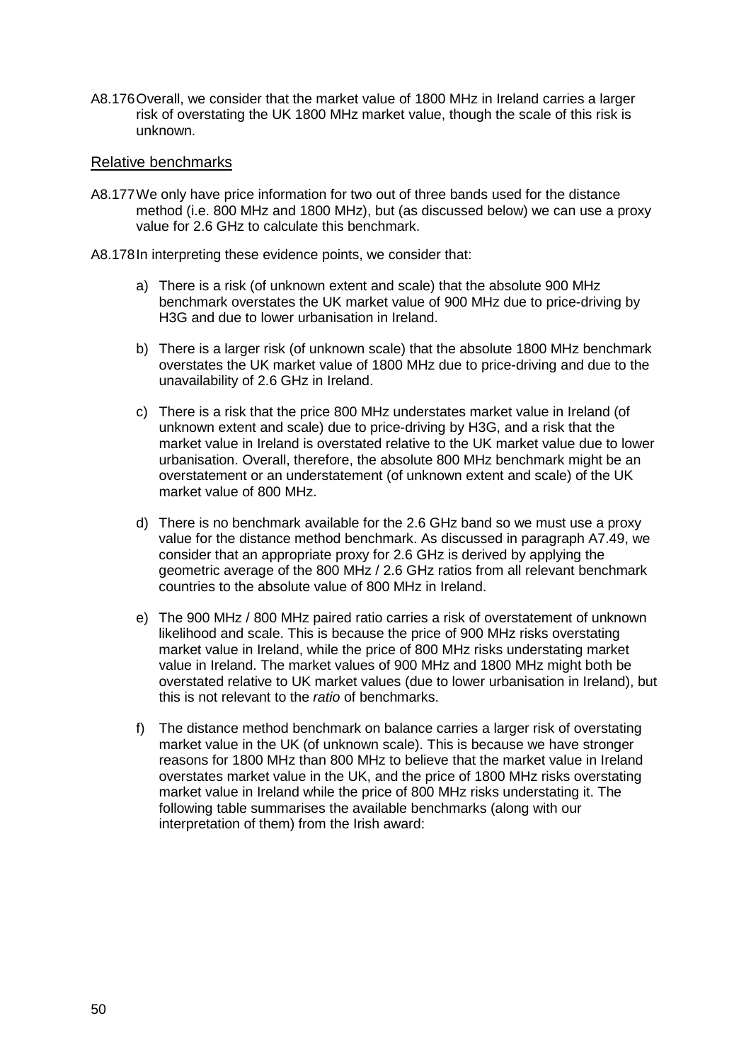A8.176 Overall, we consider that the market value of 1800 MHz in Ireland carries a larger risk of overstating the UK 1800 MHz market value, though the scale of this risk is unknown.

### Relative benchmarks

A8.177 We only have price information for two out of three bands used for the distance method (i.e. 800 MHz and 1800 MHz), but (as discussed below) we can use a proxy value for 2.6 GHz to calculate this benchmark.

A8.178 In interpreting these evidence points, we consider that:

a) There is a risk (of unknown extent and scale) that the absolute 900 MHz benchmark overstates the UK market value of 900 MHz due to price-driving by H3G and due to lower urbanisation in Ireland.

b) There is a larger risk (of unknown scale) that the absolute 1800 MHz benchmark overstates the UK market value of 1800 MHz due to price-driving and due to the unavailability of 2.6 GHz in Ireland.

c) There is a risk that the price 800 MHz understates market value in Ireland (of unknown extent and scale) due to price-driving by H3G, and a risk that the market value in Ireland is overstated relative to the UK market value due to lower urbanisation. Overall, therefore, the absolute 800 MHz benchmark might be an overstatement or an understatement (of unknown extent and scale) of the UK market value of 800 MHz.

d) There is no benchmark available for the 2.6 GHz band so we must use a proxy value for the distance method benchmark. As discussed in paragraph A7.49, we consider that an appropriate proxy for 2.6 GHz is derived by applying the geometric average of the 800 MHz / 2.6 GHz ratios from all relevant benchmark countries to the absolute value of 800 MHz in Ireland.

e) The 900 MHz / 800 MHz paired ratio carries a risk of overstatement of unknown likelihood and scale. This is because the price of 900 MHz risks overstating market value in Ireland, while the price of 800 MHz risks understating market value in Ireland. The market values of 900 MHz and 1800 MHz might both be overstated relative to UK market values (due to lower urbanisation in Ireland), but this is not relevant to the *ratio* of benchmarks.

f) The distance method benchmark on balance carries a larger risk of overstating market value in the UK (of unknown scale). This is because we have stronger reasons for 1800 MHz than 800 MHz to believe that the market value in Ireland overstates market value in the UK, and the price of 1800 MHz risks overstating market value in Ireland while the price of 800 MHz risks understating it. The following table summarises the available benchmarks (along with our interpretation of them) from the Irish award: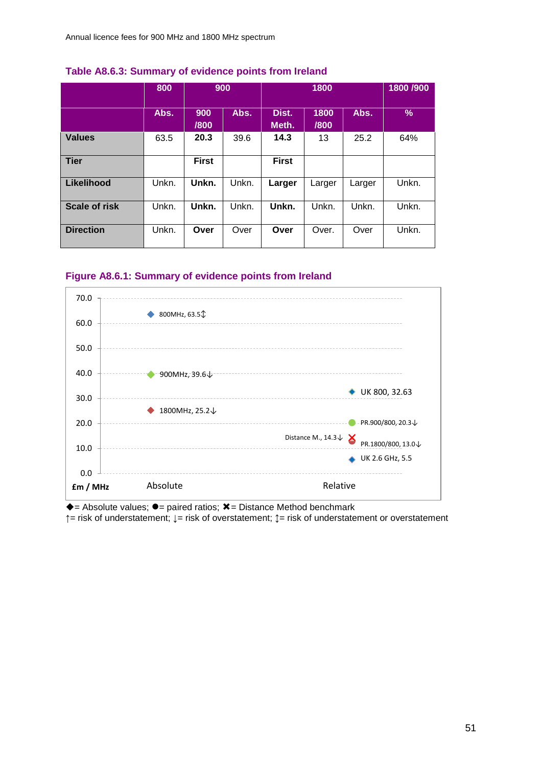### Table A8.6.3: Summary of evidence points from Ireland

| | 800 | 900 | | 1800 | | | 1800 /900 |
|---|---|---|---|---|---|---|---|
| | Abs. | 900 /800 | Abs. | Dist. Meth. | 1800 /800 | Abs. | % |
| **Values** | 63.5 | **20.3** | 39.6 | **14.3** | 13 | 25.2 | 64% |
| **Tier** | | **First** | | **First** | | | |
| **Likelihood** | Unkn. | **Unkn.** | Unkn. | **Larger** | Larger | Larger | Unkn. |
| **Scale of risk** | Unkn. | **Unkn.** | Unkn. | **Unkn.** | Unkn. | Unkn. | Unkn. |
| **Direction** | Unkn. | **Over** | Over | **Over** | Over. | Over | Unkn. |

### Figure A8.6.1: Summary of evidence points from Ireland

| £m / MHz | Absolute | Relative |
|---|---|---|
| 800MHz | 63.5↕ | |
| 900MHz | 39.6↓ | |
| 1800MHz | 25.2↓ | |
| UK 800 | | 32.63 |
| PR.900/800 | | 20.3↓ |
| Distance M. | | 14.3↓ |
| PR.1800/800 | | 13.0↓ |
| UK 2.6 GHz | | 5.5 |

◆= Absolute values; ●= paired ratios; ✖= Distance Method benchmark
↑= risk of understatement; ↓= risk of overstatement; ↕= risk of understatement or overstatement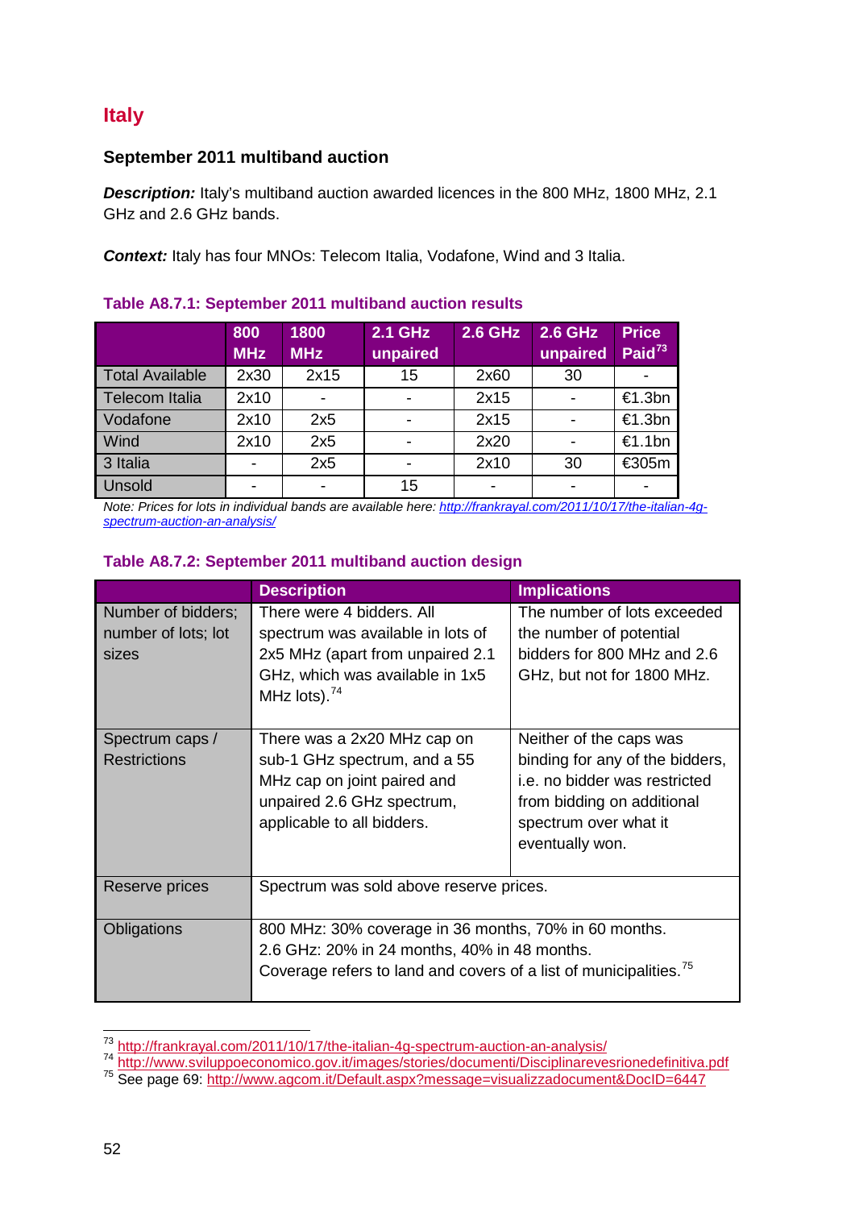## Italy

### September 2011 multiband auction

***Description:*** Italy's multiband auction awarded licences in the 800 MHz, 1800 MHz, 2.1 GHz and 2.6 GHz bands.

***Context:*** Italy has four MNOs: Telecom Italia, Vodafone, Wind and 3 Italia.

**Table A8.7.1: September 2011 multiband auction results**

| | 800 MHz | 1800 MHz | 2.1 GHz unpaired | 2.6 GHz | 2.6 GHz unpaired | Price Paid[73] |
|---|---|---|---|---|---|---|
| Total Available | 2x30 | 2x15 | 15 | 2x60 | 30 | - |
| Telecom Italia | 2x10 | - | - | 2x15 | - | €1.3bn |
| Vodafone | 2x10 | 2x5 | - | 2x15 | - | €1.3bn |
| Wind | 2x10 | 2x5 | - | 2x20 | - | €1.1bn |
| 3 Italia | - | 2x5 | - | 2x10 | 30 | €305m |
| Unsold | - | - | 15 | - | - | - |

*Note: Prices for lots in individual bands are available here: http://frankrayal.com/2011/10/17/the-italian-4g-spectrum-auction-an-analysis/*

**Table A8.7.2: September 2011 multiband auction design**

| | Description | Implications |
|---|---|---|
| Number of bidders; number of lots; lot sizes | There were 4 bidders. All spectrum was available in lots of 2x5 MHz (apart from unpaired 2.1 GHz, which was available in 1x5 MHz lots).[74] | The number of lots exceeded the number of potential bidders for 800 MHz and 2.6 GHz, but not for 1800 MHz. |
| Spectrum caps / Restrictions | There was a 2x20 MHz cap on sub-1 GHz spectrum, and a 55 MHz cap on joint paired and unpaired 2.6 GHz spectrum, applicable to all bidders. | Neither of the caps was binding for any of the bidders, i.e. no bidder was restricted from bidding on additional spectrum over what it eventually won. |
| Reserve prices | Spectrum was sold above reserve prices. | |
| Obligations | 800 MHz: 30% coverage in 36 months, 70% in 60 months.<br>2.6 GHz: 20% in 24 months, 40% in 48 months.<br>Coverage refers to land and covers of a list of municipalities.[75] | |

[73] http://frankrayal.com/2011/10/17/the-italian-4g-spectrum-auction-an-analysis/
[74] http://www.sviluppoeconomico.gov.it/images/stories/documenti/Disciplinarevesrionedefinitiva.pdf
[75] See page 69: http://www.agcom.it/Default.aspx?message=visualizzadocumento&DocID=6447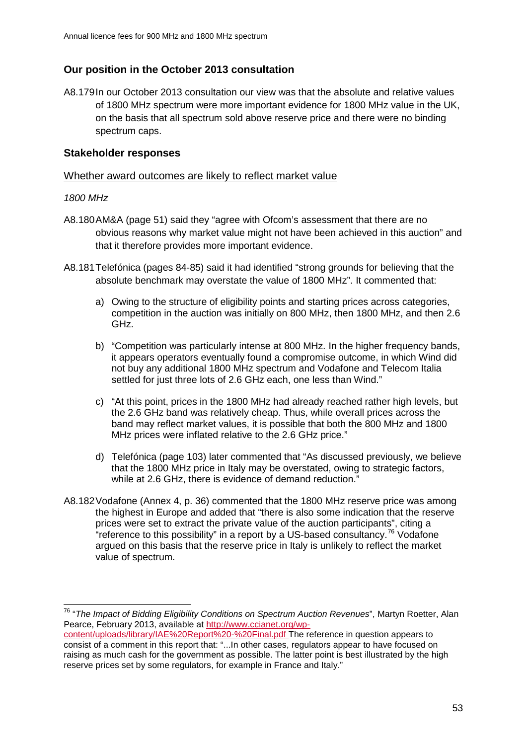## Our position in the October 2013 consultation

A8.179 In our October 2013 consultation our view was that the absolute and relative values of 1800 MHz spectrum were more important evidence for 1800 MHz value in the UK, on the basis that all spectrum sold above reserve price and there were no binding spectrum caps.

## Stakeholder responses

### Whether award outcomes are likely to reflect market value

*1800 MHz*

A8.180 AM&A (page 51) said they "agree with Ofcom's assessment that there are no obvious reasons why market value might not have been achieved in this auction" and that it therefore provides more important evidence.

A8.181 Telefónica (pages 84-85) said it had identified "strong grounds for believing that the absolute benchmark may overstate the value of 1800 MHz". It commented that:

a) Owing to the structure of eligibility points and starting prices across categories, competition in the auction was initially on 800 MHz, then 1800 MHz, and then 2.6 GHz.

b) "Competition was particularly intense at 800 MHz. In the higher frequency bands, it appears operators eventually found a compromise outcome, in which Wind did not buy any additional 1800 MHz spectrum and Vodafone and Telecom Italia settled for just three lots of 2.6 GHz each, one less than Wind."

c) "At this point, prices in the 1800 MHz had already reached rather high levels, but the 2.6 GHz band was relatively cheap. Thus, while overall prices across the band may reflect market values, it is possible that both the 800 MHz and 1800 MHz prices were inflated relative to the 2.6 GHz price."

d) Telefónica (page 103) later commented that "As discussed previously, we believe that the 1800 MHz price in Italy may be overstated, owing to strategic factors, while at 2.6 GHz, there is evidence of demand reduction."

A8.182 Vodafone (Annex 4, p. 36) commented that the 1800 MHz reserve price was among the highest in Europe and added that "there is also some indication that the reserve prices were set to extract the private value of the auction participants", citing a "reference to this possibility" in a report by a US-based consultancy.[76] Vodafone argued on this basis that the reserve price in Italy is unlikely to reflect the market value of spectrum.

---

[76] "*The Impact of Bidding Eligibility Conditions on Spectrum Auction Revenues*", Martyn Roetter, Alan Pearce, February 2013, available at http://www.ccianet.org/wp-content/uploads/library/IAE%20Report%20-%20Final.pdf The reference in question appears to consist of a comment in this report that: "...In other cases, regulators appear to have focused on raising as much cash for the government as possible. The latter point is best illustrated by the high reserve prices set by some regulators, for example in France and Italy."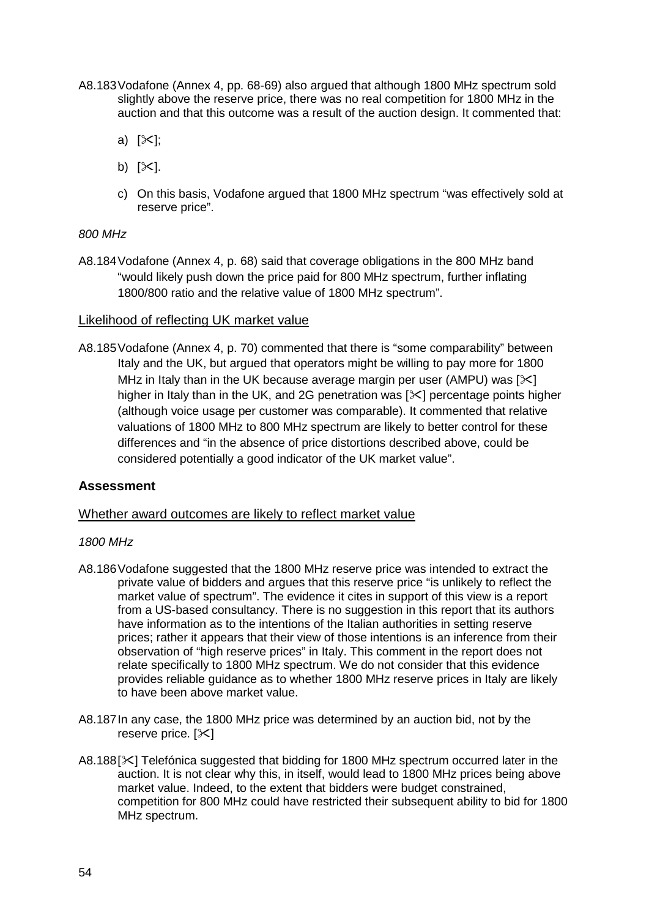A8.183 Vodafone (Annex 4, pp. 68-69) also argued that although 1800 MHz spectrum sold slightly above the reserve price, there was no real competition for 1800 MHz in the auction and that this outcome was a result of the auction design. It commented that:

a) [✂];

b) [✂].

c) On this basis, Vodafone argued that 1800 MHz spectrum "was effectively sold at reserve price".

*800 MHz*

A8.184 Vodafone (Annex 4, p. 68) said that coverage obligations in the 800 MHz band "would likely push down the price paid for 800 MHz spectrum, further inflating 1800/800 ratio and the relative value of 1800 MHz spectrum".

<u>Likelihood of reflecting UK market value</u>

A8.185 Vodafone (Annex 4, p. 70) commented that there is "some comparability" between Italy and the UK, but argued that operators might be willing to pay more for 1800 MHz in Italy than in the UK because average margin per user (AMPU) was [✂] higher in Italy than in the UK, and 2G penetration was [✂] percentage points higher (although voice usage per customer was comparable). It commented that relative valuations of 1800 MHz to 800 MHz spectrum are likely to better control for these differences and "in the absence of price distortions described above, could be considered potentially a good indicator of the UK market value".

### Assessment

<u>Whether award outcomes are likely to reflect market value</u>

*1800 MHz*

A8.186 Vodafone suggested that the 1800 MHz reserve price was intended to extract the private value of bidders and argues that this reserve price "is unlikely to reflect the market value of spectrum". The evidence it cites in support of this view is a report from a US-based consultancy. There is no suggestion in this report that its authors have information as to the intentions of the Italian authorities in setting reserve prices; rather it appears that their view of those intentions is an inference from their observation of "high reserve prices" in Italy. This comment in the report does not relate specifically to 1800 MHz spectrum. We do not consider that this evidence provides reliable guidance as to whether 1800 MHz reserve prices in Italy are likely to have been above market value.

A8.187 In any case, the 1800 MHz price was determined by an auction bid, not by the reserve price. [✂]

A8.188 [✂] Telefónica suggested that bidding for 1800 MHz spectrum occurred later in the auction. It is not clear why this, in itself, would lead to 1800 MHz prices being above market value. Indeed, to the extent that bidders were budget constrained, competition for 800 MHz could have restricted their subsequent ability to bid for 1800 MHz spectrum.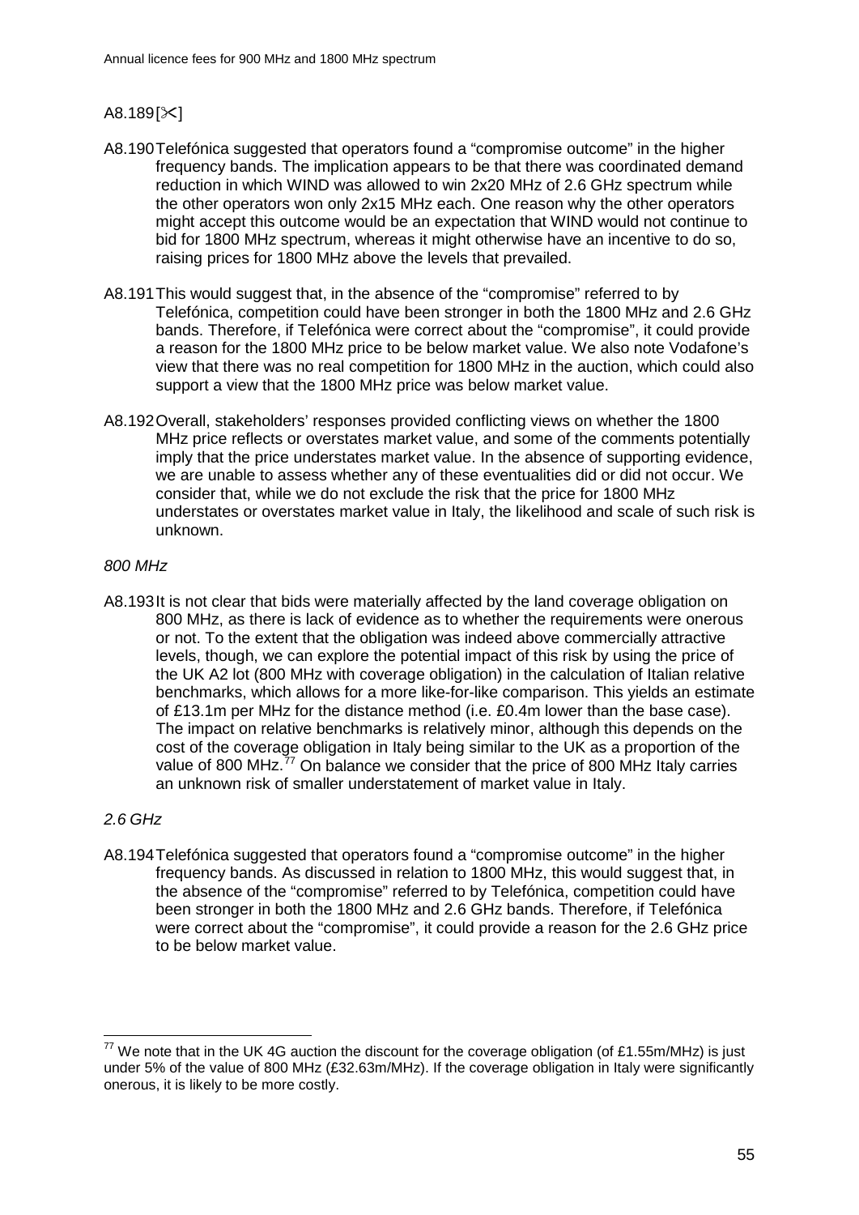A8.189[✂]

A8.190 Telefónica suggested that operators found a "compromise outcome" in the higher frequency bands. The implication appears to be that there was coordinated demand reduction in which WIND was allowed to win 2x20 MHz of 2.6 GHz spectrum while the other operators won only 2x15 MHz each. One reason why the other operators might accept this outcome would be an expectation that WIND would not continue to bid for 1800 MHz spectrum, whereas it might otherwise have an incentive to do so, raising prices for 1800 MHz above the levels that prevailed.

A8.191 This would suggest that, in the absence of the "compromise" referred to by Telefónica, competition could have been stronger in both the 1800 MHz and 2.6 GHz bands. Therefore, if Telefónica were correct about the "compromise", it could provide a reason for the 1800 MHz price to be below market value. We also note Vodafone's view that there was no real competition for 1800 MHz in the auction, which could also support a view that the 1800 MHz price was below market value.

A8.192 Overall, stakeholders' responses provided conflicting views on whether the 1800 MHz price reflects or overstates market value, and some of the comments potentially imply that the price understates market value. In the absence of supporting evidence, we are unable to assess whether any of these eventualities did or did not occur. We consider that, while we do not exclude the risk that the price for 1800 MHz understates or overstates market value in Italy, the likelihood and scale of such risk is unknown.

*800 MHz*

A8.193 It is not clear that bids were materially affected by the land coverage obligation on 800 MHz, as there is lack of evidence as to whether the requirements were onerous or not. To the extent that the obligation was indeed above commercially attractive levels, though, we can explore the potential impact of this risk by using the price of the UK A2 lot (800 MHz with coverage obligation) in the calculation of Italian relative benchmarks, which allows for a more like-for-like comparison. This yields an estimate of £13.1m per MHz for the distance method (i.e. £0.4m lower than the base case). The impact on relative benchmarks is relatively minor, although this depends on the cost of the coverage obligation in Italy being similar to the UK as a proportion of the value of 800 MHz.[77] On balance we consider that the price of 800 MHz Italy carries an unknown risk of smaller understatement of market value in Italy.

*2.6 GHz*

A8.194 Telefónica suggested that operators found a "compromise outcome" in the higher frequency bands. As discussed in relation to 1800 MHz, this would suggest that, in the absence of the "compromise" referred to by Telefónica, competition could have been stronger in both the 1800 MHz and 2.6 GHz bands. Therefore, if Telefónica were correct about the "compromise", it could provide a reason for the 2.6 GHz price to be below market value.

---

[77] We note that in the UK 4G auction the discount for the coverage obligation (of £1.55m/MHz) is just under 5% of the value of 800 MHz (£32.63m/MHz). If the coverage obligation in Italy were significantly onerous, it is likely to be more costly.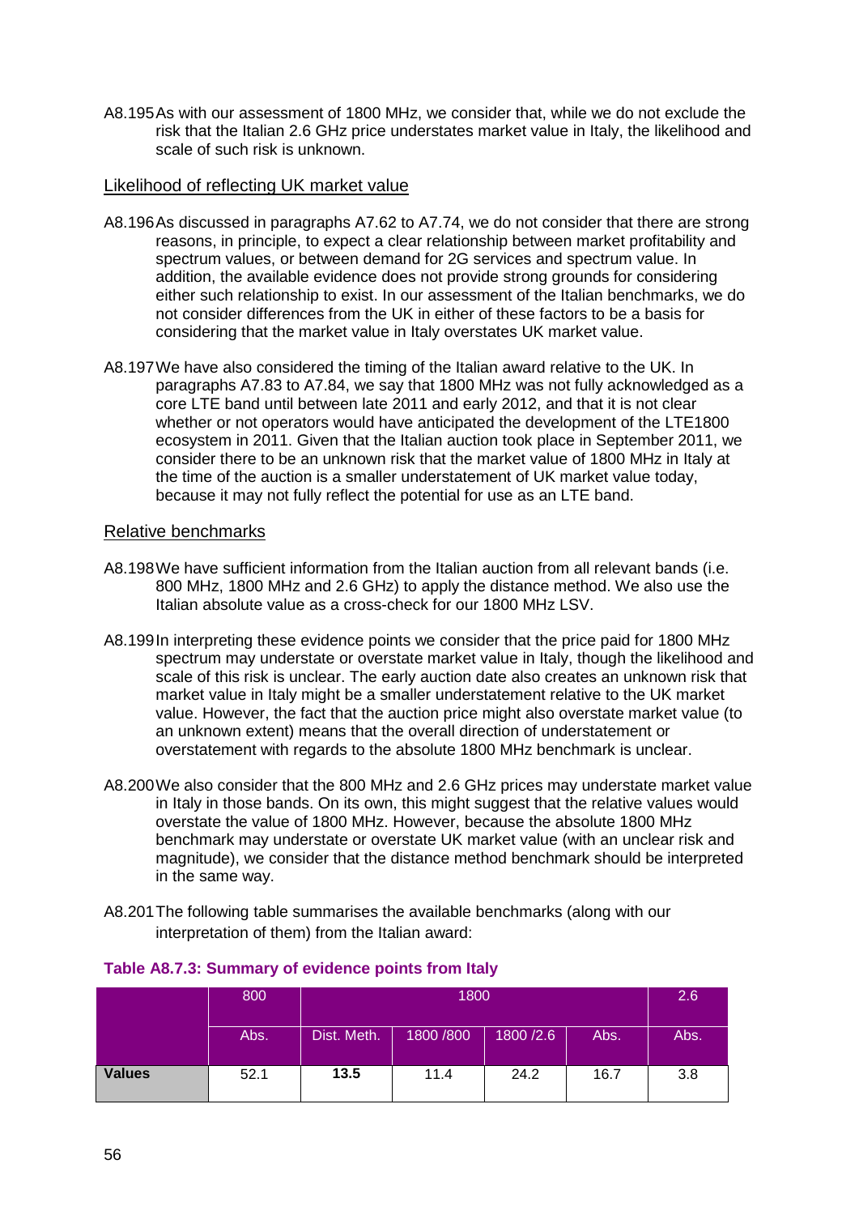A8.195 As with our assessment of 1800 MHz, we consider that, while we do not exclude the risk that the Italian 2.6 GHz price understates market value in Italy, the likelihood and scale of such risk is unknown.

Likelihood of reflecting UK market value

A8.196 As discussed in paragraphs A7.62 to A7.74, we do not consider that there are strong reasons, in principle, to expect a clear relationship between market profitability and spectrum values, or between demand for 2G services and spectrum value. In addition, the available evidence does not provide strong grounds for considering either such relationship to exist. In our assessment of the Italian benchmarks, we do not consider differences from the UK in either of these factors to be a basis for considering that the market value in Italy overstates UK market value.

A8.197 We have also considered the timing of the Italian award relative to the UK. In paragraphs A7.83 to A7.84, we say that 1800 MHz was not fully acknowledged as a core LTE band until between late 2011 and early 2012, and that it is not clear whether or not operators would have anticipated the development of the LTE1800 ecosystem in 2011. Given that the Italian auction took place in September 2011, we consider there to be an unknown risk that the market value of 1800 MHz in Italy at the time of the auction is a smaller understatement of UK market value today, because it may not fully reflect the potential for use as an LTE band.

Relative benchmarks

A8.198 We have sufficient information from the Italian auction from all relevant bands (i.e. 800 MHz, 1800 MHz and 2.6 GHz) to apply the distance method. We also use the Italian absolute value as a cross-check for our 1800 MHz LSV.

A8.199 In interpreting these evidence points we consider that the price paid for 1800 MHz spectrum may understate or overstate market value in Italy, though the likelihood and scale of this risk is unclear. The early auction date also creates an unknown risk that market value in Italy might be a smaller understatement relative to the UK market value. However, the fact that the auction price might also overstate market value (to an unknown extent) means that the overall direction of understatement or overstatement with regards to the absolute 1800 MHz benchmark is unclear.

A8.200 We also consider that the 800 MHz and 2.6 GHz prices may understate market value in Italy in those bands. On its own, this might suggest that the relative values would overstate the value of 1800 MHz. However, because the absolute 1800 MHz benchmark may understate or overstate UK market value (with an unclear risk and magnitude), we consider that the distance method benchmark should be interpreted in the same way.

A8.201 The following table summarises the available benchmarks (along with our interpretation of them) from the Italian award:

**Table A8.7.3: Summary of evidence points from Italy**

| | 800 | 1800 | | | | 2.6 |
|---|---|---|---|---|---|---|
| | Abs. | Dist. Meth. | 1800 /800 | 1800 /2.6 | Abs. | Abs. |
| **Values** | 52.1 | **13.5** | 11.4 | 24.2 | 16.7 | 3.8 |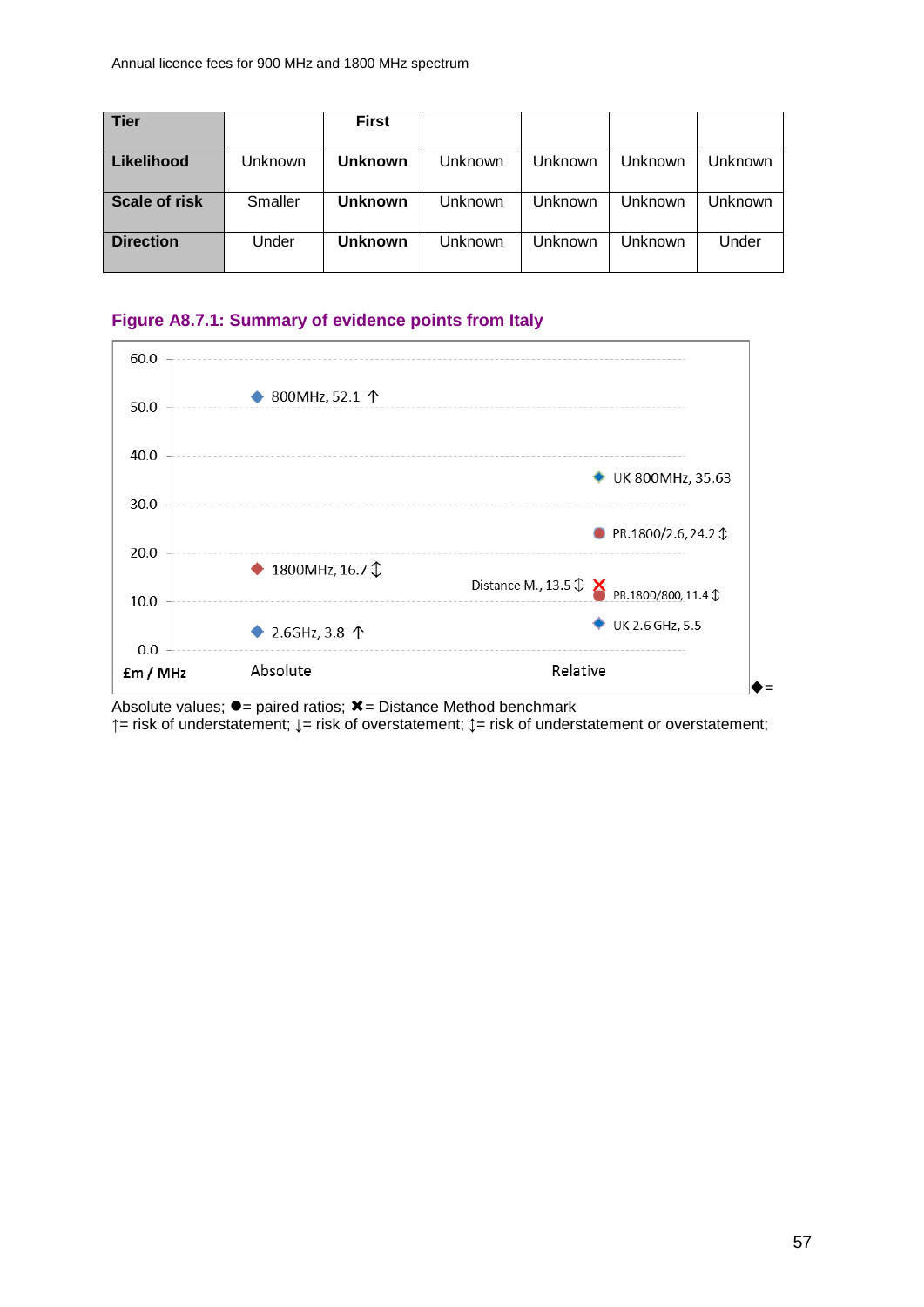| Tier | | First | | | | |
|---|---|---|---|---|---|---|
| Likelihood | Unknown | **Unknown** | Unknown | Unknown | Unknown | Unknown |
| Scale of risk | Smaller | **Unknown** | Unknown | Unknown | Unknown | Unknown |
| Direction | Under | **Unknown** | Unknown | Unknown | Unknown | Under |

**Figure A8.7.1: Summary of evidence points from Italy**

| £m / MHz | Absolute | Relative |
|---|---|---|
| 800MHz | 52.1 ↑ | |
| UK 800MHz | | 35.63 |
| PR.1800/2.6 | | 24.2 ↕ |
| 1800MHz | 16.7 ↕ | |
| Distance M. | | 13.5 ↕ |
| PR.1800/800 | | 11.4 ↕ |
| UK 2.6 GHz | | 5.5 |
| 2.6GHz | 3.8 ↑ | |

◆= Absolute values; ●= paired ratios; ✖= Distance Method benchmark
↑= risk of understatement; ↓= risk of overstatement; ↕= risk of understatement or overstatement;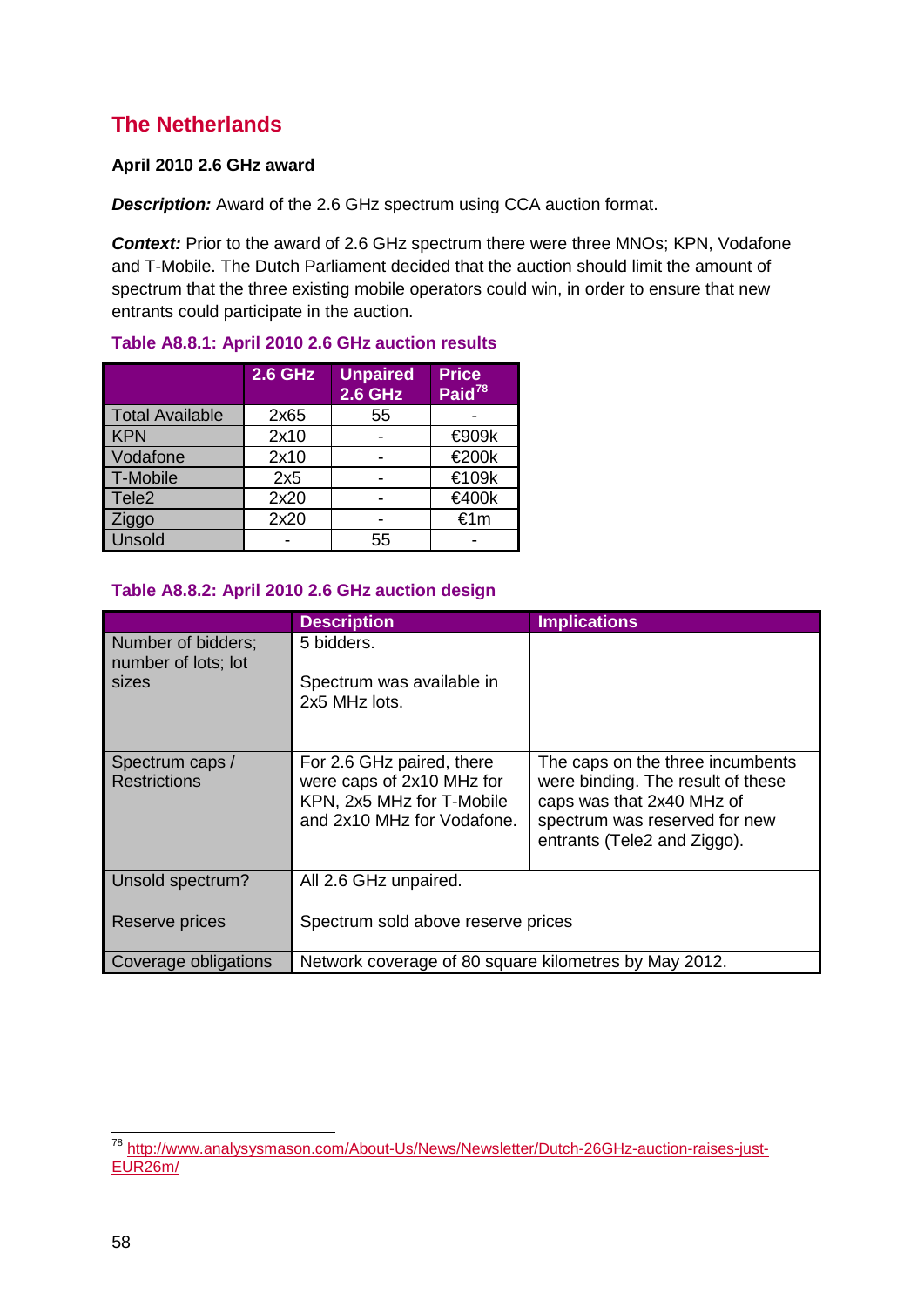## The Netherlands

**April 2010 2.6 GHz award**

***Description:*** Award of the 2.6 GHz spectrum using CCA auction format.

***Context:*** Prior to the award of 2.6 GHz spectrum there were three MNOs; KPN, Vodafone and T-Mobile. The Dutch Parliament decided that the auction should limit the amount of spectrum that the three existing mobile operators could win, in order to ensure that new entrants could participate in the auction.

**Table A8.8.1: April 2010 2.6 GHz auction results**

| | 2.6 GHz | Unpaired 2.6 GHz | Price Paid[78] |
|---|---|---|---|
| Total Available | 2x65 | 55 | - |
| KPN | 2x10 | - | €909k |
| Vodafone | 2x10 | - | €200k |
| T-Mobile | 2x5 | - | €109k |
| Tele2 | 2x20 | - | €400k |
| Ziggo | 2x20 | - | €1m |
| Unsold | - | 55 | - |

**Table A8.8.2: April 2010 2.6 GHz auction design**

| | Description | Implications |
|---|---|---|
| Number of bidders; number of lots; lot sizes | 5 bidders.<br><br>Spectrum was available in 2x5 MHz lots. | |
| Spectrum caps / Restrictions | For 2.6 GHz paired, there were caps of 2x10 MHz for KPN, 2x5 MHz for T-Mobile and 2x10 MHz for Vodafone. | The caps on the three incumbents were binding. The result of these caps was that 2x40 MHz of spectrum was reserved for new entrants (Tele2 and Ziggo). |
| Unsold spectrum? | All 2.6 GHz unpaired. | |
| Reserve prices | Spectrum sold above reserve prices | |
| Coverage obligations | Network coverage of 80 square kilometres by May 2012. | |

[78] http://www.analysysmason.com/About-Us/News/Newsletter/Dutch-26GHz-auction-raises-just-EUR26m/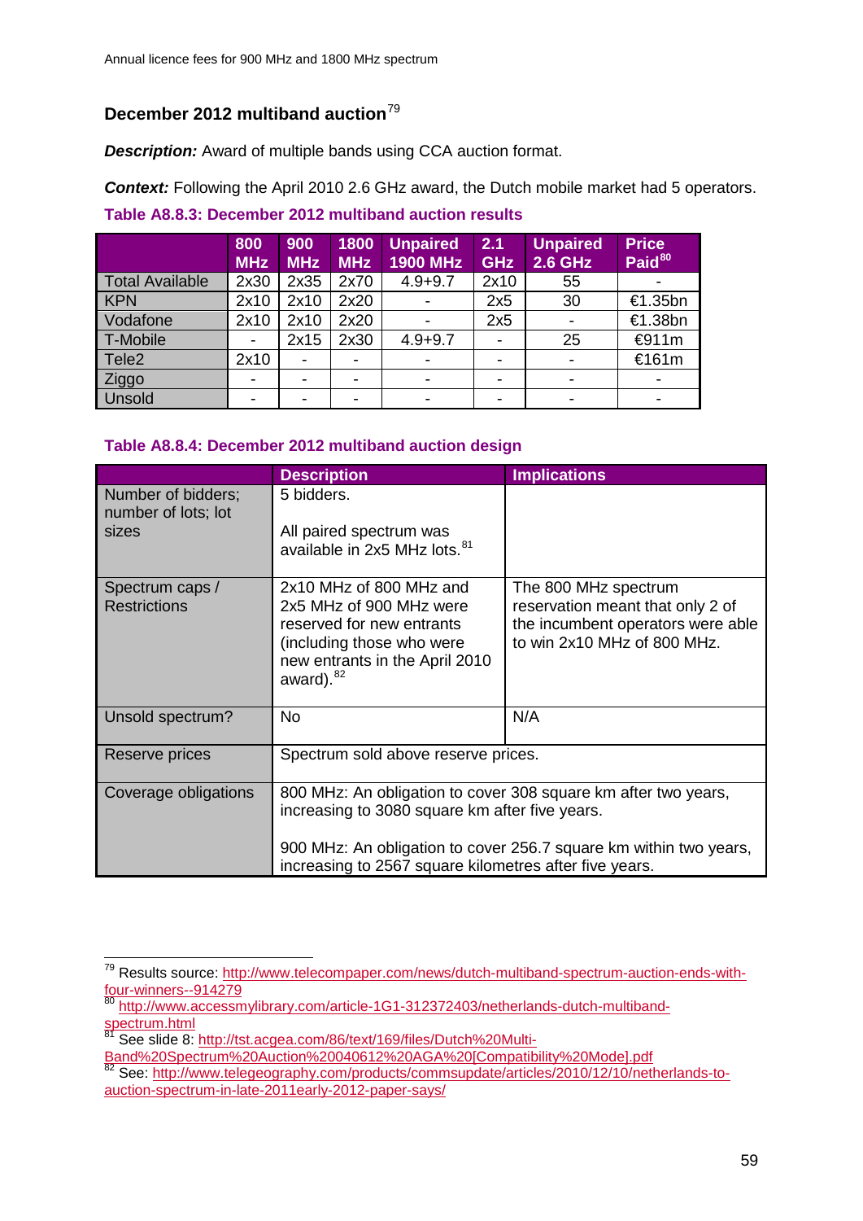## December 2012 multiband auction[79]

***Description:*** Award of multiple bands using CCA auction format.

***Context:*** Following the April 2010 2.6 GHz award, the Dutch mobile market had 5 operators.

**Table A8.8.3: December 2012 multiband auction results**

| | 800 MHz | 900 MHz | 1800 MHz | Unpaired 1900 MHz | 2.1 GHz | Unpaired 2.6 GHz | Price Paid[80] |
|---|---|---|---|---|---|---|---|
| Total Available | 2x30 | 2x35 | 2x70 | 4.9+9.7 | 2x10 | 55 | - |
| KPN | 2x10 | 2x10 | 2x20 | - | 2x5 | 30 | €1.35bn |
| Vodafone | 2x10 | 2x10 | 2x20 | - | 2x5 | - | €1.38bn |
| T-Mobile | - | 2x15 | 2x30 | 4.9+9.7 | - | 25 | €911m |
| Tele2 | 2x10 | - | - | - | - | - | €161m |
| Ziggo | - | - | - | - | - | - | - |
| Unsold | - | - | - | - | - | - | - |

**Table A8.8.4: December 2012 multiband auction design**

| | Description | Implications |
|---|---|---|
| Number of bidders; number of lots; lot sizes | 5 bidders.<br><br>All paired spectrum was available in 2x5 MHz lots.[81] | |
| Spectrum caps / Restrictions | 2x10 MHz of 800 MHz and 2x5 MHz of 900 MHz were reserved for new entrants (including those who were new entrants in the April 2010 award).[82] | The 800 MHz spectrum reservation meant that only 2 of the incumbent operators were able to win 2x10 MHz of 800 MHz. |
| Unsold spectrum? | No | N/A |
| Reserve prices | Spectrum sold above reserve prices. | |
| Coverage obligations | 800 MHz: An obligation to cover 308 square km after two years, increasing to 3080 square km after five years.<br><br>900 MHz: An obligation to cover 256.7 square km within two years, increasing to 2567 square kilometres after five years. | |

[79] Results source: http://www.telecompaper.com/news/dutch-multiband-spectrum-auction-ends-with-four-winners--914279

[80] http://www.accessmylibrary.com/article-1G1-312372403/netherlands-dutch-multiband-spectrum.html

[81] See slide 8: http://tst.acgea.com/86/text/169/files/Dutch%20Multi-Band%20Spectrum%20Auction%20040612%20AGA%20[Compatibility%20Mode].pdf

[82] See: http://www.telegeography.com/products/commsupdate/articles/2010/12/10/netherlands-to-auction-spectrum-in-late-2011early-2012-paper-says/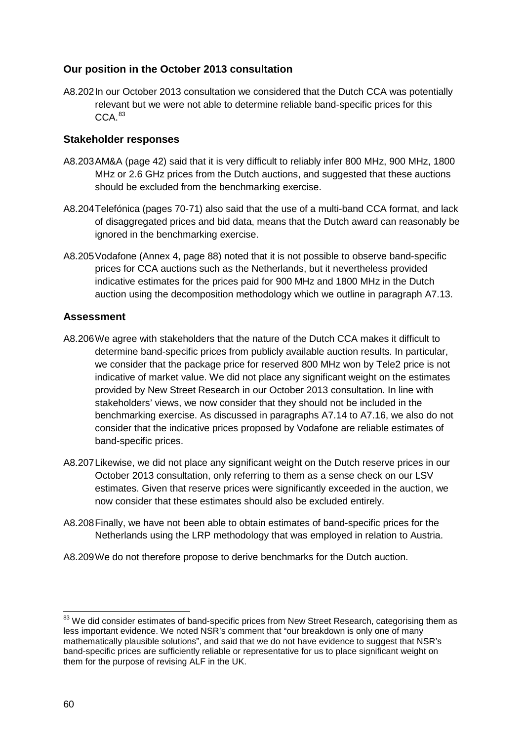### Our position in the October 2013 consultation

A8.202 In our October 2013 consultation we considered that the Dutch CCA was potentially relevant but we were not able to determine reliable band-specific prices for this CCA.[83]

### Stakeholder responses

A8.203 AM&A (page 42) said that it is very difficult to reliably infer 800 MHz, 900 MHz, 1800 MHz or 2.6 GHz prices from the Dutch auctions, and suggested that these auctions should be excluded from the benchmarking exercise.

A8.204 Telefónica (pages 70-71) also said that the use of a multi-band CCA format, and lack of disaggregated prices and bid data, means that the Dutch award can reasonably be ignored in the benchmarking exercise.

A8.205 Vodafone (Annex 4, page 88) noted that it is not possible to observe band-specific prices for CCA auctions such as the Netherlands, but it nevertheless provided indicative estimates for the prices paid for 900 MHz and 1800 MHz in the Dutch auction using the decomposition methodology which we outline in paragraph A7.13.

### Assessment

A8.206 We agree with stakeholders that the nature of the Dutch CCA makes it difficult to determine band-specific prices from publicly available auction results. In particular, we consider that the package price for reserved 800 MHz won by Tele2 price is not indicative of market value. We did not place any significant weight on the estimates provided by New Street Research in our October 2013 consultation. In line with stakeholders' views, we now consider that they should not be included in the benchmarking exercise. As discussed in paragraphs A7.14 to A7.16, we also do not consider that the indicative prices proposed by Vodafone are reliable estimates of band-specific prices.

A8.207 Likewise, we did not place any significant weight on the Dutch reserve prices in our October 2013 consultation, only referring to them as a sense check on our LSV estimates. Given that reserve prices were significantly exceeded in the auction, we now consider that these estimates should also be excluded entirely.

A8.208 Finally, we have not been able to obtain estimates of band-specific prices for the Netherlands using the LRP methodology that was employed in relation to Austria.

A8.209 We do not therefore propose to derive benchmarks for the Dutch auction.

---

[83] We did consider estimates of band-specific prices from New Street Research, categorising them as less important evidence. We noted NSR's comment that "our breakdown is only one of many mathematically plausible solutions", and said that we do not have evidence to suggest that NSR's band-specific prices are sufficiently reliable or representative for us to place significant weight on them for the purpose of revising ALF in the UK.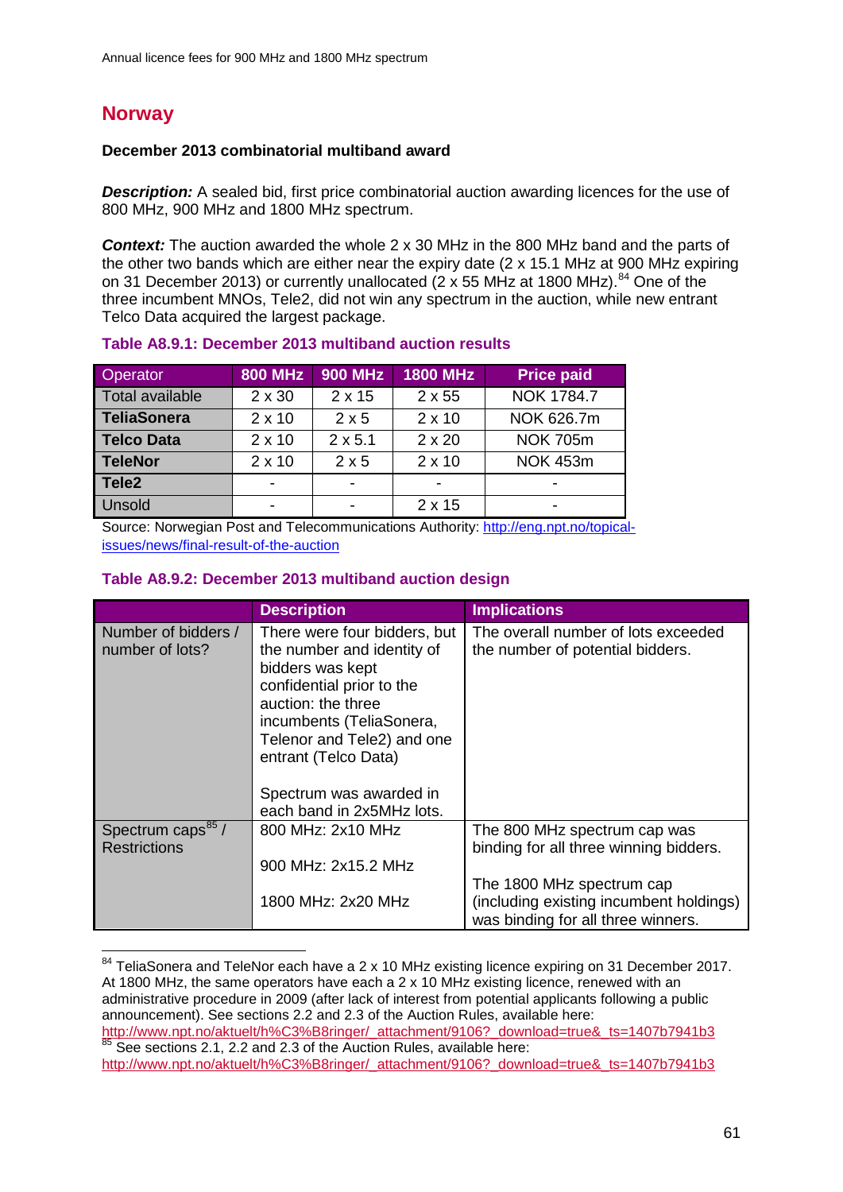## Norway

**December 2013 combinatorial multiband award**

***Description:*** A sealed bid, first price combinatorial auction awarding licences for the use of 800 MHz, 900 MHz and 1800 MHz spectrum.

***Context:*** The auction awarded the whole 2 x 30 MHz in the 800 MHz band and the parts of the other two bands which are either near the expiry date (2 x 15.1 MHz at 900 MHz expiring on 31 December 2013) or currently unallocated (2 x 55 MHz at 1800 MHz).[84] One of the three incumbent MNOs, Tele2, did not win any spectrum in the auction, while new entrant Telco Data acquired the largest package.

**Table A8.9.1: December 2013 multiband auction results**

| Operator | 800 MHz | 900 MHz | 1800 MHz | Price paid |
|---|---|---|---|---|
| Total available | 2 x 30 | 2 x 15 | 2 x 55 | NOK 1784.7 |
| **TeliaSonera** | 2 x 10 | 2 x 5 | 2 x 10 | NOK 626.7m |
| **Telco Data** | 2 x 10 | 2 x 5.1 | 2 x 20 | NOK 705m |
| **TeleNor** | 2 x 10 | 2 x 5 | 2 x 10 | NOK 453m |
| **Tele2** | - | - | - | - |
| Unsold | - | - | 2 x 15 | - |

Source: Norwegian Post and Telecommunications Authority: http://eng.npt.no/topical-issues/news/final-result-of-the-auction

**Table A8.9.2: December 2013 multiband auction design**

| | Description | Implications |
|---|---|---|
| Number of bidders / number of lots? | There were four bidders, but the number and identity of bidders was kept confidential prior to the auction: the three incumbents (TeliaSonera, Telenor and Tele2) and one entrant (Telco Data)<br><br>Spectrum was awarded in each band in 2x5MHz lots. | The overall number of lots exceeded the number of potential bidders. |
| Spectrum caps[85] / Restrictions | 800 MHz: 2x10 MHz<br><br>900 MHz: 2x15.2 MHz<br><br>1800 MHz: 2x20 MHz | The 800 MHz spectrum cap was binding for all three winning bidders.<br><br>The 1800 MHz spectrum cap (including existing incumbent holdings) was binding for all three winners. |

---

[84] TeliaSonera and TeleNor each have a 2 x 10 MHz existing licence expiring on 31 December 2017. At 1800 MHz, the same operators have each a 2 x 10 MHz existing licence, renewed with an administrative procedure in 2009 (after lack of interest from potential applicants following a public announcement). See sections 2.2 and 2.3 of the Auction Rules, available here: http://www.npt.no/aktuelt/h%C3%B8ringer/_attachment/9106?_download=true&_ts=1407b7941b3

[85] See sections 2.1, 2.2 and 2.3 of the Auction Rules, available here: http://www.npt.no/aktuelt/h%C3%B8ringer/_attachment/9106?_download=true&_ts=1407b7941b3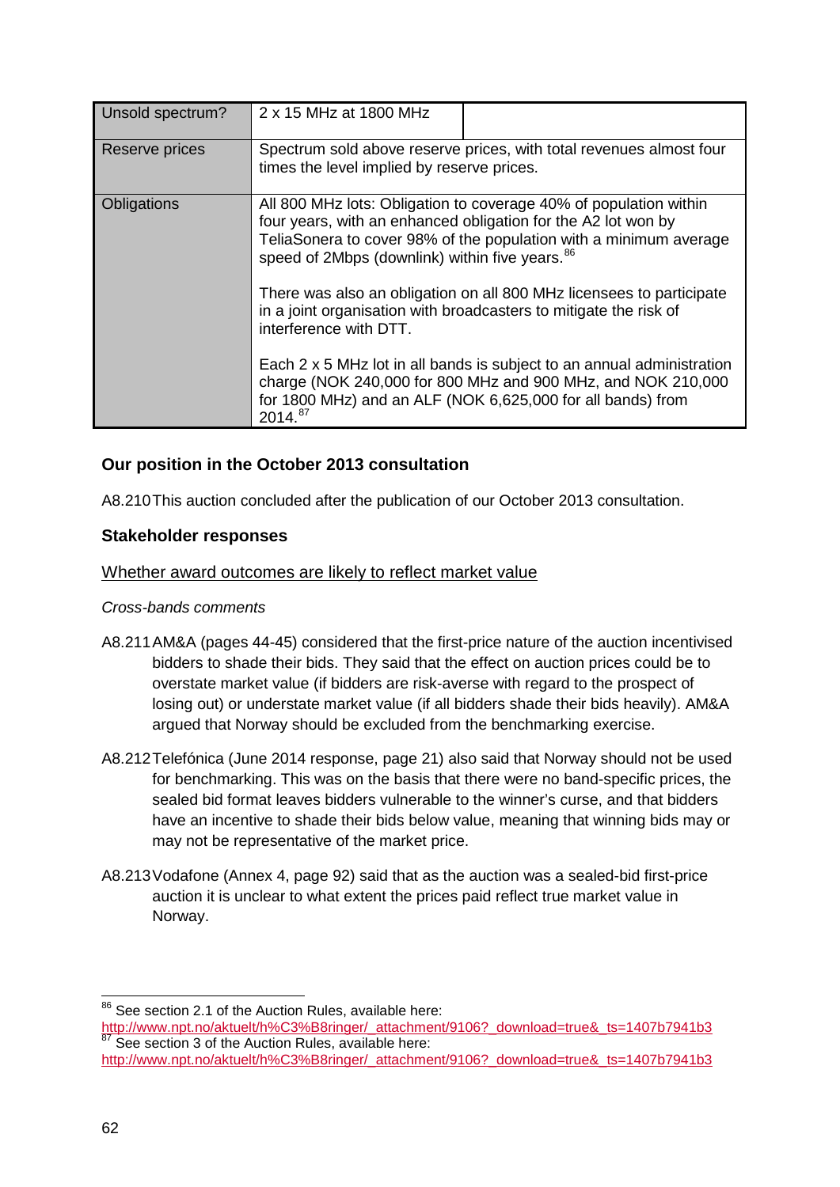| | | |
|---|---|---|
| Unsold spectrum? | 2 x 15 MHz at 1800 MHz | |
| Reserve prices | Spectrum sold above reserve prices, with total revenues almost four times the level implied by reserve prices. | |
| Obligations | All 800 MHz lots: Obligation to coverage 40% of population within four years, with an enhanced obligation for the A2 lot won by TeliaSonera to cover 98% of the population with a minimum average speed of 2Mbps (downlink) within five years.[86]<br><br>There was also an obligation on all 800 MHz licensees to participate in a joint organisation with broadcasters to mitigate the risk of interference with DTT.<br><br>Each 2 x 5 MHz lot in all bands is subject to an annual administration charge (NOK 240,000 for 800 MHz and 900 MHz, and NOK 210,000 for 1800 MHz) and an ALF (NOK 6,625,000 for all bands) from 2014.[87] | |

### Our position in the October 2013 consultation

A8.210 This auction concluded after the publication of our October 2013 consultation.

### Stakeholder responses

Whether award outcomes are likely to reflect market value

*Cross-bands comments*

A8.211 AM&A (pages 44-45) considered that the first-price nature of the auction incentivised bidders to shade their bids. They said that the effect on auction prices could be to overstate market value (if bidders are risk-averse with regard to the prospect of losing out) or understate market value (if all bidders shade their bids heavily). AM&A argued that Norway should be excluded from the benchmarking exercise.

A8.212 Telefónica (June 2014 response, page 21) also said that Norway should not be used for benchmarking. This was on the basis that there were no band-specific prices, the sealed bid format leaves bidders vulnerable to the winner's curse, and that bidders have an incentive to shade their bids below value, meaning that winning bids may or may not be representative of the market price.

A8.213 Vodafone (Annex 4, page 92) said that as the auction was a sealed-bid first-price auction it is unclear to what extent the prices paid reflect true market value in Norway.

[86] See section 2.1 of the Auction Rules, available here: http://www.npt.no/aktuelt/h%C3%B8ringer/_attachment/9106?_download=true&_ts=1407b7941b3

[87] See section 3 of the Auction Rules, available here: http://www.npt.no/aktuelt/h%C3%B8ringer/_attachment/9106?_download=true&_ts=1407b7941b3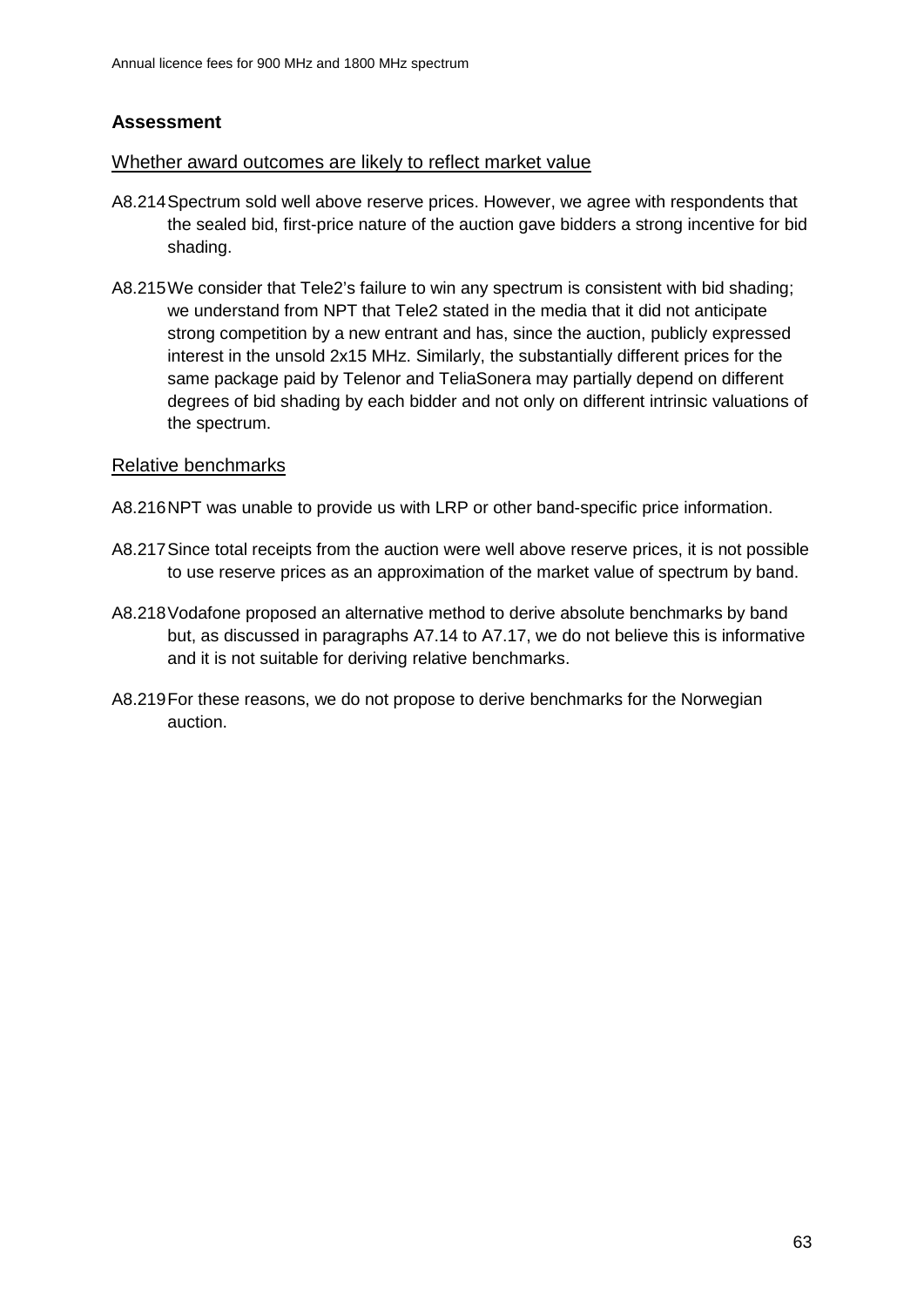### Assessment

Whether award outcomes are likely to reflect market value

A8.214 Spectrum sold well above reserve prices. However, we agree with respondents that the sealed bid, first-price nature of the auction gave bidders a strong incentive for bid shading.

A8.215 We consider that Tele2's failure to win any spectrum is consistent with bid shading; we understand from NPT that Tele2 stated in the media that it did not anticipate strong competition by a new entrant and has, since the auction, publicly expressed interest in the unsold 2x15 MHz. Similarly, the substantially different prices for the same package paid by Telenor and TeliaSonera may partially depend on different degrees of bid shading by each bidder and not only on different intrinsic valuations of the spectrum.

Relative benchmarks

A8.216 NPT was unable to provide us with LRP or other band-specific price information.

A8.217 Since total receipts from the auction were well above reserve prices, it is not possible to use reserve prices as an approximation of the market value of spectrum by band.

A8.218 Vodafone proposed an alternative method to derive absolute benchmarks by band but, as discussed in paragraphs A7.14 to A7.17, we do not believe this is informative and it is not suitable for deriving relative benchmarks.

A8.219 For these reasons, we do not propose to derive benchmarks for the Norwegian auction.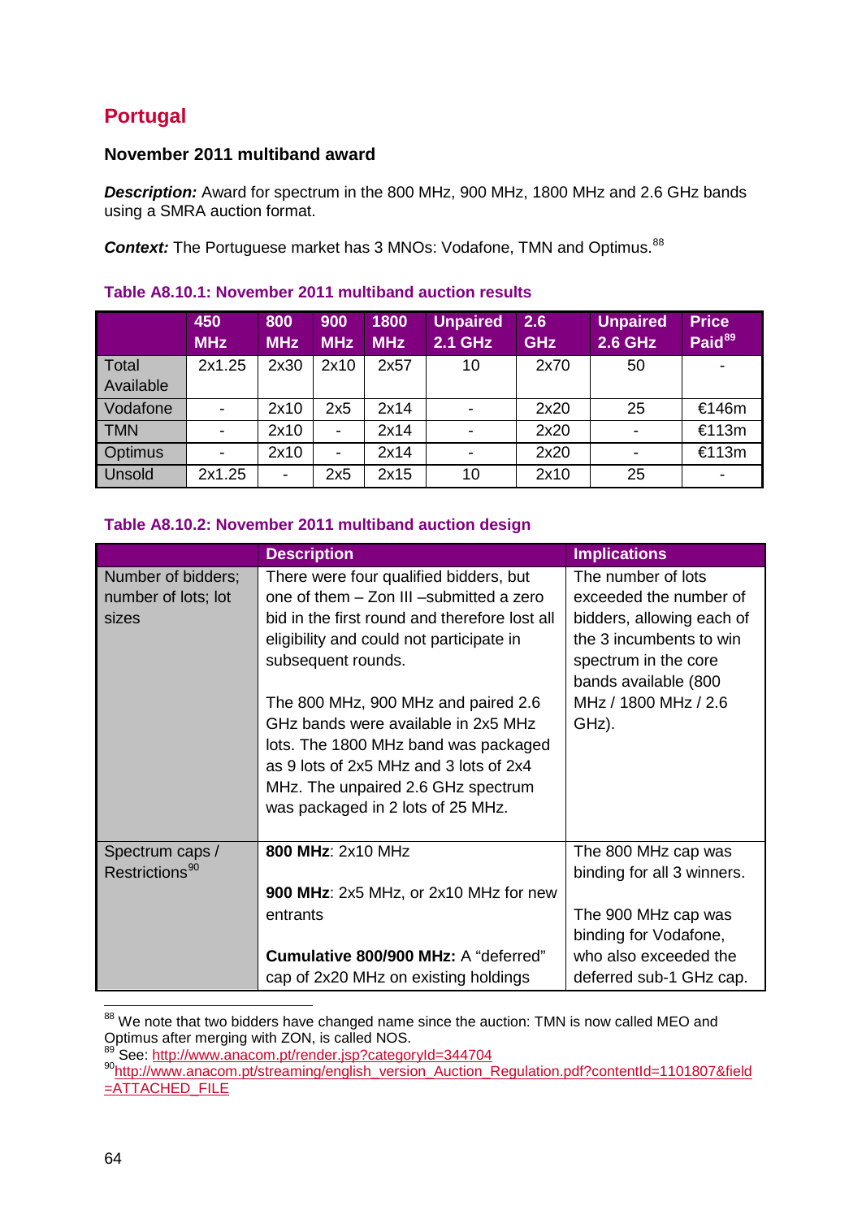## Portugal

### November 2011 multiband award

***Description:*** Award for spectrum in the 800 MHz, 900 MHz, 1800 MHz and 2.6 GHz bands using a SMRA auction format.

***Context:*** The Portuguese market has 3 MNOs: Vodafone, TMN and Optimus.[88]

**Table A8.10.1: November 2011 multiband auction results**

| | 450 MHz | 800 MHz | 900 MHz | 1800 MHz | Unpaired 2.1 GHz | 2.6 GHz | Unpaired 2.6 GHz | Price Paid[89] |
|---|---|---|---|---|---|---|---|---|
| Total Available | 2x1.25 | 2x30 | 2x10 | 2x57 | 10 | 2x70 | 50 | - |
| Vodafone | - | 2x10 | 2x5 | 2x14 | - | 2x20 | 25 | €146m |
| TMN | - | 2x10 | - | 2x14 | - | 2x20 | - | €113m |
| Optimus | - | 2x10 | - | 2x14 | - | 2x20 | - | €113m |
| Unsold | 2x1.25 | - | 2x5 | 2x15 | 10 | 2x10 | 25 | - |

**Table A8.10.2: November 2011 multiband auction design**

| | Description | Implications |
|---|---|---|
| Number of bidders; number of lots; lot sizes | There were four qualified bidders, but one of them – Zon III –submitted a zero bid in the first round and therefore lost all eligibility and could not participate in subsequent rounds.<br><br>The 800 MHz, 900 MHz and paired 2.6 GHz bands were available in 2x5 MHz lots. The 1800 MHz band was packaged as 9 lots of 2x5 MHz and 3 lots of 2x4 MHz. The unpaired 2.6 GHz spectrum was packaged in 2 lots of 25 MHz. | The number of lots exceeded the number of bidders, allowing each of the 3 incumbents to win spectrum in the core bands available (800 MHz / 1800 MHz / 2.6 GHz). |
| Spectrum caps / Restrictions[90] | **800 MHz**: 2x10 MHz<br><br>**900 MHz**: 2x5 MHz, or 2x10 MHz for new entrants<br><br>**Cumulative 800/900 MHz:** A “deferred” cap of 2x20 MHz on existing holdings | The 800 MHz cap was binding for all 3 winners.<br><br>The 900 MHz cap was binding for Vodafone, who also exceeded the deferred sub-1 GHz cap. |

[88] We note that two bidders have changed name since the auction: TMN is now called MEO and Optimus after merging with ZON, is called NOS.

[89] See: http://www.anacom.pt/render.jsp?categoryId=344704

[90] http://www.anacom.pt/streaming/english_version_Auction_Regulation.pdf?contentId=1101807&field=ATTACHED_FILE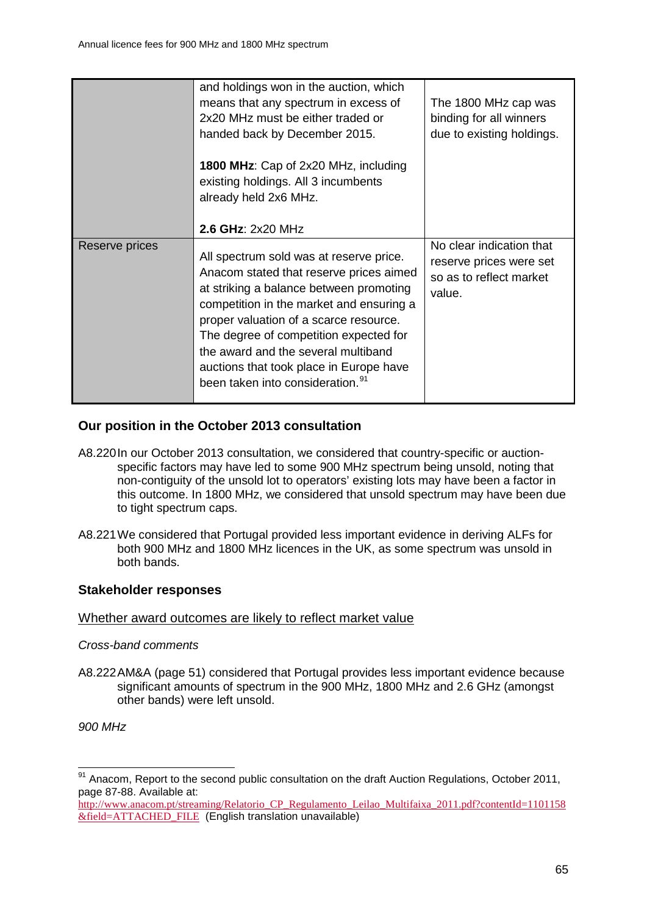| | | |
|---|---|---|
| | and holdings won in the auction, which means that any spectrum in excess of 2x20 MHz must be either traded or handed back by December 2015.<br><br>**1800 MHz**: Cap of 2x20 MHz, including existing holdings. All 3 incumbents already held 2x6 MHz.<br><br>**2.6 GHz**: 2x20 MHz | The 1800 MHz cap was binding for all winners due to existing holdings. |
| Reserve prices | All spectrum sold was at reserve price. Anacom stated that reserve prices aimed at striking a balance between promoting competition in the market and ensuring a proper valuation of a scarce resource. The degree of competition expected for the award and the several multiband auctions that took place in Europe have been taken into consideration.[91] | No clear indication that reserve prices were set so as to reflect market value. |

### Our position in the October 2013 consultation

A8.220 In our October 2013 consultation, we considered that country-specific or auction-specific factors may have led to some 900 MHz spectrum being unsold, noting that non-contiguity of the unsold lot to operators' existing lots may have been a factor in this outcome. In 1800 MHz, we considered that unsold spectrum may have been due to tight spectrum caps.

A8.221 We considered that Portugal provided less important evidence in deriving ALFs for both 900 MHz and 1800 MHz licences in the UK, as some spectrum was unsold in both bands.

### Stakeholder responses

Whether award outcomes are likely to reflect market value

*Cross-band comments*

A8.222 AM&A (page 51) considered that Portugal provides less important evidence because significant amounts of spectrum in the 900 MHz, 1800 MHz and 2.6 GHz (amongst other bands) were left unsold.

*900 MHz*

[91] Anacom, Report to the second public consultation on the draft Auction Regulations, October 2011, page 87-88. Available at: http://www.anacom.pt/streaming/Relatorio_CP_Regulamento_Leilao_Multifaixa_2011.pdf?contentId=1101158&field=ATTACHED_FILE (English translation unavailable)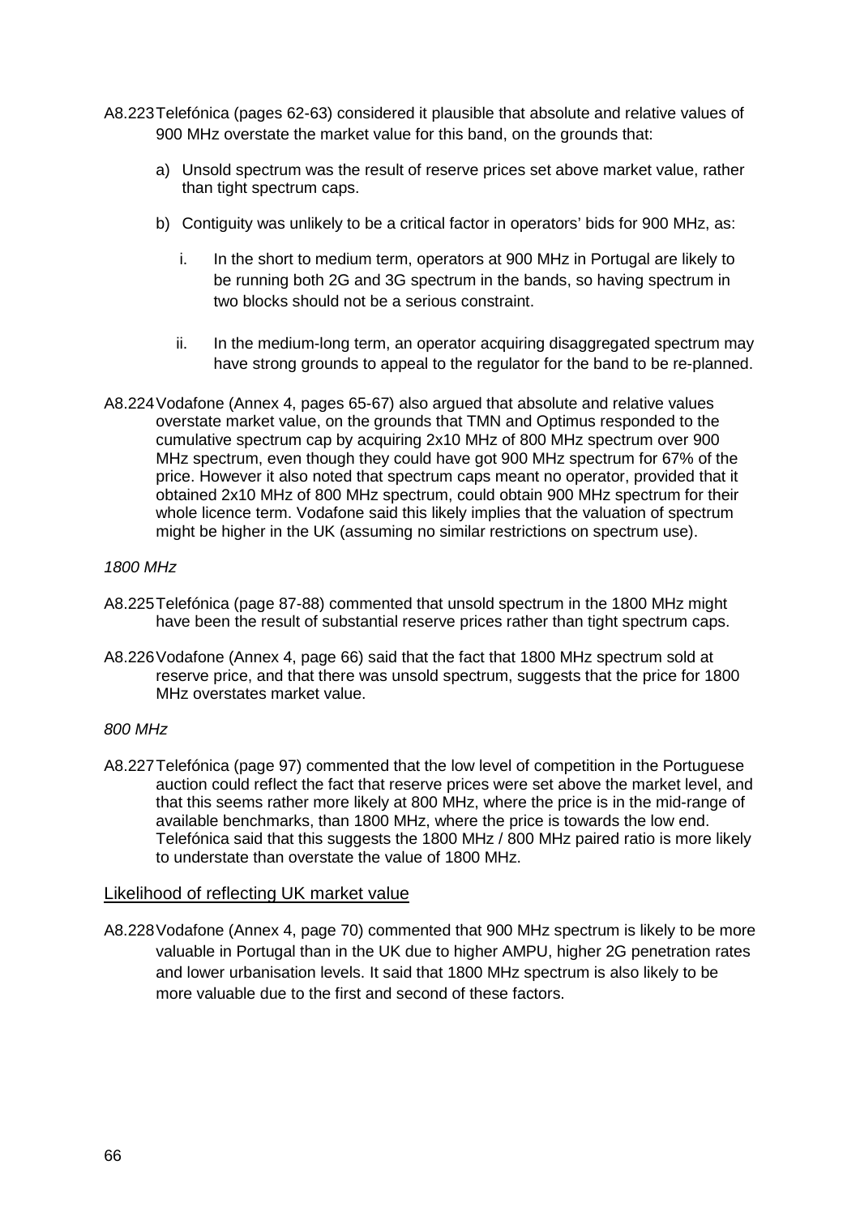A8.223 Telefónica (pages 62-63) considered it plausible that absolute and relative values of 900 MHz overstate the market value for this band, on the grounds that:

a) Unsold spectrum was the result of reserve prices set above market value, rather than tight spectrum caps.

b) Contiguity was unlikely to be a critical factor in operators' bids for 900 MHz, as:

   i. In the short to medium term, operators at 900 MHz in Portugal are likely to be running both 2G and 3G spectrum in the bands, so having spectrum in two blocks should not be a serious constraint.

   ii. In the medium-long term, an operator acquiring disaggregated spectrum may have strong grounds to appeal to the regulator for the band to be re-planned.

A8.224 Vodafone (Annex 4, pages 65-67) also argued that absolute and relative values overstate market value, on the grounds that TMN and Optimus responded to the cumulative spectrum cap by acquiring 2x10 MHz of 800 MHz spectrum over 900 MHz spectrum, even though they could have got 900 MHz spectrum for 67% of the price. However it also noted that spectrum caps meant no operator, provided that it obtained 2x10 MHz of 800 MHz spectrum, could obtain 900 MHz spectrum for their whole licence term. Vodafone said this likely implies that the valuation of spectrum might be higher in the UK (assuming no similar restrictions on spectrum use).

*1800 MHz*

A8.225 Telefónica (page 87-88) commented that unsold spectrum in the 1800 MHz might have been the result of substantial reserve prices rather than tight spectrum caps.

A8.226 Vodafone (Annex 4, page 66) said that the fact that 1800 MHz spectrum sold at reserve price, and that there was unsold spectrum, suggests that the price for 1800 MHz overstates market value.

*800 MHz*

A8.227 Telefónica (page 97) commented that the low level of competition in the Portuguese auction could reflect the fact that reserve prices were set above the market level, and that this seems rather more likely at 800 MHz, where the price is in the mid-range of available benchmarks, than 1800 MHz, where the price is towards the low end. Telefónica said that this suggests the 1800 MHz / 800 MHz paired ratio is more likely to understate than overstate the value of 1800 MHz.

## Likelihood of reflecting UK market value

A8.228 Vodafone (Annex 4, page 70) commented that 900 MHz spectrum is likely to be more valuable in Portugal than in the UK due to higher AMPU, higher 2G penetration rates and lower urbanisation levels. It said that 1800 MHz spectrum is also likely to be more valuable due to the first and second of these factors.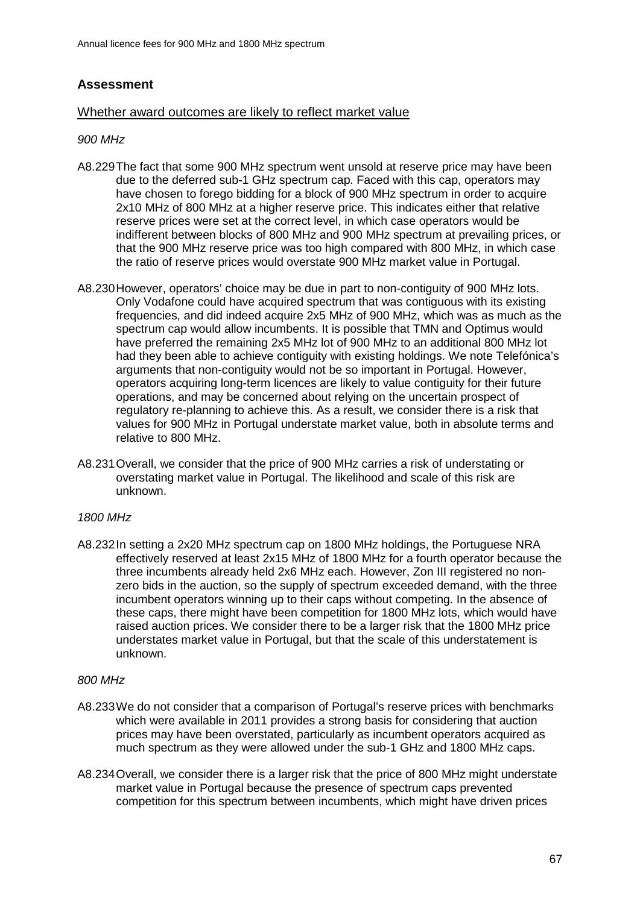## Assessment

### Whether award outcomes are likely to reflect market value

*900 MHz*

A8.229 The fact that some 900 MHz spectrum went unsold at reserve price may have been due to the deferred sub-1 GHz spectrum cap. Faced with this cap, operators may have chosen to forego bidding for a block of 900 MHz spectrum in order to acquire 2x10 MHz of 800 MHz at a higher reserve price. This indicates either that relative reserve prices were set at the correct level, in which case operators would be indifferent between blocks of 800 MHz and 900 MHz spectrum at prevailing prices, or that the 900 MHz reserve price was too high compared with 800 MHz, in which case the ratio of reserve prices would overstate 900 MHz market value in Portugal.

A8.230 However, operators' choice may be due in part to non-contiguity of 900 MHz lots. Only Vodafone could have acquired spectrum that was contiguous with its existing frequencies, and did indeed acquire 2x5 MHz of 900 MHz, which was as much as the spectrum cap would allow incumbents. It is possible that TMN and Optimus would have preferred the remaining 2x5 MHz lot of 900 MHz to an additional 800 MHz lot had they been able to achieve contiguity with existing holdings. We note Telefónica's arguments that non-contiguity would not be so important in Portugal. However, operators acquiring long-term licences are likely to value contiguity for their future operations, and may be concerned about relying on the uncertain prospect of regulatory re-planning to achieve this. As a result, we consider there is a risk that values for 900 MHz in Portugal understate market value, both in absolute terms and relative to 800 MHz.

A8.231 Overall, we consider that the price of 900 MHz carries a risk of understating or overstating market value in Portugal. The likelihood and scale of this risk are unknown.

*1800 MHz*

A8.232 In setting a 2x20 MHz spectrum cap on 1800 MHz holdings, the Portuguese NRA effectively reserved at least 2x15 MHz of 1800 MHz for a fourth operator because the three incumbents already held 2x6 MHz each. However, Zon III registered no non-zero bids in the auction, so the supply of spectrum exceeded demand, with the three incumbent operators winning up to their caps without competing. In the absence of these caps, there might have been competition for 1800 MHz lots, which would have raised auction prices. We consider there to be a larger risk that the 1800 MHz price understates market value in Portugal, but that the scale of this understatement is unknown.

*800 MHz*

A8.233 We do not consider that a comparison of Portugal's reserve prices with benchmarks which were available in 2011 provides a strong basis for considering that auction prices may have been overstated, particularly as incumbent operators acquired as much spectrum as they were allowed under the sub-1 GHz and 1800 MHz caps.

A8.234 Overall, we consider there is a larger risk that the price of 800 MHz might understate market value in Portugal because the presence of spectrum caps prevented competition for this spectrum between incumbents, which might have driven prices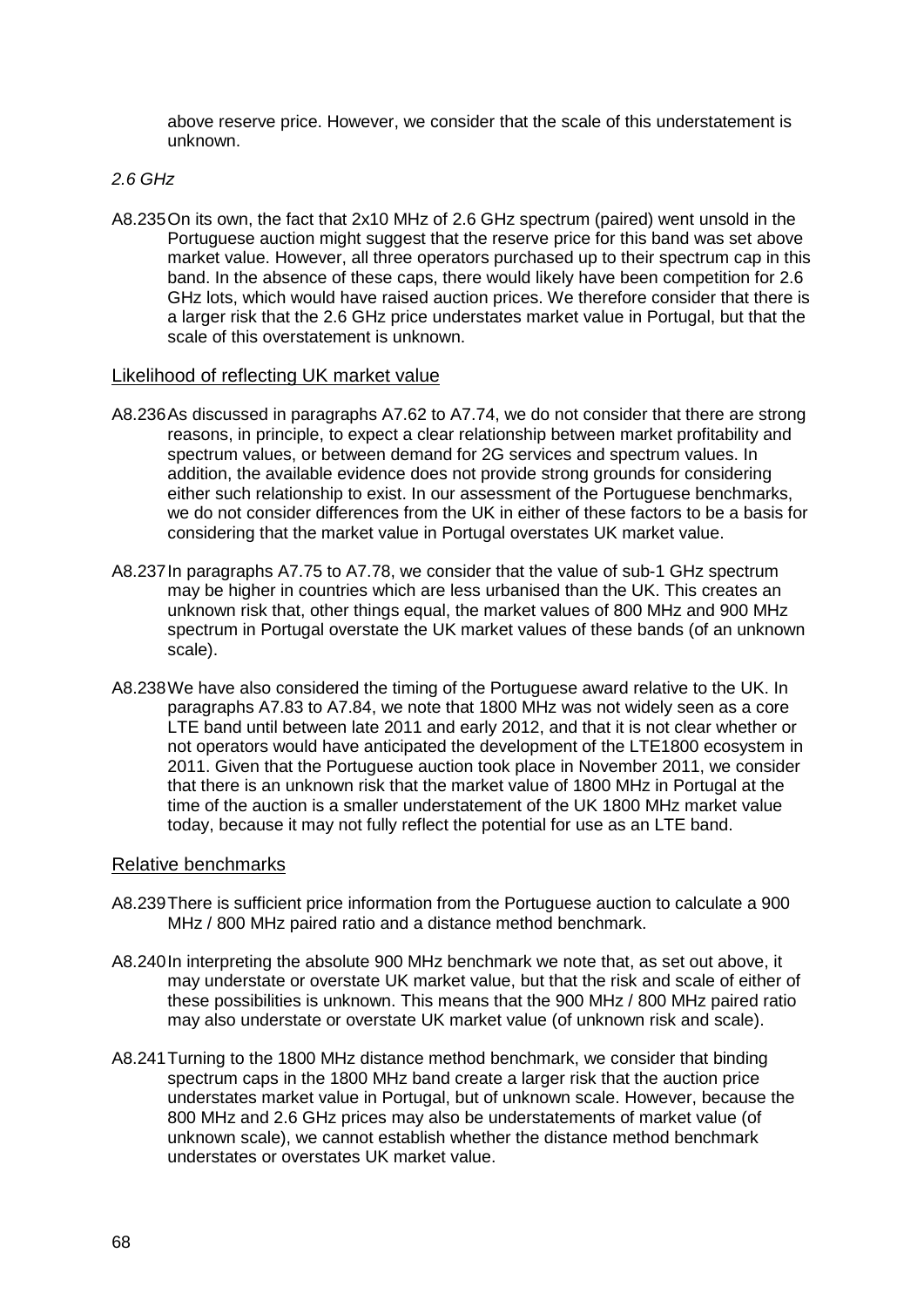above reserve price. However, we consider that the scale of this understatement is unknown.

*2.6 GHz*

A8.235 On its own, the fact that 2x10 MHz of 2.6 GHz spectrum (paired) went unsold in the Portuguese auction might suggest that the reserve price for this band was set above market value. However, all three operators purchased up to their spectrum cap in this band. In the absence of these caps, there would likely have been competition for 2.6 GHz lots, which would have raised auction prices. We therefore consider that there is a larger risk that the 2.6 GHz price understates market value in Portugal, but that the scale of this overstatement is unknown.

## Likelihood of reflecting UK market value

A8.236 As discussed in paragraphs A7.62 to A7.74, we do not consider that there are strong reasons, in principle, to expect a clear relationship between market profitability and spectrum values, or between demand for 2G services and spectrum values. In addition, the available evidence does not provide strong grounds for considering either such relationship to exist. In our assessment of the Portuguese benchmarks, we do not consider differences from the UK in either of these factors to be a basis for considering that the market value in Portugal overstates UK market value.

A8.237 In paragraphs A7.75 to A7.78, we consider that the value of sub-1 GHz spectrum may be higher in countries which are less urbanised than the UK. This creates an unknown risk that, other things equal, the market values of 800 MHz and 900 MHz spectrum in Portugal overstate the UK market values of these bands (of an unknown scale).

A8.238 We have also considered the timing of the Portuguese award relative to the UK. In paragraphs A7.83 to A7.84, we note that 1800 MHz was not widely seen as a core LTE band until between late 2011 and early 2012, and that it is not clear whether or not operators would have anticipated the development of the LTE1800 ecosystem in 2011. Given that the Portuguese auction took place in November 2011, we consider that there is an unknown risk that the market value of 1800 MHz in Portugal at the time of the auction is a smaller understatement of the UK 1800 MHz market value today, because it may not fully reflect the potential for use as an LTE band.

## Relative benchmarks

A8.239 There is sufficient price information from the Portuguese auction to calculate a 900 MHz / 800 MHz paired ratio and a distance method benchmark.

A8.240 In interpreting the absolute 900 MHz benchmark we note that, as set out above, it may understate or overstate UK market value, but that the risk and scale of either of these possibilities is unknown. This means that the 900 MHz / 800 MHz paired ratio may also understate or overstate UK market value (of unknown risk and scale).

A8.241 Turning to the 1800 MHz distance method benchmark, we consider that binding spectrum caps in the 1800 MHz band create a larger risk that the auction price understates market value in Portugal, but of unknown scale. However, because the 800 MHz and 2.6 GHz prices may also be understatements of market value (of unknown scale), we cannot establish whether the distance method benchmark understates or overstates UK market value.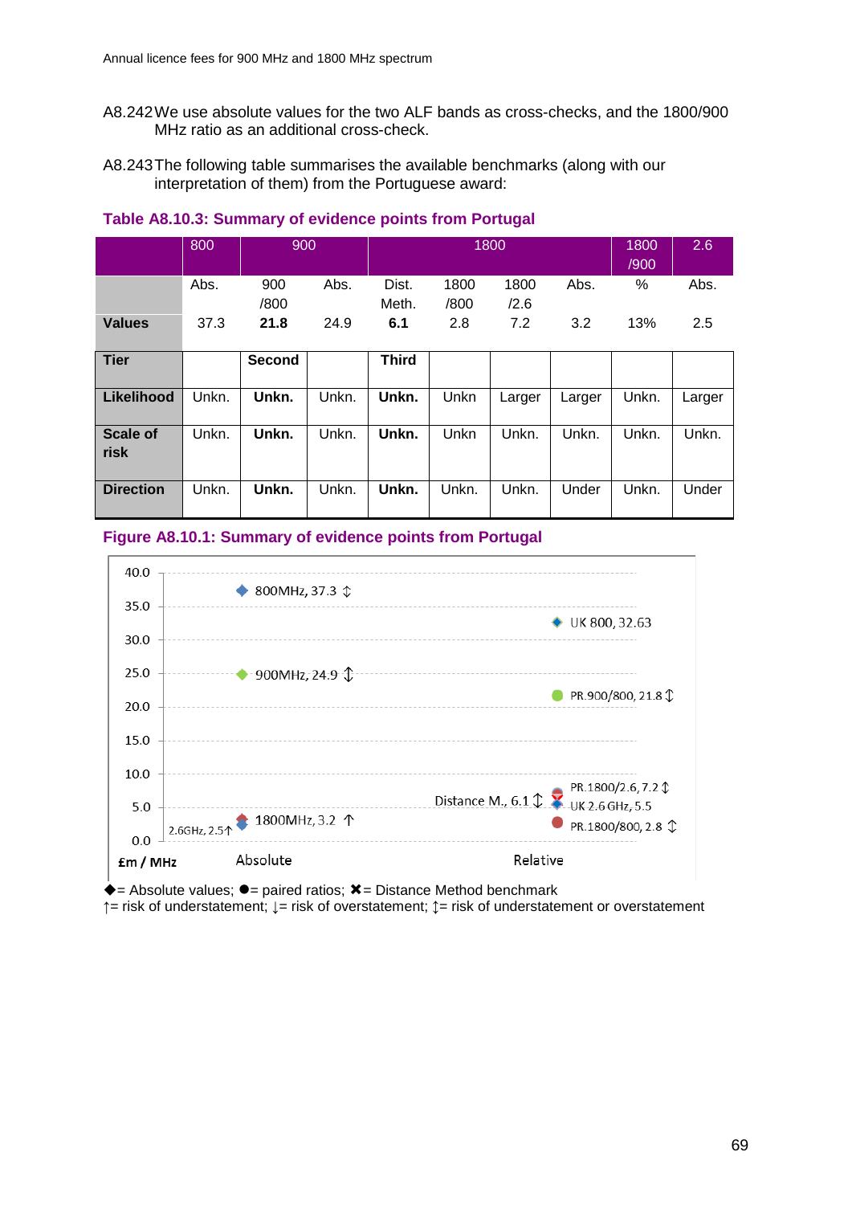A8.242 We use absolute values for the two ALF bands as cross-checks, and the 1800/900 MHz ratio as an additional cross-check.

A8.243 The following table summarises the available benchmarks (along with our interpretation of them) from the Portuguese award:

**Table A8.10.3: Summary of evidence points from Portugal**

| | 800 | 900 | | 1800 | | | | 1800 /900 | 2.6 |
|---|---|---|---|---|---|---|---|---|---|
| | Abs. | 900 /800 | Abs. | Dist. Meth. | 1800 /800 | 1800 /2.6 | Abs. | % | Abs. |
| **Values** | 37.3 | **21.8** | 24.9 | **6.1** | 2.8 | 7.2 | 3.2 | 13% | 2.5 |
| **Tier** | | **Second** | | **Third** | | | | | |
| **Likelihood** | Unkn. | **Unkn.** | Unkn. | **Unkn.** | Unkn | Larger | Larger | Unkn. | Larger |
| **Scale of risk** | Unkn. | **Unkn.** | Unkn. | **Unkn.** | Unkn | Unkn. | Unkn. | Unkn. | Unkn. |
| **Direction** | Unkn. | **Unkn.** | Unkn. | **Unkn.** | Unkn. | Unkn. | Under | Unkn. | Under |

**Figure A8.10.1: Summary of evidence points from Portugal**

| £m / MHz | Absolute | Relative |
|---|---|---|
| 800MHz | 37.3 ↕ | |
| UK 800 | | 32.63 |
| 900MHz | 24.9 ↕ | |
| PR.900/800 | | 21.8 ↕ |
| PR.1800/2.6 | | 7.2 ↕ |
| Distance M. | | 6.1 ↕ |
| UK 2.6 GHz | | 5.5 |
| 1800MHz | 3.2 ↑ | |
| PR.1800/800 | | 2.8 ↕ |
| 2.6GHz | 2.5 ↑ | |

◆= Absolute values; ●= paired ratios; ✖= Distance Method benchmark
↑= risk of understatement; ↓= risk of overstatement; ↕= risk of understatement or overstatement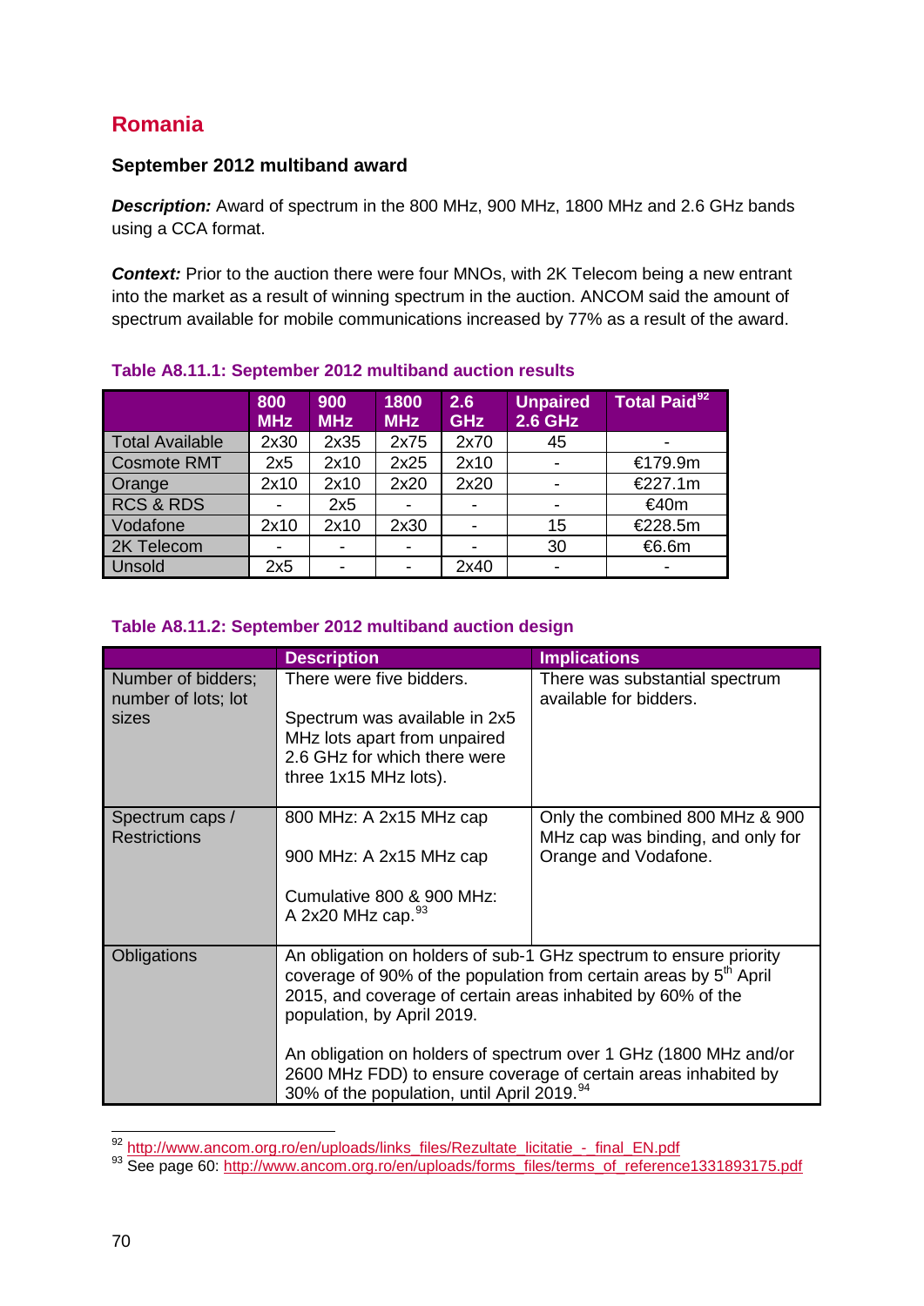## Romania

### September 2012 multiband award

***Description:*** Award of spectrum in the 800 MHz, 900 MHz, 1800 MHz and 2.6 GHz bands using a CCA format.

***Context:*** Prior to the auction there were four MNOs, with 2K Telecom being a new entrant into the market as a result of winning spectrum in the auction. ANCOM said the amount of spectrum available for mobile communications increased by 77% as a result of the award.

**Table A8.11.1: September 2012 multiband auction results**

| | 800 MHz | 900 MHz | 1800 MHz | 2.6 GHz | Unpaired 2.6 GHz | Total Paid[92] |
|---|---|---|---|---|---|---|
| Total Available | 2x30 | 2x35 | 2x75 | 2x70 | 45 | - |
| Cosmote RMT | 2x5 | 2x10 | 2x25 | 2x10 | - | €179.9m |
| Orange | 2x10 | 2x10 | 2x20 | 2x20 | - | €227.1m |
| RCS & RDS | - | 2x5 | - | - | - | €40m |
| Vodafone | 2x10 | 2x10 | 2x30 | - | 15 | €228.5m |
| 2K Telecom | - | - | - | - | 30 | €6.6m |
| Unsold | 2x5 | - | - | 2x40 | - | - |

**Table A8.11.2: September 2012 multiband auction design**

| | Description | Implications |
|---|---|---|
| Number of bidders; number of lots; lot sizes | There were five bidders.<br><br>Spectrum was available in 2x5 MHz lots apart from unpaired 2.6 GHz for which there were three 1x15 MHz lots). | There was substantial spectrum available for bidders. |
| Spectrum caps / Restrictions | 800 MHz: A 2x15 MHz cap<br><br>900 MHz: A 2x15 MHz cap<br><br>Cumulative 800 & 900 MHz: A 2x20 MHz cap.[93] | Only the combined 800 MHz & 900 MHz cap was binding, and only for Orange and Vodafone. |
| Obligations | An obligation on holders of sub-1 GHz spectrum to ensure priority coverage of 90% of the population from certain areas by 5th April 2015, and coverage of certain areas inhabited by 60% of the population, by April 2019.<br><br>An obligation on holders of spectrum over 1 GHz (1800 MHz and/or 2600 MHz FDD) to ensure coverage of certain areas inhabited by 30% of the population, until April 2019.[94] | |

[92] http://www.ancom.org.ro/en/uploads/links_files/Rezultate_licitatie_-_final_EN.pdf

[93] See page 60: http://www.ancom.org.ro/en/uploads/forms_files/terms_of_reference1331893175.pdf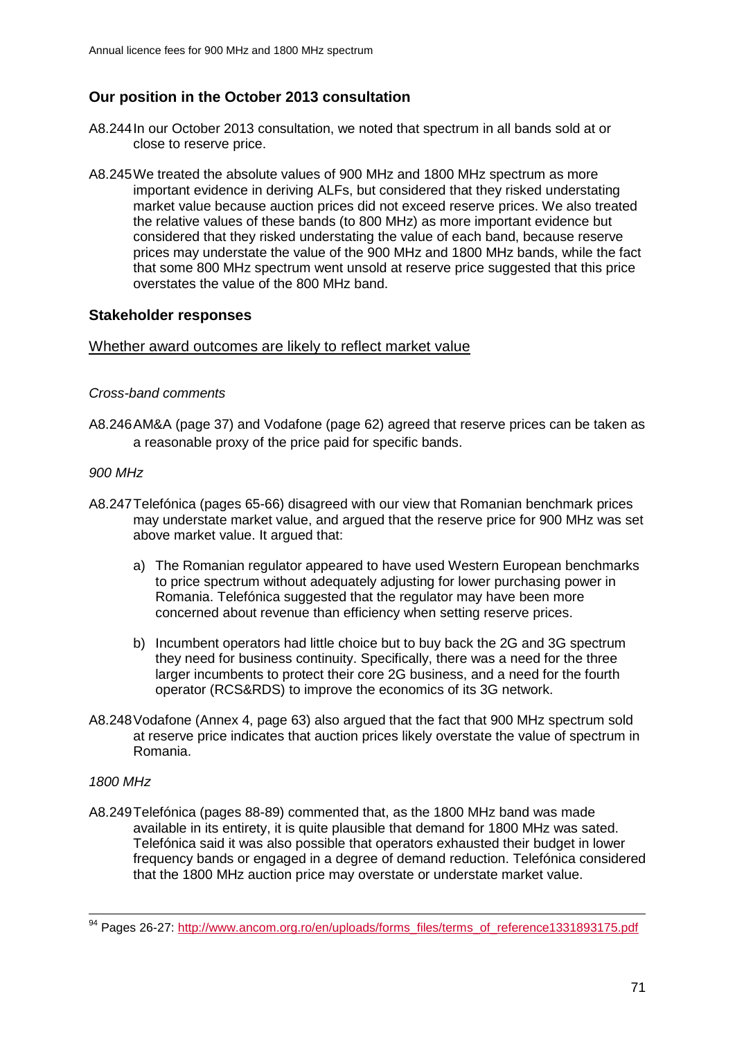## Our position in the October 2013 consultation

A8.244 In our October 2013 consultation, we noted that spectrum in all bands sold at or close to reserve price.

A8.245 We treated the absolute values of 900 MHz and 1800 MHz spectrum as more important evidence in deriving ALFs, but considered that they risked understating market value because auction prices did not exceed reserve prices. We also treated the relative values of these bands (to 800 MHz) as more important evidence but considered that they risked understating the value of each band, because reserve prices may understate the value of the 900 MHz and 1800 MHz bands, while the fact that some 800 MHz spectrum went unsold at reserve price suggested that this price overstates the value of the 800 MHz band.

## Stakeholder responses

### Whether award outcomes are likely to reflect market value

*Cross-band comments*

A8.246 AM&A (page 37) and Vodafone (page 62) agreed that reserve prices can be taken as a reasonable proxy of the price paid for specific bands.

*900 MHz*

A8.247 Telefónica (pages 65-66) disagreed with our view that Romanian benchmark prices may understate market value, and argued that the reserve price for 900 MHz was set above market value. It argued that:

a) The Romanian regulator appeared to have used Western European benchmarks to price spectrum without adequately adjusting for lower purchasing power in Romania. Telefónica suggested that the regulator may have been more concerned about revenue than efficiency when setting reserve prices.

b) Incumbent operators had little choice but to buy back the 2G and 3G spectrum they need for business continuity. Specifically, there was a need for the three larger incumbents to protect their core 2G business, and a need for the fourth operator (RCS&RDS) to improve the economics of its 3G network.

A8.248 Vodafone (Annex 4, page 63) also argued that the fact that 900 MHz spectrum sold at reserve price indicates that auction prices likely overstate the value of spectrum in Romania.

*1800 MHz*

A8.249 Telefónica (pages 88-89) commented that, as the 1800 MHz band was made available in its entirety, it is quite plausible that demand for 1800 MHz was sated. Telefónica said it was also possible that operators exhausted their budget in lower frequency bands or engaged in a degree of demand reduction. Telefónica considered that the 1800 MHz auction price may overstate or understate market value.

---

[94] Pages 26-27: http://www.ancom.org.ro/en/uploads/forms_files/terms_of_reference1331893175.pdf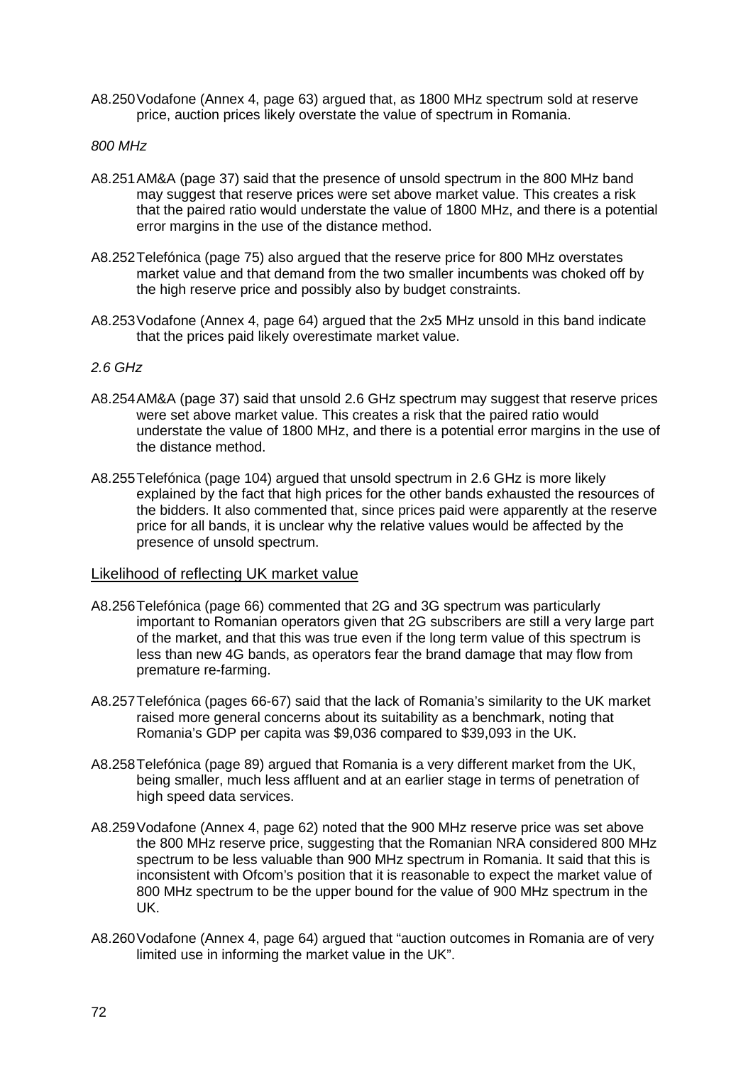A8.250 Vodafone (Annex 4, page 63) argued that, as 1800 MHz spectrum sold at reserve price, auction prices likely overstate the value of spectrum in Romania.

*800 MHz*

A8.251 AM&A (page 37) said that the presence of unsold spectrum in the 800 MHz band may suggest that reserve prices were set above market value. This creates a risk that the paired ratio would understate the value of 1800 MHz, and there is a potential error margins in the use of the distance method.

A8.252 Telefónica (page 75) also argued that the reserve price for 800 MHz overstates market value and that demand from the two smaller incumbents was choked off by the high reserve price and possibly also by budget constraints.

A8.253 Vodafone (Annex 4, page 64) argued that the 2x5 MHz unsold in this band indicate that the prices paid likely overestimate market value.

*2.6 GHz*

A8.254 AM&A (page 37) said that unsold 2.6 GHz spectrum may suggest that reserve prices were set above market value. This creates a risk that the paired ratio would understate the value of 1800 MHz, and there is a potential error margins in the use of the distance method.

A8.255 Telefónica (page 104) argued that unsold spectrum in 2.6 GHz is more likely explained by the fact that high prices for the other bands exhausted the resources of the bidders. It also commented that, since prices paid were apparently at the reserve price for all bands, it is unclear why the relative values would be affected by the presence of unsold spectrum.

## Likelihood of reflecting UK market value

A8.256 Telefónica (page 66) commented that 2G and 3G spectrum was particularly important to Romanian operators given that 2G subscribers are still a very large part of the market, and that this was true even if the long term value of this spectrum is less than new 4G bands, as operators fear the brand damage that may flow from premature re-farming.

A8.257 Telefónica (pages 66-67) said that the lack of Romania's similarity to the UK market raised more general concerns about its suitability as a benchmark, noting that Romania's GDP per capita was $9,036 compared to $39,093 in the UK.

A8.258 Telefónica (page 89) argued that Romania is a very different market from the UK, being smaller, much less affluent and at an earlier stage in terms of penetration of high speed data services.

A8.259 Vodafone (Annex 4, page 62) noted that the 900 MHz reserve price was set above the 800 MHz reserve price, suggesting that the Romanian NRA considered 800 MHz spectrum to be less valuable than 900 MHz spectrum in Romania. It said that this is inconsistent with Ofcom's position that it is reasonable to expect the market value of 800 MHz spectrum to be the upper bound for the value of 900 MHz spectrum in the UK.

A8.260 Vodafone (Annex 4, page 64) argued that "auction outcomes in Romania are of very limited use in informing the market value in the UK".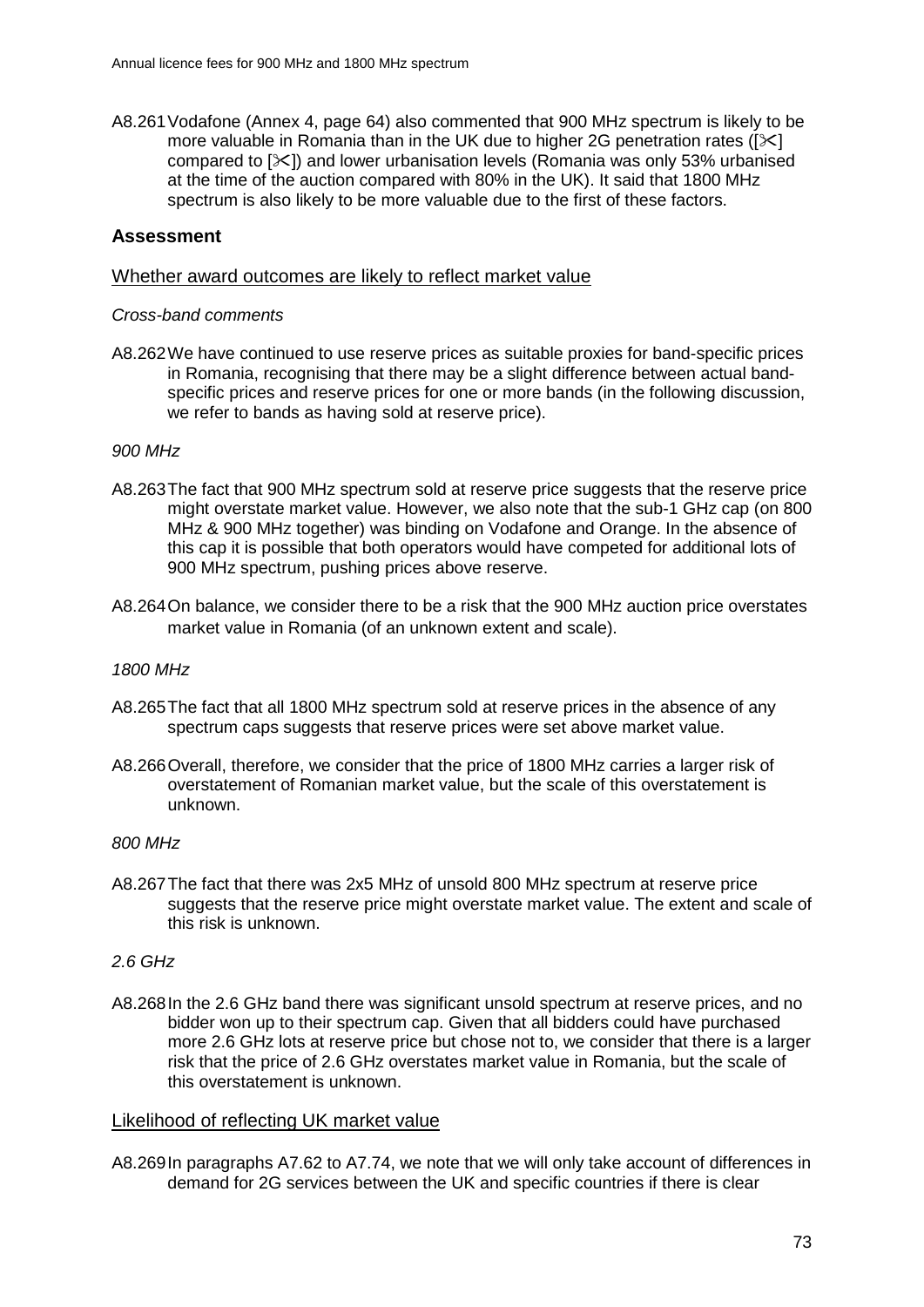A8.261 Vodafone (Annex 4, page 64) also commented that 900 MHz spectrum is likely to be more valuable in Romania than in the UK due to higher 2G penetration rates ([✂] compared to [✂]) and lower urbanisation levels (Romania was only 53% urbanised at the time of the auction compared with 80% in the UK). It said that 1800 MHz spectrum is also likely to be more valuable due to the first of these factors.

### Assessment

#### Whether award outcomes are likely to reflect market value

*Cross-band comments*

A8.262 We have continued to use reserve prices as suitable proxies for band-specific prices in Romania, recognising that there may be a slight difference between actual band-specific prices and reserve prices for one or more bands (in the following discussion, we refer to bands as having sold at reserve price).

*900 MHz*

A8.263 The fact that 900 MHz spectrum sold at reserve price suggests that the reserve price might overstate market value. However, we also note that the sub-1 GHz cap (on 800 MHz & 900 MHz together) was binding on Vodafone and Orange. In the absence of this cap it is possible that both operators would have competed for additional lots of 900 MHz spectrum, pushing prices above reserve.

A8.264 On balance, we consider there to be a risk that the 900 MHz auction price overstates market value in Romania (of an unknown extent and scale).

*1800 MHz*

A8.265 The fact that all 1800 MHz spectrum sold at reserve prices in the absence of any spectrum caps suggests that reserve prices were set above market value.

A8.266 Overall, therefore, we consider that the price of 1800 MHz carries a larger risk of overstatement of Romanian market value, but the scale of this overstatement is unknown.

*800 MHz*

A8.267 The fact that there was 2x5 MHz of unsold 800 MHz spectrum at reserve price suggests that the reserve price might overstate market value. The extent and scale of this risk is unknown.

*2.6 GHz*

A8.268 In the 2.6 GHz band there was significant unsold spectrum at reserve prices, and no bidder won up to their spectrum cap. Given that all bidders could have purchased more 2.6 GHz lots at reserve price but chose not to, we consider that there is a larger risk that the price of 2.6 GHz overstates market value in Romania, but the scale of this overstatement is unknown.

#### Likelihood of reflecting UK market value

A8.269 In paragraphs A7.62 to A7.74, we note that we will only take account of differences in demand for 2G services between the UK and specific countries if there is clear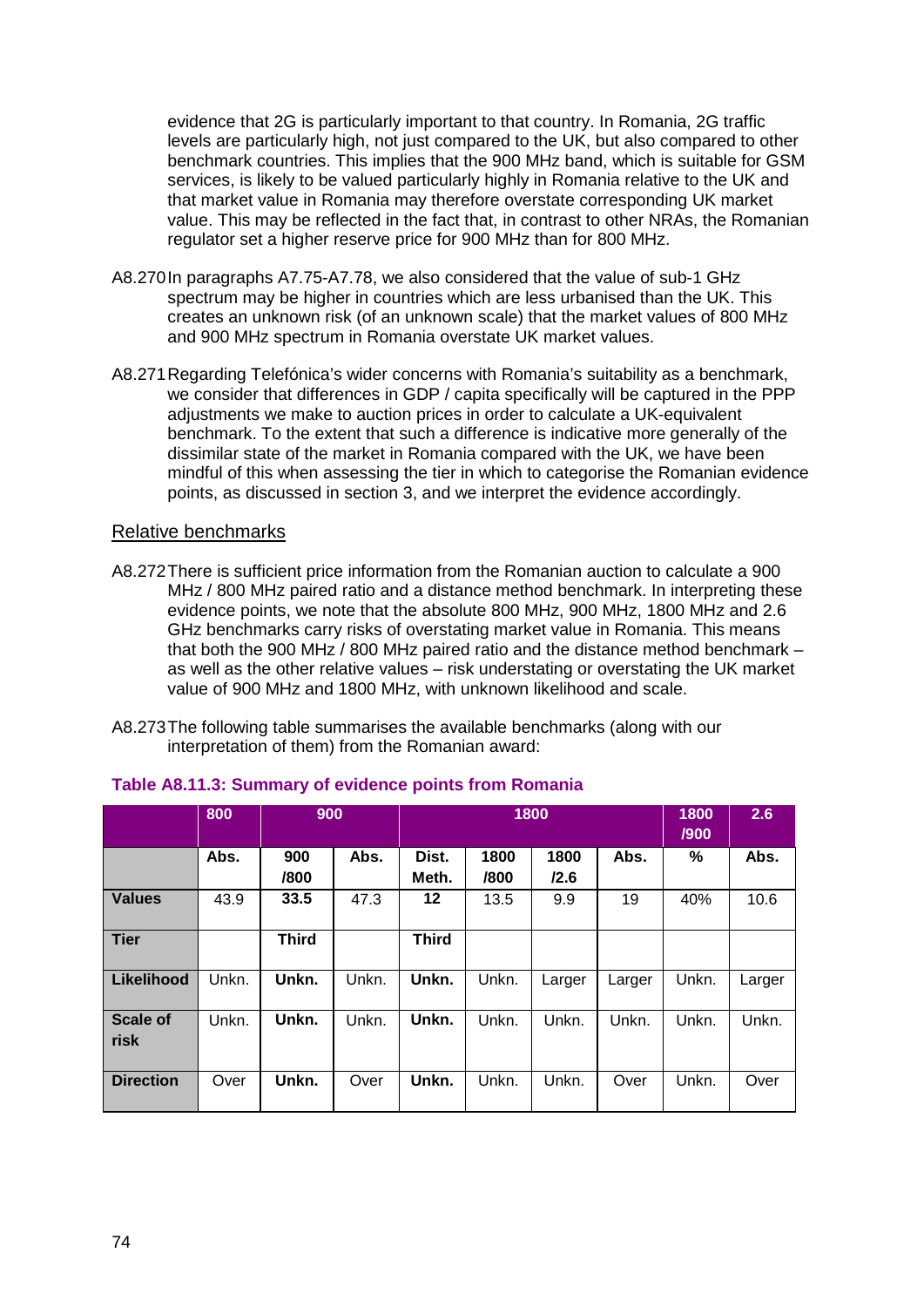evidence that 2G is particularly important to that country. In Romania, 2G traffic levels are particularly high, not just compared to the UK, but also compared to other benchmark countries. This implies that the 900 MHz band, which is suitable for GSM services, is likely to be valued particularly highly in Romania relative to the UK and that market value in Romania may therefore overstate corresponding UK market value. This may be reflected in the fact that, in contrast to other NRAs, the Romanian regulator set a higher reserve price for 900 MHz than for 800 MHz.

A8.270 In paragraphs A7.75-A7.78, we also considered that the value of sub-1 GHz spectrum may be higher in countries which are less urbanised than the UK. This creates an unknown risk (of an unknown scale) that the market values of 800 MHz and 900 MHz spectrum in Romania overstate UK market values.

A8.271 Regarding Telefónica's wider concerns with Romania's suitability as a benchmark, we consider that differences in GDP / capita specifically will be captured in the PPP adjustments we make to auction prices in order to calculate a UK-equivalent benchmark. To the extent that such a difference is indicative more generally of the dissimilar state of the market in Romania compared with the UK, we have been mindful of this when assessing the tier in which to categorise the Romanian evidence points, as discussed in section 3, and we interpret the evidence accordingly.

## Relative benchmarks

A8.272 There is sufficient price information from the Romanian auction to calculate a 900 MHz / 800 MHz paired ratio and a distance method benchmark. In interpreting these evidence points, we note that the absolute 800 MHz, 900 MHz, 1800 MHz and 2.6 GHz benchmarks carry risks of overstating market value in Romania. This means that both the 900 MHz / 800 MHz paired ratio and the distance method benchmark – as well as the other relative values – risk understating or overstating the UK market value of 900 MHz and 1800 MHz, with unknown likelihood and scale.

A8.273 The following table summarises the available benchmarks (along with our interpretation of them) from the Romanian award:

**Table A8.11.3: Summary of evidence points from Romania**

| | 800 | 900 | | 1800 | | | | 1800 /900 | 2.6 |
|---|---|---|---|---|---|---|---|---|---|
| | Abs. | 900 /800 | Abs. | Dist. Meth. | 1800 /800 | 1800 /2.6 | Abs. | % | Abs. |
| **Values** | 43.9 | **33.5** | 47.3 | **12** | 13.5 | 9.9 | 19 | 40% | 10.6 |
| **Tier** | | **Third** | | **Third** | | | | | |
| **Likelihood** | Unkn. | **Unkn.** | Unkn. | **Unkn.** | Unkn. | Larger | Larger | Unkn. | Larger |
| **Scale of risk** | Unkn. | **Unkn.** | Unkn. | **Unkn.** | Unkn. | Unkn. | Unkn. | Unkn. | Unkn. |
| **Direction** | Over | **Unkn.** | Over | **Unkn.** | Unkn. | Unkn. | Over | Unkn. | Over |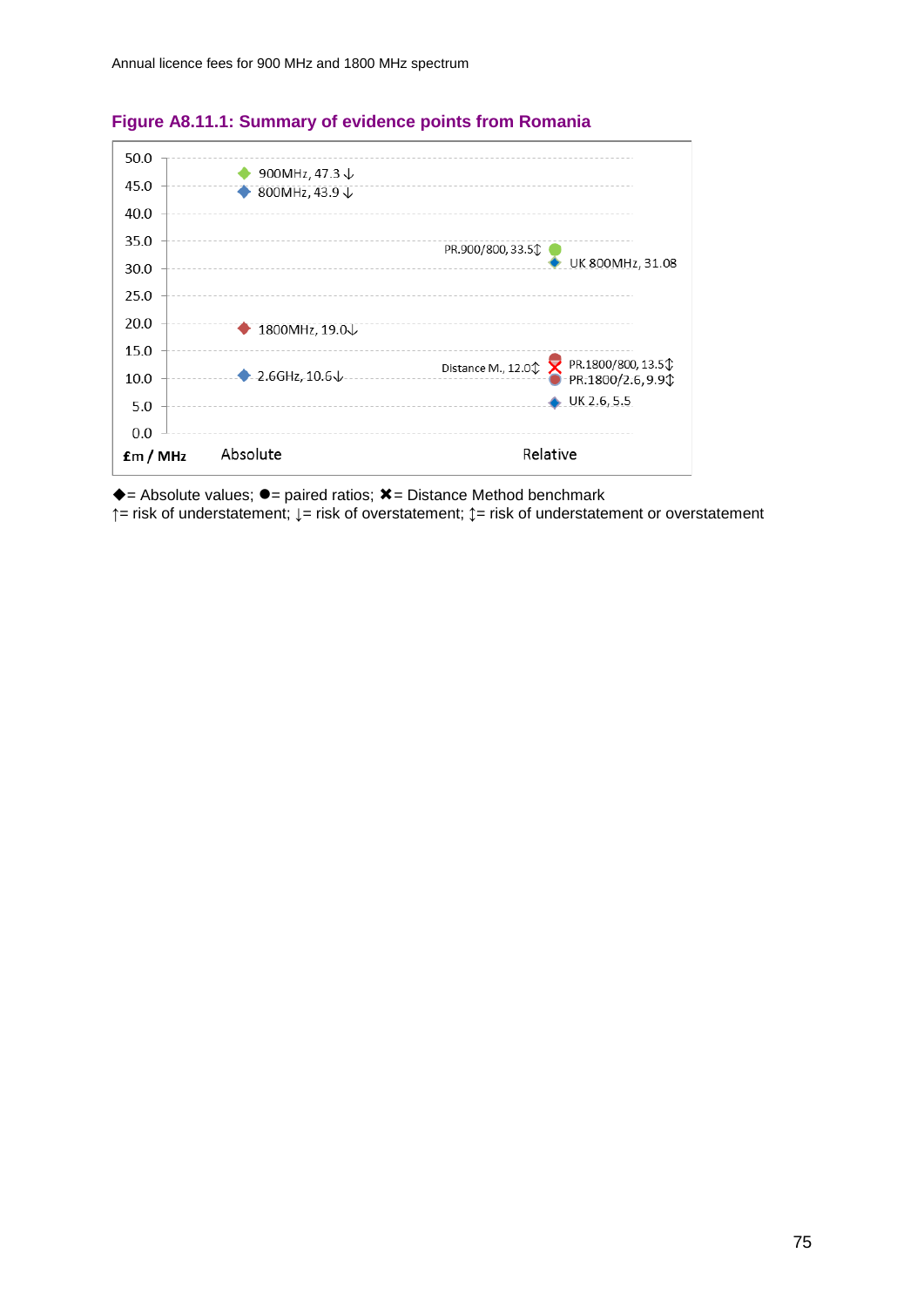**Figure A8.11.1: Summary of evidence points from Romania**

| £m / MHz | Absolute | Relative |
|---|---|---|
| | 900MHz, 47.3 ↓ | PR.900/800, 33.5↕ |
| | 800MHz, 43.9 ↓ | UK 800MHz, 31.08 |
| | 1800MHz, 19.0↓ | PR.1800/800, 13.5↕ |
| | 2.6GHz, 10.6↓ | Distance M., 12.0↕ |
| | | PR.1800/2.6, 9.9↕ |
| | | UK 2.6, 5.5 |

◆= Absolute values; ●= paired ratios; ✖= Distance Method benchmark
↑= risk of understatement; ↓= risk of overstatement; ↕= risk of understatement or overstatement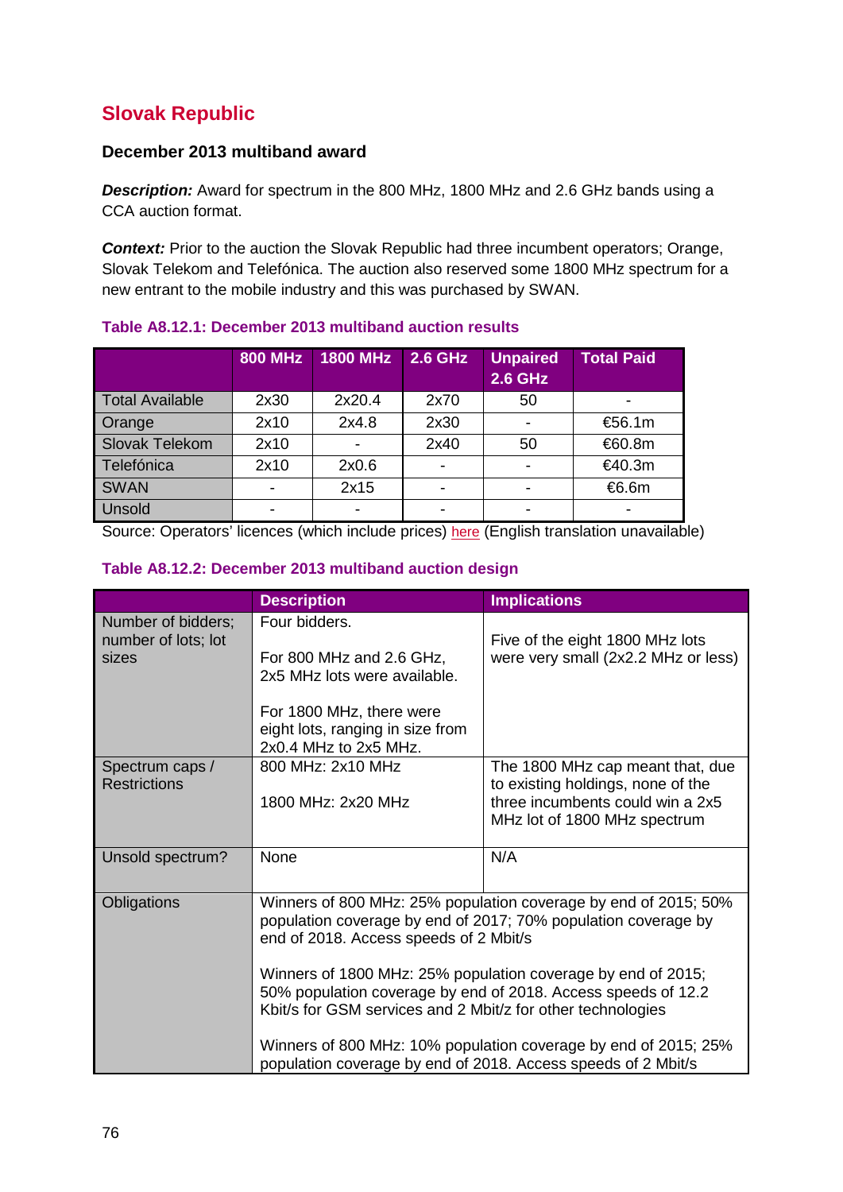## Slovak Republic

### December 2013 multiband award

***Description:*** Award for spectrum in the 800 MHz, 1800 MHz and 2.6 GHz bands using a CCA auction format.

***Context:*** Prior to the auction the Slovak Republic had three incumbent operators; Orange, Slovak Telekom and Telefónica. The auction also reserved some 1800 MHz spectrum for a new entrant to the mobile industry and this was purchased by SWAN.

**Table A8.12.1: December 2013 multiband auction results**

| | 800 MHz | 1800 MHz | 2.6 GHz | Unpaired 2.6 GHz | Total Paid |
|---|---|---|---|---|---|
| Total Available | 2x30 | 2x20.4 | 2x70 | 50 | - |
| Orange | 2x10 | 2x4.8 | 2x30 | - | €56.1m |
| Slovak Telekom | 2x10 | - | 2x40 | 50 | €60.8m |
| Telefónica | 2x10 | 2x0.6 | - | - | €40.3m |
| SWAN | - | 2x15 | - | - | €6.6m |
| Unsold | - | - | - | - | - |

Source: Operators' licences (which include prices) here (English translation unavailable)

**Table A8.12.2: December 2013 multiband auction design**

| | Description | Implications |
|---|---|---|
| Number of bidders; number of lots; lot sizes | Four bidders.<br><br>For 800 MHz and 2.6 GHz, 2x5 MHz lots were available.<br><br>For 1800 MHz, there were eight lots, ranging in size from 2x0.4 MHz to 2x5 MHz. | Five of the eight 1800 MHz lots were very small (2x2.2 MHz or less) |
| Spectrum caps / Restrictions | 800 MHz: 2x10 MHz<br><br>1800 MHz: 2x20 MHz | The 1800 MHz cap meant that, due to existing holdings, none of the three incumbents could win a 2x5 MHz lot of 1800 MHz spectrum |
| Unsold spectrum? | None | N/A |
| Obligations | Winners of 800 MHz: 25% population coverage by end of 2015; 50% population coverage by end of 2017; 70% population coverage by end of 2018. Access speeds of 2 Mbit/s<br><br>Winners of 1800 MHz: 25% population coverage by end of 2015; 50% population coverage by end of 2018. Access speeds of 12.2 Kbit/s for GSM services and 2 Mbit/z for other technologies<br><br>Winners of 800 MHz: 10% population coverage by end of 2015; 25% population coverage by end of 2018. Access speeds of 2 Mbit/s | |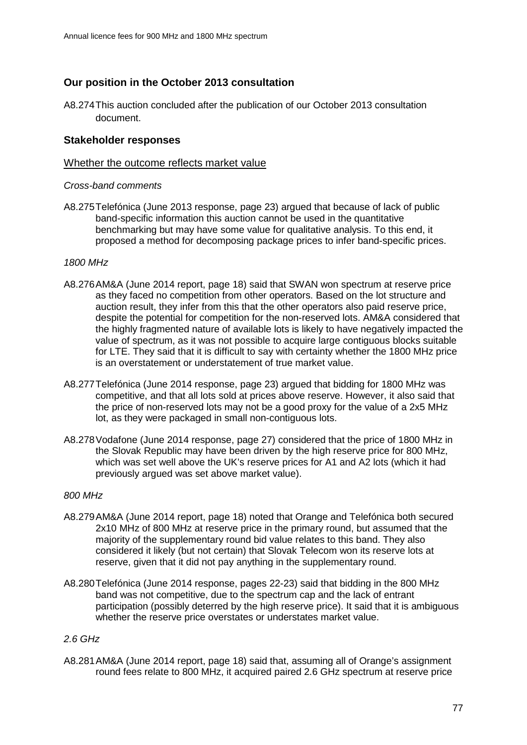## Our position in the October 2013 consultation

A8.274 This auction concluded after the publication of our October 2013 consultation document.

## Stakeholder responses

### Whether the outcome reflects market value

*Cross-band comments*

A8.275 Telefónica (June 2013 response, page 23) argued that because of lack of public band-specific information this auction cannot be used in the quantitative benchmarking but may have some value for qualitative analysis. To this end, it proposed a method for decomposing package prices to infer band-specific prices.

*1800 MHz*

A8.276 AM&A (June 2014 report, page 18) said that SWAN won spectrum at reserve price as they faced no competition from other operators. Based on the lot structure and auction result, they infer from this that the other operators also paid reserve price, despite the potential for competition for the non-reserved lots. AM&A considered that the highly fragmented nature of available lots is likely to have negatively impacted the value of spectrum, as it was not possible to acquire large contiguous blocks suitable for LTE. They said that it is difficult to say with certainty whether the 1800 MHz price is an overstatement or understatement of true market value.

A8.277 Telefónica (June 2014 response, page 23) argued that bidding for 1800 MHz was competitive, and that all lots sold at prices above reserve. However, it also said that the price of non-reserved lots may not be a good proxy for the value of a 2x5 MHz lot, as they were packaged in small non-contiguous lots.

A8.278 Vodafone (June 2014 response, page 27) considered that the price of 1800 MHz in the Slovak Republic may have been driven by the high reserve price for 800 MHz, which was set well above the UK's reserve prices for A1 and A2 lots (which it had previously argued was set above market value).

*800 MHz*

A8.279 AM&A (June 2014 report, page 18) noted that Orange and Telefónica both secured 2x10 MHz of 800 MHz at reserve price in the primary round, but assumed that the majority of the supplementary round bid value relates to this band. They also considered it likely (but not certain) that Slovak Telecom won its reserve lots at reserve, given that it did not pay anything in the supplementary round.

A8.280 Telefónica (June 2014 response, pages 22-23) said that bidding in the 800 MHz band was not competitive, due to the spectrum cap and the lack of entrant participation (possibly deterred by the high reserve price). It said that it is ambiguous whether the reserve price overstates or understates market value.

*2.6 GHz*

A8.281 AM&A (June 2014 report, page 18) said that, assuming all of Orange's assignment round fees relate to 800 MHz, it acquired paired 2.6 GHz spectrum at reserve price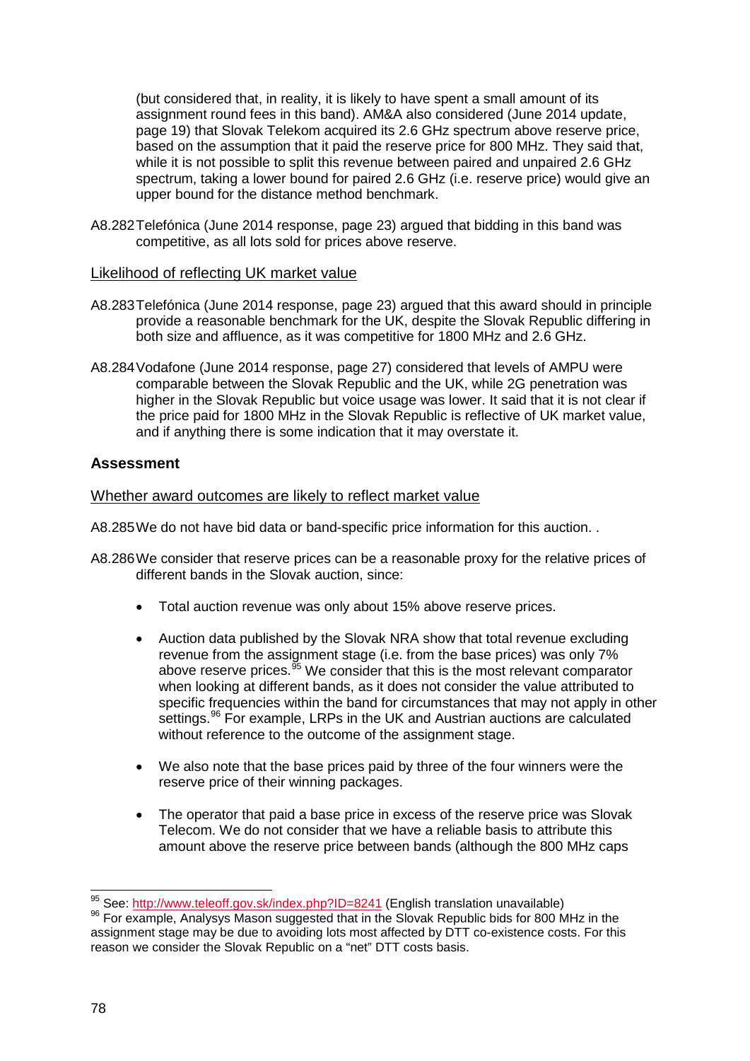(but considered that, in reality, it is likely to have spent a small amount of its assignment round fees in this band). AM&A also considered (June 2014 update, page 19) that Slovak Telekom acquired its 2.6 GHz spectrum above reserve price, based on the assumption that it paid the reserve price for 800 MHz. They said that, while it is not possible to split this revenue between paired and unpaired 2.6 GHz spectrum, taking a lower bound for paired 2.6 GHz (i.e. reserve price) would give an upper bound for the distance method benchmark.

A8.282 Telefónica (June 2014 response, page 23) argued that bidding in this band was competitive, as all lots sold for prices above reserve.

Likelihood of reflecting UK market value

A8.283 Telefónica (June 2014 response, page 23) argued that this award should in principle provide a reasonable benchmark for the UK, despite the Slovak Republic differing in both size and affluence, as it was competitive for 1800 MHz and 2.6 GHz.

A8.284 Vodafone (June 2014 response, page 27) considered that levels of AMPU were comparable between the Slovak Republic and the UK, while 2G penetration was higher in the Slovak Republic but voice usage was lower. It said that it is not clear if the price paid for 1800 MHz in the Slovak Republic is reflective of UK market value, and if anything there is some indication that it may overstate it.

### Assessment

Whether award outcomes are likely to reflect market value

A8.285 We do not have bid data or band-specific price information for this auction. .

A8.286 We consider that reserve prices can be a reasonable proxy for the relative prices of different bands in the Slovak auction, since:

- Total auction revenue was only about 15% above reserve prices.
- Auction data published by the Slovak NRA show that total revenue excluding revenue from the assignment stage (i.e. from the base prices) was only 7% above reserve prices.[95] We consider that this is the most relevant comparator when looking at different bands, as it does not consider the value attributed to specific frequencies within the band for circumstances that may not apply in other settings.[96] For example, LRPs in the UK and Austrian auctions are calculated without reference to the outcome of the assignment stage.
- We also note that the base prices paid by three of the four winners were the reserve price of their winning packages.
- The operator that paid a base price in excess of the reserve price was Slovak Telecom. We do not consider that we have a reliable basis to attribute this amount above the reserve price between bands (although the 800 MHz caps

---

[95] See: http://www.teleoff.gov.sk/index.php?ID=8241 (English translation unavailable)

[96] For example, Analysys Mason suggested that in the Slovak Republic bids for 800 MHz in the assignment stage may be due to avoiding lots most affected by DTT co-existence costs. For this reason we consider the Slovak Republic on a "net" DTT costs basis.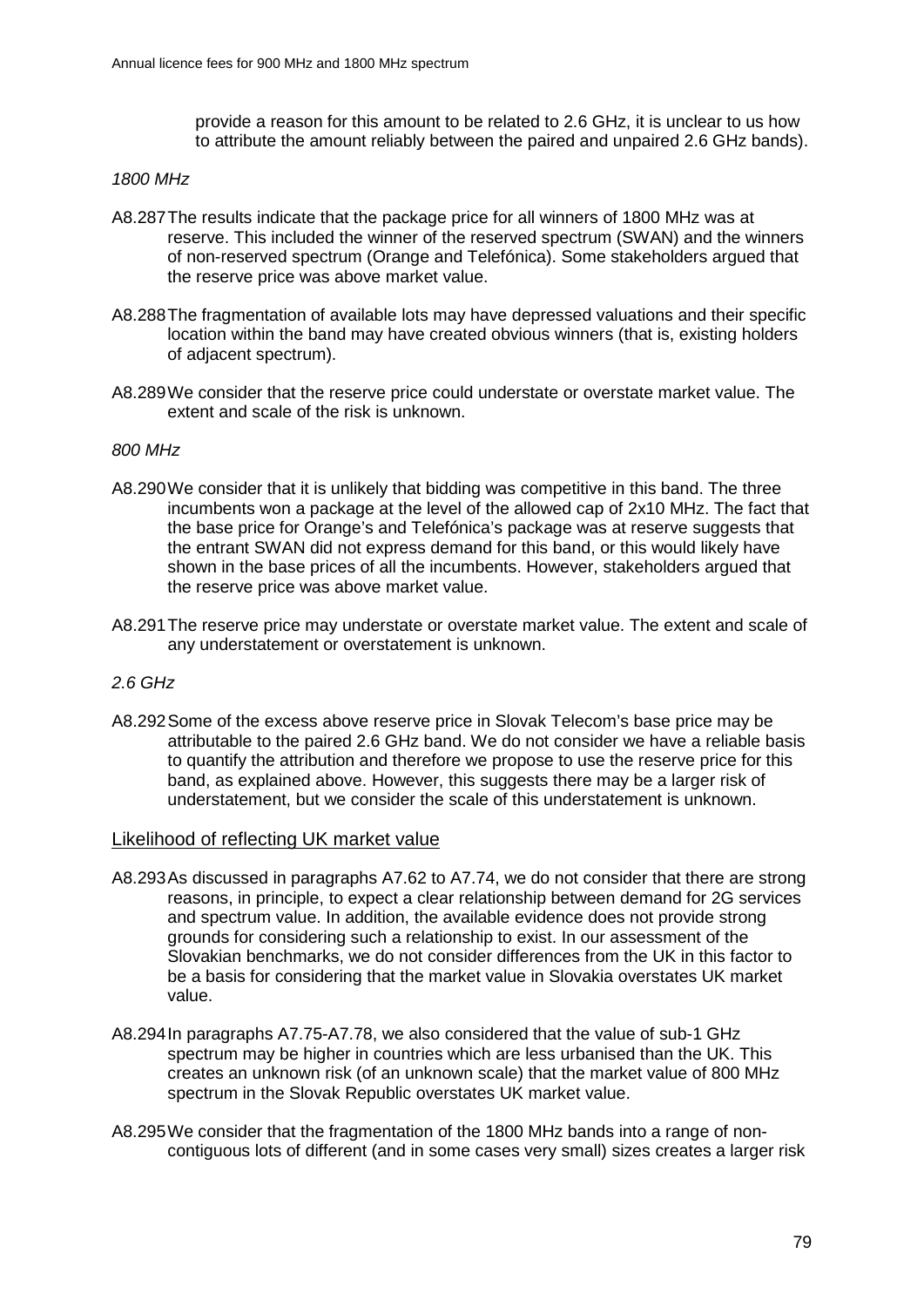provide a reason for this amount to be related to 2.6 GHz, it is unclear to us how to attribute the amount reliably between the paired and unpaired 2.6 GHz bands).

*1800 MHz*

A8.287 The results indicate that the package price for all winners of 1800 MHz was at reserve. This included the winner of the reserved spectrum (SWAN) and the winners of non-reserved spectrum (Orange and Telefónica). Some stakeholders argued that the reserve price was above market value.

A8.288 The fragmentation of available lots may have depressed valuations and their specific location within the band may have created obvious winners (that is, existing holders of adjacent spectrum).

A8.289 We consider that the reserve price could understate or overstate market value. The extent and scale of the risk is unknown.

*800 MHz*

A8.290 We consider that it is unlikely that bidding was competitive in this band. The three incumbents won a package at the level of the allowed cap of 2x10 MHz. The fact that the base price for Orange's and Telefónica's package was at reserve suggests that the entrant SWAN did not express demand for this band, or this would likely have shown in the base prices of all the incumbents. However, stakeholders argued that the reserve price was above market value.

A8.291 The reserve price may understate or overstate market value. The extent and scale of any understatement or overstatement is unknown.

*2.6 GHz*

A8.292 Some of the excess above reserve price in Slovak Telecom's base price may be attributable to the paired 2.6 GHz band. We do not consider we have a reliable basis to quantify the attribution and therefore we propose to use the reserve price for this band, as explained above. However, this suggests there may be a larger risk of understatement, but we consider the scale of this understatement is unknown.

## Likelihood of reflecting UK market value

A8.293 As discussed in paragraphs A7.62 to A7.74, we do not consider that there are strong reasons, in principle, to expect a clear relationship between demand for 2G services and spectrum value. In addition, the available evidence does not provide strong grounds for considering such a relationship to exist. In our assessment of the Slovakian benchmarks, we do not consider differences from the UK in this factor to be a basis for considering that the market value in Slovakia overstates UK market value.

A8.294 In paragraphs A7.75-A7.78, we also considered that the value of sub-1 GHz spectrum may be higher in countries which are less urbanised than the UK. This creates an unknown risk (of an unknown scale) that the market value of 800 MHz spectrum in the Slovak Republic overstates UK market value.

A8.295 We consider that the fragmentation of the 1800 MHz bands into a range of non-contiguous lots of different (and in some cases very small) sizes creates a larger risk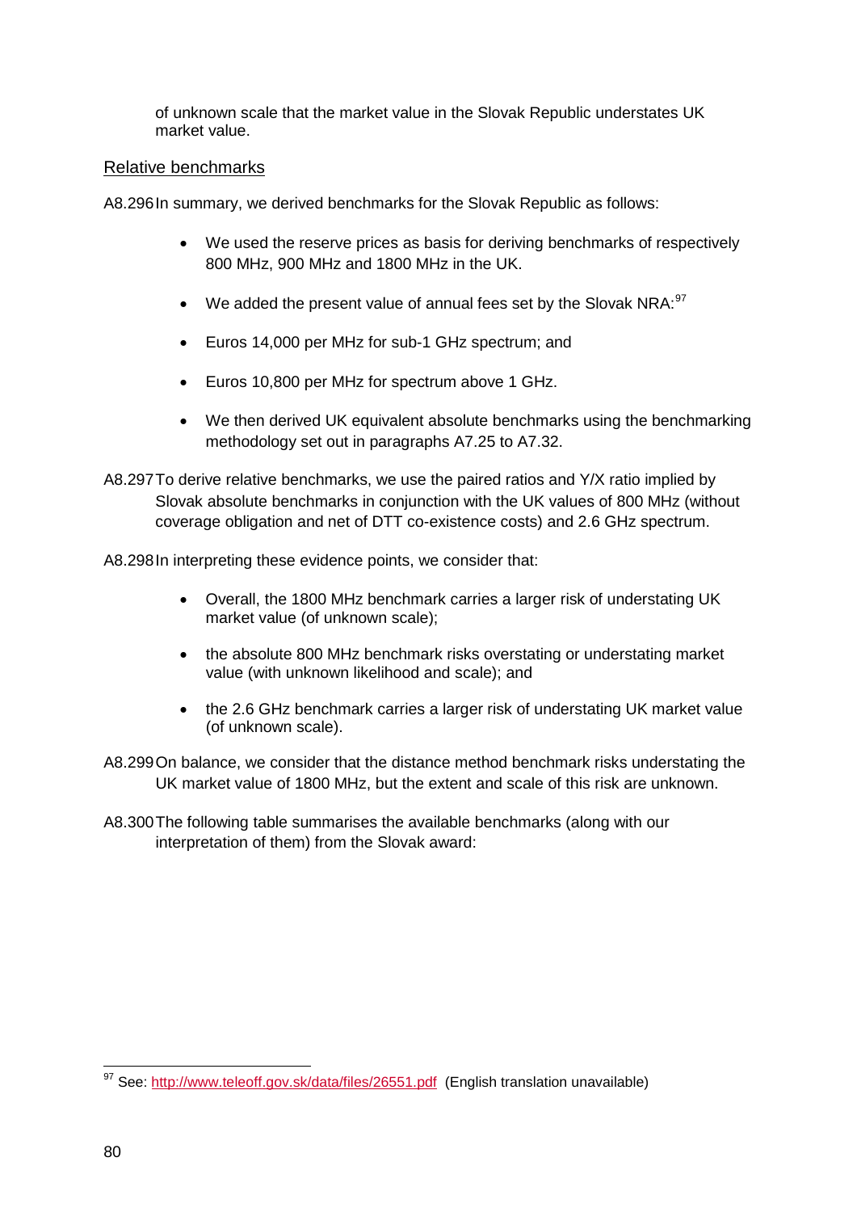of unknown scale that the market value in the Slovak Republic understates UK market value.

Relative benchmarks

A8.296 In summary, we derived benchmarks for the Slovak Republic as follows:

- We used the reserve prices as basis for deriving benchmarks of respectively 800 MHz, 900 MHz and 1800 MHz in the UK.
- We added the present value of annual fees set by the Slovak NRA:[97]
- Euros 14,000 per MHz for sub-1 GHz spectrum; and
- Euros 10,800 per MHz for spectrum above 1 GHz.
- We then derived UK equivalent absolute benchmarks using the benchmarking methodology set out in paragraphs A7.25 to A7.32.

A8.297 To derive relative benchmarks, we use the paired ratios and Y/X ratio implied by Slovak absolute benchmarks in conjunction with the UK values of 800 MHz (without coverage obligation and net of DTT co-existence costs) and 2.6 GHz spectrum.

A8.298 In interpreting these evidence points, we consider that:

- Overall, the 1800 MHz benchmark carries a larger risk of understating UK market value (of unknown scale);
- the absolute 800 MHz benchmark risks overstating or understating market value (with unknown likelihood and scale); and
- the 2.6 GHz benchmark carries a larger risk of understating UK market value (of unknown scale).

A8.299 On balance, we consider that the distance method benchmark risks understating the UK market value of 1800 MHz, but the extent and scale of this risk are unknown.

A8.300 The following table summarises the available benchmarks (along with our interpretation of them) from the Slovak award:

[97] See: http://www.teleoff.gov.sk/data/files/26551.pdf (English translation unavailable)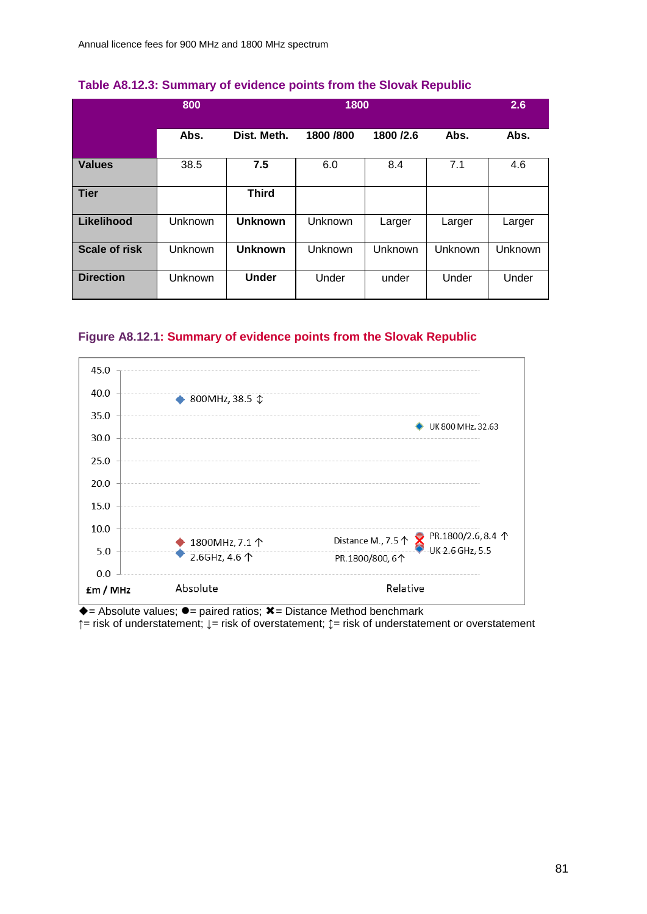**Table A8.12.3: Summary of evidence points from the Slovak Republic**

| | 800 | 1800 | | | | 2.6 |
|---|---|---|---|---|---|---|
| | Abs. | Dist. Meth. | 1800 /800 | 1800 /2.6 | Abs. | Abs. |
| **Values** | 38.5 | **7.5** | 6.0 | 8.4 | 7.1 | 4.6 |
| **Tier** | | **Third** | | | | |
| **Likelihood** | Unknown | **Unknown** | Unknown | Larger | Larger | Larger |
| **Scale of risk** | Unknown | **Unknown** | Unknown | Unknown | Unknown | Unknown |
| **Direction** | Unknown | **Under** | Under | under | Under | Under |

**Figure A8.12.1: Summary of evidence points from the Slovak Republic**

| £m / MHz | Absolute | Relative |
|---|---|---|
| ◆ | 800MHz, 38.5 ↕ | UK 800 MHz, 32.63 |
| ◆ | 1800MHz, 7.1 ↑ | UK 2.6 GHz, 5.5 |
| ◆ | 2.6GHz, 4.6 ↑ | |
| ● | | PR.1800/2.6, 8.4 ↑ |
| ● | | PR.1800/800, 6 ↑ |
| ✖ | | Distance M., 7.5 ↑ |

◆= Absolute values; ●= paired ratios; ✖= Distance Method benchmark
↑= risk of understatement; ↓= risk of overstatement; ↕= risk of understatement or overstatement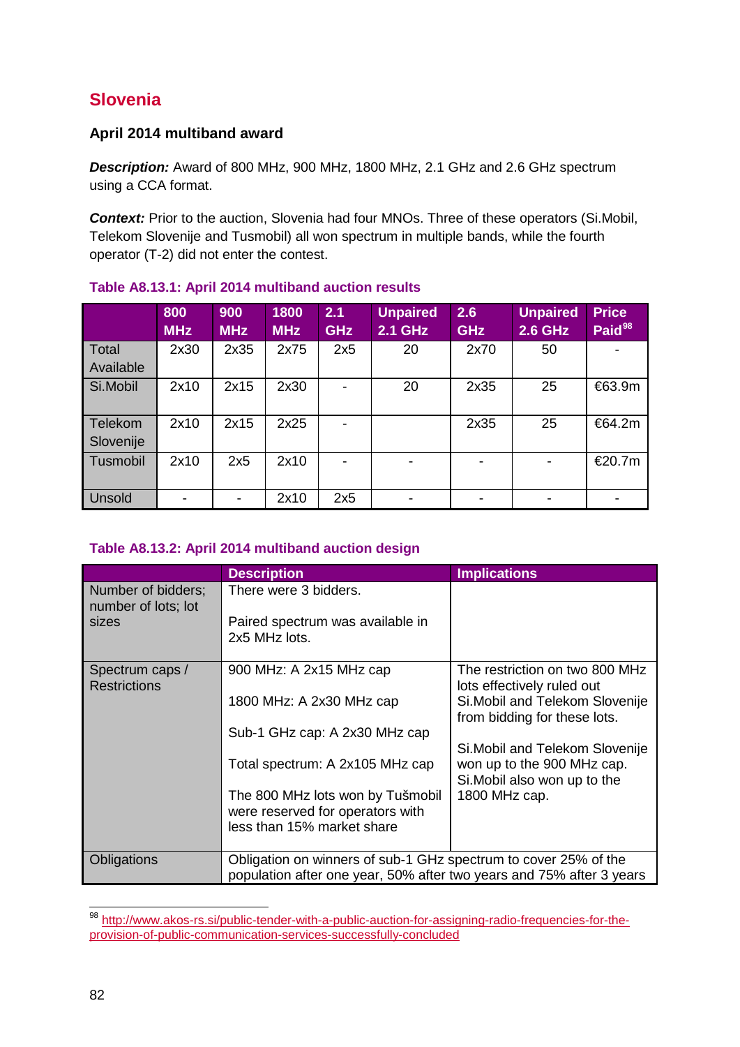## Slovenia

### April 2014 multiband award

***Description:*** Award of 800 MHz, 900 MHz, 1800 MHz, 2.1 GHz and 2.6 GHz spectrum using a CCA format.

***Context:*** Prior to the auction, Slovenia had four MNOs. Three of these operators (Si.Mobil, Telekom Slovenije and Tusmobil) all won spectrum in multiple bands, while the fourth operator (T-2) did not enter the contest.

**Table A8.13.1: April 2014 multiband auction results**

| | 800 MHz | 900 MHz | 1800 MHz | 2.1 GHz | Unpaired 2.1 GHz | 2.6 GHz | Unpaired 2.6 GHz | Price Paid[98] |
|---|---|---|---|---|---|---|---|---|
| Total Available | 2x30 | 2x35 | 2x75 | 2x5 | 20 | 2x70 | 50 | - |
| Si.Mobil | 2x10 | 2x15 | 2x30 | - | 20 | 2x35 | 25 | €63.9m |
| Telekom Slovenije | 2x10 | 2x15 | 2x25 | - | | 2x35 | 25 | €64.2m |
| Tusmobil | 2x10 | 2x5 | 2x10 | - | - | - | - | €20.7m |
| Unsold | - | - | 2x10 | 2x5 | - | - | - | - |

**Table A8.13.2: April 2014 multiband auction design**

| | Description | Implications |
|---|---|---|
| Number of bidders; number of lots; lot sizes | There were 3 bidders.<br><br>Paired spectrum was available in 2x5 MHz lots. | |
| Spectrum caps / Restrictions | 900 MHz: A 2x15 MHz cap<br><br>1800 MHz: A 2x30 MHz cap<br><br>Sub-1 GHz cap: A 2x30 MHz cap<br><br>Total spectrum: A 2x105 MHz cap<br><br>The 800 MHz lots won by Tušmobil were reserved for operators with less than 15% market share | The restriction on two 800 MHz lots effectively ruled out Si.Mobil and Telekom Slovenije from bidding for these lots.<br><br>Si.Mobil and Telekom Slovenije won up to the 900 MHz cap. Si.Mobil also won up to the 1800 MHz cap. |
| Obligations | Obligation on winners of sub-1 GHz spectrum to cover 25% of the population after one year, 50% after two years and 75% after 3 years | |

[98] http://www.akos-rs.si/public-tender-with-a-public-auction-for-assigning-radio-frequencies-for-the-provision-of-public-communication-services-successfully-concluded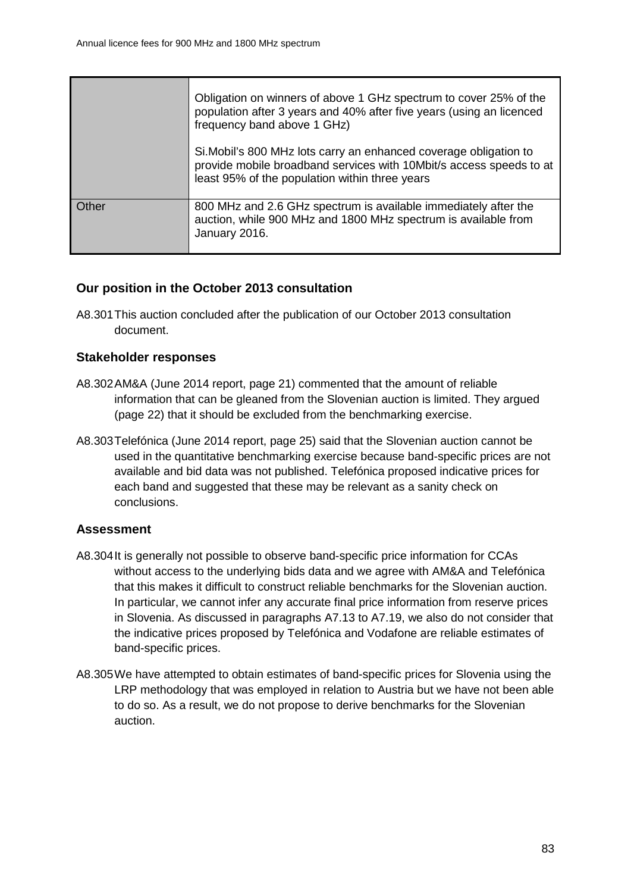| | |
|---|---|
| | Obligation on winners of above 1 GHz spectrum to cover 25% of the population after 3 years and 40% after five years (using an licenced frequency band above 1 GHz)<br><br>Si.Mobil's 800 MHz lots carry an enhanced coverage obligation to provide mobile broadband services with 10Mbit/s access speeds to at least 95% of the population within three years |
| Other | 800 MHz and 2.6 GHz spectrum is available immediately after the auction, while 900 MHz and 1800 MHz spectrum is available from January 2016. |

### Our position in the October 2013 consultation

A8.301 This auction concluded after the publication of our October 2013 consultation document.

### Stakeholder responses

A8.302 AM&A (June 2014 report, page 21) commented that the amount of reliable information that can be gleaned from the Slovenian auction is limited. They argued (page 22) that it should be excluded from the benchmarking exercise.

A8.303 Telefónica (June 2014 report, page 25) said that the Slovenian auction cannot be used in the quantitative benchmarking exercise because band-specific prices are not available and bid data was not published. Telefónica proposed indicative prices for each band and suggested that these may be relevant as a sanity check on conclusions.

### Assessment

A8.304 It is generally not possible to observe band-specific price information for CCAs without access to the underlying bids data and we agree with AM&A and Telefónica that this makes it difficult to construct reliable benchmarks for the Slovenian auction. In particular, we cannot infer any accurate final price information from reserve prices in Slovenia. As discussed in paragraphs A7.13 to A7.19, we also do not consider that the indicative prices proposed by Telefónica and Vodafone are reliable estimates of band-specific prices.

A8.305 We have attempted to obtain estimates of band-specific prices for Slovenia using the LRP methodology that was employed in relation to Austria but we have not been able to do so. As a result, we do not propose to derive benchmarks for the Slovenian auction.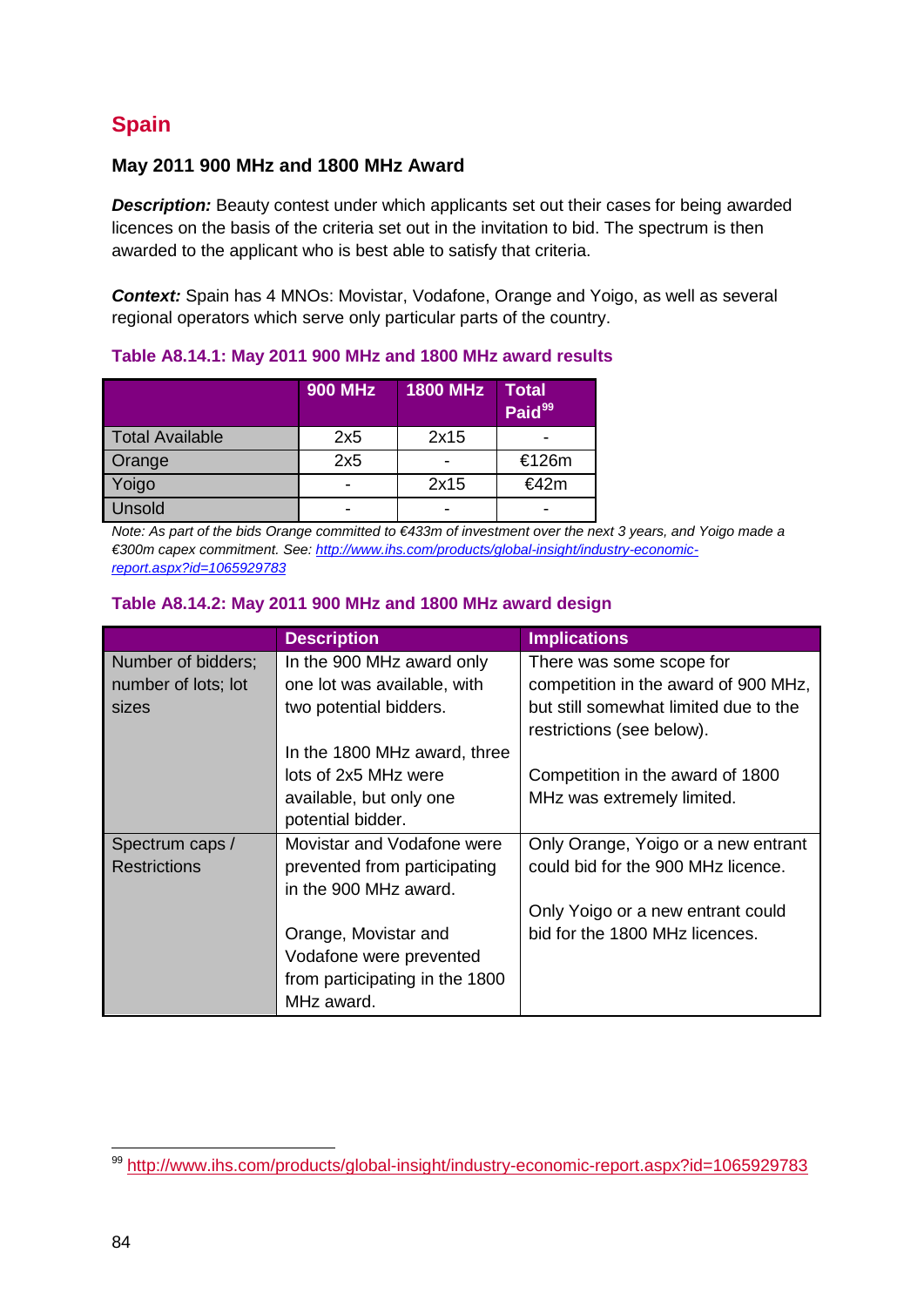## Spain

### May 2011 900 MHz and 1800 MHz Award

***Description:*** Beauty contest under which applicants set out their cases for being awarded licences on the basis of the criteria set out in the invitation to bid. The spectrum is then awarded to the applicant who is best able to satisfy that criteria.

***Context:*** Spain has 4 MNOs: Movistar, Vodafone, Orange and Yoigo, as well as several regional operators which serve only particular parts of the country.

**Table A8.14.1: May 2011 900 MHz and 1800 MHz award results**

| | 900 MHz | 1800 MHz | Total Paid[99] |
|---|---|---|---|
| Total Available | 2x5 | 2x15 | - |
| Orange | 2x5 | - | €126m |
| Yoigo | - | 2x15 | €42m |
| Unsold | - | - | - |

*Note: As part of the bids Orange committed to €433m of investment over the next 3 years, and Yoigo made a €300m capex commitment. See: http://www.ihs.com/products/global-insight/industry-economic-report.aspx?id=1065929783*

**Table A8.14.2: May 2011 900 MHz and 1800 MHz award design**

| | Description | Implications |
|---|---|---|
| Number of bidders; number of lots; lot sizes | In the 900 MHz award only one lot was available, with two potential bidders.<br><br>In the 1800 MHz award, three lots of 2x5 MHz were available, but only one potential bidder. | There was some scope for competition in the award of 900 MHz, but still somewhat limited due to the restrictions (see below).<br><br>Competition in the award of 1800 MHz was extremely limited. |
| Spectrum caps / Restrictions | Movistar and Vodafone were prevented from participating in the 900 MHz award.<br><br>Orange, Movistar and Vodafone were prevented from participating in the 1800 MHz award. | Only Orange, Yoigo or a new entrant could bid for the 900 MHz licence.<br><br>Only Yoigo or a new entrant could bid for the 1800 MHz licences. |

[99] http://www.ihs.com/products/global-insight/industry-economic-report.aspx?id=1065929783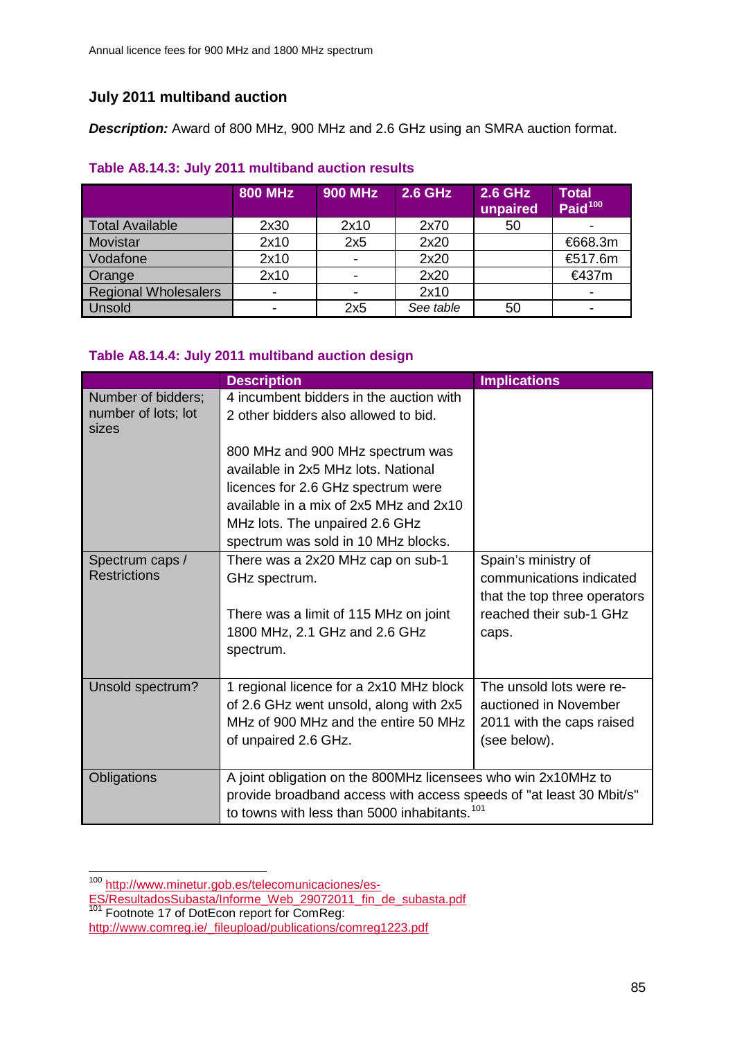### July 2011 multiband auction

***Description:*** Award of 800 MHz, 900 MHz and 2.6 GHz using an SMRA auction format.

**Table A8.14.3: July 2011 multiband auction results**

| | 800 MHz | 900 MHz | 2.6 GHz | 2.6 GHz unpaired | Total Paid[100] |
|---|---|---|---|---|---|
| Total Available | 2x30 | 2x10 | 2x70 | 50 | - |
| Movistar | 2x10 | 2x5 | 2x20 | | €668.3m |
| Vodafone | 2x10 | - | 2x20 | | €517.6m |
| Orange | 2x10 | - | 2x20 | | €437m |
| Regional Wholesalers | - | - | 2x10 | | - |
| Unsold | - | 2x5 | *See table* | 50 | - |

**Table A8.14.4: July 2011 multiband auction design**

| | Description | Implications |
|---|---|---|
| Number of bidders; number of lots; lot sizes | 4 incumbent bidders in the auction with 2 other bidders also allowed to bid.<br><br>800 MHz and 900 MHz spectrum was available in 2x5 MHz lots. National licences for 2.6 GHz spectrum were available in a mix of 2x5 MHz and 2x10 MHz lots. The unpaired 2.6 GHz spectrum was sold in 10 MHz blocks. | |
| Spectrum caps / Restrictions | There was a 2x20 MHz cap on sub-1 GHz spectrum.<br><br>There was a limit of 115 MHz on joint 1800 MHz, 2.1 GHz and 2.6 GHz spectrum. | Spain's ministry of communications indicated that the top three operators reached their sub-1 GHz caps. |
| Unsold spectrum? | 1 regional licence for a 2x10 MHz block of 2.6 GHz went unsold, along with 2x5 MHz of 900 MHz and the entire 50 MHz of unpaired 2.6 GHz. | The unsold lots were re-auctioned in November 2011 with the caps raised (see below). |
| Obligations | A joint obligation on the 800MHz licensees who win 2x10MHz to provide broadband access with access speeds of "at least 30 Mbit/s" to towns with less than 5000 inhabitants.[101] | |

[100] http://www.minetur.gob.es/telecomunicaciones/es-ES/ResultadosSubasta/Informe_Web_29072011_fin_de_subasta.pdf

[101] Footnote 17 of DotEcon report for ComReg: http://www.comreg.ie/_fileupload/publications/comreg1223.pdf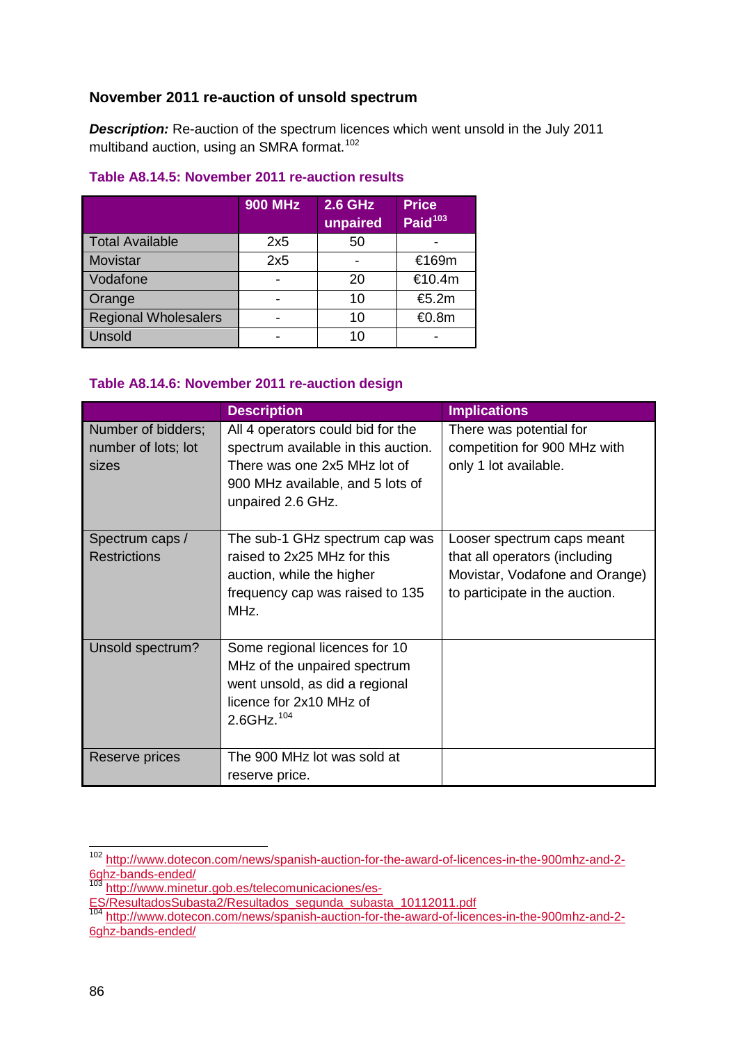### November 2011 re-auction of unsold spectrum

***Description:*** Re-auction of the spectrum licences which went unsold in the July 2011 multiband auction, using an SMRA format.[102]

**Table A8.14.5: November 2011 re-auction results**

| | 900 MHz | 2.6 GHz unpaired | Price Paid[103] |
|---|---|---|---|
| Total Available | 2x5 | 50 | - |
| Movistar | 2x5 | - | €169m |
| Vodafone | - | 20 | €10.4m |
| Orange | - | 10 | €5.2m |
| Regional Wholesalers | - | 10 | €0.8m |
| Unsold | - | 10 | - |

**Table A8.14.6: November 2011 re-auction design**

| | Description | Implications |
|---|---|---|
| Number of bidders; number of lots; lot sizes | All 4 operators could bid for the spectrum available in this auction. There was one 2x5 MHz lot of 900 MHz available, and 5 lots of unpaired 2.6 GHz. | There was potential for competition for 900 MHz with only 1 lot available. |
| Spectrum caps / Restrictions | The sub-1 GHz spectrum cap was raised to 2x25 MHz for this auction, while the higher frequency cap was raised to 135 MHz. | Looser spectrum caps meant that all operators (including Movistar, Vodafone and Orange) to participate in the auction. |
| Unsold spectrum? | Some regional licences for 10 MHz of the unpaired spectrum went unsold, as did a regional licence for 2x10 MHz of 2.6GHz.[104] | |
| Reserve prices | The 900 MHz lot was sold at reserve price. | |

---

[102] http://www.dotecon.com/news/spanish-auction-for-the-award-of-licences-in-the-900mhz-and-2-6ghz-bands-ended/

[103] http://www.minetur.gob.es/telecomunicaciones/es-ES/ResultadosSubasta2/Resultados_segunda_subasta_10112011.pdf

[104] http://www.dotecon.com/news/spanish-auction-for-the-award-of-licences-in-the-900mhz-and-2-6ghz-bands-ended/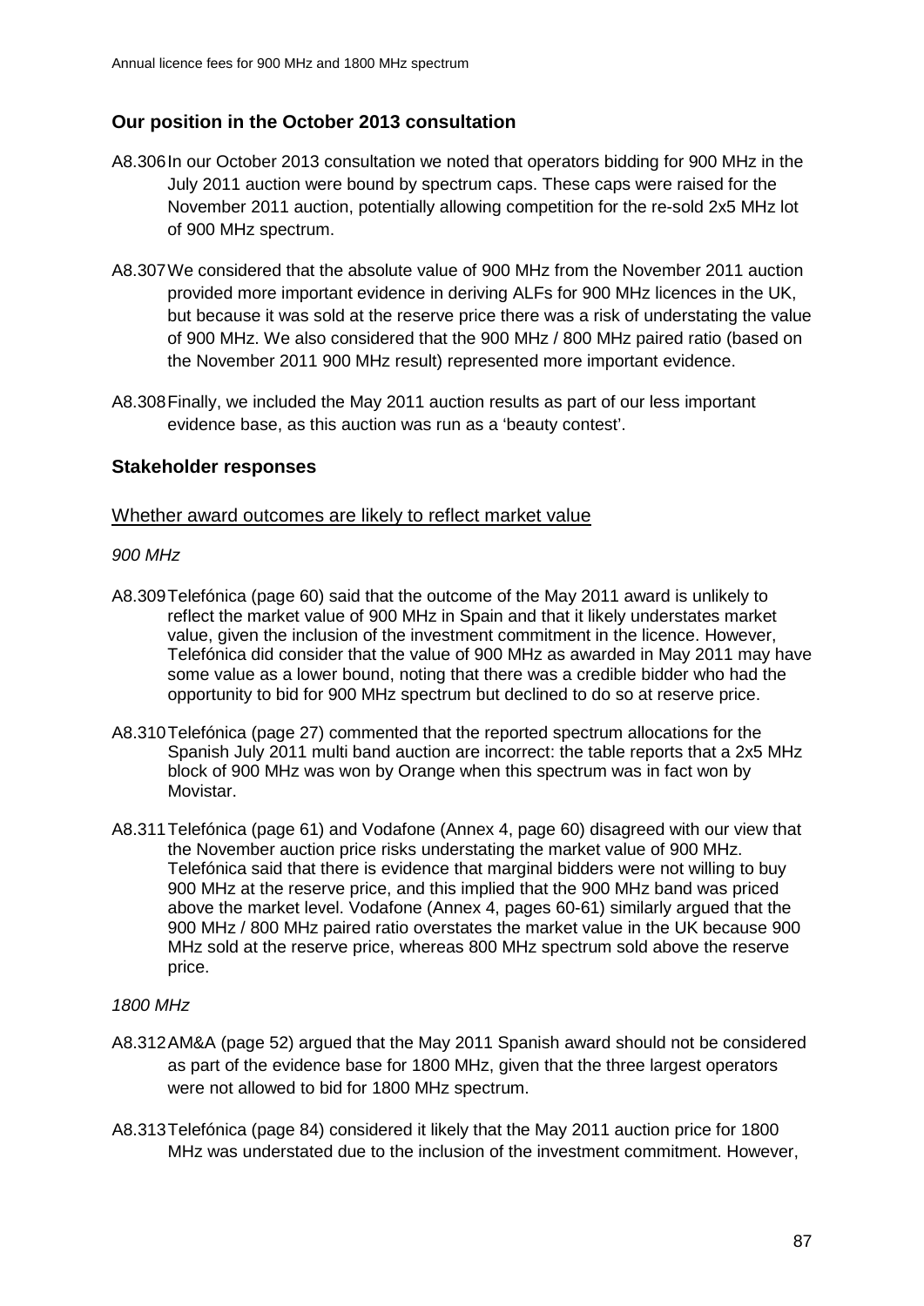## Our position in the October 2013 consultation

A8.306 In our October 2013 consultation we noted that operators bidding for 900 MHz in the July 2011 auction were bound by spectrum caps. These caps were raised for the November 2011 auction, potentially allowing competition for the re-sold 2x5 MHz lot of 900 MHz spectrum.

A8.307 We considered that the absolute value of 900 MHz from the November 2011 auction provided more important evidence in deriving ALFs for 900 MHz licences in the UK, but because it was sold at the reserve price there was a risk of understating the value of 900 MHz. We also considered that the 900 MHz / 800 MHz paired ratio (based on the November 2011 900 MHz result) represented more important evidence.

A8.308 Finally, we included the May 2011 auction results as part of our less important evidence base, as this auction was run as a 'beauty contest'.

## Stakeholder responses

### Whether award outcomes are likely to reflect market value

*900 MHz*

A8.309 Telefónica (page 60) said that the outcome of the May 2011 award is unlikely to reflect the market value of 900 MHz in Spain and that it likely understates market value, given the inclusion of the investment commitment in the licence. However, Telefónica did consider that the value of 900 MHz as awarded in May 2011 may have some value as a lower bound, noting that there was a credible bidder who had the opportunity to bid for 900 MHz spectrum but declined to do so at reserve price.

A8.310 Telefónica (page 27) commented that the reported spectrum allocations for the Spanish July 2011 multi band auction are incorrect: the table reports that a 2x5 MHz block of 900 MHz was won by Orange when this spectrum was in fact won by Movistar.

A8.311 Telefónica (page 61) and Vodafone (Annex 4, page 60) disagreed with our view that the November auction price risks understating the market value of 900 MHz. Telefónica said that there is evidence that marginal bidders were not willing to buy 900 MHz at the reserve price, and this implied that the 900 MHz band was priced above the market level. Vodafone (Annex 4, pages 60-61) similarly argued that the 900 MHz / 800 MHz paired ratio overstates the market value in the UK because 900 MHz sold at the reserve price, whereas 800 MHz spectrum sold above the reserve price.

*1800 MHz*

A8.312 AM&A (page 52) argued that the May 2011 Spanish award should not be considered as part of the evidence base for 1800 MHz, given that the three largest operators were not allowed to bid for 1800 MHz spectrum.

A8.313 Telefónica (page 84) considered it likely that the May 2011 auction price for 1800 MHz was understated due to the inclusion of the investment commitment. However,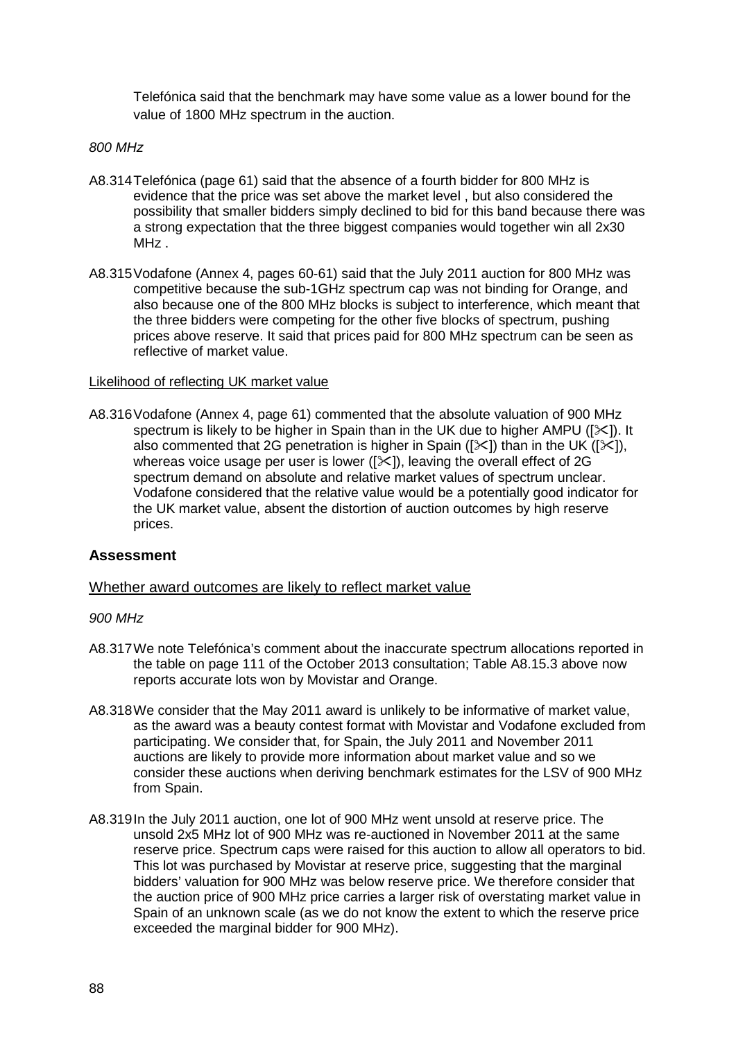Telefónica said that the benchmark may have some value as a lower bound for the value of 1800 MHz spectrum in the auction.

*800 MHz*

A8.314 Telefónica (page 61) said that the absence of a fourth bidder for 800 MHz is evidence that the price was set above the market level , but also considered the possibility that smaller bidders simply declined to bid for this band because there was a strong expectation that the three biggest companies would together win all 2x30 MHz .

A8.315 Vodafone (Annex 4, pages 60-61) said that the July 2011 auction for 800 MHz was competitive because the sub-1GHz spectrum cap was not binding for Orange, and also because one of the 800 MHz blocks is subject to interference, which meant that the three bidders were competing for the other five blocks of spectrum, pushing prices above reserve. It said that prices paid for 800 MHz spectrum can be seen as reflective of market value.

<u>Likelihood of reflecting UK market value</u>

A8.316 Vodafone (Annex 4, page 61) commented that the absolute valuation of 900 MHz spectrum is likely to be higher in Spain than in the UK due to higher AMPU ([✂]). It also commented that 2G penetration is higher in Spain ([✂]) than in the UK ([✂]), whereas voice usage per user is lower ([✂]), leaving the overall effect of 2G spectrum demand on absolute and relative market values of spectrum unclear. Vodafone considered that the relative value would be a potentially good indicator for the UK market value, absent the distortion of auction outcomes by high reserve prices.

## Assessment

### <u>Whether award outcomes are likely to reflect market value</u>

*900 MHz*

A8.317 We note Telefónica's comment about the inaccurate spectrum allocations reported in the table on page 111 of the October 2013 consultation; Table A8.15.3 above now reports accurate lots won by Movistar and Orange.

A8.318 We consider that the May 2011 award is unlikely to be informative of market value, as the award was a beauty contest format with Movistar and Vodafone excluded from participating. We consider that, for Spain, the July 2011 and November 2011 auctions are likely to provide more information about market value and so we consider these auctions when deriving benchmark estimates for the LSV of 900 MHz from Spain.

A8.319 In the July 2011 auction, one lot of 900 MHz went unsold at reserve price. The unsold 2x5 MHz lot of 900 MHz was re-auctioned in November 2011 at the same reserve price. Spectrum caps were raised for this auction to allow all operators to bid. This lot was purchased by Movistar at reserve price, suggesting that the marginal bidders' valuation for 900 MHz was below reserve price. We therefore consider that the auction price of 900 MHz price carries a larger risk of overstating market value in Spain of an unknown scale (as we do not know the extent to which the reserve price exceeded the marginal bidder for 900 MHz).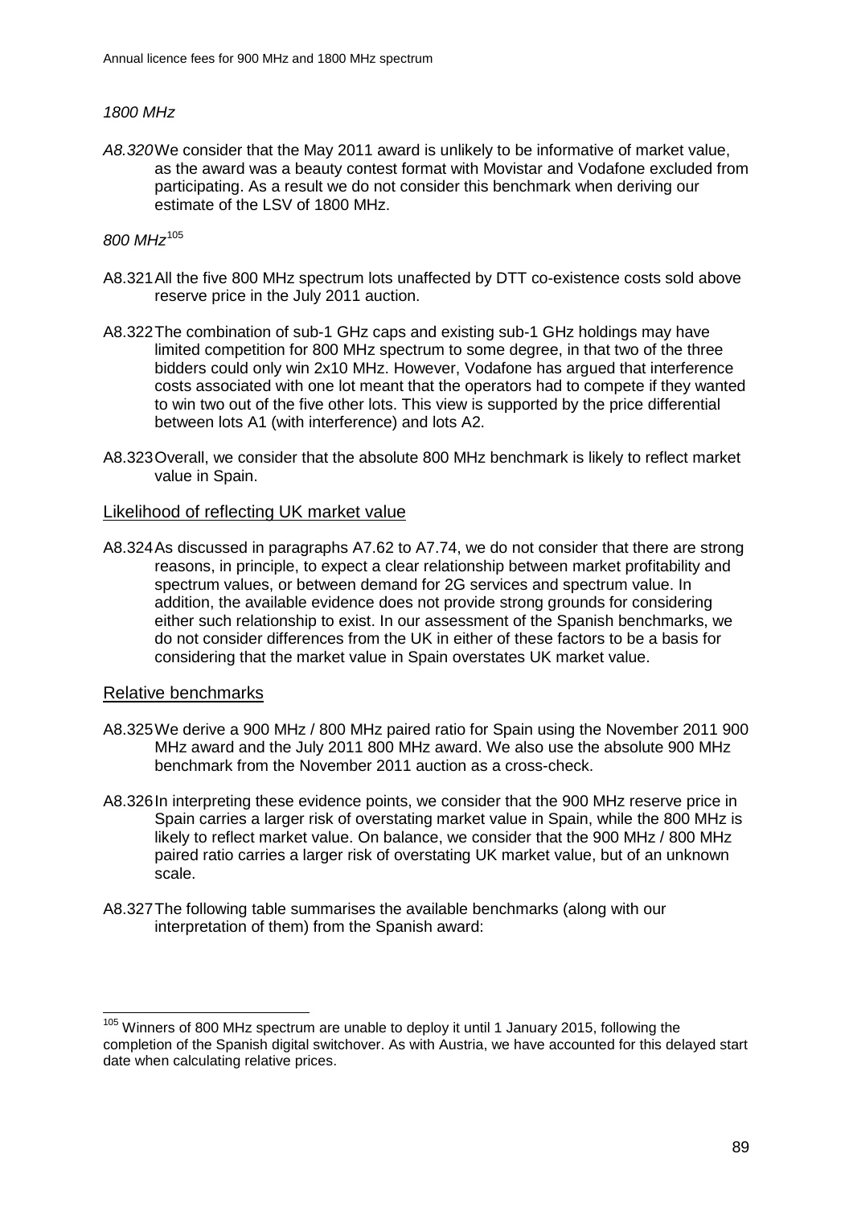*1800 MHz*

*A8.320* We consider that the May 2011 award is unlikely to be informative of market value, as the award was a beauty contest format with Movistar and Vodafone excluded from participating. As a result we do not consider this benchmark when deriving our estimate of the LSV of 1800 MHz.

*800 MHz*[105]

A8.321 All the five 800 MHz spectrum lots unaffected by DTT co-existence costs sold above reserve price in the July 2011 auction.

A8.322 The combination of sub-1 GHz caps and existing sub-1 GHz holdings may have limited competition for 800 MHz spectrum to some degree, in that two of the three bidders could only win 2x10 MHz. However, Vodafone has argued that interference costs associated with one lot meant that the operators had to compete if they wanted to win two out of the five other lots. This view is supported by the price differential between lots A1 (with interference) and lots A2.

A8.323 Overall, we consider that the absolute 800 MHz benchmark is likely to reflect market value in Spain.

## Likelihood of reflecting UK market value

A8.324 As discussed in paragraphs A7.62 to A7.74, we do not consider that there are strong reasons, in principle, to expect a clear relationship between market profitability and spectrum values, or between demand for 2G services and spectrum value. In addition, the available evidence does not provide strong grounds for considering either such relationship to exist. In our assessment of the Spanish benchmarks, we do not consider differences from the UK in either of these factors to be a basis for considering that the market value in Spain overstates UK market value.

## Relative benchmarks

A8.325 We derive a 900 MHz / 800 MHz paired ratio for Spain using the November 2011 900 MHz award and the July 2011 800 MHz award. We also use the absolute 900 MHz benchmark from the November 2011 auction as a cross-check.

A8.326 In interpreting these evidence points, we consider that the 900 MHz reserve price in Spain carries a larger risk of overstating market value in Spain, while the 800 MHz is likely to reflect market value. On balance, we consider that the 900 MHz / 800 MHz paired ratio carries a larger risk of overstating UK market value, but of an unknown scale.

A8.327 The following table summarises the available benchmarks (along with our interpretation of them) from the Spanish award:

---

[105] Winners of 800 MHz spectrum are unable to deploy it until 1 January 2015, following the completion of the Spanish digital switchover. As with Austria, we have accounted for this delayed start date when calculating relative prices.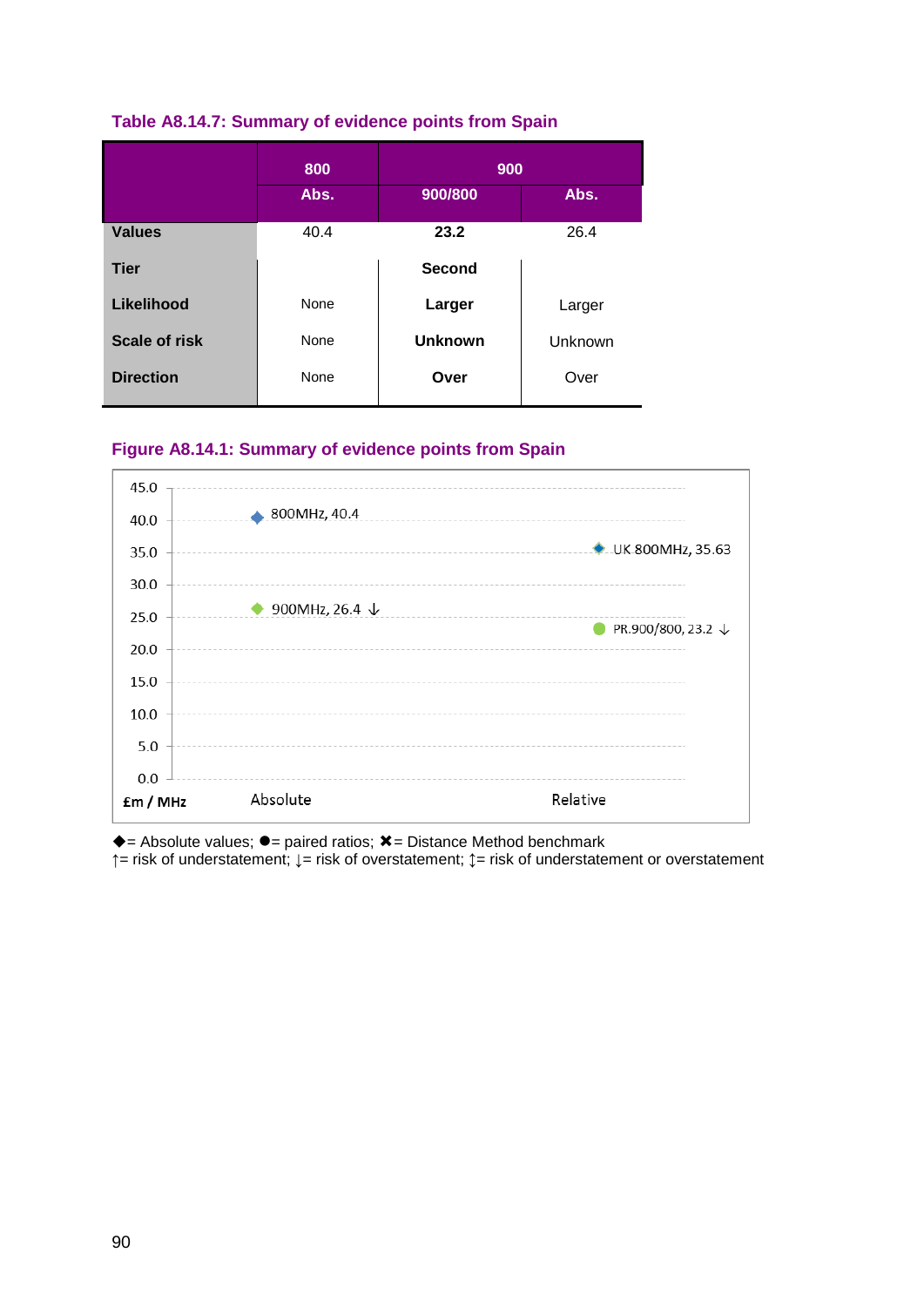**Table A8.14.7: Summary of evidence points from Spain**

| | 800 | 900 | |
|---|---|---|---|
| | Abs. | 900/800 | Abs. |
| **Values** | 40.4 | **23.2** | 26.4 |
| **Tier** | | **Second** | |
| **Likelihood** | None | **Larger** | Larger |
| **Scale of risk** | None | **Unknown** | Unknown |
| **Direction** | None | **Over** | Over |

**Figure A8.14.1: Summary of evidence points from Spain**

| £m / MHz | Absolute | Relative |
|---|---|---|
| ◆ | 800MHz, 40.4 | UK 800MHz, 35.63 |
| ◆ / ● | 900MHz, 26.4 ↓ | PR.900/800, 23.2 ↓ |

◆= Absolute values; ●= paired ratios; ✖= Distance Method benchmark
↑= risk of understatement; ↓= risk of overstatement; ↕= risk of understatement or overstatement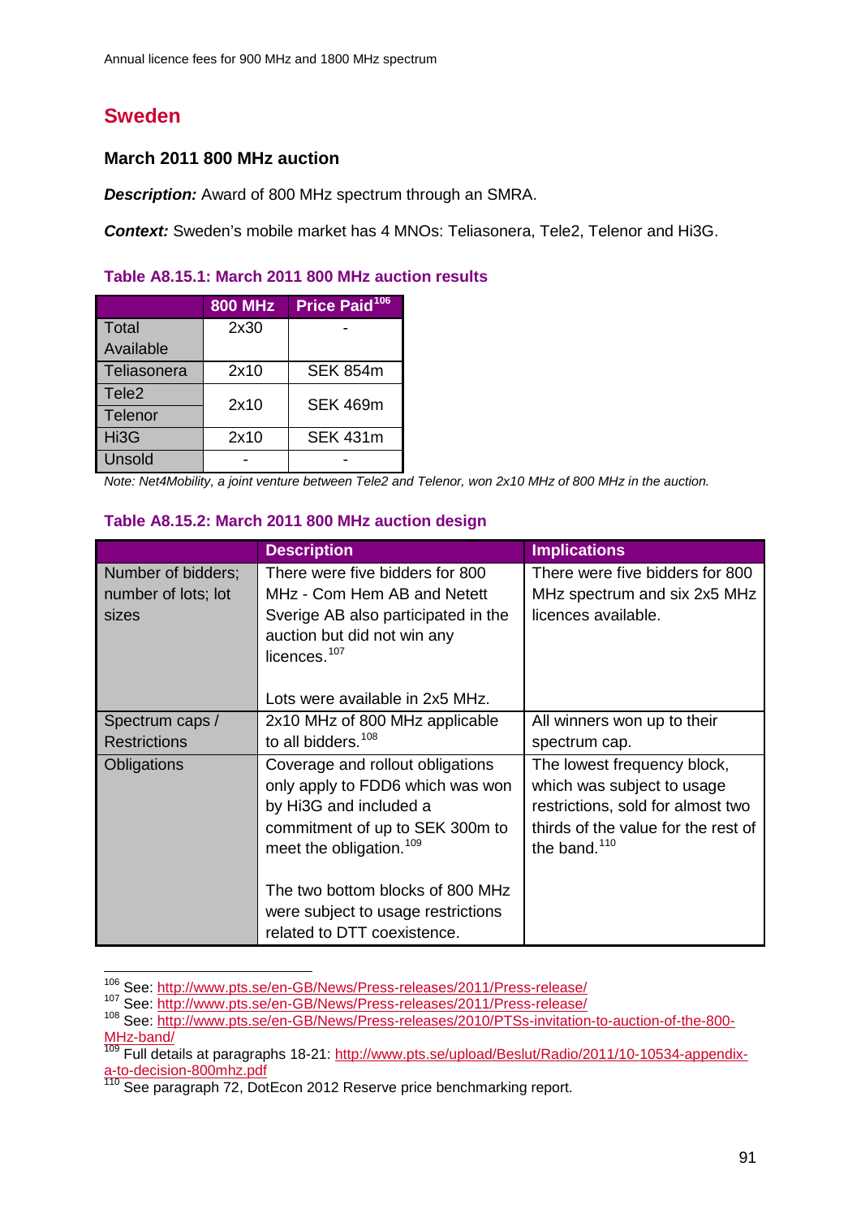## Sweden

### March 2011 800 MHz auction

***Description:*** Award of 800 MHz spectrum through an SMRA.

***Context:*** Sweden's mobile market has 4 MNOs: Teliasonera, Tele2, Telenor and Hi3G.

**Table A8.15.1: March 2011 800 MHz auction results**

| | 800 MHz | Price Paid[106] |
|---|---|---|
| Total Available | 2x30 | - |
| Teliasonera | 2x10 | SEK 854m |
| Tele2 | 2x10 | SEK 469m |
| Telenor | | |
| Hi3G | 2x10 | SEK 431m |
| Unsold | - | - |

*Note: Net4Mobility, a joint venture between Tele2 and Telenor, won 2x10 MHz of 800 MHz in the auction.*

**Table A8.15.2: March 2011 800 MHz auction design**

| | Description | Implications |
|---|---|---|
| Number of bidders; number of lots; lot sizes | There were five bidders for 800 MHz - Com Hem AB and Netett Sverige AB also participated in the auction but did not win any licences.[107]<br><br>Lots were available in 2x5 MHz. | There were five bidders for 800 MHz spectrum and six 2x5 MHz licences available. |
| Spectrum caps / Restrictions | 2x10 MHz of 800 MHz applicable to all bidders.[108] | All winners won up to their spectrum cap. |
| Obligations | Coverage and rollout obligations only apply to FDD6 which was won by Hi3G and included a commitment of up to SEK 300m to meet the obligation.[109]<br><br>The two bottom blocks of 800 MHz were subject to usage restrictions related to DTT coexistence. | The lowest frequency block, which was subject to usage restrictions, sold for almost two thirds of the value for the rest of the band.[110] |

[106] See: http://www.pts.se/en-GB/News/Press-releases/2011/Press-release/

[107] See: http://www.pts.se/en-GB/News/Press-releases/2011/Press-release/

[108] See: http://www.pts.se/en-GB/News/Press-releases/2010/PTSs-invitation-to-auction-of-the-800-MHz-band/

[109] Full details at paragraphs 18-21: http://www.pts.se/upload/Beslut/Radio/2011/10-10534-appendix-a-to-decision-800mhz.pdf

[110] See paragraph 72, DotEcon 2012 Reserve price benchmarking report.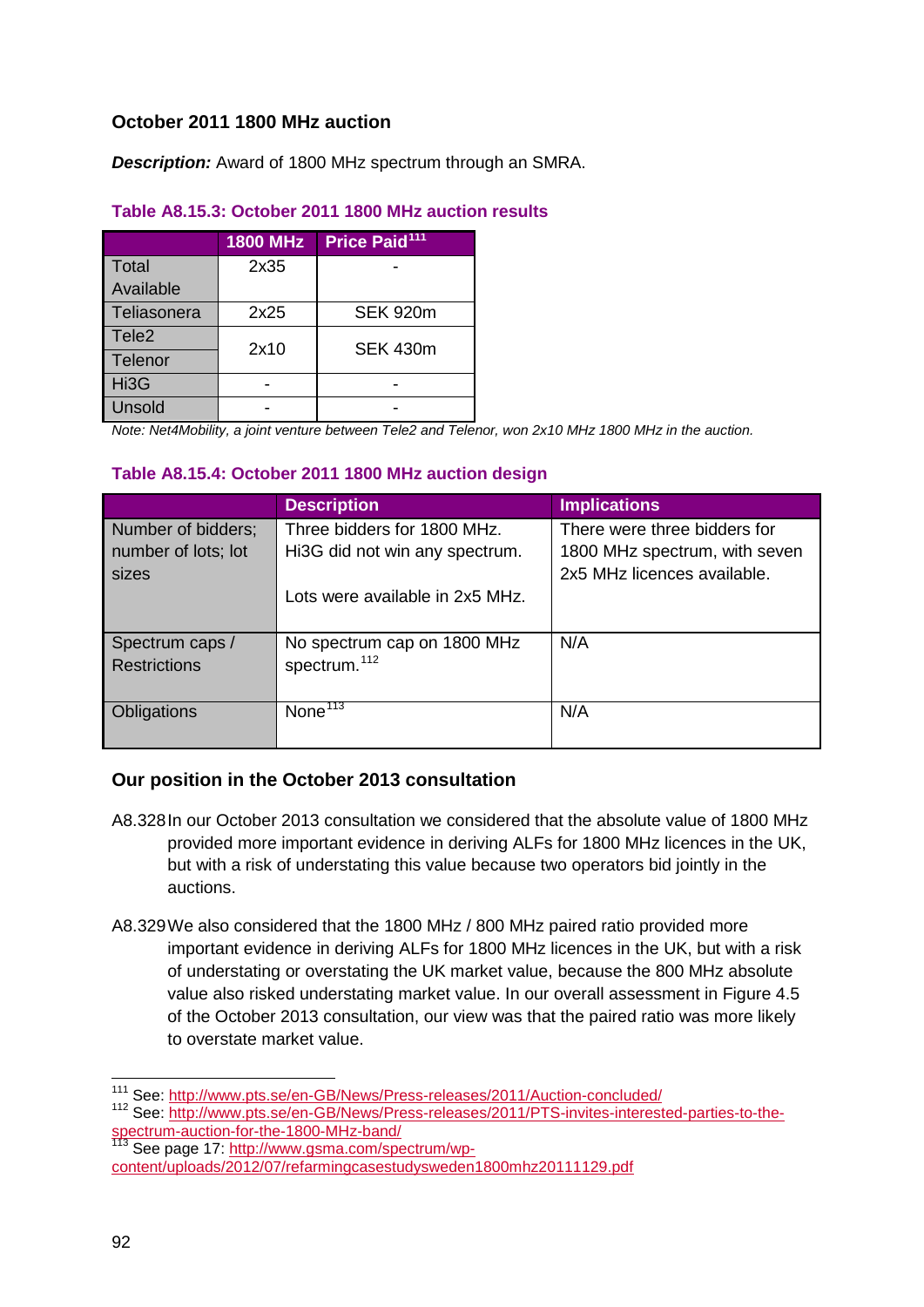### October 2011 1800 MHz auction

***Description:*** Award of 1800 MHz spectrum through an SMRA.

**Table A8.15.3: October 2011 1800 MHz auction results**

| | 1800 MHz | Price Paid[111] |
|---|---|---|
| Total Available | 2x35 | - |
| Teliasonera | 2x25 | SEK 920m |
| Tele2 | 2x10 | SEK 430m |
| Telenor | | |
| Hi3G | - | - |
| Unsold | - | - |

*Note: Net4Mobility, a joint venture between Tele2 and Telenor, won 2x10 MHz 1800 MHz in the auction.*

**Table A8.15.4: October 2011 1800 MHz auction design**

| | Description | Implications |
|---|---|---|
| Number of bidders; number of lots; lot sizes | Three bidders for 1800 MHz. Hi3G did not win any spectrum.<br><br>Lots were available in 2x5 MHz. | There were three bidders for 1800 MHz spectrum, with seven 2x5 MHz licences available. |
| Spectrum caps / Restrictions | No spectrum cap on 1800 MHz spectrum.[112] | N/A |
| Obligations | None[113] | N/A |

### Our position in the October 2013 consultation

A8.328 In our October 2013 consultation we considered that the absolute value of 1800 MHz provided more important evidence in deriving ALFs for 1800 MHz licences in the UK, but with a risk of understating this value because two operators bid jointly in the auctions.

A8.329 We also considered that the 1800 MHz / 800 MHz paired ratio provided more important evidence in deriving ALFs for 1800 MHz licences in the UK, but with a risk of understating or overstating the UK market value, because the 800 MHz absolute value also risked understating market value. In our overall assessment in Figure 4.5 of the October 2013 consultation, our view was that the paired ratio was more likely to overstate market value.

---

[111] See: http://www.pts.se/en-GB/News/Press-releases/2011/Auction-concluded/

[112] See: http://www.pts.se/en-GB/News/Press-releases/2011/PTS-invites-interested-parties-to-the-spectrum-auction-for-the-1800-MHz-band/

[113] See page 17: http://www.gsma.com/spectrum/wp-content/uploads/2012/07/refarmingcasestudysweden1800mhz20111129.pdf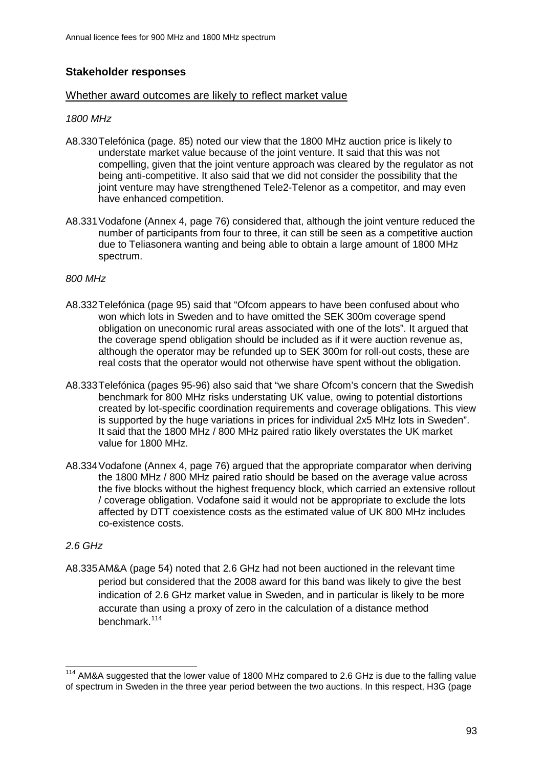## Stakeholder responses

<u>Whether award outcomes are likely to reflect market value</u>

*1800 MHz*

A8.330 Telefónica (page. 85) noted our view that the 1800 MHz auction price is likely to understate market value because of the joint venture. It said that this was not compelling, given that the joint venture approach was cleared by the regulator as not being anti-competitive. It also said that we did not consider the possibility that the joint venture may have strengthened Tele2-Telenor as a competitor, and may even have enhanced competition.

A8.331 Vodafone (Annex 4, page 76) considered that, although the joint venture reduced the number of participants from four to three, it can still be seen as a competitive auction due to Teliasonera wanting and being able to obtain a large amount of 1800 MHz spectrum.

*800 MHz*

A8.332 Telefónica (page 95) said that "Ofcom appears to have been confused about who won which lots in Sweden and to have omitted the SEK 300m coverage spend obligation on uneconomic rural areas associated with one of the lots". It argued that the coverage spend obligation should be included as if it were auction revenue as, although the operator may be refunded up to SEK 300m for roll-out costs, these are real costs that the operator would not otherwise have spent without the obligation.

A8.333 Telefónica (pages 95-96) also said that "we share Ofcom's concern that the Swedish benchmark for 800 MHz risks understating UK value, owing to potential distortions created by lot-specific coordination requirements and coverage obligations. This view is supported by the huge variations in prices for individual 2x5 MHz lots in Sweden". It said that the 1800 MHz / 800 MHz paired ratio likely overstates the UK market value for 1800 MHz.

A8.334 Vodafone (Annex 4, page 76) argued that the appropriate comparator when deriving the 1800 MHz / 800 MHz paired ratio should be based on the average value across the five blocks without the highest frequency block, which carried an extensive rollout / coverage obligation. Vodafone said it would not be appropriate to exclude the lots affected by DTT coexistence costs as the estimated value of UK 800 MHz includes co-existence costs.

*2.6 GHz*

A8.335 AM&A (page 54) noted that 2.6 GHz had not been auctioned in the relevant time period but considered that the 2008 award for this band was likely to give the best indication of 2.6 GHz market value in Sweden, and in particular is likely to be more accurate than using a proxy of zero in the calculation of a distance method benchmark.[114]

[114] AM&A suggested that the lower value of 1800 MHz compared to 2.6 GHz is due to the falling value of spectrum in Sweden in the three year period between the two auctions. In this respect, H3G (page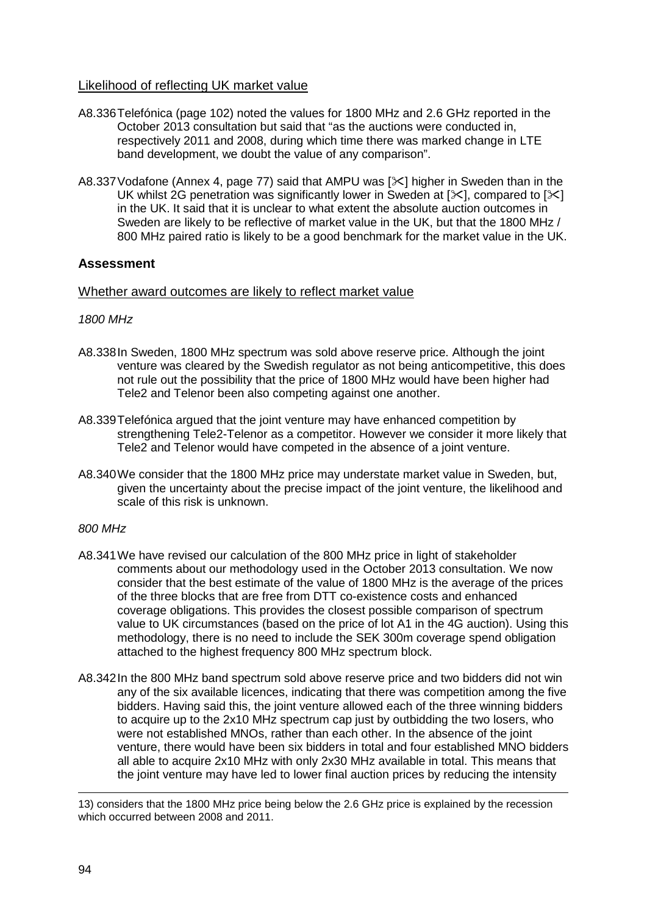Likelihood of reflecting UK market value

A8.336 Telefónica (page 102) noted the values for 1800 MHz and 2.6 GHz reported in the October 2013 consultation but said that "as the auctions were conducted in, respectively 2011 and 2008, during which time there was marked change in LTE band development, we doubt the value of any comparison".

A8.337 Vodafone (Annex 4, page 77) said that AMPU was [✂] higher in Sweden than in the UK whilst 2G penetration was significantly lower in Sweden at [✂], compared to [✂] in the UK. It said that it is unclear to what extent the absolute auction outcomes in Sweden are likely to be reflective of market value in the UK, but that the 1800 MHz / 800 MHz paired ratio is likely to be a good benchmark for the market value in the UK.

### Assessment

Whether award outcomes are likely to reflect market value

*1800 MHz*

A8.338 In Sweden, 1800 MHz spectrum was sold above reserve price. Although the joint venture was cleared by the Swedish regulator as not being anticompetitive, this does not rule out the possibility that the price of 1800 MHz would have been higher had Tele2 and Telenor been also competing against one another.

A8.339 Telefónica argued that the joint venture may have enhanced competition by strengthening Tele2-Telenor as a competitor. However we consider it more likely that Tele2 and Telenor would have competed in the absence of a joint venture.

A8.340 We consider that the 1800 MHz price may understate market value in Sweden, but, given the uncertainty about the precise impact of the joint venture, the likelihood and scale of this risk is unknown.

*800 MHz*

A8.341 We have revised our calculation of the 800 MHz price in light of stakeholder comments about our methodology used in the October 2013 consultation. We now consider that the best estimate of the value of 1800 MHz is the average of the prices of the three blocks that are free from DTT co-existence costs and enhanced coverage obligations. This provides the closest possible comparison of spectrum value to UK circumstances (based on the price of lot A1 in the 4G auction). Using this methodology, there is no need to include the SEK 300m coverage spend obligation attached to the highest frequency 800 MHz spectrum block.

A8.342 In the 800 MHz band spectrum sold above reserve price and two bidders did not win any of the six available licences, indicating that there was competition among the five bidders. Having said this, the joint venture allowed each of the three winning bidders to acquire up to the 2x10 MHz spectrum cap just by outbidding the two losers, who were not established MNOs, rather than each other. In the absence of the joint venture, there would have been six bidders in total and four established MNO bidders all able to acquire 2x10 MHz with only 2x30 MHz available in total. This means that the joint venture may have led to lower final auction prices by reducing the intensity

13) considers that the 1800 MHz price being below the 2.6 GHz price is explained by the recession which occurred between 2008 and 2011.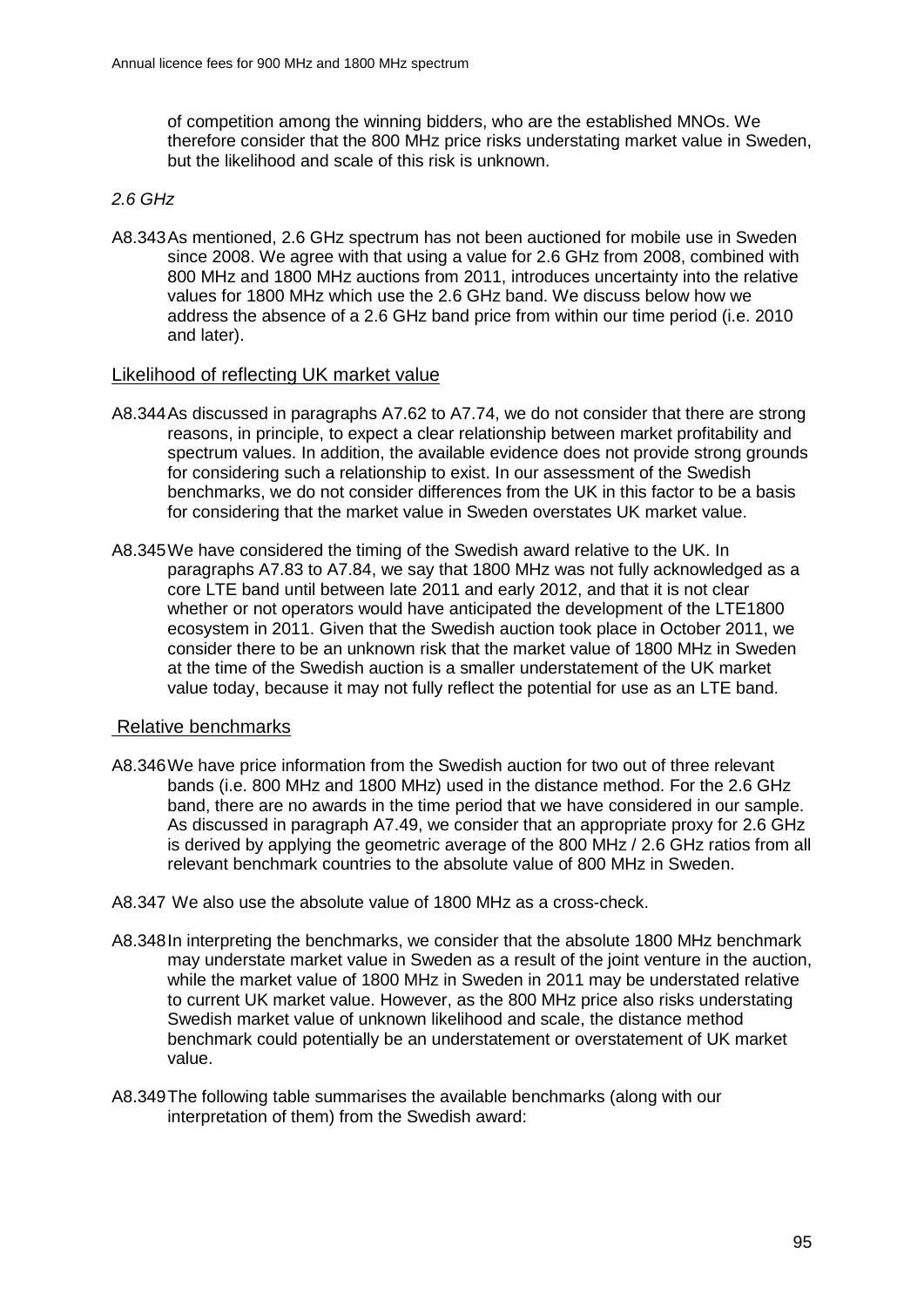of competition among the winning bidders, who are the established MNOs. We therefore consider that the 800 MHz price risks understating market value in Sweden, but the likelihood and scale of this risk is unknown.

*2.6 GHz*

A8.343 As mentioned, 2.6 GHz spectrum has not been auctioned for mobile use in Sweden since 2008. We agree with that using a value for 2.6 GHz from 2008, combined with 800 MHz and 1800 MHz auctions from 2011, introduces uncertainty into the relative values for 1800 MHz which use the 2.6 GHz band. We discuss below how we address the absence of a 2.6 GHz band price from within our time period (i.e. 2010 and later).

## Likelihood of reflecting UK market value

A8.344 As discussed in paragraphs A7.62 to A7.74, we do not consider that there are strong reasons, in principle, to expect a clear relationship between market profitability and spectrum values. In addition, the available evidence does not provide strong grounds for considering such a relationship to exist. In our assessment of the Swedish benchmarks, we do not consider differences from the UK in this factor to be a basis for considering that the market value in Sweden overstates UK market value.

A8.345 We have considered the timing of the Swedish award relative to the UK. In paragraphs A7.83 to A7.84, we say that 1800 MHz was not fully acknowledged as a core LTE band until between late 2011 and early 2012, and that it is not clear whether or not operators would have anticipated the development of the LTE1800 ecosystem in 2011. Given that the Swedish auction took place in October 2011, we consider there to be an unknown risk that the market value of 1800 MHz in Sweden at the time of the Swedish auction is a smaller understatement of the UK market value today, because it may not fully reflect the potential for use as an LTE band.

## Relative benchmarks

A8.346 We have price information from the Swedish auction for two out of three relevant bands (i.e. 800 MHz and 1800 MHz) used in the distance method. For the 2.6 GHz band, there are no awards in the time period that we have considered in our sample. As discussed in paragraph A7.49, we consider that an appropriate proxy for 2.6 GHz is derived by applying the geometric average of the 800 MHz / 2.6 GHz ratios from all relevant benchmark countries to the absolute value of 800 MHz in Sweden.

A8.347 We also use the absolute value of 1800 MHz as a cross-check.

A8.348 In interpreting the benchmarks, we consider that the absolute 1800 MHz benchmark may understate market value in Sweden as a result of the joint venture in the auction, while the market value of 1800 MHz in Sweden in 2011 may be understated relative to current UK market value. However, as the 800 MHz price also risks understating Swedish market value of unknown likelihood and scale, the distance method benchmark could potentially be an understatement or overstatement of UK market value.

A8.349 The following table summarises the available benchmarks (along with our interpretation of them) from the Swedish award: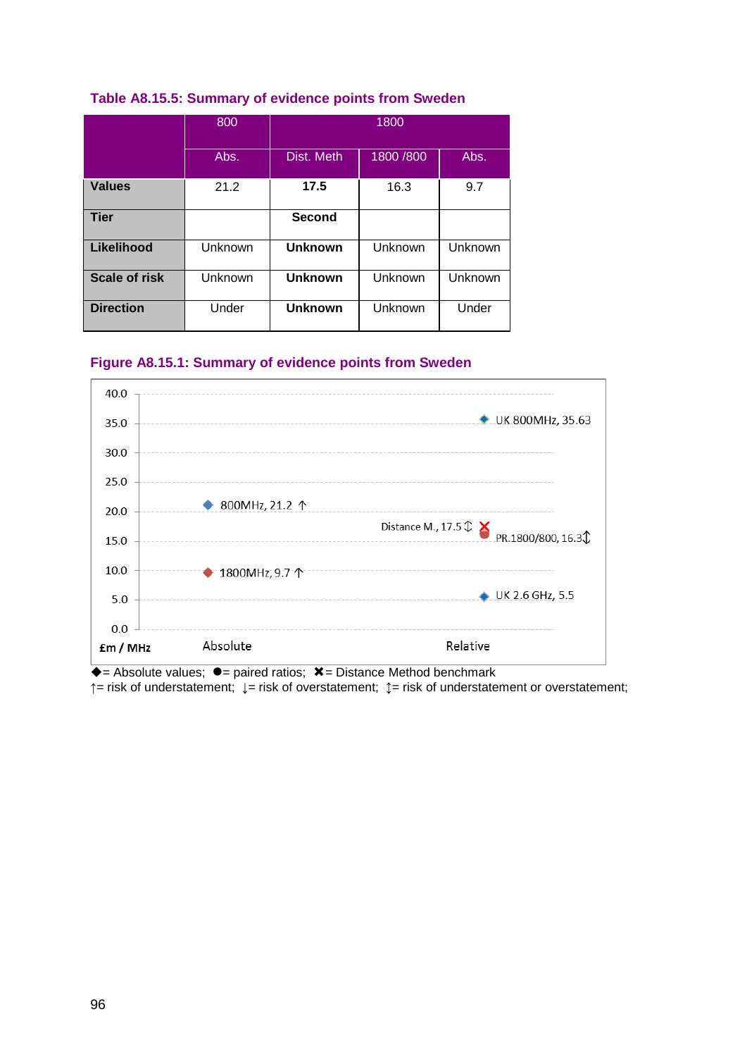### Table A8.15.5: Summary of evidence points from Sweden

| | 800 | 1800 | | |
|---|---|---|---|---|
| | Abs. | Dist. Meth | 1800 /800 | Abs. |
| **Values** | 21.2 | **17.5** | 16.3 | 9.7 |
| **Tier** | | **Second** | | |
| **Likelihood** | Unknown | **Unknown** | Unknown | Unknown |
| **Scale of risk** | Unknown | **Unknown** | Unknown | Unknown |
| **Direction** | Under | **Unknown** | Unknown | Under |

### Figure A8.15.1: Summary of evidence points from Sweden

◆= Absolute values; ●= paired ratios; ✖= Distance Method benchmark
↑= risk of understatement; ↓= risk of overstatement; ↕= risk of understatement or overstatement;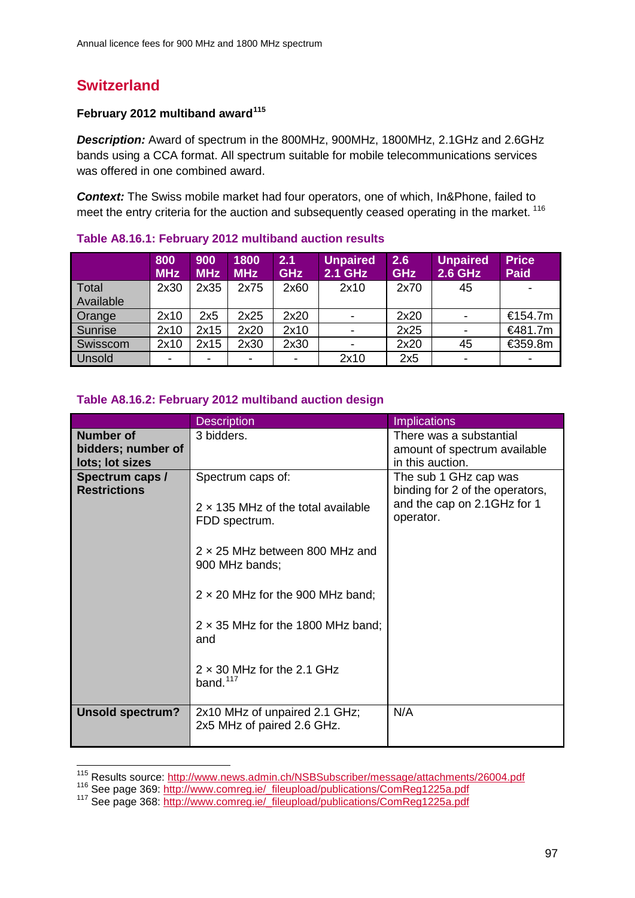## Switzerland

### February 2012 multiband award[115]

***Description:*** Award of spectrum in the 800MHz, 900MHz, 1800MHz, 2.1GHz and 2.6GHz bands using a CCA format. All spectrum suitable for mobile telecommunications services was offered in one combined award.

***Context:*** The Swiss mobile market had four operators, one of which, In&Phone, failed to meet the entry criteria for the auction and subsequently ceased operating in the market. [116]

**Table A8.16.1: February 2012 multiband auction results**

| | 800 MHz | 900 MHz | 1800 MHz | 2.1 GHz | Unpaired 2.1 GHz | 2.6 GHz | Unpaired 2.6 GHz | Price Paid |
|---|---|---|---|---|---|---|---|---|
| Total Available | 2x30 | 2x35 | 2x75 | 2x60 | 2x10 | 2x70 | 45 | - |
| Orange | 2x10 | 2x5 | 2x25 | 2x20 | - | 2x20 | - | €154.7m |
| Sunrise | 2x10 | 2x15 | 2x20 | 2x10 | - | 2x25 | - | €481.7m |
| Swisscom | 2x10 | 2x15 | 2x30 | 2x30 | - | 2x20 | 45 | €359.8m |
| Unsold | - | - | - | - | 2x10 | 2x5 | - | - |

**Table A8.16.2: February 2012 multiband auction design**

| | Description | Implications |
|---|---|---|
| **Number of bidders; number of lots; lot sizes** | 3 bidders. | There was a substantial amount of spectrum available in this auction. |
| **Spectrum caps / Restrictions** | Spectrum caps of:<br><br>2 × 135 MHz of the total available FDD spectrum.<br><br>2 × 25 MHz between 800 MHz and 900 MHz bands;<br><br>2 × 20 MHz for the 900 MHz band;<br><br>2 × 35 MHz for the 1800 MHz band; and<br><br>2 × 30 MHz for the 2.1 GHz band.[117] | The sub 1 GHz cap was binding for 2 of the operators, and the cap on 2.1GHz for 1 operator. |
| **Unsold spectrum?** | 2x10 MHz of unpaired 2.1 GHz; 2x5 MHz of paired 2.6 GHz. | N/A |

[115] Results source: http://www.news.admin.ch/NSBSubscriber/message/attachments/26004.pdf
[116] See page 369: http://www.comreg.ie/_fileupload/publications/ComReg1225a.pdf
[117] See page 368: http://www.comreg.ie/_fileupload/publications/ComReg1225a.pdf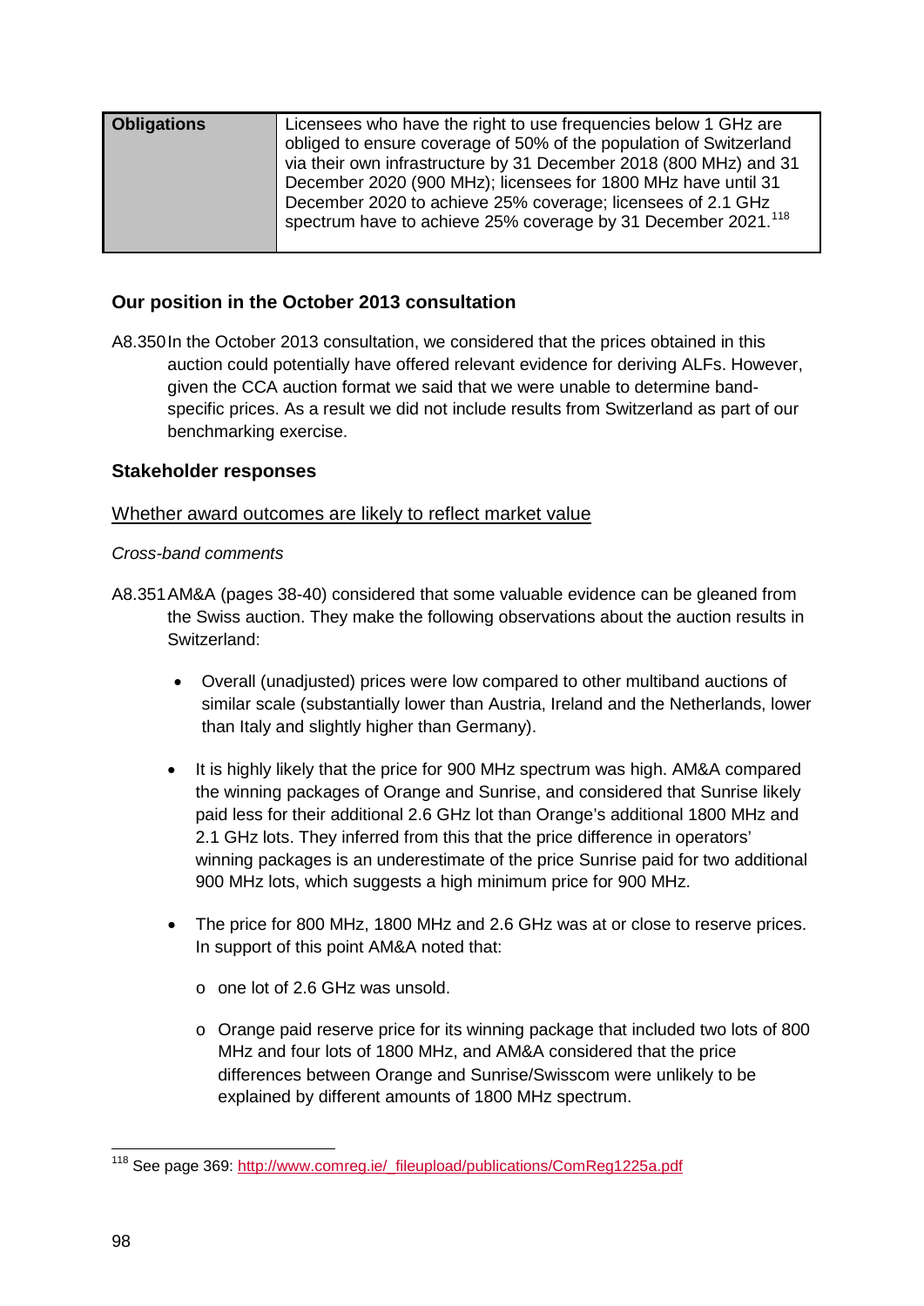| Obligations | Licensees who have the right to use frequencies below 1 GHz are obliged to ensure coverage of 50% of the population of Switzerland via their own infrastructure by 31 December 2018 (800 MHz) and 31 December 2020 (900 MHz); licensees for 1800 MHz have until 31 December 2020 to achieve 25% coverage; licensees of 2.1 GHz spectrum have to achieve 25% coverage by 31 December 2021.[118] |
|---|---|

### Our position in the October 2013 consultation

A8.350 In the October 2013 consultation, we considered that the prices obtained in this auction could potentially have offered relevant evidence for deriving ALFs. However, given the CCA auction format we said that we were unable to determine band-specific prices. As a result we did not include results from Switzerland as part of our benchmarking exercise.

### Stakeholder responses

Whether award outcomes are likely to reflect market value

*Cross-band comments*

A8.351 AM&A (pages 38-40) considered that some valuable evidence can be gleaned from the Swiss auction. They make the following observations about the auction results in Switzerland:

- Overall (unadjusted) prices were low compared to other multiband auctions of similar scale (substantially lower than Austria, Ireland and the Netherlands, lower than Italy and slightly higher than Germany).
- It is highly likely that the price for 900 MHz spectrum was high. AM&A compared the winning packages of Orange and Sunrise, and considered that Sunrise likely paid less for their additional 2.6 GHz lot than Orange's additional 1800 MHz and 2.1 GHz lots. They inferred from this that the price difference in operators' winning packages is an underestimate of the price Sunrise paid for two additional 900 MHz lots, which suggests a high minimum price for 900 MHz.
- The price for 800 MHz, 1800 MHz and 2.6 GHz was at or close to reserve prices. In support of this point AM&A noted that:
  - one lot of 2.6 GHz was unsold.
  - Orange paid reserve price for its winning package that included two lots of 800 MHz and four lots of 1800 MHz, and AM&A considered that the price differences between Orange and Sunrise/Swisscom were unlikely to be explained by different amounts of 1800 MHz spectrum.

[118] See page 369: http://www.comreg.ie/_fileupload/publications/ComReg1225a.pdf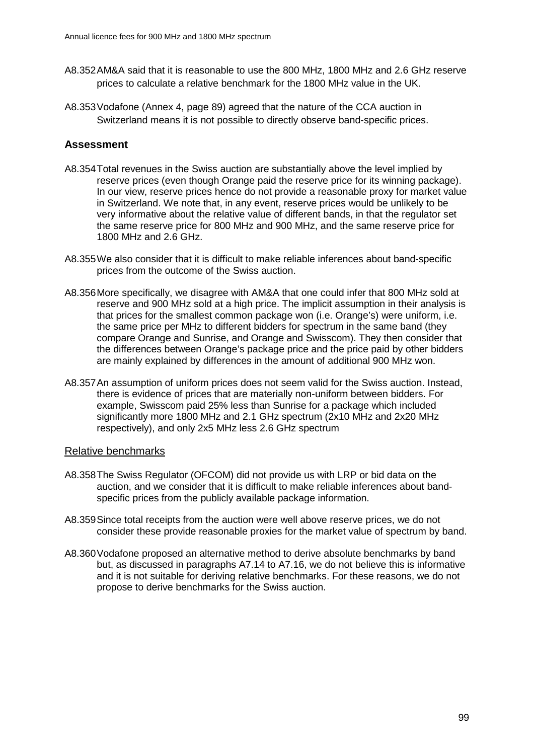A8.352 AM&A said that it is reasonable to use the 800 MHz, 1800 MHz and 2.6 GHz reserve prices to calculate a relative benchmark for the 1800 MHz value in the UK.

A8.353 Vodafone (Annex 4, page 89) agreed that the nature of the CCA auction in Switzerland means it is not possible to directly observe band-specific prices.

### Assessment

A8.354 Total revenues in the Swiss auction are substantially above the level implied by reserve prices (even though Orange paid the reserve price for its winning package). In our view, reserve prices hence do not provide a reasonable proxy for market value in Switzerland. We note that, in any event, reserve prices would be unlikely to be very informative about the relative value of different bands, in that the regulator set the same reserve price for 800 MHz and 900 MHz, and the same reserve price for 1800 MHz and 2.6 GHz.

A8.355 We also consider that it is difficult to make reliable inferences about band-specific prices from the outcome of the Swiss auction.

A8.356 More specifically, we disagree with AM&A that one could infer that 800 MHz sold at reserve and 900 MHz sold at a high price. The implicit assumption in their analysis is that prices for the smallest common package won (i.e. Orange's) were uniform, i.e. the same price per MHz to different bidders for spectrum in the same band (they compare Orange and Sunrise, and Orange and Swisscom). They then consider that the differences between Orange's package price and the price paid by other bidders are mainly explained by differences in the amount of additional 900 MHz won.

A8.357 An assumption of uniform prices does not seem valid for the Swiss auction. Instead, there is evidence of prices that are materially non-uniform between bidders. For example, Swisscom paid 25% less than Sunrise for a package which included significantly more 1800 MHz and 2.1 GHz spectrum (2x10 MHz and 2x20 MHz respectively), and only 2x5 MHz less 2.6 GHz spectrum

#### Relative benchmarks

A8.358 The Swiss Regulator (OFCOM) did not provide us with LRP or bid data on the auction, and we consider that it is difficult to make reliable inferences about band-specific prices from the publicly available package information.

A8.359 Since total receipts from the auction were well above reserve prices, we do not consider these provide reasonable proxies for the market value of spectrum by band.

A8.360 Vodafone proposed an alternative method to derive absolute benchmarks by band but, as discussed in paragraphs A7.14 to A7.16, we do not believe this is informative and it is not suitable for deriving relative benchmarks. For these reasons, we do not propose to derive benchmarks for the Swiss auction.